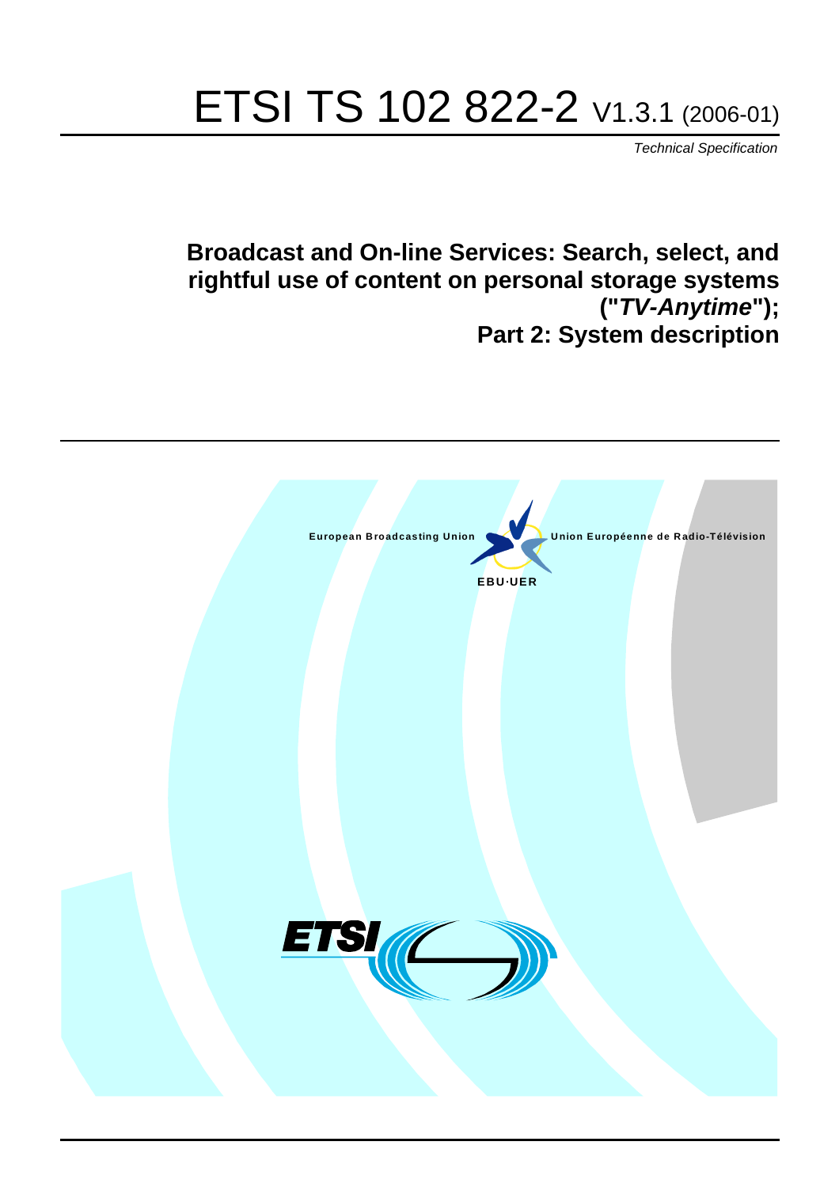# ETSI TS 102 822-2 V1.3.1 (2006-01)

*Technical Specification*

**Broadcast and On-line Services: Search, select, and rightful use of content on personal storage systems ("*TV-Anytime*"); Part 2: System description**

European Broadcasting Union

Union Européenne de Radio-Télévision

EBU·UER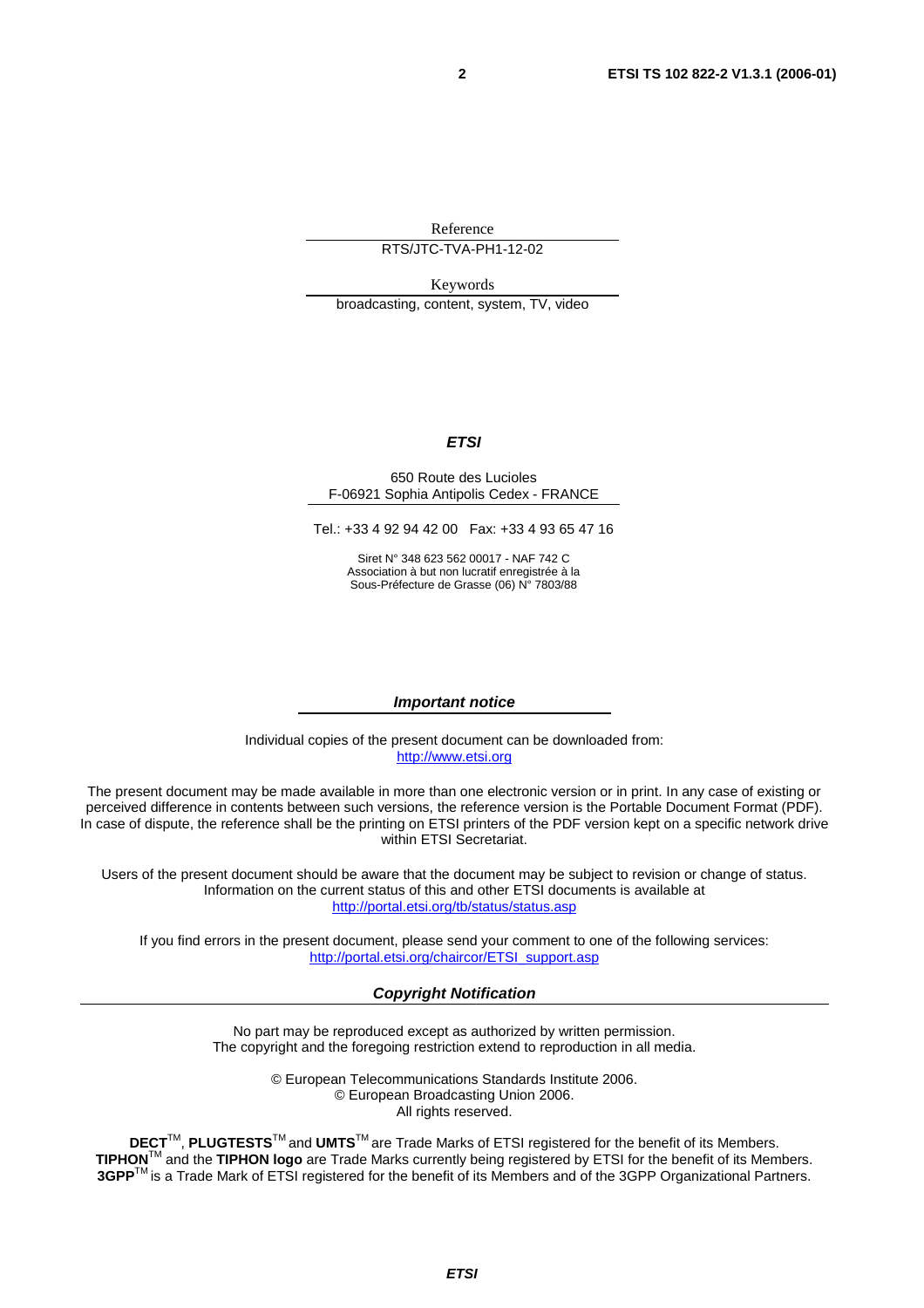Reference

RTS/JTC-TVA-PH1-12-02

Keywords

broadcasting, content, system, TV, video

***ETSI***

650 Route des Lucioles
F-06921 Sophia Antipolis Cedex - FRANCE

Tel.: +33 4 92 94 42 00   Fax: +33 4 93 65 47 16

Siret N° 348 623 562 00017 - NAF 742 C
Association à but non lucratif enregistrée à la
Sous-Préfecture de Grasse (06) N° 7803/88

***Important notice***

Individual copies of the present document can be downloaded from:
http://www.etsi.org

The present document may be made available in more than one electronic version or in print. In any case of existing or perceived difference in contents between such versions, the reference version is the Portable Document Format (PDF). In case of dispute, the reference shall be the printing on ETSI printers of the PDF version kept on a specific network drive within ETSI Secretariat.

Users of the present document should be aware that the document may be subject to revision or change of status. Information on the current status of this and other ETSI documents is available at
http://portal.etsi.org/tb/status/status.asp

If you find errors in the present document, please send your comment to one of the following services:
http://portal.etsi.org/chaircor/ETSI_support.asp

***Copyright Notification***

No part may be reproduced except as authorized by written permission.
The copyright and the foregoing restriction extend to reproduction in all media.

© European Telecommunications Standards Institute 2006.
© European Broadcasting Union 2006.
All rights reserved.

**DECT**™, **PLUGTESTS**™ and **UMTS**™ are Trade Marks of ETSI registered for the benefit of its Members.
**TIPHON**™ and the **TIPHON logo** are Trade Marks currently being registered by ETSI for the benefit of its Members.
**3GPP**™ is a Trade Mark of ETSI registered for the benefit of its Members and of the 3GPP Organizational Partners.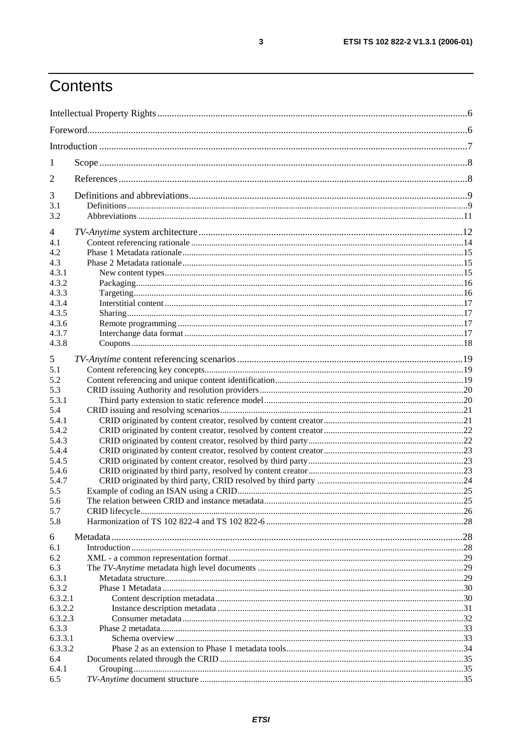# Contents

Intellectual Property Rights ....6
Foreword ....6
Introduction ....7

1 Scope ....8

2 References ....8

3 Definitions and abbreviations ....9
3.1 Definitions ....9
3.2 Abbreviations ....11

4 *TV-Anytime* system architecture ....12
4.1 Content referencing rationale ....14
4.2 Phase 1 Metadata rationale ....15
4.3 Phase 2 Metadata rationale ....15
4.3.1 New content types ....15
4.3.2 Packaging ....16
4.3.3 Targeting ....16
4.3.4 Interstitial content ....17
4.3.5 Sharing ....17
4.3.6 Remote programming ....17
4.3.7 Interchange data format ....17
4.3.8 Coupons ....18

5 *TV-Anytime* content referencing scenarios ....19
5.1 Content referencing key concepts ....19
5.2 Content referencing and unique content identification ....19
5.3 CRID issuing Authority and resolution providers ....20
5.3.1 Third party extension to static reference model ....20
5.4 CRID issuing and resolving scenarios ....21
5.4.1 CRID originated by content creator, resolved by content creator ....21
5.4.2 CRID originated by content creator, resolved by content creator ....22
5.4.3 CRID originated by content creator, resolved by third party ....22
5.4.4 CRID originated by content creator, resolved by content creator ....23
5.4.5 CRID originated by content creator, resolved by third party ....23
5.4.6 CRID originated by third party, resolved by content creator ....23
5.4.7 CRID originated by third party, CRID resolved by third party ....24
5.5 Example of coding an ISAN using a CRID ....25
5.6 The relation between CRID and instance metadata ....25
5.7 CRID lifecycle ....26
5.8 Harmonization of TS 102 822-4 and TS 102 822-6 ....28

6 Metadata ....28
6.1 Introduction ....28
6.2 XML - a common representation format ....29
6.3 The *TV-Anytime* metadata high level documents ....29
6.3.1 Metadata structure ....29
6.3.2 Phase 1 Metadata ....30
6.3.2.1 Content description metadata ....30
6.3.2.2 Instance description metadata ....31
6.3.2.3 Consumer metadata ....32
6.3.3 Phase 2 metadata ....33
6.3.3.1 Schema overview ....33
6.3.3.2 Phase 2 as an extension to Phase 1 metadata tools ....34
6.4 Documents related through the CRID ....35
6.4.1 Grouping ....35
6.5 *TV-Anytime* document structure ....35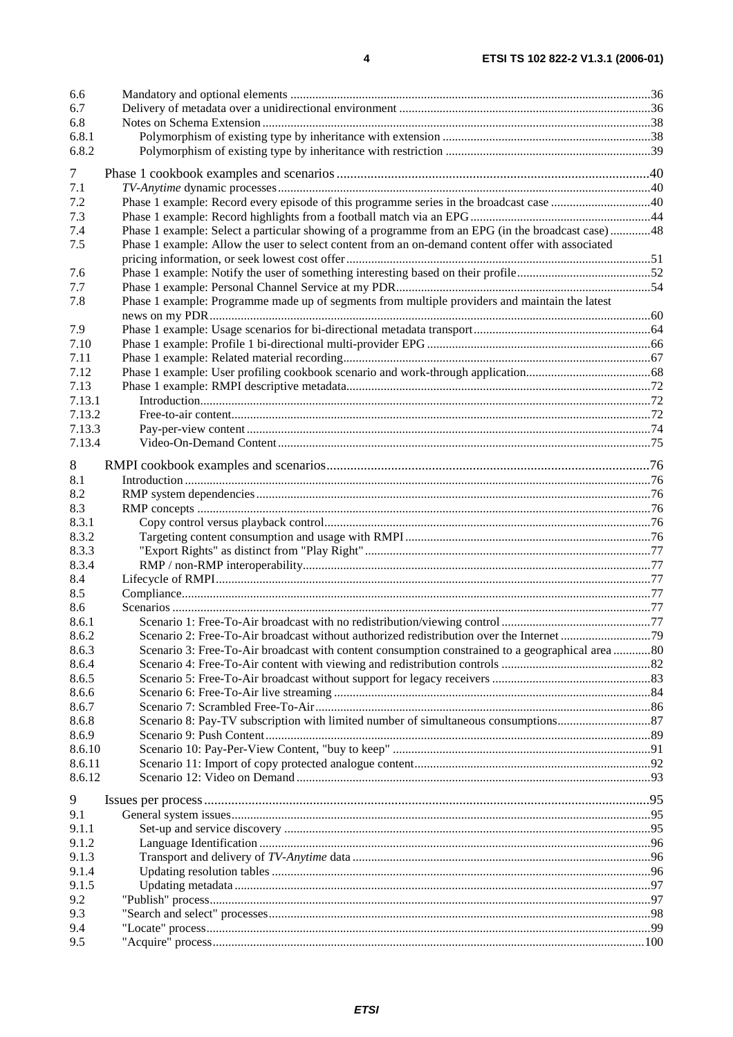6.6 Mandatory and optional elements ....36
6.7 Delivery of metadata over a unidirectional environment ....36
6.8 Notes on Schema Extension ....38
6.8.1 Polymorphism of existing type by inheritance with extension ....38
6.8.2 Polymorphism of existing type by inheritance with restriction ....39

7 Phase 1 cookbook examples and scenarios ....40
7.1 *TV-Anytime* dynamic processes ....40
7.2 Phase 1 example: Record every episode of this programme series in the broadcast case ....40
7.3 Phase 1 example: Record highlights from a football match via an EPG ....44
7.4 Phase 1 example: Select a particular showing of a programme from an EPG (in the broadcast case) ....48
7.5 Phase 1 example: Allow the user to select content from an on-demand content offer with associated pricing information, or seek lowest cost offer ....51
7.6 Phase 1 example: Notify the user of something interesting based on their profile ....52
7.7 Phase 1 example: Personal Channel Service at my PDR ....54
7.8 Phase 1 example: Programme made up of segments from multiple providers and maintain the latest news on my PDR ....60
7.9 Phase 1 example: Usage scenarios for bi-directional metadata transport ....64
7.10 Phase 1 example: Profile 1 bi-directional multi-provider EPG ....66
7.11 Phase 1 example: Related material recording ....67
7.12 Phase 1 example: User profiling cookbook scenario and work-through application ....68
7.13 Phase 1 example: RMPI descriptive metadata ....72
7.13.1 Introduction ....72
7.13.2 Free-to-air content ....72
7.13.3 Pay-per-view content ....74
7.13.4 Video-On-Demand Content ....75

8 RMPI cookbook examples and scenarios ....76
8.1 Introduction ....76
8.2 RMP system dependencies ....76
8.3 RMP concepts ....76
8.3.1 Copy control versus playback control ....76
8.3.2 Targeting content consumption and usage with RMPI ....76
8.3.3 "Export Rights" as distinct from "Play Right" ....77
8.3.4 RMP / non-RMP interoperability ....77
8.4 Lifecycle of RMPI ....77
8.5 Compliance ....77
8.6 Scenarios ....77
8.6.1 Scenario 1: Free-To-Air broadcast with no redistribution/viewing control ....77
8.6.2 Scenario 2: Free-To-Air broadcast without authorized redistribution over the Internet ....79
8.6.3 Scenario 3: Free-To-Air broadcast with content consumption constrained to a geographical area ....80
8.6.4 Scenario 4: Free-To-Air content with viewing and redistribution controls ....82
8.6.5 Scenario 5: Free-To-Air broadcast without support for legacy receivers ....83
8.6.6 Scenario 6: Free-To-Air live streaming ....84
8.6.7 Scenario 7: Scrambled Free-To-Air ....86
8.6.8 Scenario 8: Pay-TV subscription with limited number of simultaneous consumptions ....87
8.6.9 Scenario 9: Push Content ....89
8.6.10 Scenario 10: Pay-Per-View Content, "buy to keep" ....91
8.6.11 Scenario 11: Import of copy protected analogue content ....92
8.6.12 Scenario 12: Video on Demand ....93

9 Issues per process ....95
9.1 General systems issues ....95
9.1.1 Set-up and service discovery ....95
9.1.2 Language Identification ....96
9.1.3 Transport and delivery of *TV-Anytime* data ....96
9.1.4 Updating resolution tables ....96
9.1.5 Updating metadata ....97
9.2 "Publish" process ....97
9.3 "Search and select" processes ....98
9.4 "Locate" process ....99
9.5 "Acquire" process ....100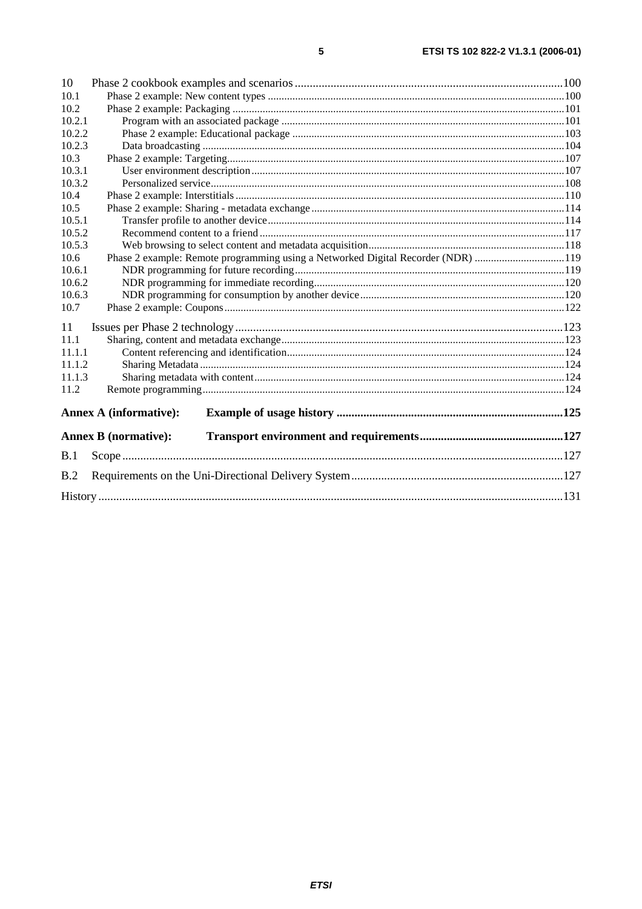10 Phase 2 cookbook examples and scenarios ....................................................................................100
10.1 Phase 2 example: New content types ....................................................................................100
10.2 Phase 2 example: Packaging ....................................................................................101
10.2.1 Program with an associated package ....................................................................................101
10.2.2 Phase 2 example: Educational package ....................................................................................103
10.2.3 Data broadcasting ....................................................................................104
10.3 Phase 2 example: Targeting....................................................................................107
10.3.1 User environment description ....................................................................................107
10.3.2 Personalized service....................................................................................108
10.4 Phase 2 example: Interstitials ....................................................................................110
10.5 Phase 2 example: Sharing - metadata exchange ....................................................................................114
10.5.1 Transfer profile to another device....................................................................................114
10.5.2 Recommend content to a friend ....................................................................................117
10.5.3 Web browsing to select content and metadata acquisition....................................................................................118
10.6 Phase 2 example: Remote programming using a Networked Digital Recorder (NDR) ....................................................................................119
10.6.1 NDR programming for future recording....................................................................................119
10.6.2 NDR programming for immediate recording....................................................................................120
10.6.3 NDR programming for consumption by another device....................................................................................120
10.7 Phase 2 example: Coupons....................................................................................122

11 Issues per Phase 2 technology ....................................................................................123
11.1 Sharing, content and metadata exchange....................................................................................123
11.1.1 Content referencing and identification....................................................................................124
11.1.2 Sharing Metadata ....................................................................................124
11.1.3 Sharing metadata with content....................................................................................124
11.2 Remote programming....................................................................................124

**Annex A (informative): Example of usage history ....................................................................................125**

**Annex B (normative): Transport environment and requirements....................................................................................127**

B.1 Scope....................................................................................127

B.2 Requirements on the Uni-Directional Delivery System....................................................................................127

History ....................................................................................131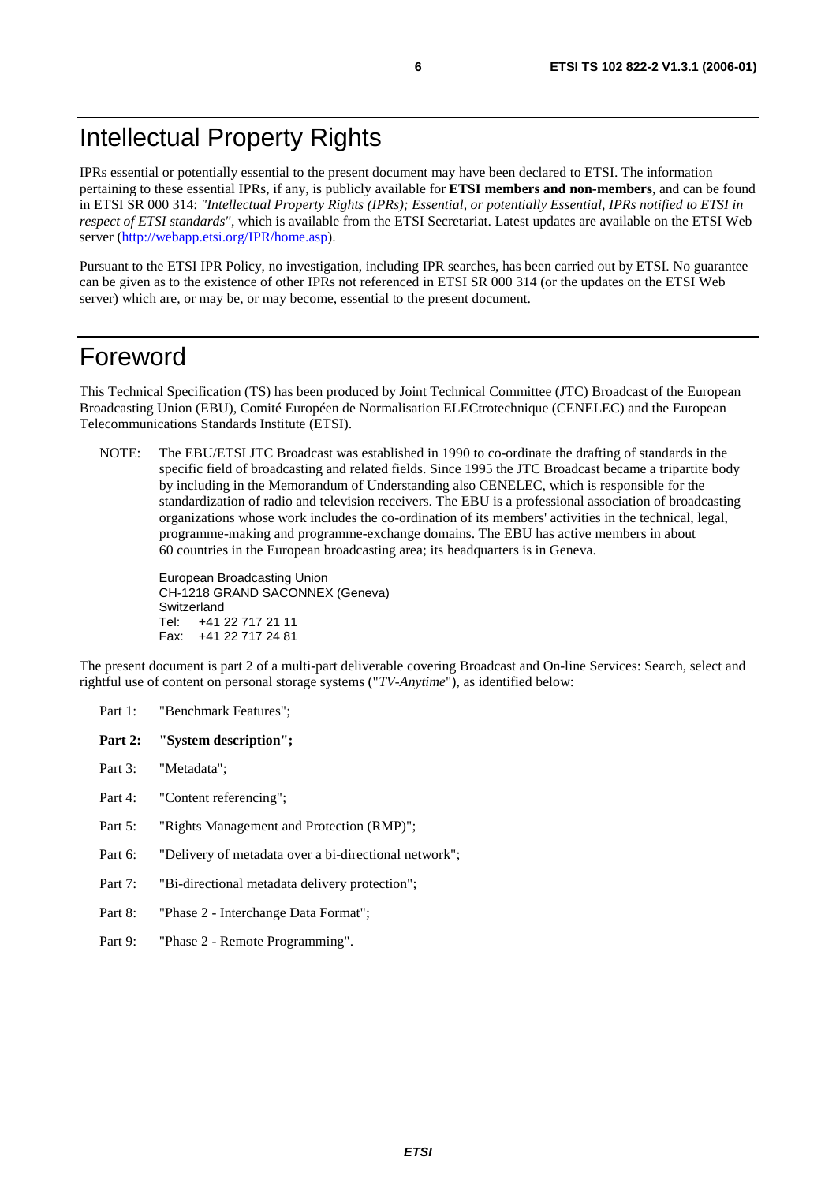# Intellectual Property Rights

IPRs essential or potentially essential to the present document may have been declared to ETSI. The information pertaining to these essential IPRs, if any, is publicly available for **ETSI members and non-members**, and can be found in ETSI SR 000 314: *"Intellectual Property Rights (IPRs); Essential, or potentially Essential, IPRs notified to ETSI in respect of ETSI standards"*, which is available from the ETSI Secretariat. Latest updates are available on the ETSI Web server (http://webapp.etsi.org/IPR/home.asp).

Pursuant to the ETSI IPR Policy, no investigation, including IPR searches, has been carried out by ETSI. No guarantee can be given as to the existence of other IPRs not referenced in ETSI SR 000 314 (or the updates on the ETSI Web server) which are, or may be, or may become, essential to the present document.

# Foreword

This Technical Specification (TS) has been produced by Joint Technical Committee (JTC) Broadcast of the European Broadcasting Union (EBU), Comité Européen de Normalisation ELECtrotechnique (CENELEC) and the European Telecommunications Standards Institute (ETSI).

NOTE: The EBU/ETSI JTC Broadcast was established in 1990 to co-ordinate the drafting of standards in the specific field of broadcasting and related fields. Since 1995 the JTC Broadcast became a tripartite body by including in the Memorandum of Understanding also CENELEC, which is responsible for the standardization of radio and television receivers. The EBU is a professional association of broadcasting organizations whose work includes the co-ordination of its members' activities in the technical, legal, programme-making and programme-exchange domains. The EBU has active members in about 60 countries in the European broadcasting area; its headquarters is in Geneva.

European Broadcasting Union
CH-1218 GRAND SACONNEX (Geneva)
Switzerland
Tel: +41 22 717 21 11
Fax: +41 22 717 24 81

The present document is part 2 of a multi-part deliverable covering Broadcast and On-line Services: Search, select and rightful use of content on personal storage systems ("*TV-Anytime*"), as identified below:

Part 1: "Benchmark Features";

**Part 2: "System description";**

Part 3: "Metadata";

Part 4: "Content referencing";

Part 5: "Rights Management and Protection (RMP)";

Part 6: "Delivery of metadata over a bi-directional network";

Part 7: "Bi-directional metadata delivery protection";

Part 8: "Phase 2 - Interchange Data Format";

Part 9: "Phase 2 - Remote Programming".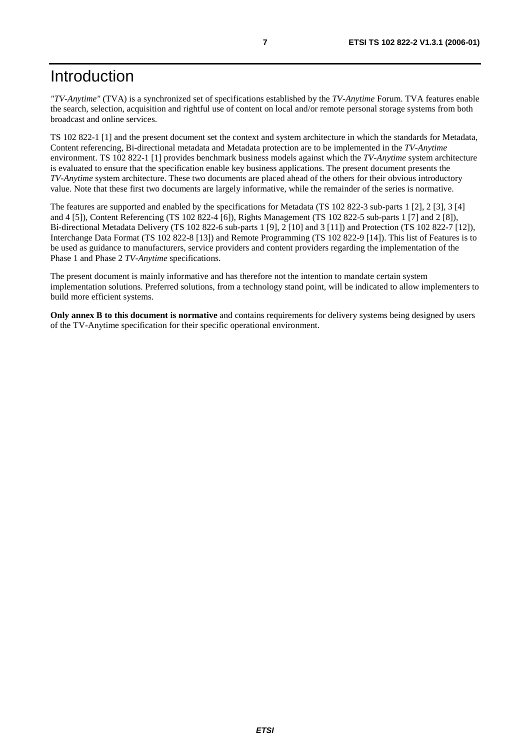# Introduction

*"TV-Anytime"* (TVA) is a synchronized set of specifications established by the *TV-Anytime* Forum. TVA features enable the search, selection, acquisition and rightful use of content on local and/or remote personal storage systems from both broadcast and online services.

TS 102 822-1 [1] and the present document set the context and system architecture in which the standards for Metadata, Content referencing, Bi-directional metadata and Metadata protection are to be implemented in the *TV-Anytime* environment. TS 102 822-1 [1] provides benchmark business models against which the *TV-Anytime* system architecture is evaluated to ensure that the specification enable key business applications. The present document presents the *TV-Anytime* system architecture. These two documents are placed ahead of the others for their obvious introductory value. Note that these first two documents are largely informative, while the remainder of the series is normative.

The features are supported and enabled by the specifications for Metadata (TS 102 822-3 sub-parts 1 [2], 2 [3], 3 [4] and 4 [5]), Content Referencing (TS 102 822-4 [6]), Rights Management (TS 102 822-5 sub-parts 1 [7] and 2 [8]), Bi-directional Metadata Delivery (TS 102 822-6 sub-parts 1 [9], 2 [10] and 3 [11]) and Protection (TS 102 822-7 [12]), Interchange Data Format (TS 102 822-8 [13]) and Remote Programming (TS 102 822-9 [14]). This list of Features is to be used as guidance to manufacturers, service providers and content providers regarding the implementation of the Phase 1 and Phase 2 *TV-Anytime* specifications.

The present document is mainly informative and has therefore not the intention to mandate certain system implementation solutions. Preferred solutions, from a technology stand point, will be indicated to allow implementers to build more efficient systems.

**Only annex B to this document is normative** and contains requirements for delivery systems being designed by users of the TV-Anytime specification for their specific operational environment.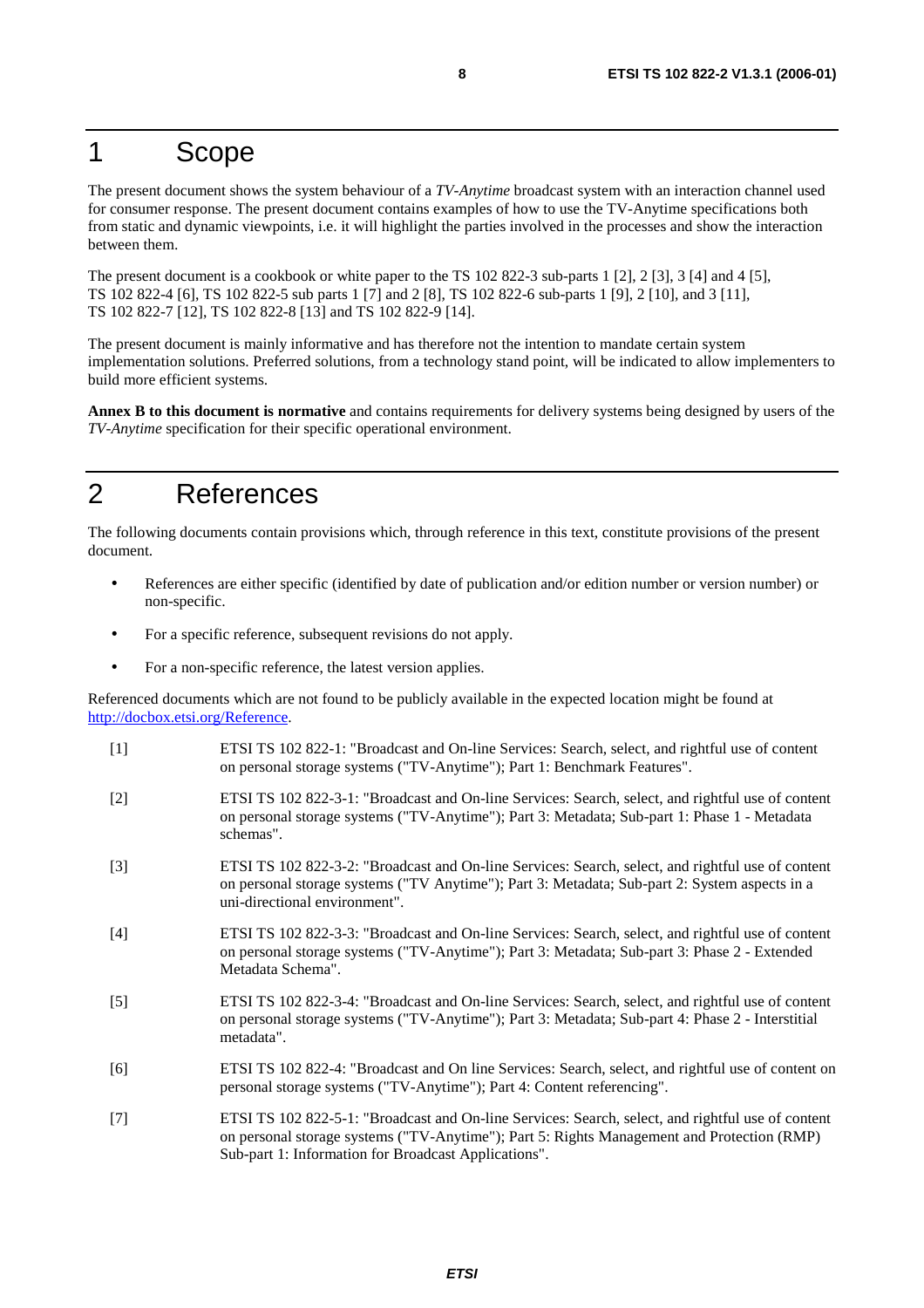# 1 Scope

The present document shows the system behaviour of a *TV-Anytime* broadcast system with an interaction channel used for consumer response. The present document contains examples of how to use the TV-Anytime specifications both from static and dynamic viewpoints, i.e. it will highlight the parties involved in the processes and show the interaction between them.

The present document is a cookbook or white paper to the TS 102 822-3 sub-parts 1 [2], 2 [3], 3 [4] and 4 [5], TS 102 822-4 [6], TS 102 822-5 sub parts 1 [7] and 2 [8], TS 102 822-6 sub-parts 1 [9], 2 [10], and 3 [11], TS 102 822-7 [12], TS 102 822-8 [13] and TS 102 822-9 [14].

The present document is mainly informative and has therefore not the intention to mandate certain system implementation solutions. Preferred solutions, from a technology stand point, will be indicated to allow implementers to build more efficient systems.

**Annex B to this document is normative** and contains requirements for delivery systems being designed by users of the *TV-Anytime* specification for their specific operational environment.

# 2 References

The following documents contain provisions which, through reference in this text, constitute provisions of the present document.

- References are either specific (identified by date of publication and/or edition number or version number) or non-specific.
- For a specific reference, subsequent revisions do not apply.
- For a non-specific reference, the latest version applies.

Referenced documents which are not found to be publicly available in the expected location might be found at http://docbox.etsi.org/Reference.

[1] ETSI TS 102 822-1: "Broadcast and On-line Services: Search, select, and rightful use of content on personal storage systems ("TV-Anytime"); Part 1: Benchmark Features".

[2] ETSI TS 102 822-3-1: "Broadcast and On-line Services: Search, select, and rightful use of content on personal storage systems ("TV-Anytime"); Part 3: Metadata; Sub-part 1: Phase 1 - Metadata schemas".

[3] ETSI TS 102 822-3-2: "Broadcast and On-line Services: Search, select, and rightful use of content on personal storage systems ("TV Anytime"); Part 3: Metadata; Sub-part 2: System aspects in a uni-directional environment".

[4] ETSI TS 102 822-3-3: "Broadcast and On-line Services: Search, select, and rightful use of content on personal storage systems ("TV-Anytime"); Part 3: Metadata; Sub-part 3: Phase 2 - Extended Metadata Schema".

[5] ETSI TS 102 822-3-4: "Broadcast and On-line Services: Search, select, and rightful use of content on personal storage systems ("TV-Anytime"); Part 3: Metadata; Sub-part 4: Phase 2 - Interstitial metadata".

[6] ETSI TS 102 822-4: "Broadcast and On line Services: Search, select, and rightful use of content on personal storage systems ("TV-Anytime"); Part 4: Content referencing".

[7] ETSI TS 102 822-5-1: "Broadcast and On-line Services: Search, select, and rightful use of content on personal storage systems ("TV-Anytime"); Part 5: Rights Management and Protection (RMP) Sub-part 1: Information for Broadcast Applications".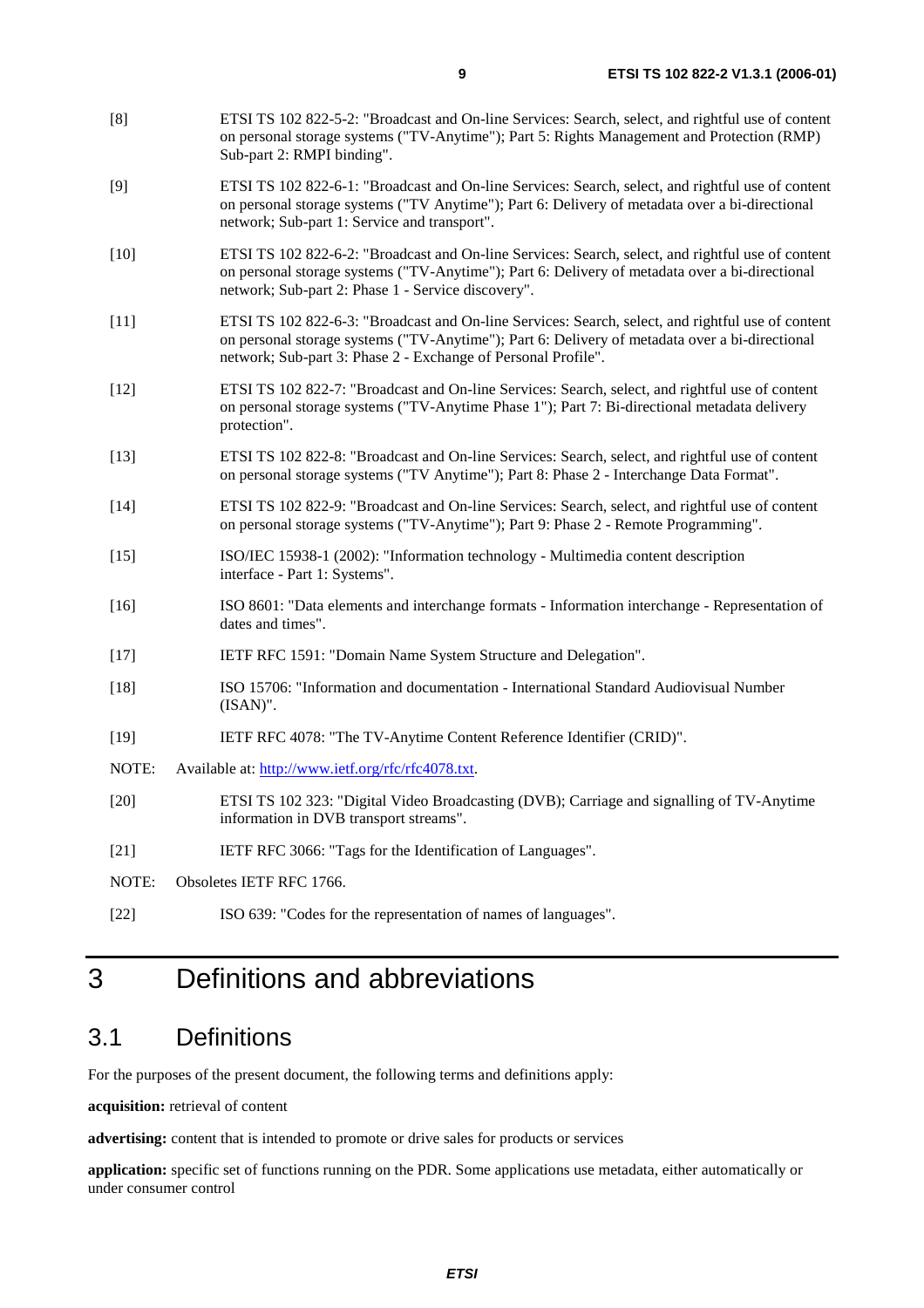[8] ETSI TS 102 822-5-2: "Broadcast and On-line Services: Search, select, and rightful use of content on personal storage systems ("TV-Anytime"); Part 5: Rights Management and Protection (RMP) Sub-part 2: RMPI binding".

[9] ETSI TS 102 822-6-1: "Broadcast and On-line Services: Search, select, and rightful use of content on personal storage systems ("TV Anytime"); Part 6: Delivery of metadata over a bi-directional network; Sub-part 1: Service and transport".

[10] ETSI TS 102 822-6-2: "Broadcast and On-line Services: Search, select, and rightful use of content on personal storage systems ("TV-Anytime"); Part 6: Delivery of metadata over a bi-directional network; Sub-part 2: Phase 1 - Service discovery".

[11] ETSI TS 102 822-6-3: "Broadcast and On-line Services: Search, select, and rightful use of content on personal storage systems ("TV-Anytime"); Part 6: Delivery of metadata over a bi-directional network; Sub-part 3: Phase 2 - Exchange of Personal Profile".

[12] ETSI TS 102 822-7: "Broadcast and On-line Services: Search, select, and rightful use of content on personal storage systems ("TV-Anytime Phase 1"); Part 7: Bi-directional metadata delivery protection".

[13] ETSI TS 102 822-8: "Broadcast and On-line Services: Search, select, and rightful use of content on personal storage systems ("TV Anytime"); Part 8: Phase 2 - Interchange Data Format".

[14] ETSI TS 102 822-9: "Broadcast and On-line Services: Search, select, and rightful use of content on personal storage systems ("TV-Anytime"); Part 9: Phase 2 - Remote Programming".

[15] ISO/IEC 15938-1 (2002): "Information technology - Multimedia content description interface - Part 1: Systems".

[16] ISO 8601: "Data elements and interchange formats - Information interchange - Representation of dates and times".

[17] IETF RFC 1591: "Domain Name System Structure and Delegation".

[18] ISO 15706: "Information and documentation - International Standard Audiovisual Number (ISAN)".

[19] IETF RFC 4078: "The TV-Anytime Content Reference Identifier (CRID)".

NOTE: Available at: http://www.ietf.org/rfc/rfc4078.txt.

[20] ETSI TS 102 323: "Digital Video Broadcasting (DVB); Carriage and signalling of TV-Anytime information in DVB transport streams".

[21] IETF RFC 3066: "Tags for the Identification of Languages".

NOTE: Obsoletes IETF RFC 1766.

[22] ISO 639: "Codes for the representation of names of languages".

# 3 Definitions and abbreviations

## 3.1 Definitions

For the purposes of the present document, the following terms and definitions apply:

**acquisition:** retrieval of content

**advertising:** content that is intended to promote or drive sales for products or services

**application:** specific set of functions running on the PDR. Some applications use metadata, either automatically or under consumer control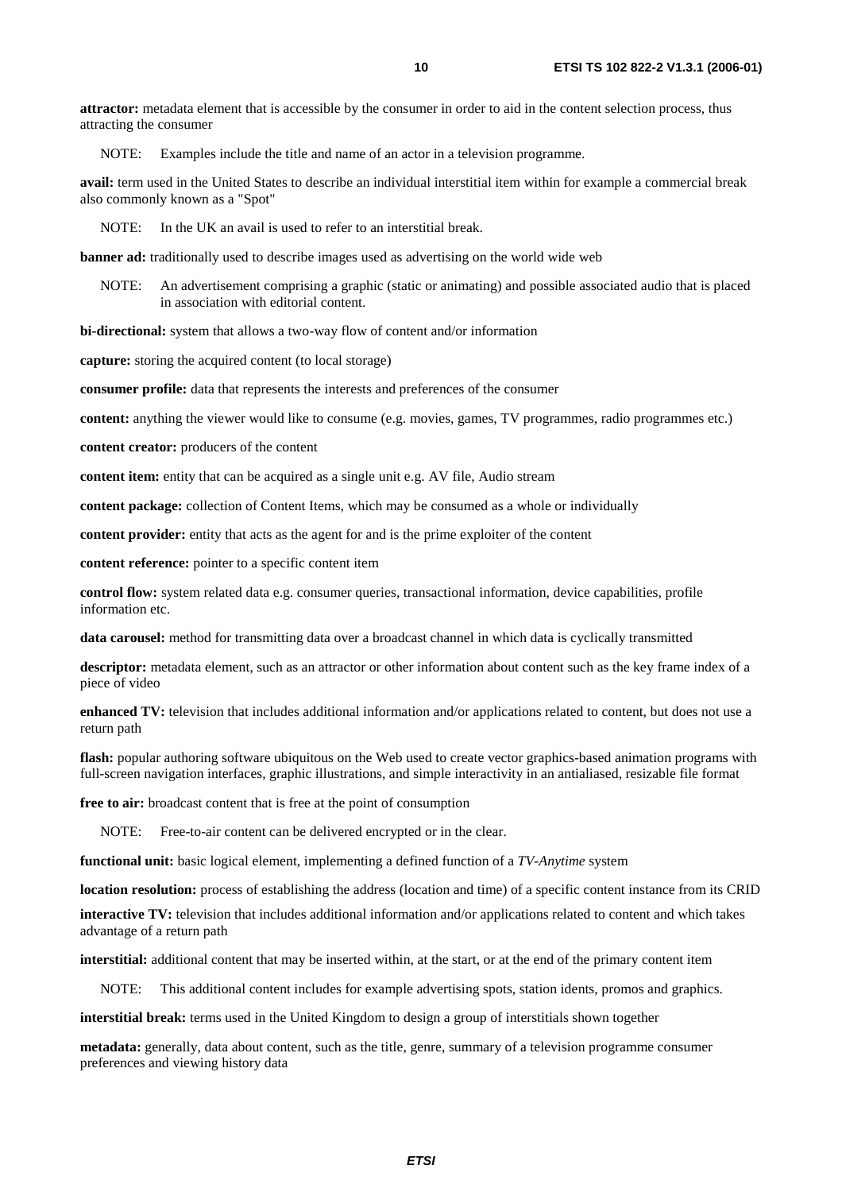**attractor:** metadata element that is accessible by the consumer in order to aid in the content selection process, thus attracting the consumer

NOTE: Examples include the title and name of an actor in a television programme.

**avail:** term used in the United States to describe an individual interstitial item within for example a commercial break also commonly known as a "Spot"

NOTE: In the UK an avail is used to refer to an interstitial break.

**banner ad:** traditionally used to describe images used as advertising on the world wide web

NOTE: An advertisement comprising a graphic (static or animating) and possible associated audio that is placed in association with editorial content.

**bi-directional:** system that allows a two-way flow of content and/or information

**capture:** storing the acquired content (to local storage)

**consumer profile:** data that represents the interests and preferences of the consumer

**content:** anything the viewer would like to consume (e.g. movies, games, TV programmes, radio programmes etc.)

**content creator:** producers of the content

**content item:** entity that can be acquired as a single unit e.g. AV file, Audio stream

**content package:** collection of Content Items, which may be consumed as a whole or individually

**content provider:** entity that acts as the agent for and is the prime exploiter of the content

**content reference:** pointer to a specific content item

**control flow:** system related data e.g. consumer queries, transactional information, device capabilities, profile information etc.

**data carousel:** method for transmitting data over a broadcast channel in which data is cyclically transmitted

**descriptor:** metadata element, such as an attractor or other information about content such as the key frame index of a piece of video

**enhanced TV:** television that includes additional information and/or applications related to content, but does not use a return path

**flash:** popular authoring software ubiquitous on the Web used to create vector graphics-based animation programs with full-screen navigation interfaces, graphic illustrations, and simple interactivity in an antialiased, resizable file format

**free to air:** broadcast content that is free at the point of consumption

NOTE: Free-to-air content can be delivered encrypted or in the clear.

**functional unit:** basic logical element, implementing a defined function of a *TV-Anytime* system

**location resolution:** process of establishing the address (location and time) of a specific content instance from its CRID

**interactive TV:** television that includes additional information and/or applications related to content and which takes advantage of a return path

**interstitial:** additional content that may be inserted within, at the start, or at the end of the primary content item

NOTE: This additional content includes for example advertising spots, station idents, promos and graphics.

**interstitial break:** terms used in the United Kingdom to design a group of interstitials shown together

**metadata:** generally, data about content, such as the title, genre, summary of a television programme consumer preferences and viewing history data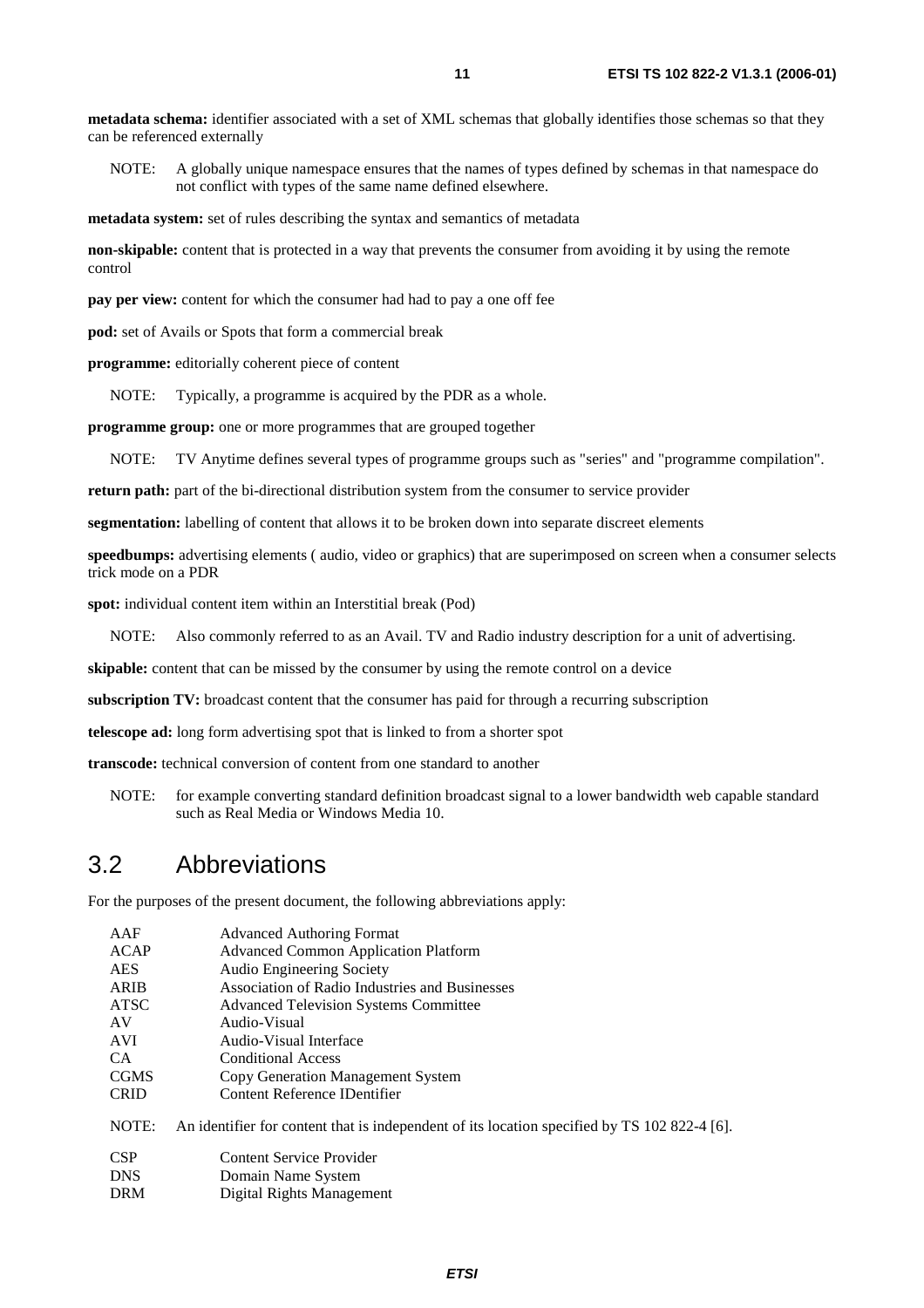**metadata schema:** identifier associated with a set of XML schemas that globally identifies those schemas so that they can be referenced externally

NOTE: A globally unique namespace ensures that the names of types defined by schemas in that namespace do not conflict with types of the same name defined elsewhere.

**metadata system:** set of rules describing the syntax and semantics of metadata

**non-skipable:** content that is protected in a way that prevents the consumer from avoiding it by using the remote control

**pay per view:** content for which the consumer had had to pay a one off fee

**pod:** set of Avails or Spots that form a commercial break

**programme:** editorially coherent piece of content

NOTE: Typically, a programme is acquired by the PDR as a whole.

**programme group:** one or more programmes that are grouped together

NOTE: TV Anytime defines several types of programme groups such as "series" and "programme compilation".

**return path:** part of the bi-directional distribution system from the consumer to service provider

**segmentation:** labelling of content that allows it to be broken down into separate discreet elements

**speedbumps:** advertising elements ( audio, video or graphics) that are superimposed on screen when a consumer selects trick mode on a PDR

**spot:** individual content item within an Interstitial break (Pod)

NOTE: Also commonly referred to as an Avail. TV and Radio industry description for a unit of advertising.

**skipable:** content that can be missed by the consumer by using the remote control on a device

**subscription TV:** broadcast content that the consumer has paid for through a recurring subscription

**telescope ad:** long form advertising spot that is linked to from a shorter spot

**transcode:** technical conversion of content from one standard to another

NOTE: for example converting standard definition broadcast signal to a lower bandwidth web capable standard such as Real Media or Windows Media 10.

## 3.2 Abbreviations

For the purposes of the present document, the following abbreviations apply:

| | |
|---|---|
| AAF | Advanced Authoring Format |
| ACAP | Advanced Common Application Platform |
| AES | Audio Engineering Society |
| ARIB | Association of Radio Industries and Businesses |
| ATSC | Advanced Television Systems Committee |
| AV | Audio-Visual |
| AVI | Audio-Visual Interface |
| CA | Conditional Access |
| CGMS | Copy Generation Management System |
| CRID | Content Reference IDentifier |

NOTE: An identifier for content that is independent of its location specified by TS 102 822-4 [6].

| | |
|---|---|
| CSP | Content Service Provider |
| DNS | Domain Name System |
| DRM | Digital Rights Management |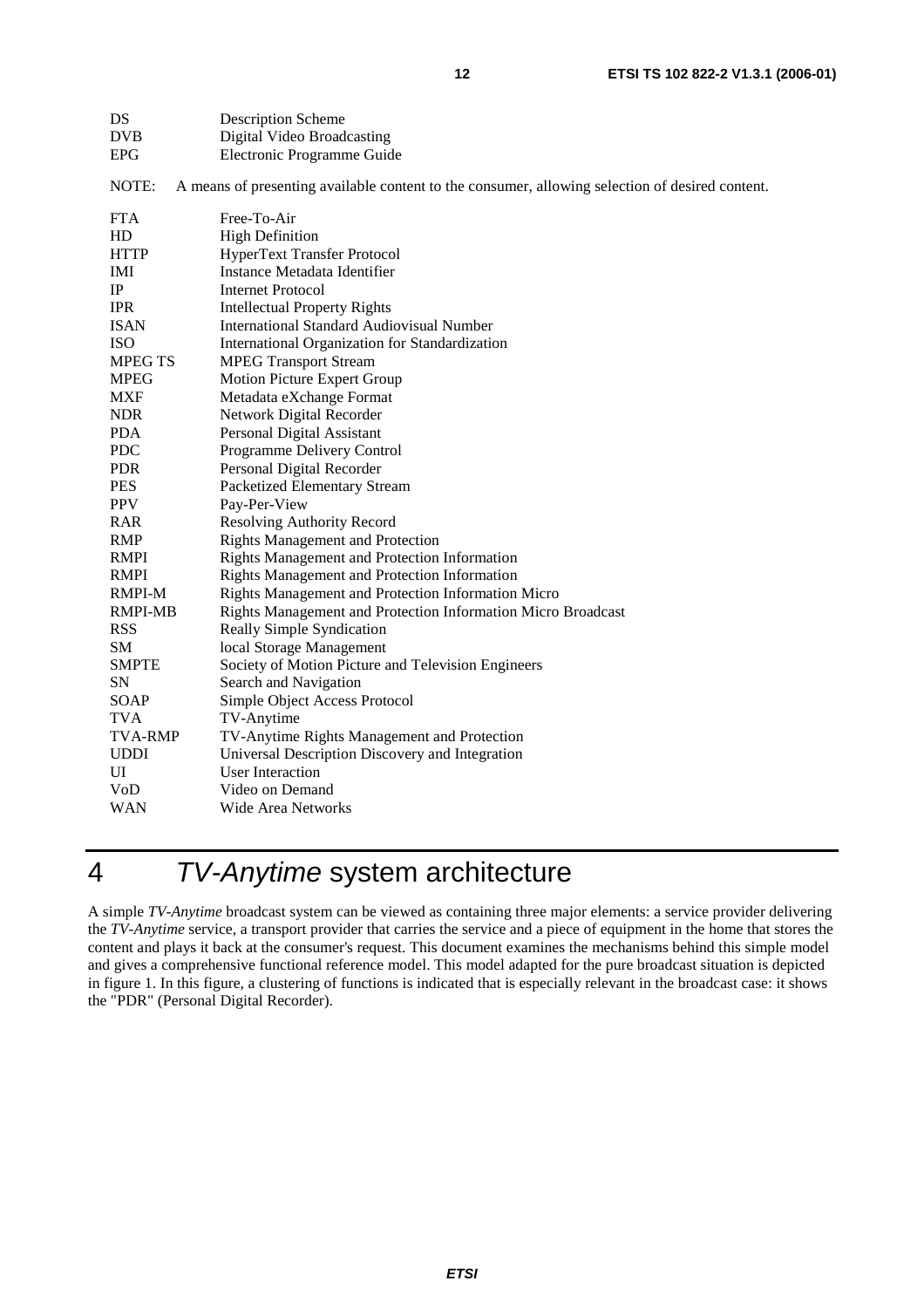| | |
|---|---|
| DS | Description Scheme |
| DVB | Digital Video Broadcasting |
| EPG | Electronic Programme Guide |

NOTE: A means of presenting available content to the consumer, allowing selection of desired content.

| | |
|---|---|
| FTA | Free-To-Air |
| HD | High Definition |
| HTTP | HyperText Transfer Protocol |
| IMI | Instance Metadata Identifier |
| IP | Internet Protocol |
| IPR | Intellectual Property Rights |
| ISAN | International Standard Audiovisual Number |
| ISO | International Organization for Standardization |
| MPEG TS | MPEG Transport Stream |
| MPEG | Motion Picture Expert Group |
| MXF | Metadata eXchange Format |
| NDR | Network Digital Recorder |
| PDA | Personal Digital Assistant |
| PDC | Programme Delivery Control |
| PDR | Personal Digital Recorder |
| PES | Packetized Elementary Stream |
| PPV | Pay-Per-View |
| RAR | Resolving Authority Record |
| RMP | Rights Management and Protection |
| RMPI | Rights Management and Protection Information |
| RMPI | Rights Management and Protection Information |
| RMPI-M | Rights Management and Protection Information Micro |
| RMPI-MB | Rights Management and Protection Information Micro Broadcast |
| RSS | Really Simple Syndication |
| SM | local Storage Management |
| SMPTE | Society of Motion Picture and Television Engineers |
| SN | Search and Navigation |
| SOAP | Simple Object Access Protocol |
| TVA | TV-Anytime |
| TVA-RMP | TV-Anytime Rights Management and Protection |
| UDDI | Universal Description Discovery and Integration |
| UI | User Interaction |
| VoD | Video on Demand |
| WAN | Wide Area Networks |

# 4 *TV-Anytime* system architecture

A simple *TV-Anytime* broadcast system can be viewed as containing three major elements: a service provider delivering the *TV-Anytime* service, a transport provider that carries the service and a piece of equipment in the home that stores the content and plays it back at the consumer's request. This document examines the mechanisms behind this simple model and gives a comprehensive functional reference model. This model adapted for the pure broadcast situation is depicted in figure 1. In this figure, a clustering of functions is indicated that is especially relevant in the broadcast case: it shows the "PDR" (Personal Digital Recorder).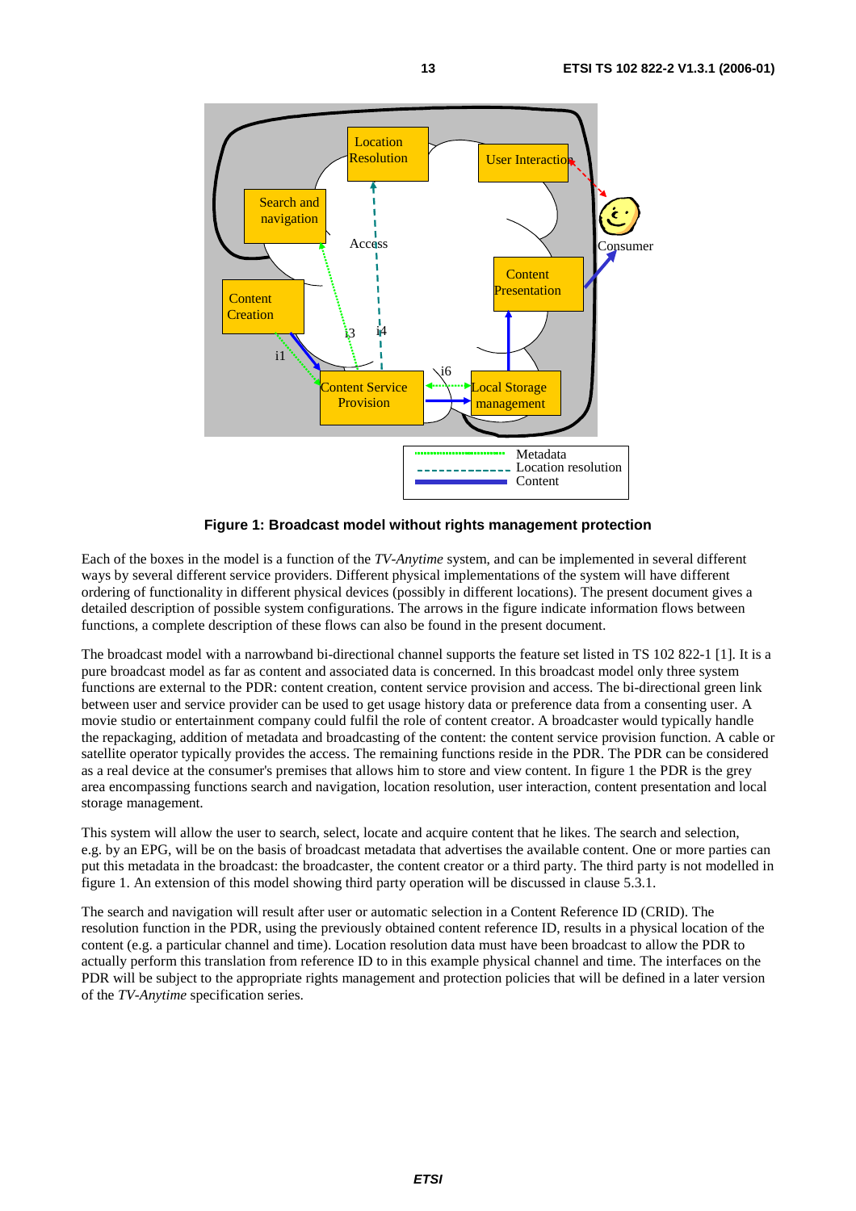**Figure 1: Broadcast model without rights management protection**

Each of the boxes in the model is a function of the *TV-Anytime* system, and can be implemented in several different ways by several different service providers. Different physical implementations of the system will have different ordering of functionality in different physical devices (possibly in different locations). The present document gives a detailed description of possible system configurations. The arrows in the figure indicate information flows between functions, a complete description of these flows can also be found in the present document.

The broadcast model with a narrowband bi-directional channel supports the feature set listed in TS 102 822-1 [1]. It is a pure broadcast model as far as content and associated data is concerned. In this broadcast model only three system functions are external to the PDR: content creation, content service provision and access. The bi-directional green link between user and service provider can be used to get usage history data or preference data from a consenting user. A movie studio or entertainment company could fulfil the role of content creator. A broadcaster would typically handle the repackaging, addition of metadata and broadcasting of the content: the content service provision function. A cable or satellite operator typically provides the access. The remaining functions reside in the PDR. The PDR can be considered as a real device at the consumer's premises that allows him to store and view content. In figure 1 the PDR is the grey area encompassing functions search and navigation, location resolution, user interaction, content presentation and local storage management.

This system will allow the user to search, select, locate and acquire content that he likes. The search and selection, e.g. by an EPG, will be on the basis of broadcast metadata that advertises the available content. One or more parties can put this metadata in the broadcast: the broadcaster, the content creator or a third party. The third party is not modelled in figure 1. An extension of this model showing third party operation will be discussed in clause 5.3.1.

The search and navigation will result after user or automatic selection in a Content Reference ID (CRID). The resolution function in the PDR, using the previously obtained content reference ID, results in a physical location of the content (e.g. a particular channel and time). Location resolution data must have been broadcast to allow the PDR to actually perform this translation from reference ID to in this example physical channel and time. The interfaces on the PDR will be subject to the appropriate rights management and protection policies that will be defined in a later version of the *TV-Anytime* specification series.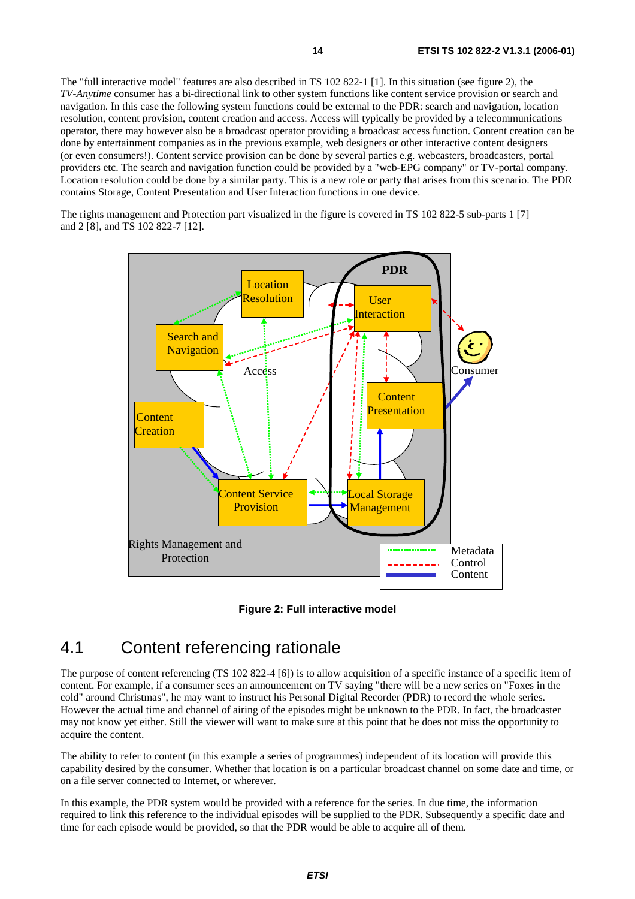The "full interactive model" features are also described in TS 102 822-1 [1]. In this situation (see figure 2), the *TV-Anytime* consumer has a bi-directional link to other system functions like content service provision or search and navigation. In this case the following system functions could be external to the PDR: search and navigation, location resolution, content provision, content creation and access. Access will typically be provided by a telecommunications operator, there may however also be a broadcast operator providing a broadcast access function. Content creation can be done by entertainment companies as in the previous example, web designers or other interactive content designers (or even consumers!). Content service provision can be done by several parties e.g. webcasters, broadcasters, portal providers etc. The search and navigation function could be provided by a "web-EPG company" or TV-portal company. Location resolution could be done by a similar party. This is a new role or party that arises from this scenario. The PDR contains Storage, Content Presentation and User Interaction functions in one device.

The rights management and Protection part visualized in the figure is covered in TS 102 822-5 sub-parts 1 [7] and 2 [8], and TS 102 822-7 [12].

**Figure 2: Full interactive model**

## 4.1 Content referencing rationale

The purpose of content referencing (TS 102 822-4 [6]) is to allow acquisition of a specific instance of a specific item of content. For example, if a consumer sees an announcement on TV saying "there will be a new series on "Foxes in the cold" around Christmas", he may want to instruct his Personal Digital Recorder (PDR) to record the whole series. However the actual time and channel of airing of the episodes might be unknown to the PDR. In fact, the broadcaster may not know yet either. Still the viewer will want to make sure at this point that he does not miss the opportunity to acquire the content.

The ability to refer to content (in this example a series of programmes) independent of its location will provide this capability desired by the consumer. Whether that location is on a particular broadcast channel on some date and time, or on a file server connected to Internet, or wherever.

In this example, the PDR system would be provided with a reference for the series. In due time, the information required to link this reference to the individual episodes will be supplied to the PDR. Subsequently a specific date and time for each episode would be provided, so that the PDR would be able to acquire all of them.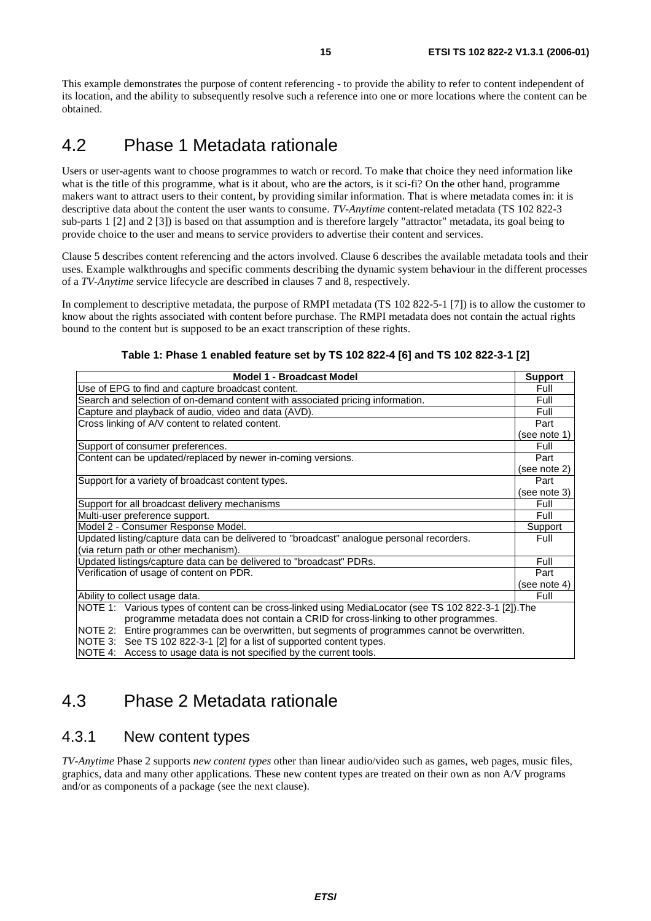This example demonstrates the purpose of content referencing - to provide the ability to refer to content independent of its location, and the ability to subsequently resolve such a reference into one or more locations where the content can be obtained.

## 4.2 Phase 1 Metadata rationale

Users or user-agents want to choose programmes to watch or record. To make that choice they need information like what is the title of this programme, what is it about, who are the actors, is it sci-fi? On the other hand, programme makers want to attract users to their content, by providing similar information. That is where metadata comes in: it is descriptive data about the content the user wants to consume. *TV-Anytime* content-related metadata (TS 102 822-3 sub-parts 1 [2] and 2 [3]) is based on that assumption and is therefore largely "attractor" metadata, its goal being to provide choice to the user and means to service providers to advertise their content and services.

Clause 5 describes content referencing and the actors involved. Clause 6 describes the available metadata tools and their uses. Example walkthroughs and specific comments describing the dynamic system behaviour in the different processes of a *TV-Anytime* service lifecycle are described in clauses 7 and 8, respectively.

In complement to descriptive metadata, the purpose of RMPI metadata (TS 102 822-5-1 [7]) is to allow the customer to know about the rights associated with content before purchase. The RMPI metadata does not contain the actual rights bound to the content but is supposed to be an exact transcription of these rights.

**Table 1: Phase 1 enabled feature set by TS 102 822-4 [6] and TS 102 822-3-1 [2]**

| Model 1 - Broadcast Model | Support |
|---|---|
| Use of EPG to find and capture broadcast content. | Full |
| Search and selection of on-demand content with associated pricing information. | Full |
| Capture and playback of audio, video and data (AVD). | Full |
| Cross linking of A/V content to related content. | Part (see note 1) |
| Support of consumer preferences. | Full |
| Content can be updated/replaced by newer in-coming versions. | Part (see note 2) |
| Support for a variety of broadcast content types. | Part (see note 3) |
| Support for all broadcast delivery mechanisms | Full |
| Multi-user preference support. | Full |
| Model 2 - Consumer Response Model. | Support |
| Updated listing/capture data can be delivered to "broadcast" analogue personal recorders. (via return path or other mechanism). | Full |
| Updated listings/capture data can be delivered to "broadcast" PDRs. | Full |
| Verification of usage of content on PDR. | Part (see note 4) |
| Ability to collect usage data. | Full |
| NOTE 1: Various types of content can be cross-linked using MediaLocator (see TS 102 822-3-1 [2]).The programme metadata does not contain a CRID for cross-linking to other programmes.<br>NOTE 2: Entire programmes can be overwritten, but segments of programmes cannot be overwritten.<br>NOTE 3: See TS 102 822-3-1 [2] for a list of supported content types.<br>NOTE 4: Access to usage data is not specified by the current tools. | |

## 4.3 Phase 2 Metadata rationale

### 4.3.1 New content types

*TV-Anytime* Phase 2 supports *new content types* other than linear audio/video such as games, web pages, music files, graphics, data and many other applications. These new content types are treated on their own as non A/V programs and/or as components of a package (see the next clause).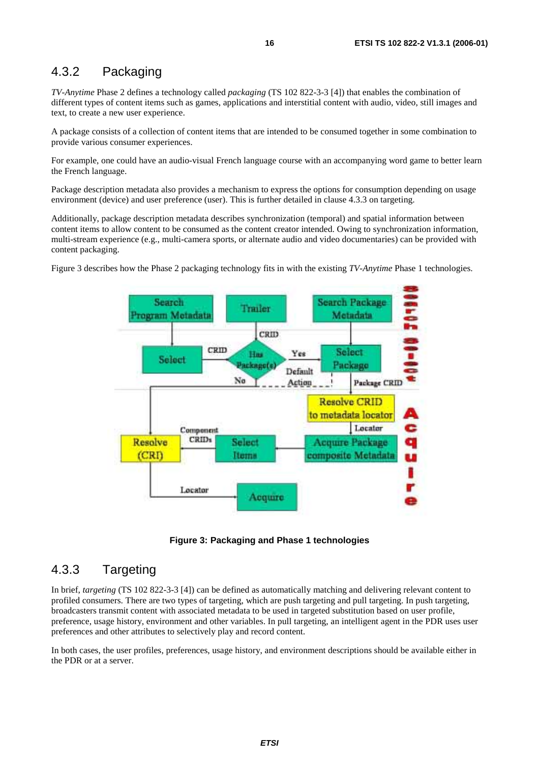## 4.3.2 Packaging

*TV-Anytime* Phase 2 defines a technology called *packaging* (TS 102 822-3-3 [4]) that enables the combination of different types of content items such as games, applications and interstitial content with audio, video, still images and text, to create a new user experience.

A package consists of a collection of content items that are intended to be consumed together in some combination to provide various consumer experiences.

For example, one could have an audio-visual French language course with an accompanying word game to better learn the French language.

Package description metadata also provides a mechanism to express the options for consumption depending on usage environment (device) and user preference (user). This is further detailed in clause 4.3.3 on targeting.

Additionally, package description metadata describes synchronization (temporal) and spatial information between content items to allow content to be consumed as the content creator intended. Owing to synchronization information, multi-stream experience (e.g., multi-camera sports, or alternate audio and video documentaries) can be provided with content packaging.

Figure 3 describes how the Phase 2 packaging technology fits in with the existing *TV-Anytime* Phase 1 technologies.

**Figure 3: Packaging and Phase 1 technologies**

## 4.3.3 Targeting

In brief, *targeting* (TS 102 822-3-3 [4]) can be defined as automatically matching and delivering relevant content to profiled consumers. There are two types of targeting, which are push targeting and pull targeting. In push targeting, broadcasters transmit content with associated metadata to be used in targeted substitution based on user profile, preference, usage history, environment and other variables. In pull targeting, an intelligent agent in the PDR uses user preferences and other attributes to selectively play and record content.

In both cases, the user profiles, preferences, usage history, and environment descriptions should be available either in the PDR or at a server.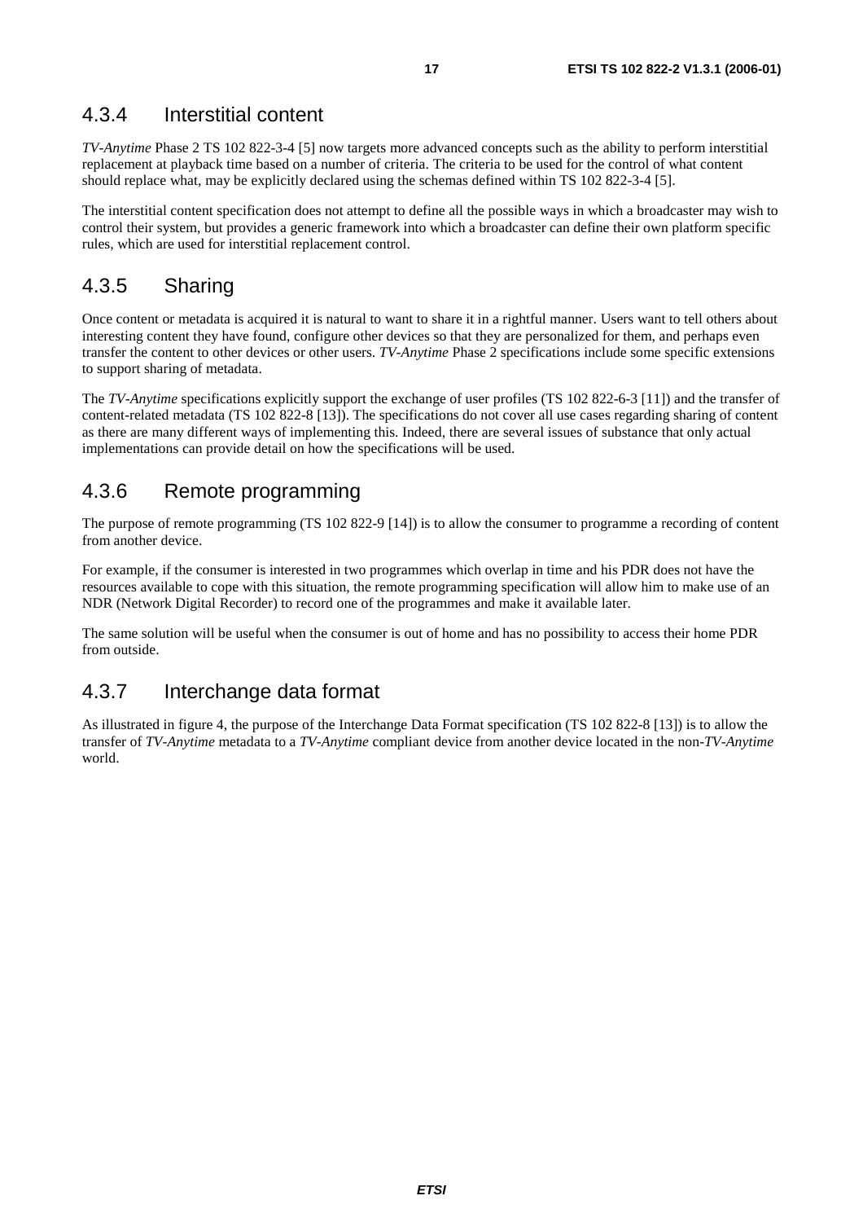### 4.3.4 Interstitial content

*TV-Anytime* Phase 2 TS 102 822-3-4 [5] now targets more advanced concepts such as the ability to perform interstitial replacement at playback time based on a number of criteria. The criteria to be used for the control of what content should replace what, may be explicitly declared using the schemas defined within TS 102 822-3-4 [5].

The interstitial content specification does not attempt to define all the possible ways in which a broadcaster may wish to control their system, but provides a generic framework into which a broadcaster can define their own platform specific rules, which are used for interstitial replacement control.

### 4.3.5 Sharing

Once content or metadata is acquired it is natural to want to share it in a rightful manner. Users want to tell others about interesting content they have found, configure other devices so that they are personalized for them, and perhaps even transfer the content to other devices or other users. *TV-Anytime* Phase 2 specifications include some specific extensions to support sharing of metadata.

The *TV-Anytime* specifications explicitly support the exchange of user profiles (TS 102 822-6-3 [11]) and the transfer of content-related metadata (TS 102 822-8 [13]). The specifications do not cover all use cases regarding sharing of content as there are many different ways of implementing this. Indeed, there are several issues of substance that only actual implementations can provide detail on how the specifications will be used.

### 4.3.6 Remote programming

The purpose of remote programming (TS 102 822-9 [14]) is to allow the consumer to programme a recording of content from another device.

For example, if the consumer is interested in two programmes which overlap in time and his PDR does not have the resources available to cope with this situation, the remote programming specification will allow him to make use of an NDR (Network Digital Recorder) to record one of the programmes and make it available later.

The same solution will be useful when the consumer is out of home and has no possibility to access their home PDR from outside.

### 4.3.7 Interchange data format

As illustrated in figure 4, the purpose of the Interchange Data Format specification (TS 102 822-8 [13]) is to allow the transfer of *TV-Anytime* metadata to a *TV-Anytime* compliant device from another device located in the non-*TV-Anytime* world.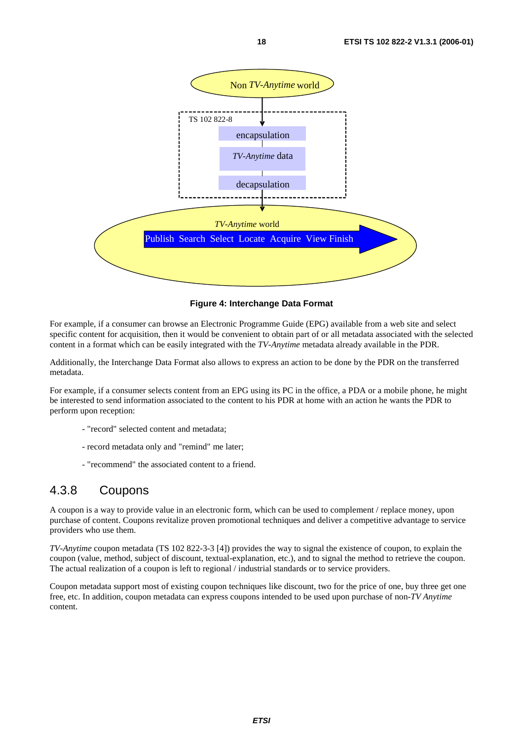Non *TV-Anytime* world

TS 102 822-8

encapsulation

*TV-Anytime* data

decapsulation

*TV-Anytime* world

Publish Search Select Locate Acquire View Finish

**Figure 4: Interchange Data Format**

For example, if a consumer can browse an Electronic Programme Guide (EPG) available from a web site and select specific content for acquisition, then it would be convenient to obtain part of or all metadata associated with the selected content in a format which can be easily integrated with the *TV-Anytime* metadata already available in the PDR.

Additionally, the Interchange Data Format also allows to express an action to be done by the PDR on the transferred metadata.

For example, if a consumer selects content from an EPG using its PC in the office, a PDA or a mobile phone, he might be interested to send information associated to the content to his PDR at home with an action he wants the PDR to perform upon reception:

- "record" selected content and metadata;
- record metadata only and "remind" me later;
- "recommend" the associated content to a friend.

## 4.3.8 Coupons

A coupon is a way to provide value in an electronic form, which can be used to complement / replace money, upon purchase of content. Coupons revitalize proven promotional techniques and deliver a competitive advantage to service providers who use them.

*TV-Anytime* coupon metadata (TS 102 822-3-3 [4]) provides the way to signal the existence of coupon, to explain the coupon (value, method, subject of discount, textual-explanation, etc.), and to signal the method to retrieve the coupon. The actual realization of a coupon is left to regional / industrial standards or to service providers.

Coupon metadata support most of existing coupon techniques like discount, two for the price of one, buy three get one free, etc. In addition, coupon metadata can express coupons intended to be used upon purchase of non-*TV Anytime* content.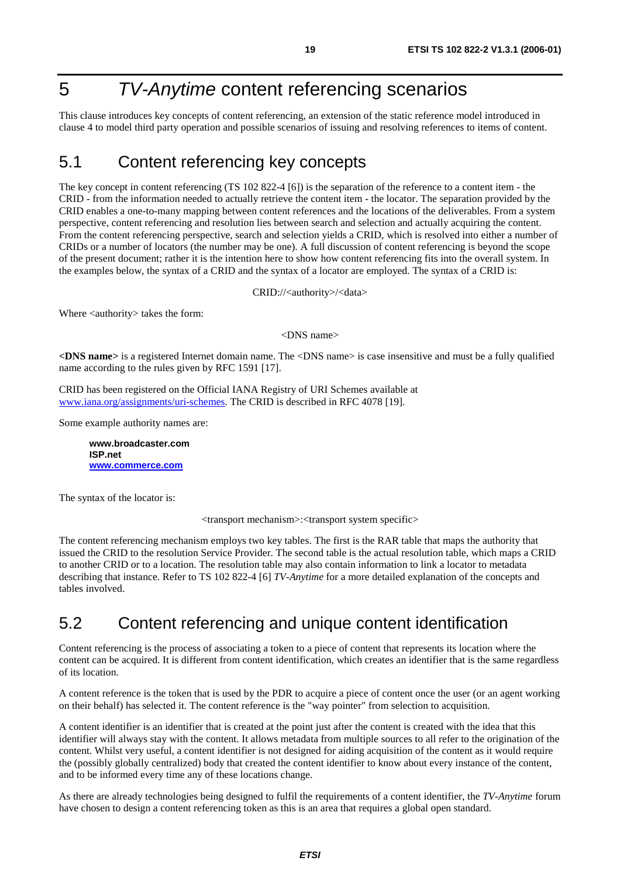# 5 *TV-Anytime* content referencing scenarios

This clause introduces key concepts of content referencing, an extension of the static reference model introduced in clause 4 to model third party operation and possible scenarios of issuing and resolving references to items of content.

## 5.1 Content referencing key concepts

The key concept in content referencing (TS 102 822-4 [6]) is the separation of the reference to a content item - the CRID - from the information needed to actually retrieve the content item - the locator. The separation provided by the CRID enables a one-to-many mapping between content references and the locations of the deliverables. From a system perspective, content referencing and resolution lies between search and selection and actually acquiring the content. From the content referencing perspective, search and selection yields a CRID, which is resolved into either a number of CRIDs or a number of locators (the number may be one). A full discussion of content referencing is beyond the scope of the present document; rather it is the intention here to show how content referencing fits into the overall system. In the examples below, the syntax of a CRID and the syntax of a locator are employed. The syntax of a CRID is:

CRID://<authority>/<data>

Where <authority> takes the form:

<DNS name>

**<DNS name>** is a registered Internet domain name. The <DNS name> is case insensitive and must be a fully qualified name according to the rules given by RFC 1591 [17].

CRID has been registered on the Official IANA Registry of URI Schemes available at www.iana.org/assignments/uri-schemes. The CRID is described in RFC 4078 [19].

Some example authority names are:

**www.broadcaster.com**
**ISP.net**
**www.commerce.com**

The syntax of the locator is:

<transport mechanism>:<transport system specific>

The content referencing mechanism employs two key tables. The first is the RAR table that maps the authority that issued the CRID to the resolution Service Provider. The second table is the actual resolution table, which maps a CRID to another CRID or to a location. The resolution table may also contain information to link a locator to metadata describing that instance. Refer to TS 102 822-4 [6] *TV-Anytime* for a more detailed explanation of the concepts and tables involved.

## 5.2 Content referencing and unique content identification

Content referencing is the process of associating a token to a piece of content that represents its location where the content can be acquired. It is different from content identification, which creates an identifier that is the same regardless of its location.

A content reference is the token that is used by the PDR to acquire a piece of content once the user (or an agent working on their behalf) has selected it. The content reference is the "way pointer" from selection to acquisition.

A content identifier is an identifier that is created at the point just after the content is created with the idea that this identifier will always stay with the content. It allows metadata from multiple sources to all refer to the origination of the content. Whilst very useful, a content identifier is not designed for aiding acquisition of the content as it would require the (possibly globally centralized) body that created the content identifier to know about every instance of the content, and to be informed every time any of these locations change.

As there are already technologies being designed to fulfil the requirements of a content identifier, the *TV-Anytime* forum have chosen to design a content referencing token as this is an area that requires a global open standard.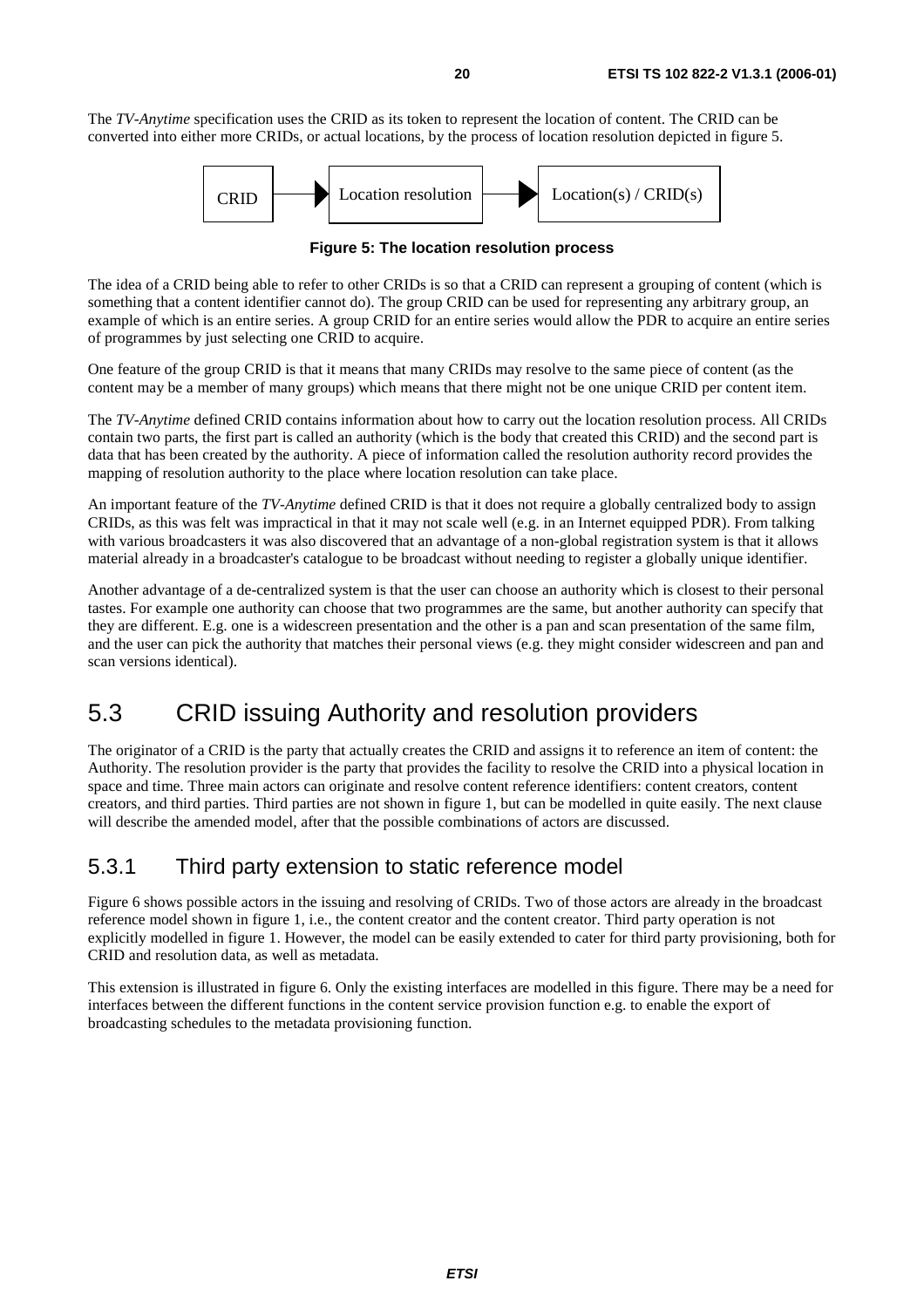The *TV-Anytime* specification uses the CRID as its token to represent the location of content. The CRID can be converted into either more CRIDs, or actual locations, by the process of location resolution depicted in figure 5.

CRID → Location resolution → Location(s) / CRID(s)

**Figure 5: The location resolution process**

The idea of a CRID being able to refer to other CRIDs is so that a CRID can represent a grouping of content (which is something that a content identifier cannot do). The group CRID can be used for representing any arbitrary group, an example of which is an entire series. A group CRID for an entire series would allow the PDR to acquire an entire series of programmes by just selecting one CRID to acquire.

One feature of the group CRID is that it means that many CRIDs may resolve to the same piece of content (as the content may be a member of many groups) which means that there might not be one unique CRID per content item.

The *TV-Anytime* defined CRID contains information about how to carry out the location resolution process. All CRIDs contain two parts, the first part is called an authority (which is the body that created this CRID) and the second part is data that has been created by the authority. A piece of information called the resolution authority record provides the mapping of resolution authority to the place where location resolution can take place.

An important feature of the *TV-Anytime* defined CRID is that it does not require a globally centralized body to assign CRIDs, as this was felt was impractical in that it may not scale well (e.g. in an Internet equipped PDR). From talking with various broadcasters it was also discovered that an advantage of a non-global registration system is that it allows material already in a broadcaster's catalogue to be broadcast without needing to register a globally unique identifier.

Another advantage of a de-centralized system is that the user can choose an authority which is closest to their personal tastes. For example one authority can choose that two programmes are the same, but another authority can specify that they are different. E.g. one is a widescreen presentation and the other is a pan and scan presentation of the same film, and the user can pick the authority that matches their personal views (e.g. they might consider widescreen and pan and scan versions identical).

## 5.3 CRID issuing Authority and resolution providers

The originator of a CRID is the party that actually creates the CRID and assigns it to reference an item of content: the Authority. The resolution provider is the party that provides the facility to resolve the CRID into a physical location in space and time. Three main actors can originate and resolve content reference identifiers: content creators, content creators, and third parties. Third parties are not shown in figure 1, but can be modelled in quite easily. The next clause will describe the amended model, after that the possible combinations of actors are discussed.

### 5.3.1 Third party extension to static reference model

Figure 6 shows possible actors in the issuing and resolving of CRIDs. Two of those actors are already in the broadcast reference model shown in figure 1, i.e., the content creator and the content creator. Third party operation is not explicitly modelled in figure 1. However, the model can be easily extended to cater for third party provisioning, both for CRID and resolution data, as well as metadata.

This extension is illustrated in figure 6. Only the existing interfaces are modelled in this figure. There may be a need for interfaces between the different functions in the content service provision function e.g. to enable the export of broadcasting schedules to the metadata provisioning function.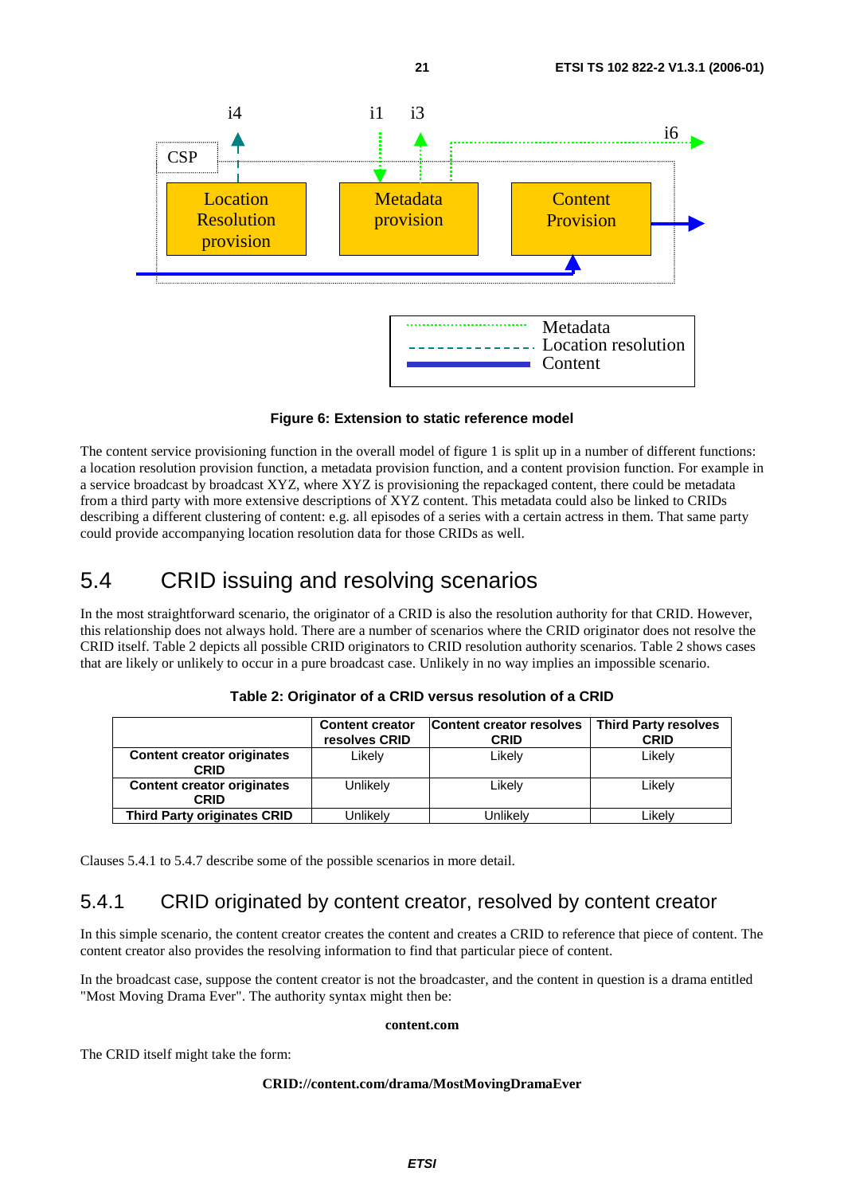Figure 6: Extension to static reference model

The content service provisioning function in the overall model of figure 1 is split up in a number of different functions: a location resolution provision function, a metadata provision function, and a content provision function. For example in a service broadcast by broadcast XYZ, where XYZ is provisioning the repackaged content, there could be metadata from a third party with more extensive descriptions of XYZ content. This metadata could also be linked to CRIDs describing a different clustering of content: e.g. all episodes of a series with a certain actress in them. That same party could provide accompanying location resolution data for those CRIDs as well.

## 5.4 CRID issuing and resolving scenarios

In the most straightforward scenario, the originator of a CRID is also the resolution authority for that CRID. However, this relationship does not always hold. There are a number of scenarios where the CRID originator does not resolve the CRID itself. Table 2 depicts all possible CRID originators to CRID resolution authority scenarios. Table 2 shows cases that are likely or unlikely to occur in a pure broadcast case. Unlikely in no way implies an impossible scenario.

**Table 2: Originator of a CRID versus resolution of a CRID**

| | Content creator resolves CRID | Content creator resolves CRID | Third Party resolves CRID |
|---|---|---|---|
| **Content creator originates CRID** | Likely | Likely | Likely |
| **Content creator originates CRID** | Unlikely | Likely | Likely |
| **Third Party originates CRID** | Unlikely | Unlikely | Likely |

Clauses 5.4.1 to 5.4.7 describe some of the possible scenarios in more detail.

### 5.4.1 CRID originated by content creator, resolved by content creator

In this simple scenario, the content creator creates the content and creates a CRID to reference that piece of content. The content creator also provides the resolving information to find that particular piece of content.

In the broadcast case, suppose the content creator is not the broadcaster, and the content in question is a drama entitled "Most Moving Drama Ever". The authority syntax might then be:

**content.com**

The CRID itself might take the form:

**CRID://content.com/drama/MostMovingDramaEver**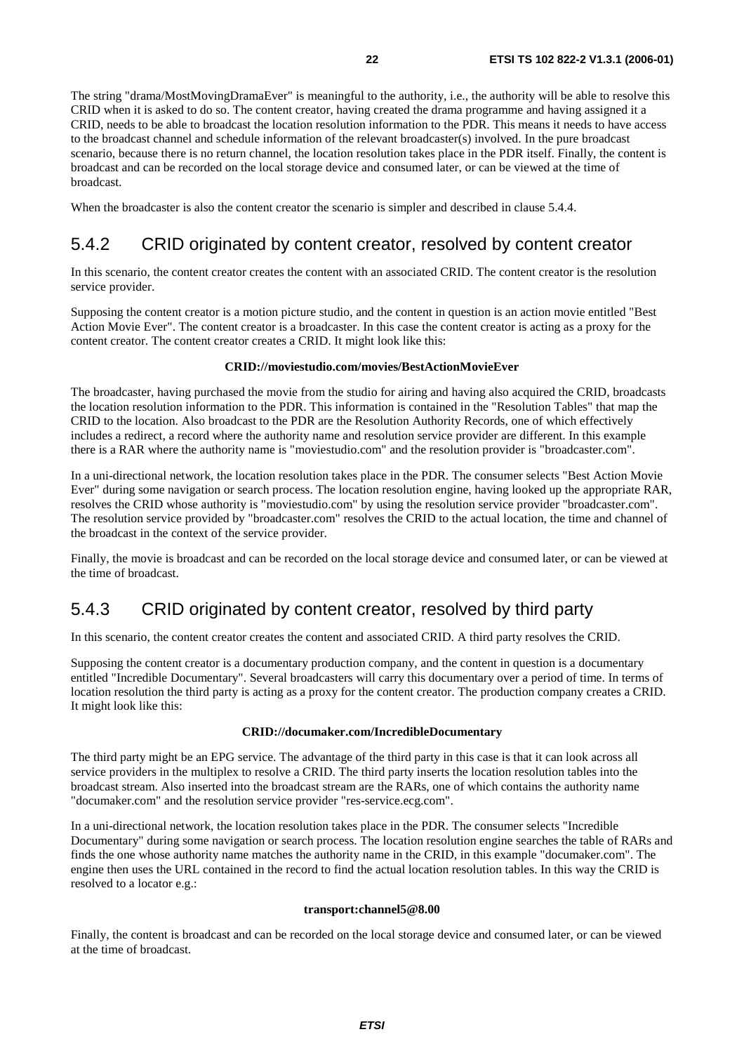The string "drama/MostMovingDramaEver" is meaningful to the authority, i.e., the authority will be able to resolve this CRID when it is asked to do so. The content creator, having created the drama programme and having assigned it a CRID, needs to be able to broadcast the location resolution information to the PDR. This means it needs to have access to the broadcast channel and schedule information of the relevant broadcaster(s) involved. In the pure broadcast scenario, because there is no return channel, the location resolution takes place in the PDR itself. Finally, the content is broadcast and can be recorded on the local storage device and consumed later, or can be viewed at the time of broadcast.

When the broadcaster is also the content creator the scenario is simpler and described in clause 5.4.4.

## 5.4.2 CRID originated by content creator, resolved by content creator

In this scenario, the content creator creates the content with an associated CRID. The content creator is the resolution service provider.

Supposing the content creator is a motion picture studio, and the content in question is an action movie entitled "Best Action Movie Ever". The content creator is a broadcaster. In this case the content creator is acting as a proxy for the content creator. The content creator creates a CRID. It might look like this:

**CRID://moviestudio.com/movies/BestActionMovieEver**

The broadcaster, having purchased the movie from the studio for airing and having also acquired the CRID, broadcasts the location resolution information to the PDR. This information is contained in the "Resolution Tables" that map the CRID to the location. Also broadcast to the PDR are the Resolution Authority Records, one of which effectively includes a redirect, a record where the authority name and resolution service provider are different. In this example there is a RAR where the authority name is "moviestudio.com" and the resolution provider is "broadcaster.com".

In a uni-directional network, the location resolution takes place in the PDR. The consumer selects "Best Action Movie Ever" during some navigation or search process. The location resolution engine, having looked up the appropriate RAR, resolves the CRID whose authority is "moviestudio.com" by using the resolution service provider "broadcaster.com". The resolution service provided by "broadcaster.com" resolves the CRID to the actual location, the time and channel of the broadcast in the context of the service provider.

Finally, the movie is broadcast and can be recorded on the local storage device and consumed later, or can be viewed at the time of broadcast.

## 5.4.3 CRID originated by content creator, resolved by third party

In this scenario, the content creator creates the content and associated CRID. A third party resolves the CRID.

Supposing the content creator is a documentary production company, and the content in question is a documentary entitled "Incredible Documentary". Several broadcasters will carry this documentary over a period of time. In terms of location resolution the third party is acting as a proxy for the content creator. The production company creates a CRID. It might look like this:

**CRID://documaker.com/IncredibleDocumentary**

The third party might be an EPG service. The advantage of the third party in this case is that it can look across all service providers in the multiplex to resolve a CRID. The third party inserts the location resolution tables into the broadcast stream. Also inserted into the broadcast stream are the RARs, one of which contains the authority name "documaker.com" and the resolution service provider "res-service.ecg.com".

In a uni-directional network, the location resolution takes place in the PDR. The consumer selects "Incredible Documentary" during some navigation or search process. The location resolution engine searches the table of RARs and finds the one whose authority name matches the authority name in the CRID, in this example "documaker.com". The engine then uses the URL contained in the record to find the actual location resolution tables. In this way the CRID is resolved to a locator e.g.:

**transport:channel5@8.00**

Finally, the content is broadcast and can be recorded on the local storage device and consumed later, or can be viewed at the time of broadcast.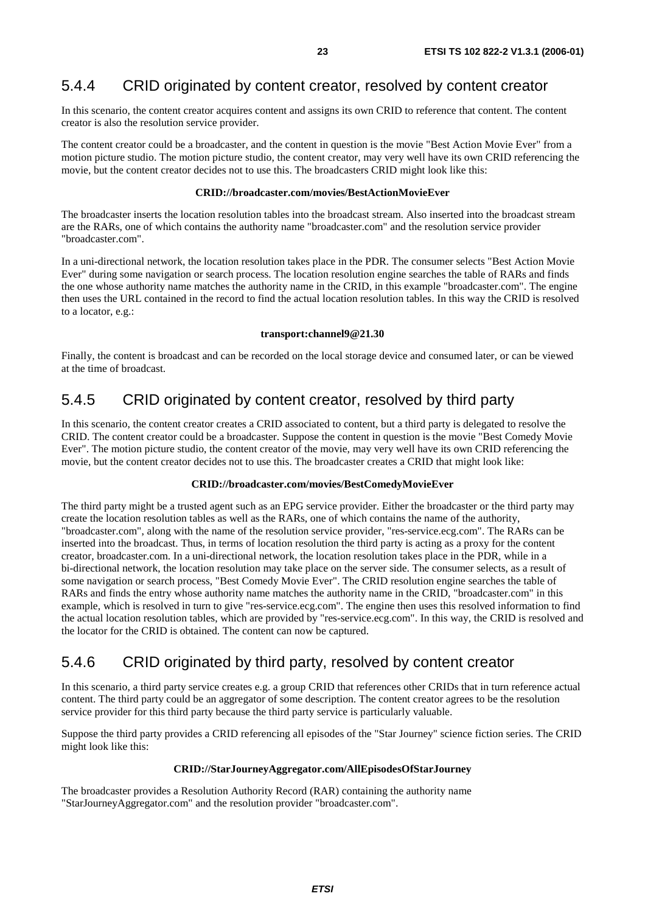### 5.4.4 CRID originated by content creator, resolved by content creator

In this scenario, the content creator acquires content and assigns its own CRID to reference that content. The content creator is also the resolution service provider.

The content creator could be a broadcaster, and the content in question is the movie "Best Action Movie Ever" from a motion picture studio. The motion picture studio, the content creator, may very well have its own CRID referencing the movie, but the content creator decides not to use this. The broadcasters CRID might look like this:

**CRID://broadcaster.com/movies/BestActionMovieEver**

The broadcaster inserts the location resolution tables into the broadcast stream. Also inserted into the broadcast stream are the RARs, one of which contains the authority name "broadcaster.com" and the resolution service provider "broadcaster.com".

In a uni-directional network, the location resolution takes place in the PDR. The consumer selects "Best Action Movie Ever" during some navigation or search process. The location resolution engine searches the table of RARs and finds the one whose authority name matches the authority name in the CRID, in this example "broadcaster.com". The engine then uses the URL contained in the record to find the actual location resolution tables. In this way the CRID is resolved to a locator, e.g.:

**transport:channel9@21.30**

Finally, the content is broadcast and can be recorded on the local storage device and consumed later, or can be viewed at the time of broadcast.

### 5.4.5 CRID originated by content creator, resolved by third party

In this scenario, the content creator creates a CRID associated to content, but a third party is delegated to resolve the CRID. The content creator could be a broadcaster. Suppose the content in question is the movie "Best Comedy Movie Ever". The motion picture studio, the content creator of the movie, may very well have its own CRID referencing the movie, but the content creator decides not to use this. The broadcaster creates a CRID that might look like:

**CRID://broadcaster.com/movies/BestComedyMovieEver**

The third party might be a trusted agent such as an EPG service provider. Either the broadcaster or the third party may create the location resolution tables as well as the RARs, one of which contains the name of the authority, "broadcaster.com", along with the name of the resolution service provider, "res-service.ecg.com". The RARs can be inserted into the broadcast. Thus, in terms of location resolution the third party is acting as a proxy for the content creator, broadcaster.com. In a uni-directional network, the location resolution takes place in the PDR, while in a bi-directional network, the location resolution may take place on the server side. The consumer selects, as a result of some navigation or search process, "Best Comedy Movie Ever". The CRID resolution engine searches the table of RARs and finds the entry whose authority name matches the authority name in the CRID, "broadcaster.com" in this example, which is resolved in turn to give "res-service.ecg.com". The engine then uses this resolved information to find the actual location resolution tables, which are provided by "res-service.ecg.com". In this way, the CRID is resolved and the locator for the CRID is obtained. The content can now be captured.

### 5.4.6 CRID originated by third party, resolved by content creator

In this scenario, a third party service creates e.g. a group CRID that references other CRIDs that in turn reference actual content. The third party could be an aggregator of some description. The content creator agrees to be the resolution service provider for this third party because the third party service is particularly valuable.

Suppose the third party provides a CRID referencing all episodes of the "Star Journey" science fiction series. The CRID might look like this:

**CRID://StarJourneyAggregator.com/AllEpisodesOfStarJourney**

The broadcaster provides a Resolution Authority Record (RAR) containing the authority name "StarJourneyAggregator.com" and the resolution provider "broadcaster.com".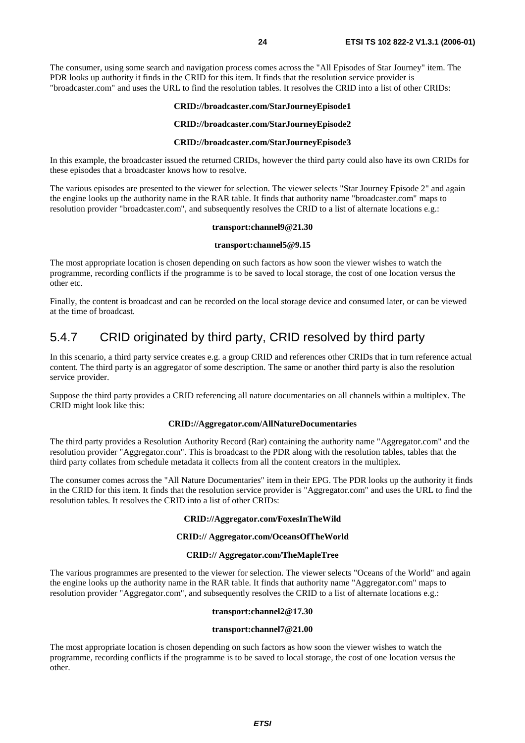The consumer, using some search and navigation process comes across the "All Episodes of Star Journey" item. The PDR looks up authority it finds in the CRID for this item. It finds that the resolution service provider is "broadcaster.com" and uses the URL to find the resolution tables. It resolves the CRID into a list of other CRIDs:

**CRID://broadcaster.com/StarJourneyEpisode1**

**CRID://broadcaster.com/StarJourneyEpisode2**

**CRID://broadcaster.com/StarJourneyEpisode3**

In this example, the broadcaster issued the returned CRIDs, however the third party could also have its own CRIDs for these episodes that a broadcaster knows how to resolve.

The various episodes are presented to the viewer for selection. The viewer selects "Star Journey Episode 2" and again the engine looks up the authority name in the RAR table. It finds that authority name "broadcaster.com" maps to resolution provider "broadcaster.com", and subsequently resolves the CRID to a list of alternate locations e.g.:

**transport:channel9@21.30**

**transport:channel5@9.15**

The most appropriate location is chosen depending on such factors as how soon the viewer wishes to watch the programme, recording conflicts if the programme is to be saved to local storage, the cost of one location versus the other etc.

Finally, the content is broadcast and can be recorded on the local storage device and consumed later, or can be viewed at the time of broadcast.

### 5.4.7 CRID originated by third party, CRID resolved by third party

In this scenario, a third party service creates e.g. a group CRID and references other CRIDs that in turn reference actual content. The third party is an aggregator of some description. The same or another third party is also the resolution service provider.

Suppose the third party provides a CRID referencing all nature documentaries on all channels within a multiplex. The CRID might look like this:

**CRID://Aggregator.com/AllNatureDocumentaries**

The third party provides a Resolution Authority Record (Rar) containing the authority name "Aggregator.com" and the resolution provider "Aggregator.com". This is broadcast to the PDR along with the resolution tables, tables that the third party collates from schedule metadata it collects from all the content creators in the multiplex.

The consumer comes across the "All Nature Documentaries" item in their EPG. The PDR looks up the authority it finds in the CRID for this item. It finds that the resolution service provider is "Aggregator.com" and uses the URL to find the resolution tables. It resolves the CRID into a list of other CRIDs:

**CRID://Aggregator.com/FoxesInTheWild**

**CRID:// Aggregator.com/OceansOfTheWorld**

**CRID:// Aggregator.com/TheMapleTree**

The various programmes are presented to the viewer for selection. The viewer selects "Oceans of the World" and again the engine looks up the authority name in the RAR table. It finds that authority name "Aggregator.com" maps to resolution provider "Aggregator.com", and subsequently resolves the CRID to a list of alternate locations e.g.:

**transport:channel2@17.30**

**transport:channel7@21.00**

The most appropriate location is chosen depending on such factors as how soon the viewer wishes to watch the programme, recording conflicts if the programme is to be saved to local storage, the cost of one location versus the other.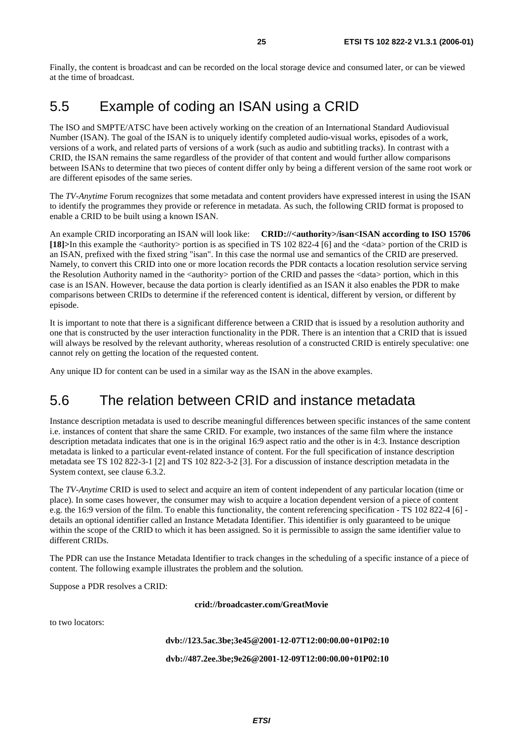Finally, the content is broadcast and can be recorded on the local storage device and consumed later, or can be viewed at the time of broadcast.

## 5.5 Example of coding an ISAN using a CRID

The ISO and SMPTE/ATSC have been actively working on the creation of an International Standard Audiovisual Number (ISAN). The goal of the ISAN is to uniquely identify completed audio-visual works, episodes of a work, versions of a work, and related parts of versions of a work (such as audio and subtitling tracks). In contrast with a CRID, the ISAN remains the same regardless of the provider of that content and would further allow comparisons between ISANs to determine that two pieces of content differ only by being a different version of the same root work or are different episodes of the same series.

The *TV-Anytime* Forum recognizes that some metadata and content providers have expressed interest in using the ISAN to identify the programmes they provide or reference in metadata. As such, the following CRID format is proposed to enable a CRID to be built using a known ISAN.

An example CRID incorporating an ISAN will look like: **CRID://<authority>/isan<ISAN according to ISO 15706 [18]>**In this example the <authority> portion is as specified in TS 102 822-4 [6] and the <data> portion of the CRID is an ISAN, prefixed with the fixed string "isan". In this case the normal use and semantics of the CRID are preserved. Namely, to convert this CRID into one or more location records the PDR contacts a location resolution service serving the Resolution Authority named in the <authority> portion of the CRID and passes the <data> portion, which in this case is an ISAN. However, because the data portion is clearly identified as an ISAN it also enables the PDR to make comparisons between CRIDs to determine if the referenced content is identical, different by version, or different by episode.

It is important to note that there is a significant difference between a CRID that is issued by a resolution authority and one that is constructed by the user interaction functionality in the PDR. There is an intention that a CRID that is issued will always be resolved by the relevant authority, whereas resolution of a constructed CRID is entirely speculative: one cannot rely on getting the location of the requested content.

Any unique ID for content can be used in a similar way as the ISAN in the above examples.

## 5.6 The relation between CRID and instance metadata

Instance description metadata is used to describe meaningful differences between specific instances of the same content i.e. instances of content that share the same CRID. For example, two instances of the same film where the instance description metadata indicates that one is in the original 16:9 aspect ratio and the other is in 4:3. Instance description metadata is linked to a particular event-related instance of content. For the full specification of instance description metadata see TS 102 822-3-1 [2] and TS 102 822-3-2 [3]. For a discussion of instance description metadata in the System context, see clause 6.3.2.

The *TV-Anytime* CRID is used to select and acquire an item of content independent of any particular location (time or place). In some cases however, the consumer may wish to acquire a location dependent version of a piece of content e.g. the 16:9 version of the film. To enable this functionality, the content referencing specification - TS 102 822-4 [6] - details an optional identifier called an Instance Metadata Identifier. This identifier is only guaranteed to be unique within the scope of the CRID to which it has been assigned. So it is permissible to assign the same identifier value to different CRIDs.

The PDR can use the Instance Metadata Identifier to track changes in the scheduling of a specific instance of a piece of content. The following example illustrates the problem and the solution.

Suppose a PDR resolves a CRID:

**crid://broadcaster.com/GreatMovie**

to two locators:

**dvb://123.5ac.3be;3e45@2001-12-07T12:00:00.00+01P02:10**

**dvb://487.2ee.3be;9e26@2001-12-09T12:00:00.00+01P02:10**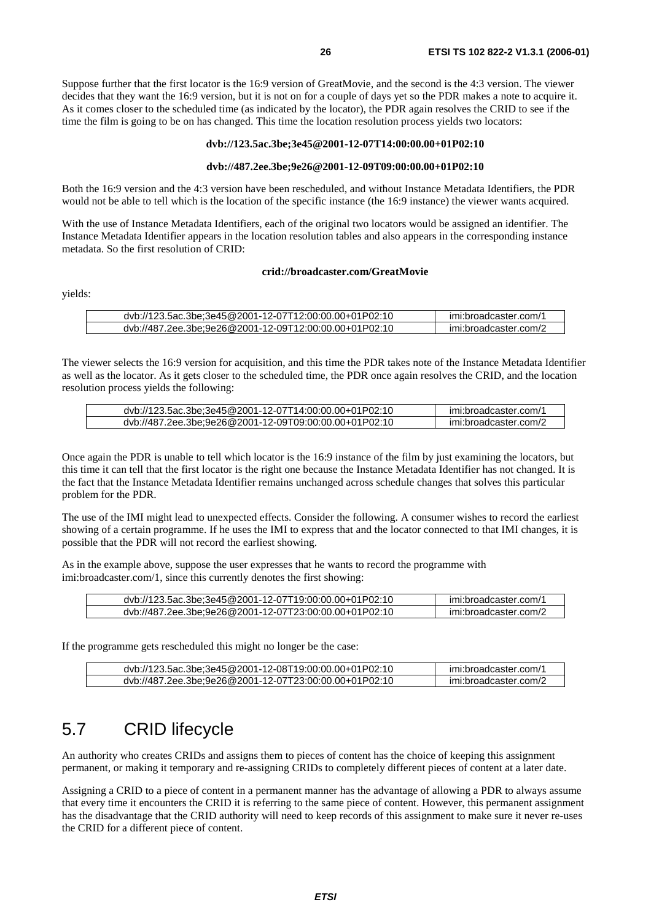Suppose further that the first locator is the 16:9 version of GreatMovie, and the second is the 4:3 version. The viewer decides that they want the 16:9 version, but it is not on for a couple of days yet so the PDR makes a note to acquire it. As it comes closer to the scheduled time (as indicated by the locator), the PDR again resolves the CRID to see if the time the film is going to be on has changed. This time the location resolution process yields two locators:

**dvb://123.5ac.3be;3e45@2001-12-07T14:00:00.00+01P02:10**

**dvb://487.2ee.3be;9e26@2001-12-09T09:00:00.00+01P02:10**

Both the 16:9 version and the 4:3 version have been rescheduled, and without Instance Metadata Identifiers, the PDR would not be able to tell which is the location of the specific instance (the 16:9 instance) the viewer wants acquired.

With the use of Instance Metadata Identifiers, each of the original two locators would be assigned an identifier. The Instance Metadata Identifier appears in the location resolution tables and also appears in the corresponding instance metadata. So the first resolution of CRID:

**crid://broadcaster.com/GreatMovie**

yields:

| | |
|---|---|
| dvb://123.5ac.3be;3e45@2001-12-07T12:00:00.00+01P02:10 | imi:broadcaster.com/1 |
| dvb://487.2ee.3be;9e26@2001-12-09T12:00:00.00+01P02:10 | imi:broadcaster.com/2 |

The viewer selects the 16:9 version for acquisition, and this time the PDR takes note of the Instance Metadata Identifier as well as the locator. As it gets closer to the scheduled time, the PDR once again resolves the CRID, and the location resolution process yields the following:

| | |
|---|---|
| dvb://123.5ac.3be;3e45@2001-12-07T14:00:00.00+01P02:10 | imi:broadcaster.com/1 |
| dvb://487.2ee.3be;9e26@2001-12-09T09:00:00.00+01P02:10 | imi:broadcaster.com/2 |

Once again the PDR is unable to tell which locator is the 16:9 instance of the film by just examining the locators, but this time it can tell that the first locator is the right one because the Instance Metadata Identifier has not changed. It is the fact that the Instance Metadata Identifier remains unchanged across schedule changes that solves this particular problem for the PDR.

The use of the IMI might lead to unexpected effects. Consider the following. A consumer wishes to record the earliest showing of a certain programme. If he uses the IMI to express that and the locator connected to that IMI changes, it is possible that the PDR will not record the earliest showing.

As in the example above, suppose the user expresses that he wants to record the programme with imi:broadcaster.com/1, since this currently denotes the first showing:

| | |
|---|---|
| dvb://123.5ac.3be;3e45@2001-12-07T19:00:00.00+01P02:10 | imi:broadcaster.com/1 |
| dvb://487.2ee.3be;9e26@2001-12-07T23:00:00.00+01P02:10 | imi:broadcaster.com/2 |

If the programme gets rescheduled this might no longer be the case:

| | |
|---|---|
| dvb://123.5ac.3be;3e45@2001-12-08T19:00:00.00+01P02:10 | imi:broadcaster.com/1 |
| dvb://487.2ee.3be;9e26@2001-12-07T23:00:00.00+01P02:10 | imi:broadcaster.com/2 |

## 5.7 CRID lifecycle

An authority who creates CRIDs and assigns them to pieces of content has the choice of keeping this assignment permanent, or making it temporary and re-assigning CRIDs to completely different pieces of content at a later date.

Assigning a CRID to a piece of content in a permanent manner has the advantage of allowing a PDR to always assume that every time it encounters the CRID it is referring to the same piece of content. However, this permanent assignment has the disadvantage that the CRID authority will need to keep records of this assignment to make sure it never re-uses the CRID for a different piece of content.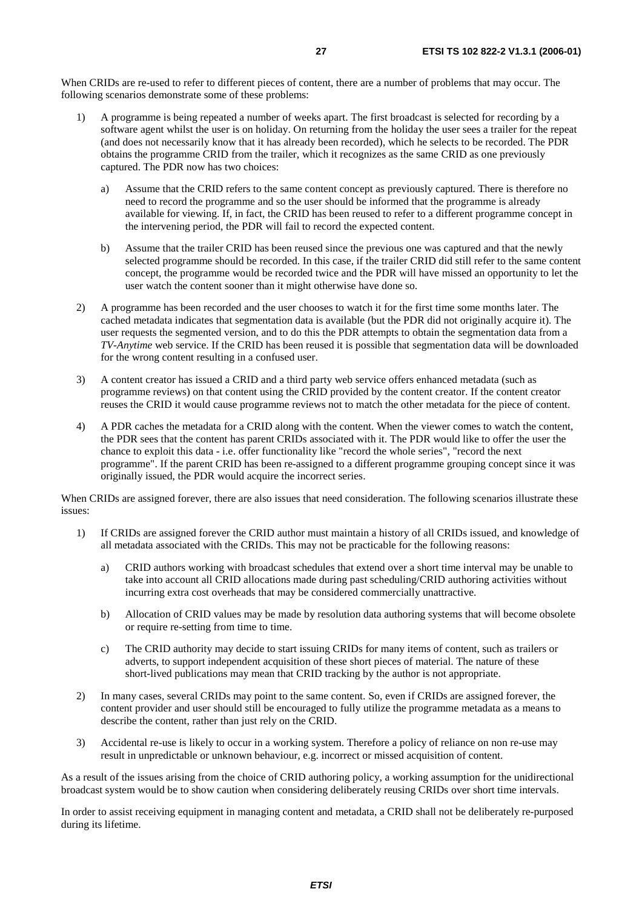When CRIDs are re-used to refer to different pieces of content, there are a number of problems that may occur. The following scenarios demonstrate some of these problems:

1) A programme is being repeated a number of weeks apart. The first broadcast is selected for recording by a software agent whilst the user is on holiday. On returning from the holiday the user sees a trailer for the repeat (and does not necessarily know that it has already been recorded), which he selects to be recorded. The PDR obtains the programme CRID from the trailer, which it recognizes as the same CRID as one previously captured. The PDR now has two choices:

   a) Assume that the CRID refers to the same content concept as previously captured. There is therefore no need to record the programme and so the user should be informed that the programme is already available for viewing. If, in fact, the CRID has been reused to refer to a different programme concept in the intervening period, the PDR will fail to record the expected content.

   b) Assume that the trailer CRID has been reused since the previous one was captured and that the newly selected programme should be recorded. In this case, if the trailer CRID did still refer to the same content concept, the programme would be recorded twice and the PDR will have missed an opportunity to let the user watch the content sooner than it might otherwise have done so.

2) A programme has been recorded and the user chooses to watch it for the first time some months later. The cached metadata indicates that segmentation data is available (but the PDR did not originally acquire it). The user requests the segmented version, and to do this the PDR attempts to obtain the segmentation data from a *TV-Anytime* web service. If the CRID has been reused it is possible that segmentation data will be downloaded for the wrong content resulting in a confused user.

3) A content creator has issued a CRID and a third party web service offers enhanced metadata (such as programme reviews) on that content using the CRID provided by the content creator. If the content creator reuses the CRID it would cause programme reviews not to match the other metadata for the piece of content.

4) A PDR caches the metadata for a CRID along with the content. When the viewer comes to watch the content, the PDR sees that the content has parent CRIDs associated with it. The PDR would like to offer the user the chance to exploit this data - i.e. offer functionality like "record the whole series", "record the next programme". If the parent CRID has been re-assigned to a different programme grouping concept since it was originally issued, the PDR would acquire the incorrect series.

When CRIDs are assigned forever, there are also issues that need consideration. The following scenarios illustrate these issues:

1) If CRIDs are assigned forever the CRID author must maintain a history of all CRIDs issued, and knowledge of all metadata associated with the CRIDs. This may not be practicable for the following reasons:

   a) CRID authors working with broadcast schedules that extend over a short time interval may be unable to take into account all CRID allocations made during past scheduling/CRID authoring activities without incurring extra cost overheads that may be considered commercially unattractive.

   b) Allocation of CRID values may be made by resolution data authoring systems that will become obsolete or require re-setting from time to time.

   c) The CRID authority may decide to start issuing CRIDs for many items of content, such as trailers or adverts, to support independent acquisition of these short pieces of material. The nature of these short-lived publications may mean that CRID tracking by the author is not appropriate.

2) In many cases, several CRIDs may point to the same content. So, even if CRIDs are assigned forever, the content provider and user should still be encouraged to fully utilize the programme metadata as a means to describe the content, rather than just rely on the CRID.

3) Accidental re-use is likely to occur in a working system. Therefore a policy of reliance on non re-use may result in unpredictable or unknown behaviour, e.g. incorrect or missed acquisition of content.

As a result of the issues arising from the choice of CRID authoring policy, a working assumption for the unidirectional broadcast system would be to show caution when considering deliberately reusing CRIDs over short time intervals.

In order to assist receiving equipment in managing content and metadata, a CRID shall not be deliberately re-purposed during its lifetime.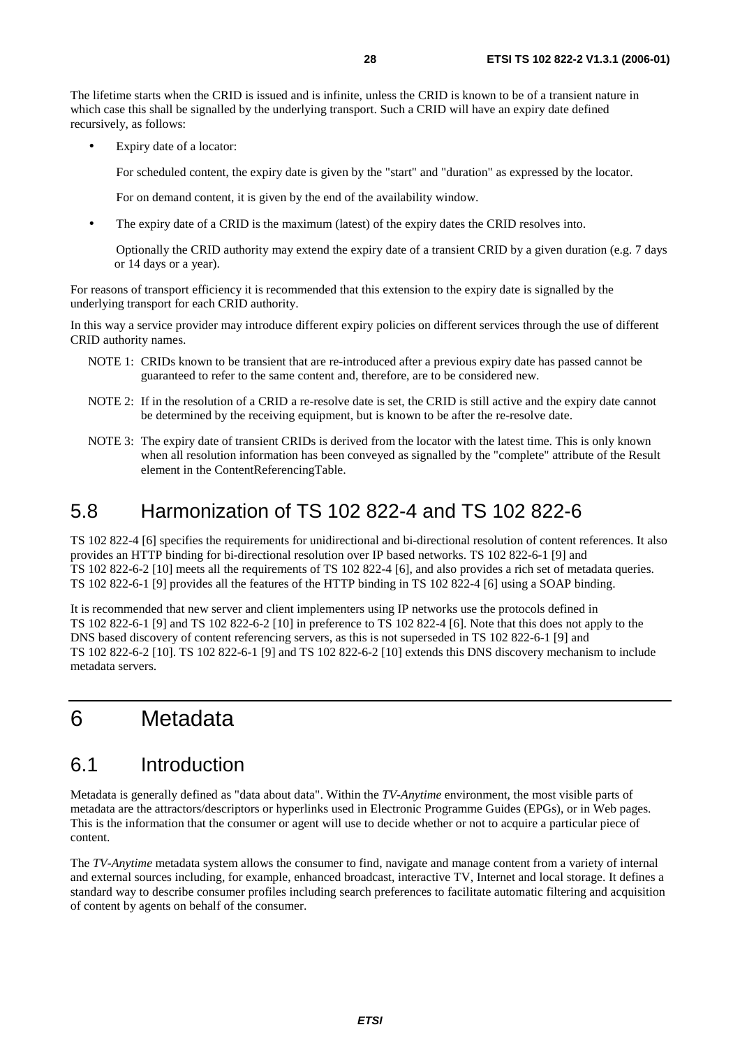The lifetime starts when the CRID is issued and is infinite, unless the CRID is known to be of a transient nature in which case this shall be signalled by the underlying transport. Such a CRID will have an expiry date defined recursively, as follows:

- Expiry date of a locator:

  For scheduled content, the expiry date is given by the "start" and "duration" as expressed by the locator.

  For on demand content, it is given by the end of the availability window.

- The expiry date of a CRID is the maximum (latest) of the expiry dates the CRID resolves into.

  Optionally the CRID authority may extend the expiry date of a transient CRID by a given duration (e.g. 7 days or 14 days or a year).

For reasons of transport efficiency it is recommended that this extension to the expiry date is signalled by the underlying transport for each CRID authority.

In this way a service provider may introduce different expiry policies on different services through the use of different CRID authority names.

NOTE 1: CRIDs known to be transient that are re-introduced after a previous expiry date has passed cannot be guaranteed to refer to the same content and, therefore, are to be considered new.

NOTE 2: If in the resolution of a CRID a re-resolve date is set, the CRID is still active and the expiry date cannot be determined by the receiving equipment, but is known to be after the re-resolve date.

NOTE 3: The expiry date of transient CRIDs is derived from the locator with the latest time. This is only known when all resolution information has been conveyed as signalled by the "complete" attribute of the Result element in the ContentReferencingTable.

## 5.8 Harmonization of TS 102 822-4 and TS 102 822-6

TS 102 822-4 [6] specifies the requirements for unidirectional and bi-directional resolution of content references. It also provides an HTTP binding for bi-directional resolution over IP based networks. TS 102 822-6-1 [9] and TS 102 822-6-2 [10] meets all the requirements of TS 102 822-4 [6], and also provides a rich set of metadata queries. TS 102 822-6-1 [9] provides all the features of the HTTP binding in TS 102 822-4 [6] using a SOAP binding.

It is recommended that new server and client implementers using IP networks use the protocols defined in TS 102 822-6-1 [9] and TS 102 822-6-2 [10] in preference to TS 102 822-4 [6]. Note that this does not apply to the DNS based discovery of content referencing servers, as this is not superseded in TS 102 822-6-1 [9] and TS 102 822-6-2 [10]. TS 102 822-6-1 [9] and TS 102 822-6-2 [10] extends this DNS discovery mechanism to include metadata servers.

# 6 Metadata

## 6.1 Introduction

Metadata is generally defined as "data about data". Within the *TV-Anytime* environment, the most visible parts of metadata are the attractors/descriptors or hyperlinks used in Electronic Programme Guides (EPGs), or in Web pages. This is the information that the consumer or agent will use to decide whether or not to acquire a particular piece of content.

The *TV-Anytime* metadata system allows the consumer to find, navigate and manage content from a variety of internal and external sources including, for example, enhanced broadcast, interactive TV, Internet and local storage. It defines a standard way to describe consumer profiles including search preferences to facilitate automatic filtering and acquisition of content by agents on behalf of the consumer.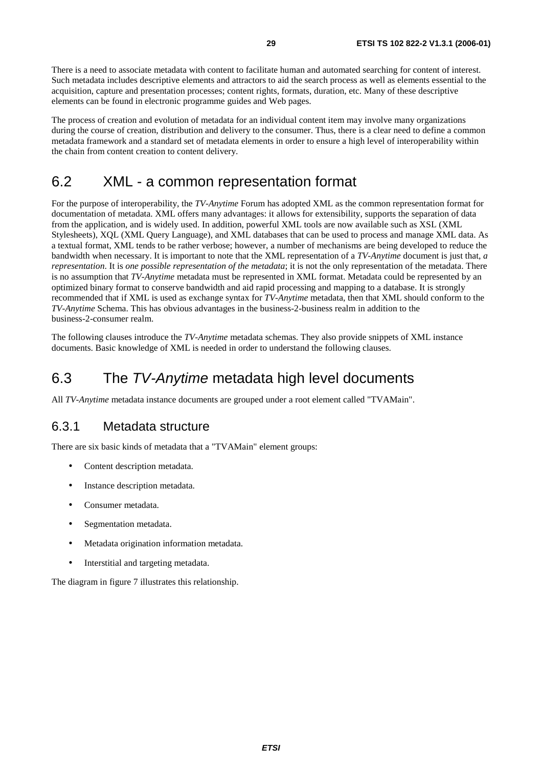There is a need to associate metadata with content to facilitate human and automated searching for content of interest. Such metadata includes descriptive elements and attractors to aid the search process as well as elements essential to the acquisition, capture and presentation processes; content rights, formats, duration, etc. Many of these descriptive elements can be found in electronic programme guides and Web pages.

The process of creation and evolution of metadata for an individual content item may involve many organizations during the course of creation, distribution and delivery to the consumer. Thus, there is a clear need to define a common metadata framework and a standard set of metadata elements in order to ensure a high level of interoperability within the chain from content creation to content delivery.

## 6.2 XML - a common representation format

For the purpose of interoperability, the *TV-Anytime* Forum has adopted XML as the common representation format for documentation of metadata. XML offers many advantages: it allows for extensibility, supports the separation of data from the application, and is widely used. In addition, powerful XML tools are now available such as XSL (XML Stylesheets), XQL (XML Query Language), and XML databases that can be used to process and manage XML data. As a textual format, XML tends to be rather verbose; however, a number of mechanisms are being developed to reduce the bandwidth when necessary. It is important to note that the XML representation of a *TV-Anytime* document is just that, *a representation*. It is *one possible representation of the metadata*; it is not the only representation of the metadata. There is no assumption that *TV-Anytime* metadata must be represented in XML format. Metadata could be represented by an optimized binary format to conserve bandwidth and aid rapid processing and mapping to a database. It is strongly recommended that if XML is used as exchange syntax for *TV-Anytime* metadata, then that XML should conform to the *TV-Anytime* Schema. This has obvious advantages in the business-2-business realm in addition to the business-2-consumer realm.

The following clauses introduce the *TV-Anytime* metadata schemas. They also provide snippets of XML instance documents. Basic knowledge of XML is needed in order to understand the following clauses.

## 6.3 The *TV-Anytime* metadata high level documents

All *TV-Anytime* metadata instance documents are grouped under a root element called "TVAMain".

### 6.3.1 Metadata structure

There are six basic kinds of metadata that a "TVAMain" element groups:

- Content description metadata.
- Instance description metadata.
- Consumer metadata.
- Segmentation metadata.
- Metadata origination information metadata.
- Interstitial and targeting metadata.

The diagram in figure 7 illustrates this relationship.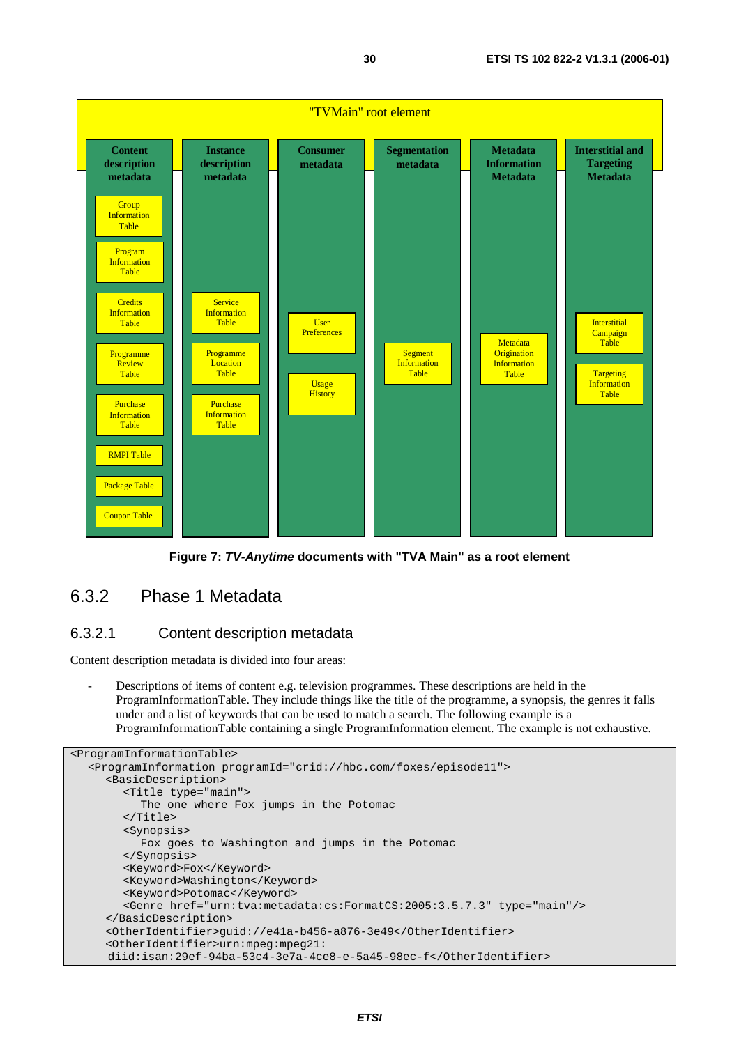"TVMain" root element

| Content description metadata | Instance description metadata | Consumer metadata | Segmentation metadata | Metadata Information Metadata | Interstitial and Targeting Metadata |
|---|---|---|---|---|---|
| Group Information Table | Service Information Table | User Preferences | Segment Information Table | Metadata Origination Information Table | Interstitial Campaign Table |
| Program Information Table | Programme Location Table | Usage History | | | Targeting Information Table |
| Credits Information Table | Purchase Information Table | | | | |
| Programme Review Table | | | | | |
| Purchase Information Table | | | | | |
| RMPI Table | | | | | |
| Package Table | | | | | |
| Coupon Table | | | | | |

**Figure 7: *TV-Anytime* documents with "TVA Main" as a root element**

## 6.3.2 Phase 1 Metadata

### 6.3.2.1 Content description metadata

Content description metadata is divided into four areas:

- Descriptions of items of content e.g. television programmes. These descriptions are held in the ProgramInformationTable. They include things like the title of the programme, a synopsis, the genres it falls under and a list of keywords that can be used to match a search. The following example is a ProgramInformationTable containing a single ProgramInformation element. The example is not exhaustive.

```
<ProgramInformationTable>
   <ProgramInformation programId="crid://hbc.com/foxes/episode11">
      <BasicDescription>
         <Title type="main">
            The one where Fox jumps in the Potomac
         </Title>
         <Synopsis>
            Fox goes to Washington and jumps in the Potomac
         </Synopsis>
         <Keyword>Fox</Keyword>
         <Keyword>Washington</Keyword>
         <Keyword>Potomac</Keyword>
         <Genre href="urn:tva:metadata:cs:FormatCS:2005:3.5.7.3" type="main"/>
      </BasicDescription>
      <OtherIdentifier>guid://e41a-b456-a876-3e49</OtherIdentifier>
      <OtherIdentifier>urn:mpeg:mpeg21:
       diid:isan:29ef-94ba-53c4-3e7a-4ce8-e-5a45-98ec-f</OtherIdentifier>
```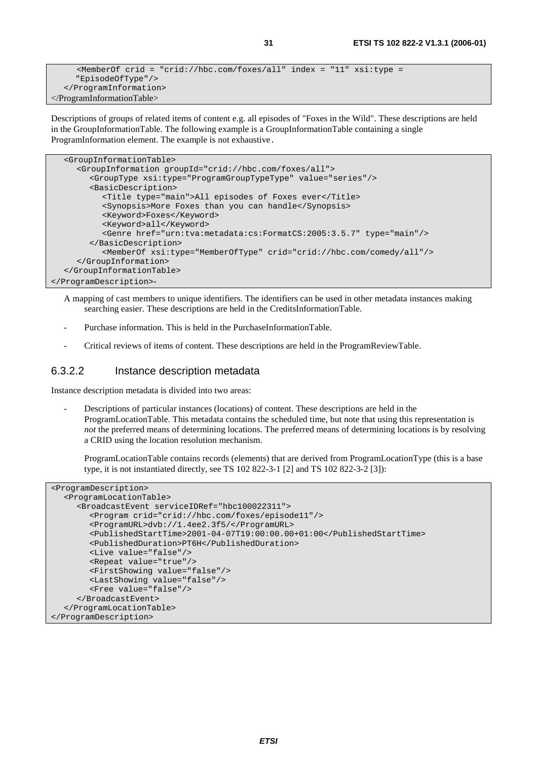```
      <MemberOf crid = "crid://hbc.com/foxes/all" index = "11" xsi:type =
      "EpisodeOfType"/>
   </ProgramInformation>
</ProgramInformationTable>
```

Descriptions of groups of related items of content e.g. all episodes of "Foxes in the Wild". These descriptions are held in the GroupInformationTable. The following example is a GroupInformationTable containing a single ProgramInformation element. The example is not exhaustive.

```
   <GroupInformationTable>
      <GroupInformation groupId="crid://hbc.com/foxes/all">
         <GroupType xsi:type="ProgramGroupTypeType" value="series"/>
         <BasicDescription>
            <Title type="main">All episodes of Foxes ever</Title>
            <Synopsis>More Foxes than you can handle</Synopsis>
            <Keyword>Foxes</Keyword>
            <Keyword>all</Keyword>
            <Genre href="urn:tva:metadata:cs:FormatCS:2005:3.5.7" type="main"/>
         </BasicDescription>
            <MemberOf xsi:type="MemberOfType" crid="crid://hbc.com/comedy/all"/>
      </GroupInformation>
   </GroupInformationTable>
</ProgramDescription>-
```

A mapping of cast members to unique identifiers. The identifiers can be used in other metadata instances making searching easier. These descriptions are held in the CreditsInformationTable.

- Purchase information. This is held in the PurchaseInformationTable.
- Critical reviews of items of content. These descriptions are held in the ProgramReviewTable.

#### 6.3.2.2 Instance description metadata

Instance description metadata is divided into two areas:

- Descriptions of particular instances (locations) of content. These descriptions are held in the ProgramLocationTable. This metadata contains the scheduled time, but note that using this representation is *not* the preferred means of determining locations. The preferred means of determining locations is by resolving a CRID using the location resolution mechanism.

  ProgramLocationTable contains records (elements) that are derived from ProgramLocationType (this is a base type, it is not instantiated directly, see TS 102 822-3-1 [2] and TS 102 822-3-2 [3]):

```
<ProgramDescription>
   <ProgramLocationTable>
      <BroadcastEvent serviceIDRef="hbc100022311">
         <Program crid="crid://hbc.com/foxes/episode11"/>
         <ProgramURL>dvb://1.4ee2.3f5/</ProgramURL>
         <PublishedStartTime>2001-04-07T19:00:00.00+01:00</PublishedStartTime>
         <PublishedDuration>PT6H</PublishedDuration>
         <Live value="false"/>
         <Repeat value="true"/>
         <FirstShowing value="false"/>
         <LastShowing value="false"/>
         <Free value="false"/>
      </BroadcastEvent>
   </ProgramLocationTable>
</ProgramDescription>
```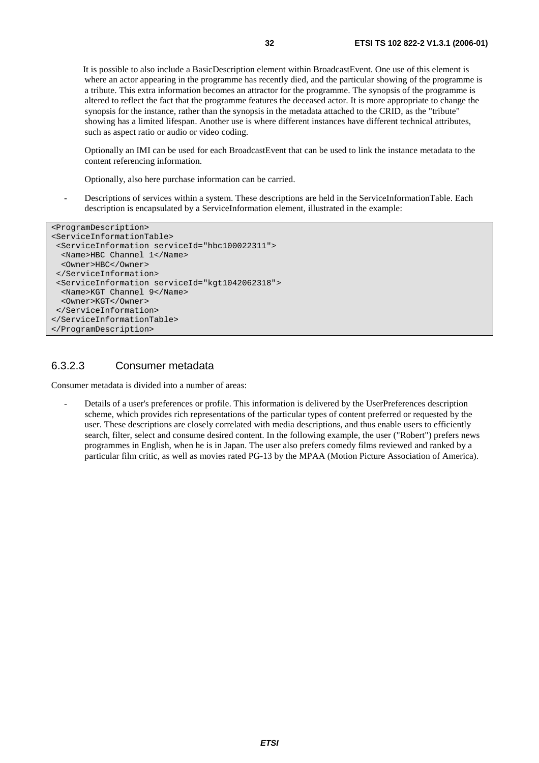It is possible to also include a BasicDescription element within BroadcastEvent. One use of this element is where an actor appearing in the programme has recently died, and the particular showing of the programme is a tribute. This extra information becomes an attractor for the programme. The synopsis of the programme is altered to reflect the fact that the programme features the deceased actor. It is more appropriate to change the synopsis for the instance, rather than the synopsis in the metadata attached to the CRID, as the "tribute" showing has a limited lifespan. Another use is where different instances have different technical attributes, such as aspect ratio or audio or video coding.

Optionally an IMI can be used for each BroadcastEvent that can be used to link the instance metadata to the content referencing information.

Optionally, also here purchase information can be carried.

- Descriptions of services within a system. These descriptions are held in the ServiceInformationTable. Each description is encapsulated by a ServiceInformation element, illustrated in the example:

```
<ProgramDescription>
<ServiceInformationTable>
 <ServiceInformation serviceId="hbc100022311">
  <Name>HBC Channel 1</Name>
  <Owner>HBC</Owner>
 </ServiceInformation>
 <ServiceInformation serviceId="kgt1042062318">
  <Name>KGT Channel 9</Name>
  <Owner>KGT</Owner>
 </ServiceInformation>
</ServiceInformationTable>
</ProgramDescription>
```

### 6.3.2.3 Consumer metadata

Consumer metadata is divided into a number of areas:

- Details of a user's preferences or profile. This information is delivered by the UserPreferences description scheme, which provides rich representations of the particular types of content preferred or requested by the user. These descriptions are closely correlated with media descriptions, and thus enable users to efficiently search, filter, select and consume desired content. In the following example, the user ("Robert") prefers news programmes in English, when he is in Japan. The user also prefers comedy films reviewed and ranked by a particular film critic, as well as movies rated PG-13 by the MPAA (Motion Picture Association of America).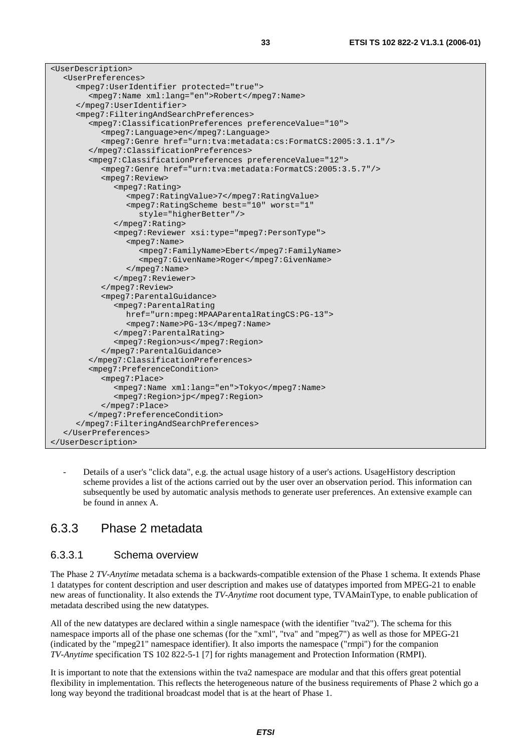```
<UserDescription>
   <UserPreferences>
      <mpeg7:UserIdentifier protected="true">
         <mpeg7:Name xml:lang="en">Robert</mpeg7:Name>
      </mpeg7:UserIdentifier>
      <mpeg7:FilteringAndSearchPreferences>
         <mpeg7:ClassificationPreferences preferenceValue="10">
            <mpeg7:Language>en</mpeg7:Language>
            <mpeg7:Genre href="urn:tva:metadata:cs:FormatCS:2005:3.1.1"/>
         </mpeg7:ClassificationPreferences>
         <mpeg7:ClassificationPreferences preferenceValue="12">
            <mpeg7:Genre href="urn:tva:metadata:FormatCS:2005:3.5.7"/>
            <mpeg7:Review>
               <mpeg7:Rating>
                  <mpeg7:RatingValue>7</mpeg7:RatingValue>
                  <mpeg7:RatingScheme best="10" worst="1"
                     style="higherBetter"/>
               </mpeg7:Rating>
               <mpeg7:Reviewer xsi:type="mpeg7:PersonType">
                  <mpeg7:Name>
                     <mpeg7:FamilyName>Ebert</mpeg7:FamilyName>
                     <mpeg7:GivenName>Roger</mpeg7:GivenName>
                  </mpeg7:Name>
               </mpeg7:Reviewer>
            </mpeg7:Review>
            <mpeg7:ParentalGuidance>
               <mpeg7:ParentalRating
                  href="urn:mpeg:MPAAParentalRatingCS:PG-13">
                  <mpeg7:Name>PG-13</mpeg7:Name>
               </mpeg7:ParentalRating>
               <mpeg7:Region>us</mpeg7:Region>
            </mpeg7:ParentalGuidance>
         </mpeg7:ClassificationPreferences>
         <mpeg7:PreferenceCondition>
            <mpeg7:Place>
               <mpeg7:Name xml:lang="en">Tokyo</mpeg7:Name>
               <mpeg7:Region>jp</mpeg7:Region>
            </mpeg7:Place>
         </mpeg7:PreferenceCondition>
      </mpeg7:FilteringAndSearchPreferences>
   </UserPreferences>
</UserDescription>
```

- Details of a user's "click data", e.g. the actual usage history of a user's actions. UsageHistory description scheme provides a list of the actions carried out by the user over an observation period. This information can subsequently be used by automatic analysis methods to generate user preferences. An extensive example can be found in annex A.

## 6.3.3 Phase 2 metadata

### 6.3.3.1 Schema overview

The Phase 2 *TV-Anytime* metadata schema is a backwards-compatible extension of the Phase 1 schema. It extends Phase 1 datatypes for content description and user description and makes use of datatypes imported from MPEG-21 to enable new areas of functionality. It also extends the *TV-Anytime* root document type, TVAMainType, to enable publication of metadata described using the new datatypes.

All of the new datatypes are declared within a single namespace (with the identifier "tva2"). The schema for this namespace imports all of the phase one schemas (for the "xml", "tva" and "mpeg7") as well as those for MPEG-21 (indicated by the "mpeg21" namespace identifier). It also imports the namespace ("rmpi") for the companion *TV-Anytime* specification TS 102 822-5-1 [7] for rights management and Protection Information (RMPI).

It is important to note that the extensions within the tva2 namespace are modular and that this offers great potential flexibility in implementation. This reflects the heterogeneous nature of the business requirements of Phase 2 which go a long way beyond the traditional broadcast model that is at the heart of Phase 1.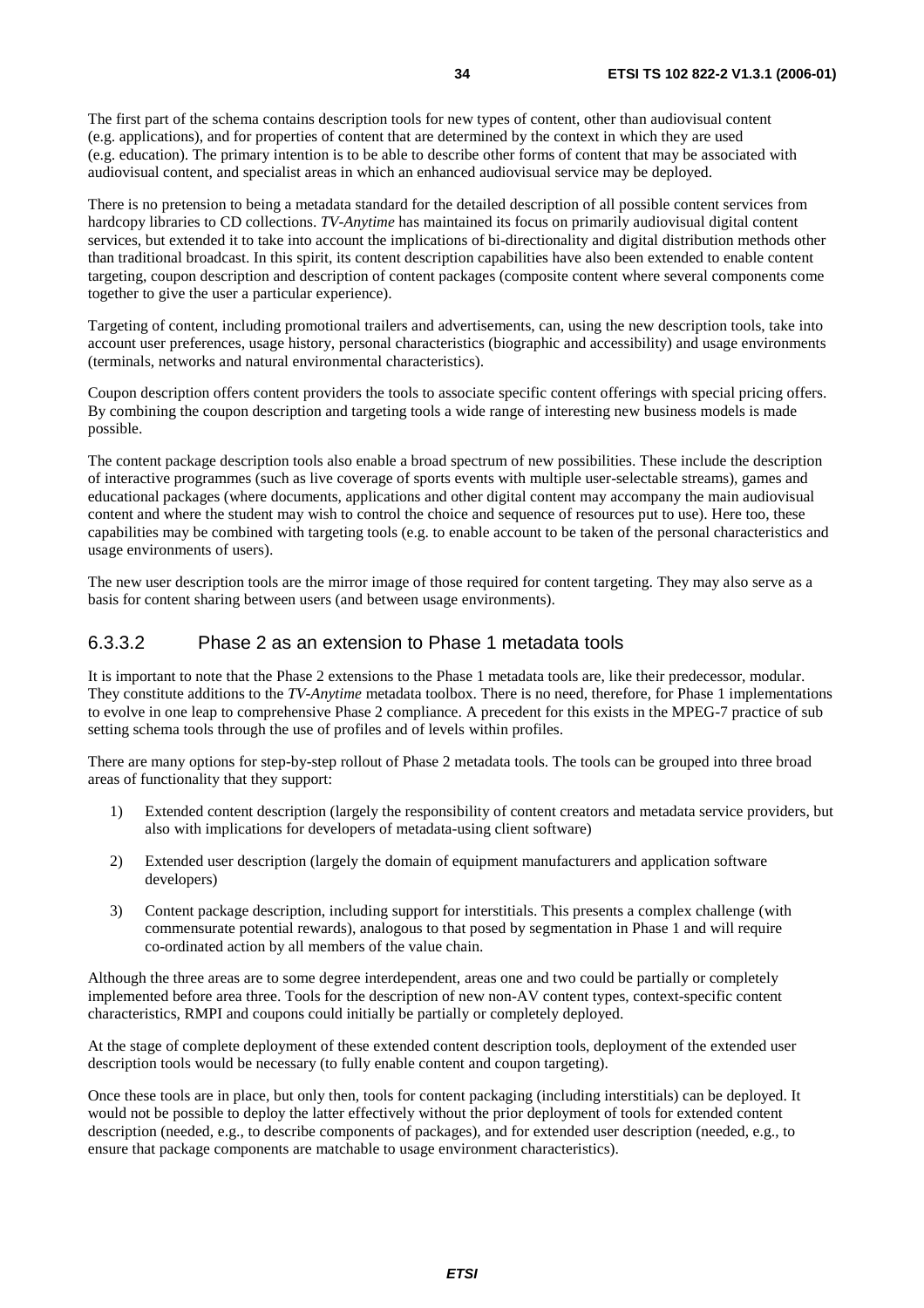The first part of the schema contains description tools for new types of content, other than audiovisual content (e.g. applications), and for properties of content that are determined by the context in which they are used (e.g. education). The primary intention is to be able to describe other forms of content that may be associated with audiovisual content, and specialist areas in which an enhanced audiovisual service may be deployed.

There is no pretension to being a metadata standard for the detailed description of all possible content services from hardcopy libraries to CD collections. *TV-Anytime* has maintained its focus on primarily audiovisual digital content services, but extended it to take into account the implications of bi-directionality and digital distribution methods other than traditional broadcast. In this spirit, its content description capabilities have also been extended to enable content targeting, coupon description and description of content packages (composite content where several components come together to give the user a particular experience).

Targeting of content, including promotional trailers and advertisements, can, using the new description tools, take into account user preferences, usage history, personal characteristics (biographic and accessibility) and usage environments (terminals, networks and natural environmental characteristics).

Coupon description offers content providers the tools to associate specific content offerings with special pricing offers. By combining the coupon description and targeting tools a wide range of interesting new business models is made possible.

The content package description tools also enable a broad spectrum of new possibilities. These include the description of interactive programmes (such as live coverage of sports events with multiple user-selectable streams), games and educational packages (where documents, applications and other digital content may accompany the main audiovisual content and where the student may wish to control the choice and sequence of resources put to use). Here too, these capabilities may be combined with targeting tools (e.g. to enable account to be taken of the personal characteristics and usage environments of users).

The new user description tools are the mirror image of those required for content targeting. They may also serve as a basis for content sharing between users (and between usage environments).

### 6.3.3.2 Phase 2 as an extension to Phase 1 metadata tools

It is important to note that the Phase 2 extensions to the Phase 1 metadata tools are, like their predecessor, modular. They constitute additions to the *TV-Anytime* metadata toolbox. There is no need, therefore, for Phase 1 implementations to evolve in one leap to comprehensive Phase 2 compliance. A precedent for this exists in the MPEG-7 practice of sub setting schema tools through the use of profiles and of levels within profiles.

There are many options for step-by-step rollout of Phase 2 metadata tools. The tools can be grouped into three broad areas of functionality that they support:

1) Extended content description (largely the responsibility of content creators and metadata service providers, but also with implications for developers of metadata-using client software)

2) Extended user description (largely the domain of equipment manufacturers and application software developers)

3) Content package description, including support for interstitials. This presents a complex challenge (with commensurate potential rewards), analogous to that posed by segmentation in Phase 1 and will require co-ordinated action by all members of the value chain.

Although the three areas are to some degree interdependent, areas one and two could be partially or completely implemented before area three. Tools for the description of new non-AV content types, context-specific content characteristics, RMPI and coupons could initially be partially or completely deployed.

At the stage of complete deployment of these extended content description tools, deployment of the extended user description tools would be necessary (to fully enable content and coupon targeting).

Once these tools are in place, but only then, tools for content packaging (including interstitials) can be deployed. It would not be possible to deploy the latter effectively without the prior deployment of tools for extended content description (needed, e.g., to describe components of packages), and for extended user description (needed, e.g., to ensure that package components are matchable to usage environment characteristics).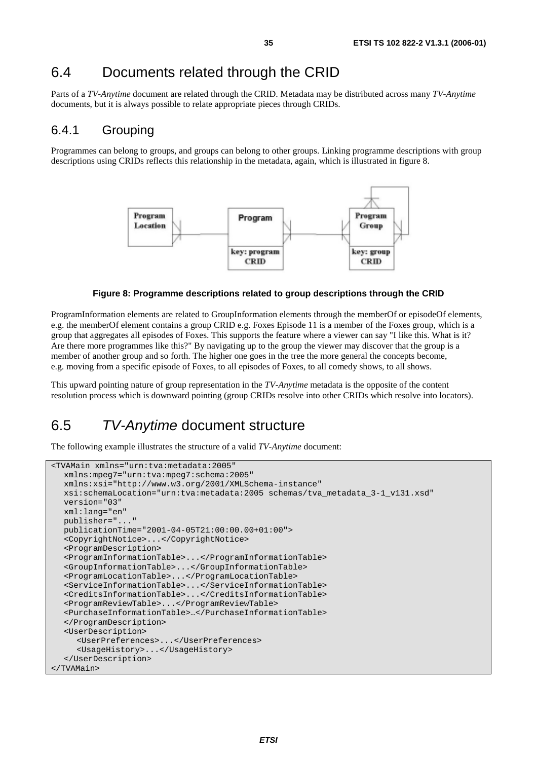## 6.4 Documents related through the CRID

Parts of a *TV-Anytime* document are related through the CRID. Metadata may be distributed across many *TV-Anytime* documents, but it is always possible to relate appropriate pieces through CRIDs.

### 6.4.1 Grouping

Programmes can belong to groups, and groups can belong to other groups. Linking programme descriptions with group descriptions using CRIDs reflects this relationship in the metadata, again, which is illustrated in figure 8.

**Figure 8: Programme descriptions related to group descriptions through the CRID**

ProgramInformation elements are related to GroupInformation elements through the memberOf or episodeOf elements, e.g. the memberOf element contains a group CRID e.g. Foxes Episode 11 is a member of the Foxes group, which is a group that aggregates all episodes of Foxes. This supports the feature where a viewer can say "I like this. What is it? Are there more programmes like this?" By navigating up to the group the viewer may discover that the group is a member of another group and so forth. The higher one goes in the tree the more general the concepts become, e.g. moving from a specific episode of Foxes, to all episodes of Foxes, to all comedy shows, to all shows.

This upward pointing nature of group representation in the *TV-Anytime* metadata is the opposite of the content resolution process which is downward pointing (group CRIDs resolve into other CRIDs which resolve into locators).

## 6.5 *TV-Anytime* document structure

The following example illustrates the structure of a valid *TV-Anytime* document:

```
<TVAMain xmlns="urn:tva:metadata:2005"
   xmlns:mpeg7="urn:tva:mpeg7:schema:2005"
   xmlns:xsi="http://www.w3.org/2001/XMLSchema-instance"
   xsi:schemaLocation="urn:tva:metadata:2005 schemas/tva_metadata_3-1_v131.xsd"
   version="03"
   xml:lang="en"
   publisher="..."
   publicationTime="2001-04-05T21:00:00.00+01:00">
   <CopyrightNotice>...</CopyrightNotice>
   <ProgramDescription>
   <ProgramInformationTable>...</ProgramInformationTable>
   <GroupInformationTable>...</GroupInformationTable>
   <ProgramLocationTable>...</ProgramLocationTable>
   <ServiceInformationTable>...</ServiceInformationTable>
   <CreditsInformationTable>...</CreditsInformationTable>
   <ProgramReviewTable>...</ProgramReviewTable>
   <PurchaseInformationTable>…</PurchaseInformationTable>
   </ProgramDescription>
   <UserDescription>
      <UserPreferences>...</UserPreferences>
      <UsageHistory>...</UsageHistory>
   </UserDescription>
</TVAMain>
```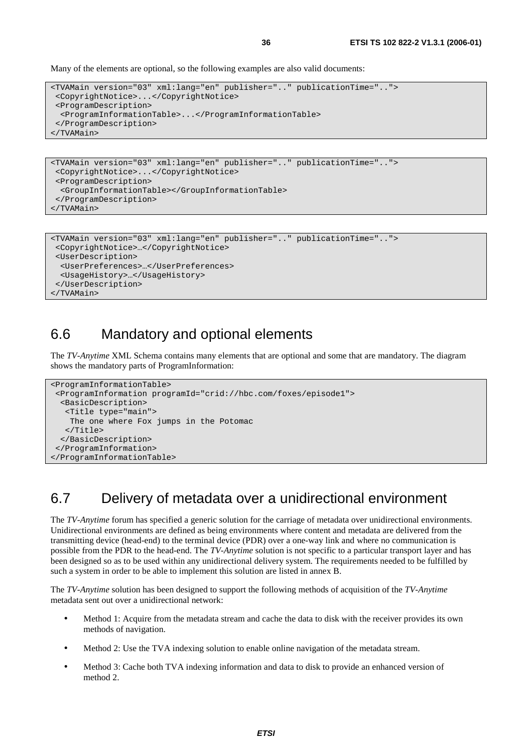Many of the elements are optional, so the following examples are also valid documents:

```
<TVAMain version="03" xml:lang="en" publisher=".." publicationTime="..">
 <CopyrightNotice>...</CopyrightNotice>
 <ProgramDescription>
  <ProgramInformationTable>...</ProgramInformationTable>
 </ProgramDescription>
</TVAMain>
```

```
<TVAMain version="03" xml:lang="en" publisher=".." publicationTime="..">
 <CopyrightNotice>...</CopyrightNotice>
 <ProgramDescription>
  <GroupInformationTable></GroupInformationTable>
 </ProgramDescription>
</TVAMain>
```

```
<TVAMain version="03" xml:lang="en" publisher=".." publicationTime="..">
 <CopyrightNotice>…</CopyrightNotice>
 <UserDescription>
  <UserPreferences>…</UserPreferences>
  <UsageHistory>…</UsageHistory>
 </UserDescription>
</TVAMain>
```

## 6.6 Mandatory and optional elements

The *TV-Anytime* XML Schema contains many elements that are optional and some that are mandatory. The diagram shows the mandatory parts of ProgramInformation:

```
<ProgramInformationTable>
 <ProgramInformation programId="crid://hbc.com/foxes/episode1">
  <BasicDescription>
   <Title type="main">
    The one where Fox jumps in the Potomac
   </Title>
  </BasicDescription>
 </ProgramInformation>
</ProgramInformationTable>
```

## 6.7 Delivery of metadata over a unidirectional environment

The *TV-Anytime* forum has specified a generic solution for the carriage of metadata over unidirectional environments. Unidirectional environments are defined as being environments where content and metadata are delivered from the transmitting device (head-end) to the terminal device (PDR) over a one-way link and where no communication is possible from the PDR to the head-end. The *TV-Anytime* solution is not specific to a particular transport layer and has been designed so as to be used within any unidirectional delivery system. The requirements needed to be fulfilled by such a system in order to be able to implement this solution are listed in annex B.

The *TV-Anytime* solution has been designed to support the following methods of acquisition of the *TV-Anytime* metadata sent out over a unidirectional network:

- Method 1: Acquire from the metadata stream and cache the data to disk with the receiver provides its own methods of navigation.
- Method 2: Use the TVA indexing solution to enable online navigation of the metadata stream.
- Method 3: Cache both TVA indexing information and data to disk to provide an enhanced version of method 2.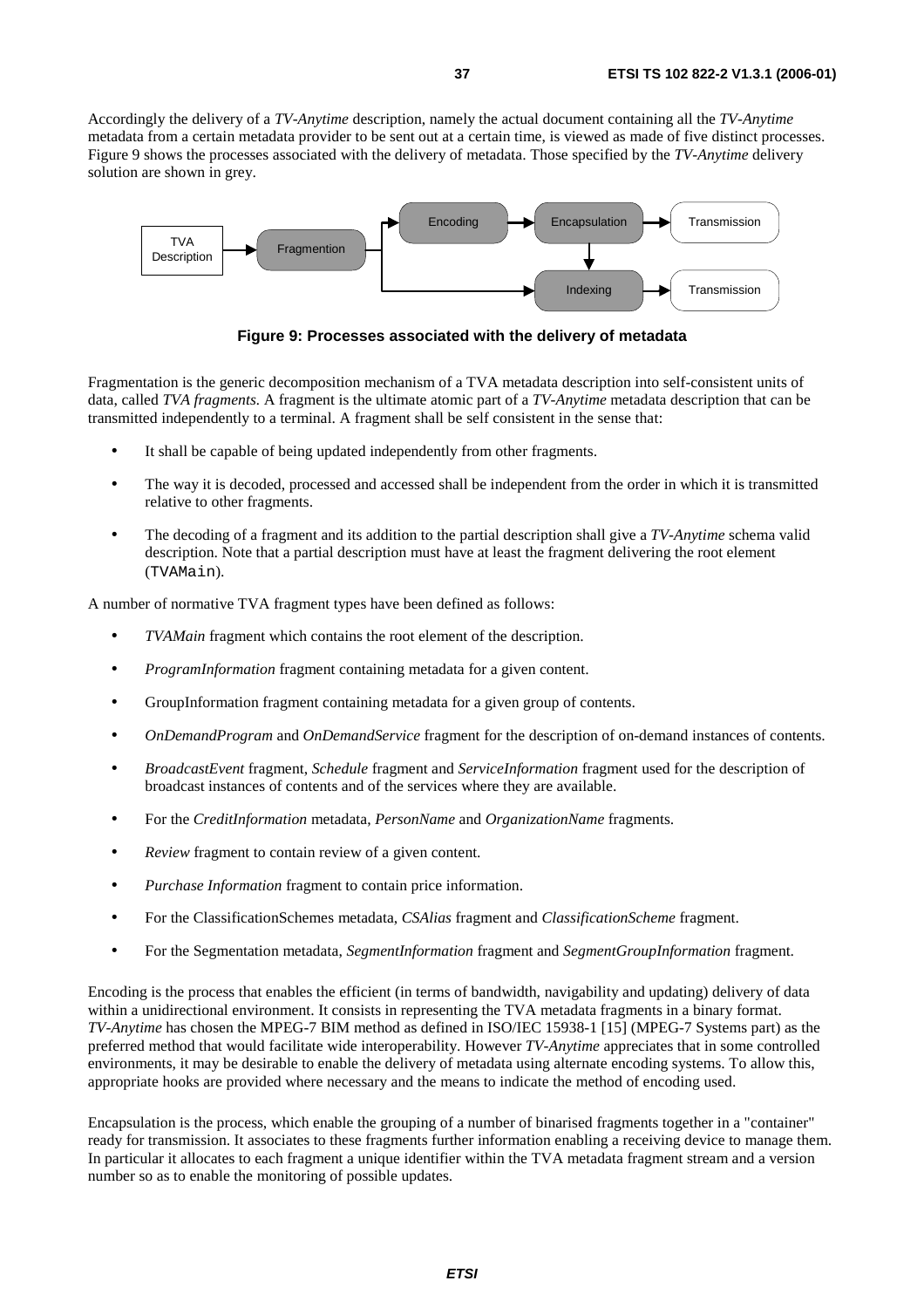Accordingly the delivery of a *TV-Anytime* description, namely the actual document containing all the *TV-Anytime* metadata from a certain metadata provider to be sent out at a certain time, is viewed as made of five distinct processes. Figure 9 shows the processes associated with the delivery of metadata. Those specified by the *TV-Anytime* delivery solution are shown in grey.

**Figure 9: Processes associated with the delivery of metadata**

Fragmentation is the generic decomposition mechanism of a TVA metadata description into self-consistent units of data, called *TVA fragments.* A fragment is the ultimate atomic part of a *TV-Anytime* metadata description that can be transmitted independently to a terminal. A fragment shall be self consistent in the sense that:

- It shall be capable of being updated independently from other fragments.
- The way it is decoded, processed and accessed shall be independent from the order in which it is transmitted relative to other fragments.
- The decoding of a fragment and its addition to the partial description shall give a *TV-Anytime* schema valid description. Note that a partial description must have at least the fragment delivering the root element (`TVAMain`).

A number of normative TVA fragment types have been defined as follows:

- *TVAMain* fragment which contains the root element of the description.
- *ProgramInformation* fragment containing metadata for a given content.
- GroupInformation fragment containing metadata for a given group of contents.
- *OnDemandProgram* and *OnDemandService* fragment for the description of on-demand instances of contents.
- *BroadcastEvent* fragment, *Schedule* fragment and *ServiceInformation* fragment used for the description of broadcast instances of contents and of the services where they are available.
- For the *CreditInformation* metadata, *PersonName* and *OrganizationName* fragments.
- *Review* fragment to contain review of a given content.
- *Purchase Information* fragment to contain price information.
- For the ClassificationSchemes metadata, *CSAlias* fragment and *ClassificationScheme* fragment.
- For the Segmentation metadata, *SegmentInformation* fragment and *SegmentGroupInformation* fragment.

Encoding is the process that enables the efficient (in terms of bandwidth, navigability and updating) delivery of data within a unidirectional environment. It consists in representing the TVA metadata fragments in a binary format. *TV-Anytime* has chosen the MPEG-7 BIM method as defined in ISO/IEC 15938-1 [15] (MPEG-7 Systems part) as the preferred method that would facilitate wide interoperability. However *TV-Anytime* appreciates that in some controlled environments, it may be desirable to enable the delivery of metadata using alternate encoding systems. To allow this, appropriate hooks are provided where necessary and the means to indicate the method of encoding used.

Encapsulation is the process, which enable the grouping of a number of binarised fragments together in a "container" ready for transmission. It associates to these fragments further information enabling a receiving device to manage them. In particular it allocates to each fragment a unique identifier within the TVA metadata fragment stream and a version number so as to enable the monitoring of possible updates.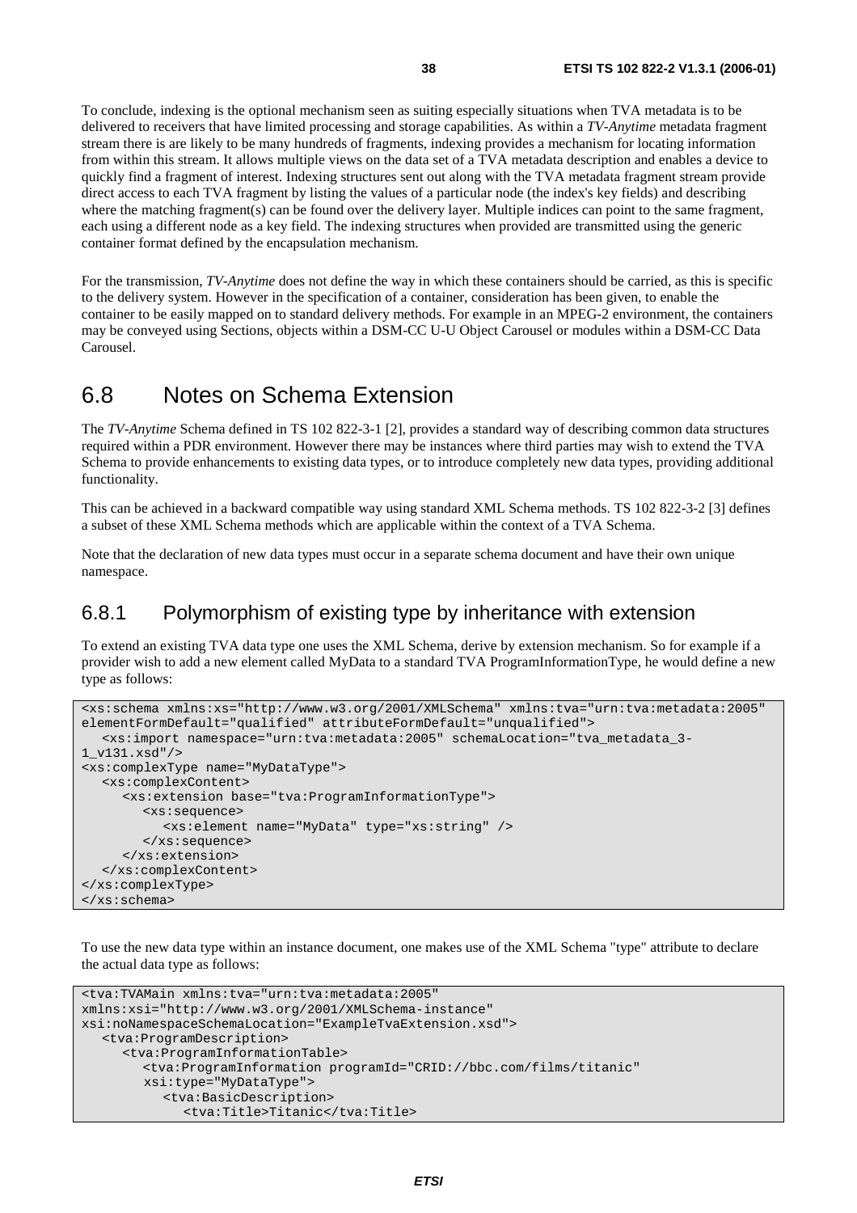To conclude, indexing is the optional mechanism seen as suiting especially situations when TVA metadata is to be delivered to receivers that have limited processing and storage capabilities. As within a *TV-Anytime* metadata fragment stream there is are likely to be many hundreds of fragments, indexing provides a mechanism for locating information from within this stream. It allows multiple views on the data set of a TVA metadata description and enables a device to quickly find a fragment of interest. Indexing structures sent out along with the TVA metadata fragment stream provide direct access to each TVA fragment by listing the values of a particular node (the index's key fields) and describing where the matching fragment(s) can be found over the delivery layer. Multiple indices can point to the same fragment, each using a different node as a key field. The indexing structures when provided are transmitted using the generic container format defined by the encapsulation mechanism.

For the transmission, *TV-Anytime* does not define the way in which these containers should be carried, as this is specific to the delivery system. However in the specification of a container, consideration has been given, to enable the container to be easily mapped on to standard delivery methods. For example in an MPEG-2 environment, the containers may be conveyed using Sections, objects within a DSM-CC U-U Object Carousel or modules within a DSM-CC Data Carousel.

## 6.8 Notes on Schema Extension

The *TV-Anytime* Schema defined in TS 102 822-3-1 [2], provides a standard way of describing common data structures required within a PDR environment. However there may be instances where third parties may wish to extend the TVA Schema to provide enhancements to existing data types, or to introduce completely new data types, providing additional functionality.

This can be achieved in a backward compatible way using standard XML Schema methods. TS 102 822-3-2 [3] defines a subset of these XML Schema methods which are applicable within the context of a TVA Schema.

Note that the declaration of new data types must occur in a separate schema document and have their own unique namespace.

### 6.8.1 Polymorphism of existing type by inheritance with extension

To extend an existing TVA data type one uses the XML Schema, derive by extension mechanism. So for example if a provider wish to add a new element called MyData to a standard TVA ProgramInformationType, he would define a new type as follows:

```
<xs:schema xmlns:xs="http://www.w3.org/2001/XMLSchema" xmlns:tva="urn:tva:metadata:2005"
elementFormDefault="qualified" attributeFormDefault="unqualified">
   <xs:import namespace="urn:tva:metadata:2005" schemaLocation="tva_metadata_3-
1_v131.xsd"/>
<xs:complexType name="MyDataType">
   <xs:complexContent>
      <xs:extension base="tva:ProgramInformationType">
         <xs:sequence>
            <xs:element name="MyData" type="xs:string" />
         </xs:sequence>
      </xs:extension>
   </xs:complexContent>
</xs:complexType>
</xs:schema>
```

To use the new data type within an instance document, one makes use of the XML Schema "type" attribute to declare the actual data type as follows:

```
<tva:TVAMain xmlns:tva="urn:tva:metadata:2005"
xmlns:xsi="http://www.w3.org/2001/XMLSchema-instance"
xsi:noNamespaceSchemaLocation="ExampleTvaExtension.xsd">
   <tva:ProgramDescription>
      <tva:ProgramInformationTable>
         <tva:ProgramInformation programId="CRID://bbc.com/films/titanic"
         xsi:type="MyDataType">
            <tva:BasicDescription>
               <tva:Title>Titanic</tva:Title>
```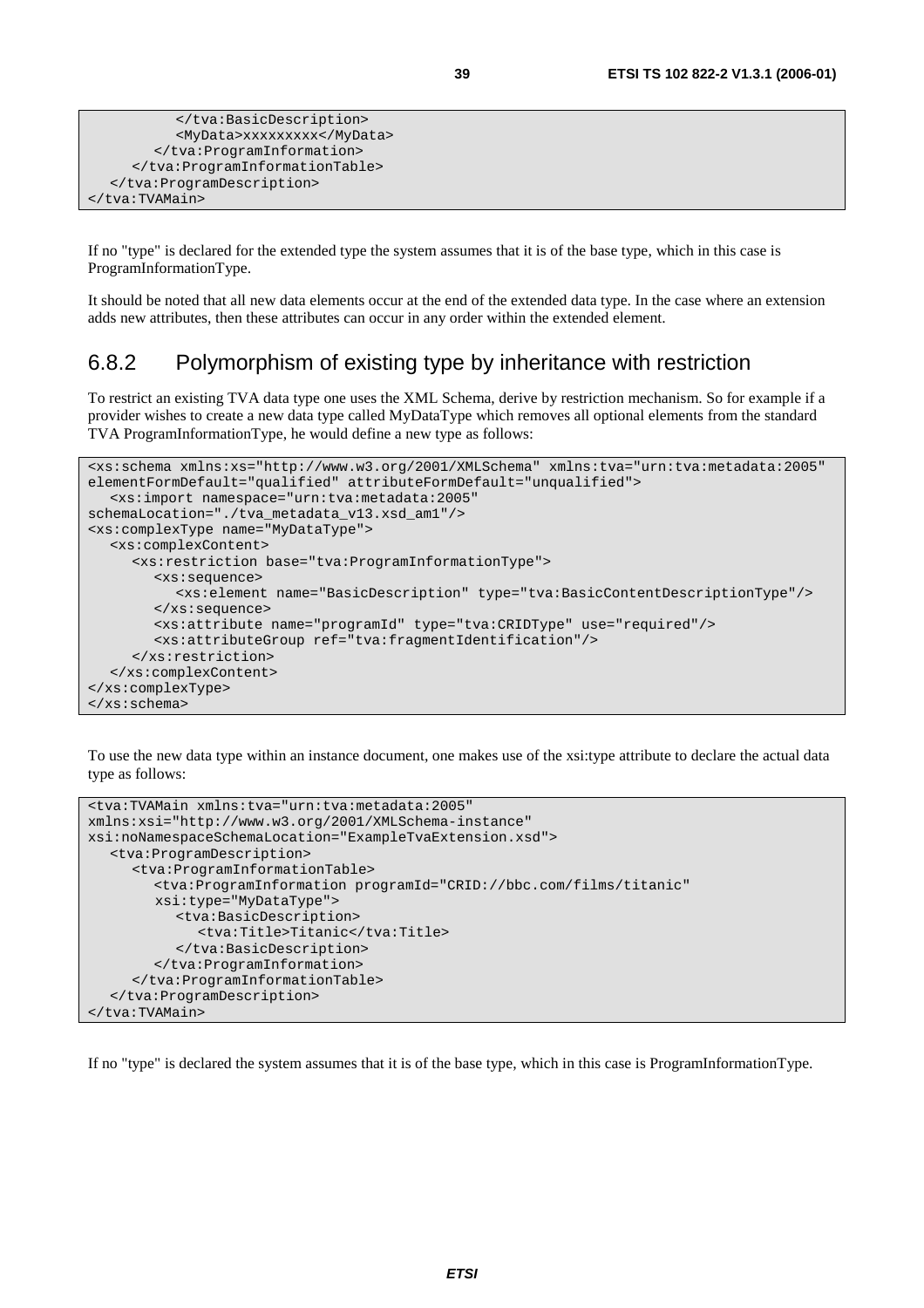```
         </tva:BasicDescription>
         <MyData>xxxxxxxxx</MyData>
      </tva:ProgramInformation>
    </tva:ProgramInformationTable>
  </tva:ProgramDescription>
</tva:TVAMain>
```

If no "type" is declared for the extended type the system assumes that it is of the base type, which in this case is ProgramInformationType.

It should be noted that all new data elements occur at the end of the extended data type. In the case where an extension adds new attributes, then these attributes can occur in any order within the extended element.

### 6.8.2 Polymorphism of existing type by inheritance with restriction

To restrict an existing TVA data type one uses the XML Schema, derive by restriction mechanism. So for example if a provider wishes to create a new data type called MyDataType which removes all optional elements from the standard TVA ProgramInformationType, he would define a new type as follows:

```
<xs:schema xmlns:xs="http://www.w3.org/2001/XMLSchema" xmlns:tva="urn:tva:metadata:2005"
elementFormDefault="qualified" attributeFormDefault="unqualified">
  <xs:import namespace="urn:tva:metadata:2005"
schemaLocation="./tva_metadata_v13.xsd_am1"/>
<xs:complexType name="MyDataType">
  <xs:complexContent>
    <xs:restriction base="tva:ProgramInformationType">
      <xs:sequence>
        <xs:element name="BasicDescription" type="tva:BasicContentDescriptionType"/>
      </xs:sequence>
      <xs:attribute name="programId" type="tva:CRIDType" use="required"/>
      <xs:attributeGroup ref="tva:fragmentIdentification"/>
    </xs:restriction>
  </xs:complexContent>
</xs:complexType>
</xs:schema>
```

To use the new data type within an instance document, one makes use of the xsi:type attribute to declare the actual data type as follows:

```
<tva:TVAMain xmlns:tva="urn:tva:metadata:2005"
xmlns:xsi="http://www.w3.org/2001/XMLSchema-instance"
xsi:noNamespaceSchemaLocation="ExampleTvaExtension.xsd">
  <tva:ProgramDescription>
    <tva:ProgramInformationTable>
      <tva:ProgramInformation programId="CRID://bbc.com/films/titanic"
       xsi:type="MyDataType">
        <tva:BasicDescription>
          <tva:Title>Titanic</tva:Title>
        </tva:BasicDescription>
      </tva:ProgramInformation>
    </tva:ProgramInformationTable>
  </tva:ProgramDescription>
</tva:TVAMain>
```

If no "type" is declared the system assumes that it is of the base type, which in this case is ProgramInformationType.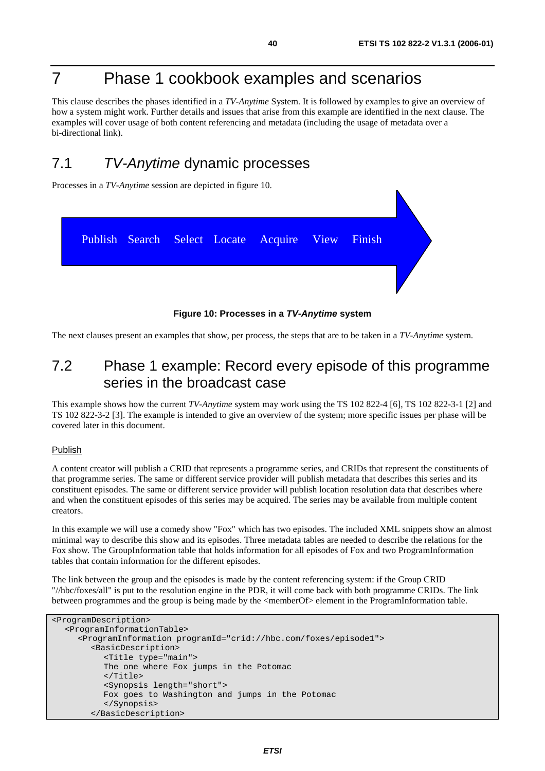# 7 Phase 1 cookbook examples and scenarios

This clause describes the phases identified in a *TV-Anytime* System. It is followed by examples to give an overview of how a system might work. Further details and issues that arise from this example are identified in the next clause. The examples will cover usage of both content referencing and metadata (including the usage of metadata over a bi-directional link).

## 7.1 *TV-Anytime* dynamic processes

Processes in a *TV-Anytime* session are depicted in figure 10.

Publish Search Select Locate Acquire View Finish

**Figure 10: Processes in a *TV-Anytime* system**

The next clauses present an examples that show, per process, the steps that are to be taken in a *TV-Anytime* system.

## 7.2 Phase 1 example: Record every episode of this programme series in the broadcast case

This example shows how the current *TV-Anytime* system may work using the TS 102 822-4 [6], TS 102 822-3-1 [2] and TS 102 822-3-2 [3]. The example is intended to give an overview of the system; more specific issues per phase will be covered later in this document.

Publish

A content creator will publish a CRID that represents a programme series, and CRIDs that represent the constituents of that programme series. The same or different service provider will publish metadata that describes this series and its constituent episodes. The same or different service provider will publish location resolution data that describes where and when the constituent episodes of this series may be acquired. The series may be available from multiple content creators.

In this example we will use a comedy show "Fox" which has two episodes. The included XML snippets show an almost minimal way to describe this show and its episodes. Three metadata tables are needed to describe the relations for the Fox show. The GroupInformation table that holds information for all episodes of Fox and two ProgramInformation tables that contain information for the different episodes.

The link between the group and the episodes is made by the content referencing system: if the Group CRID "//hbc/foxes/all" is put to the resolution engine in the PDR, it will come back with both programme CRIDs. The link between programmes and the group is being made by the <memberOf> element in the ProgramInformation table.

```
<ProgramDescription>
   <ProgramInformationTable>
      <ProgramInformation programId="crid://hbc.com/foxes/episode1">
         <BasicDescription>
            <Title type="main">
            The one where Fox jumps in the Potomac
            </Title>
            <Synopsis length="short">
            Fox goes to Washington and jumps in the Potomac
            </Synopsis>
         </BasicDescription>
```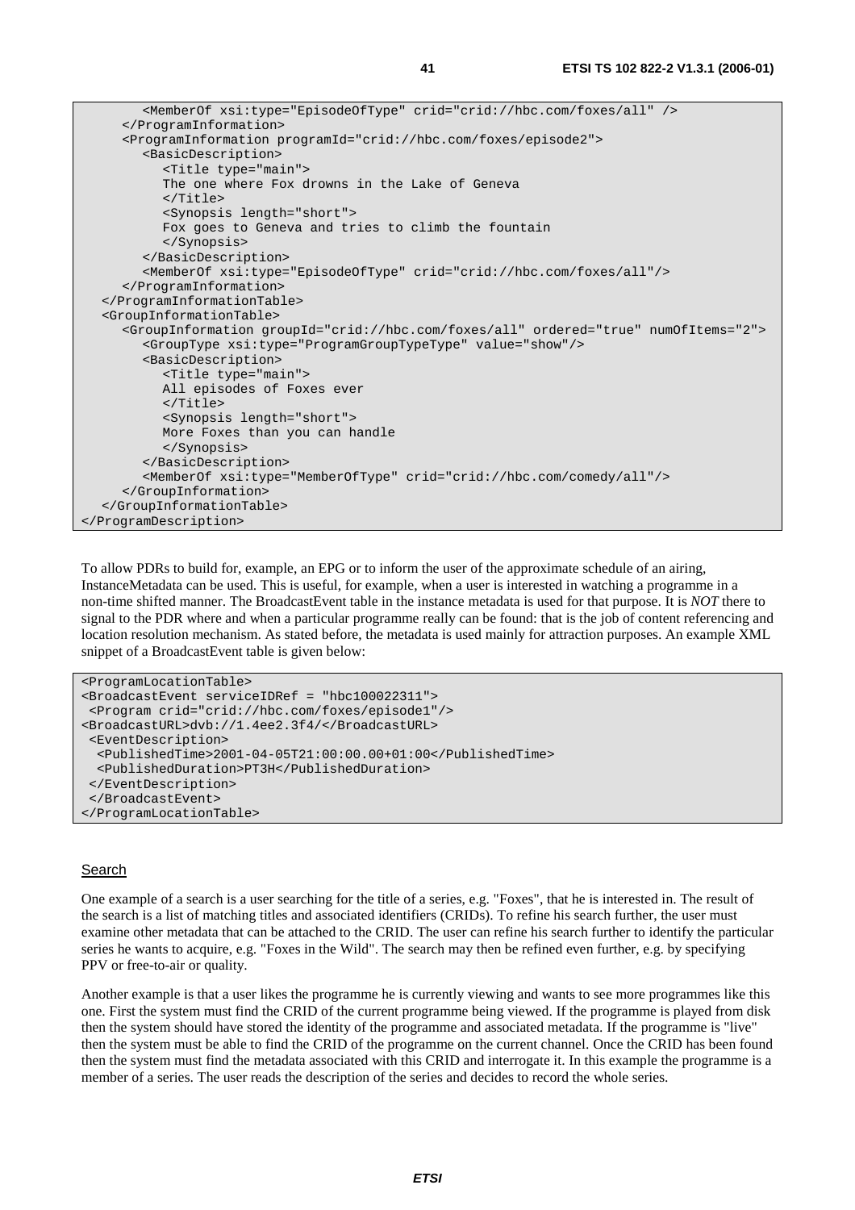```
        <MemberOf xsi:type="EpisodeOfType" crid="crid://hbc.com/foxes/all" />
      </ProgramInformation>
      <ProgramInformation programId="crid://hbc.com/foxes/episode2">
        <BasicDescription>
          <Title type="main">
          The one where Fox drowns in the Lake of Geneva
          </Title>
          <Synopsis length="short">
          Fox goes to Geneva and tries to climb the fountain
          </Synopsis>
        </BasicDescription>
        <MemberOf xsi:type="EpisodeOfType" crid="crid://hbc.com/foxes/all"/>
      </ProgramInformation>
    </ProgramInformationTable>
    <GroupInformationTable>
      <GroupInformation groupId="crid://hbc.com/foxes/all" ordered="true" numOfItems="2">
        <GroupType xsi:type="ProgramGroupTypeType" value="show"/>
        <BasicDescription>
          <Title type="main">
          All episodes of Foxes ever
          </Title>
          <Synopsis length="short">
          More Foxes than you can handle
          </Synopsis>
        </BasicDescription>
        <MemberOf xsi:type="MemberOfType" crid="crid://hbc.com/comedy/all"/>
      </GroupInformation>
    </GroupInformationTable>
</ProgramDescription>
```

To allow PDRs to build for, example, an EPG or to inform the user of the approximate schedule of an airing, InstanceMetadata can be used. This is useful, for example, when a user is interested in watching a programme in a non-time shifted manner. The BroadcastEvent table in the instance metadata is used for that purpose. It is *NOT* there to signal to the PDR where and when a particular programme really can be found: that is the job of content referencing and location resolution mechanism. As stated before, the metadata is used mainly for attraction purposes. An example XML snippet of a BroadcastEvent table is given below:

```
<ProgramLocationTable>
<BroadcastEvent serviceIDRef = "hbc100022311">
 <Program crid="crid://hbc.com/foxes/episode1"/>
<BroadcastURL>dvb://1.4ee2.3f4/</BroadcastURL>
 <EventDescription>
  <PublishedTime>2001-04-05T21:00:00.00+01:00</PublishedTime>
  <PublishedDuration>PT3H</PublishedDuration>
 </EventDescription>
 </BroadcastEvent>
</ProgramLocationTable>
```

Search

One example of a search is a user searching for the title of a series, e.g. "Foxes", that he is interested in. The result of the search is a list of matching titles and associated identifiers (CRIDs). To refine his search further, the user must examine other metadata that can be attached to the CRID. The user can refine his search further to identify the particular series he wants to acquire, e.g. "Foxes in the Wild". The search may then be refined even further, e.g. by specifying PPV or free-to-air or quality.

Another example is that a user likes the programme he is currently viewing and wants to see more programmes like this one. First the system must find the CRID of the current programme being viewed. If the programme is played from disk then the system should have stored the identity of the programme and associated metadata. If the programme is "live" then the system must be able to find the CRID of the programme on the current channel. Once the CRID has been found then the system must find the metadata associated with this CRID and interrogate it. In this example the programme is a member of a series. The user reads the description of the series and decides to record the whole series.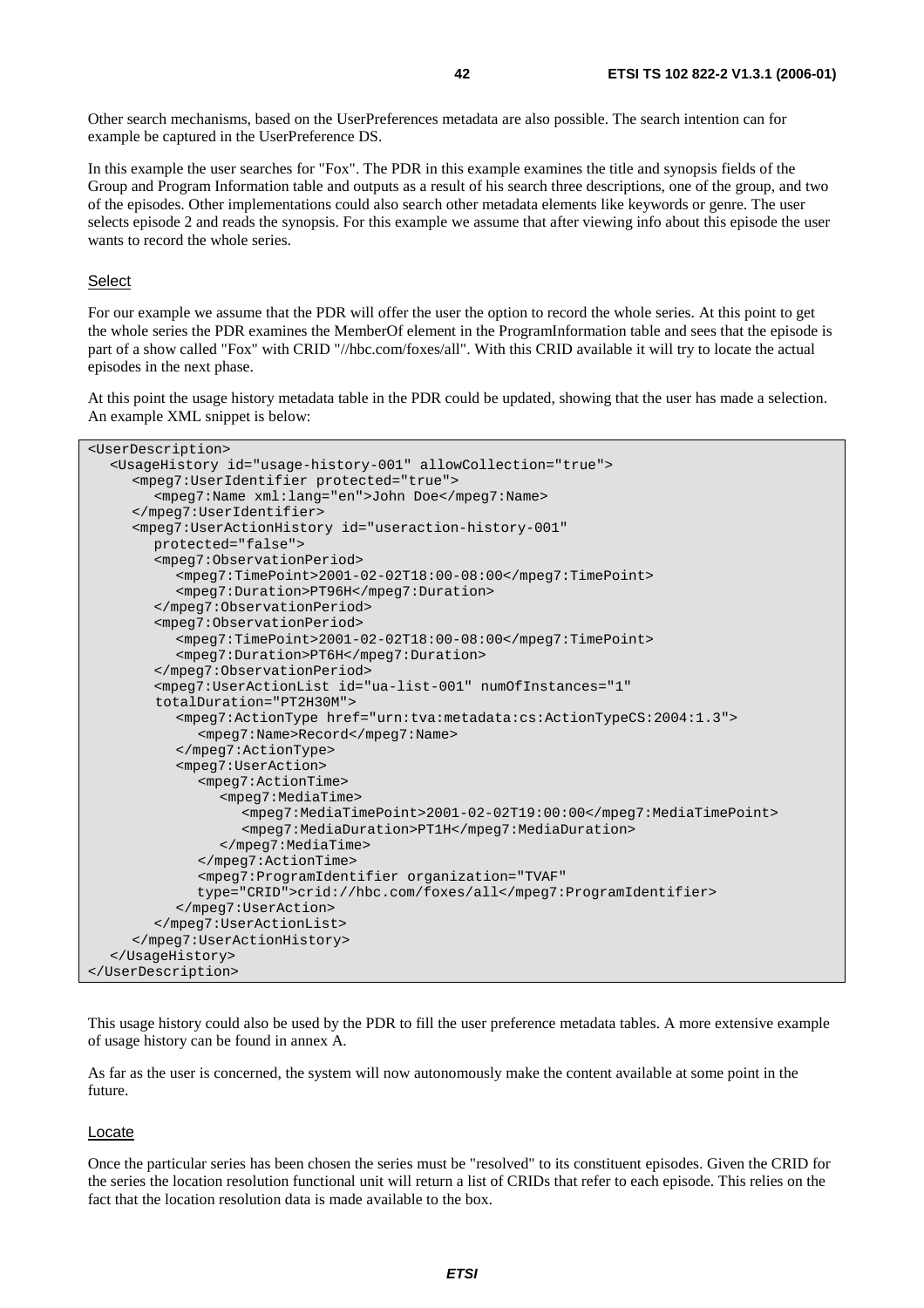Other search mechanisms, based on the UserPreferences metadata are also possible. The search intention can for example be captured in the UserPreference DS.

In this example the user searches for "Fox". The PDR in this example examines the title and synopsis fields of the Group and Program Information table and outputs as a result of his search three descriptions, one of the group, and two of the episodes. Other implementations could also search other metadata elements like keywords or genre. The user selects episode 2 and reads the synopsis. For this example we assume that after viewing info about this episode the user wants to record the whole series.

Select

For our example we assume that the PDR will offer the user the option to record the whole series. At this point to get the whole series the PDR examines the MemberOf element in the ProgramInformation table and sees that the episode is part of a show called "Fox" with CRID "//hbc.com/foxes/all". With this CRID available it will try to locate the actual episodes in the next phase.

At this point the usage history metadata table in the PDR could be updated, showing that the user has made a selection. An example XML snippet is below:

```
<UserDescription>
   <UsageHistory id="usage-history-001" allowCollection="true">
      <mpeg7:UserIdentifier protected="true">
         <mpeg7:Name xml:lang="en">John Doe</mpeg7:Name>
      </mpeg7:UserIdentifier>
      <mpeg7:UserActionHistory id="useraction-history-001"
         protected="false">
         <mpeg7:ObservationPeriod>
            <mpeg7:TimePoint>2001-02-02T18:00-08:00</mpeg7:TimePoint>
            <mpeg7:Duration>PT96H</mpeg7:Duration>
         </mpeg7:ObservationPeriod>
         <mpeg7:ObservationPeriod>
            <mpeg7:TimePoint>2001-02-02T18:00-08:00</mpeg7:TimePoint>
            <mpeg7:Duration>PT6H</mpeg7:Duration>
         </mpeg7:ObservationPeriod>
         <mpeg7:UserActionList id="ua-list-001" numOfInstances="1"
         totalDuration="PT2H30M">
            <mpeg7:ActionType href="urn:tva:metadata:cs:ActionTypeCS:2004:1.3">
               <mpeg7:Name>Record</mpeg7:Name>
            </mpeg7:ActionType>
            <mpeg7:UserAction>
               <mpeg7:ActionTime>
                  <mpeg7:MediaTime>
                     <mpeg7:MediaTimePoint>2001-02-02T19:00:00</mpeg7:MediaTimePoint>
                     <mpeg7:MediaDuration>PT1H</mpeg7:MediaDuration>
                  </mpeg7:MediaTime>
               </mpeg7:ActionTime>
               <mpeg7:ProgramIdentifier organization="TVAF"
               type="CRID">crid://hbc.com/foxes/all</mpeg7:ProgramIdentifier>
            </mpeg7:UserAction>
         </mpeg7:UserActionList>
      </mpeg7:UserActionHistory>
   </UsageHistory>
</UserDescription>
```

This usage history could also be used by the PDR to fill the user preference metadata tables. A more extensive example of usage history can be found in annex A.

As far as the user is concerned, the system will now autonomously make the content available at some point in the future.

Locate

Once the particular series has been chosen the series must be "resolved" to its constituent episodes. Given the CRID for the series the location resolution functional unit will return a list of CRIDs that refer to each episode. This relies on the fact that the location resolution data is made available to the box.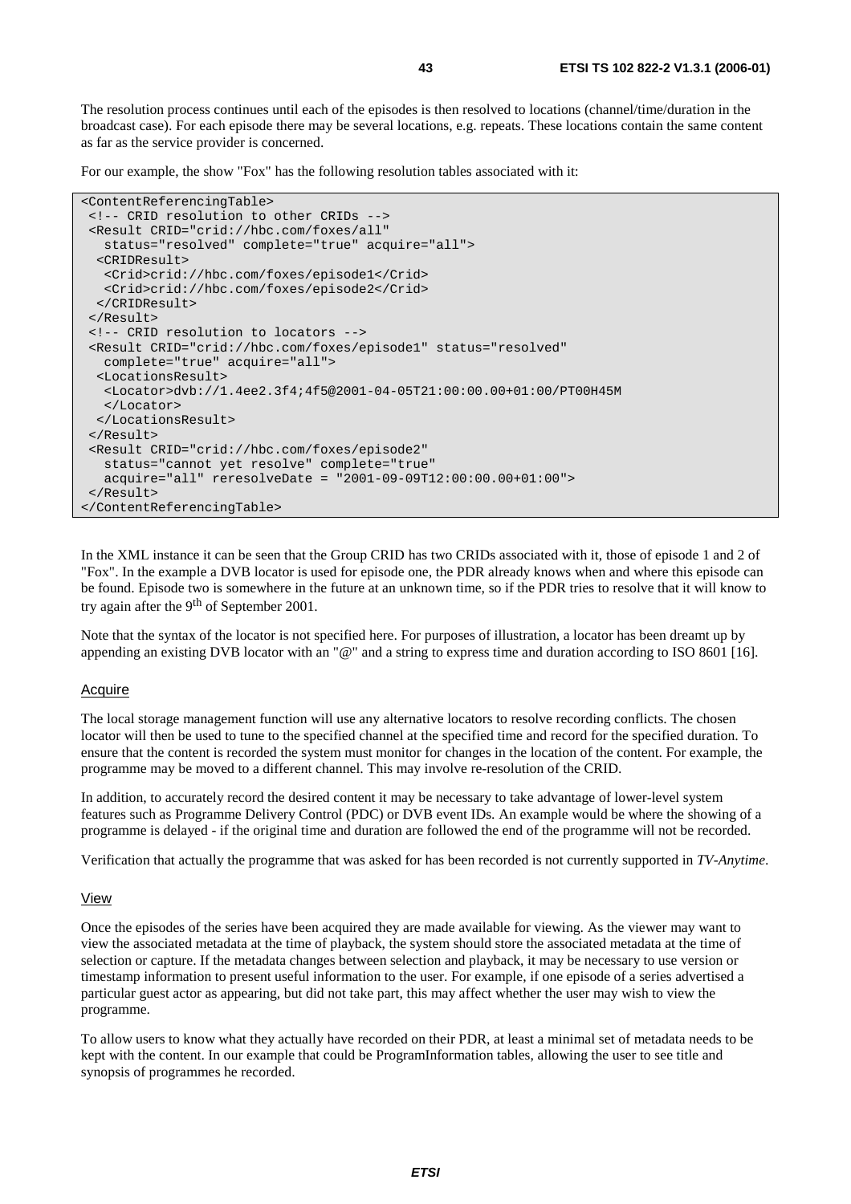The resolution process continues until each of the episodes is then resolved to locations (channel/time/duration in the broadcast case). For each episode there may be several locations, e.g. repeats. These locations contain the same content as far as the service provider is concerned.

For our example, the show "Fox" has the following resolution tables associated with it:

```
<ContentReferencingTable>
 <!-- CRID resolution to other CRIDs -->
 <Result CRID="crid://hbc.com/foxes/all"
   status="resolved" complete="true" acquire="all">
  <CRIDResult>
   <Crid>crid://hbc.com/foxes/episode1</Crid>
   <Crid>crid://hbc.com/foxes/episode2</Crid>
  </CRIDResult>
 </Result>
 <!-- CRID resolution to locators -->
 <Result CRID="crid://hbc.com/foxes/episode1" status="resolved"
   complete="true" acquire="all">
  <LocationsResult>
   <Locator>dvb://1.4ee2.3f4;4f5@2001-04-05T21:00:00.00+01:00/PT00H45M
   </Locator>
  </LocationsResult>
 </Result>
 <Result CRID="crid://hbc.com/foxes/episode2"
   status="cannot yet resolve" complete="true"
   acquire="all" reresolveDate = "2001-09-09T12:00:00.00+01:00">
 </Result>
</ContentReferencingTable>
```

In the XML instance it can be seen that the Group CRID has two CRIDs associated with it, those of episode 1 and 2 of "Fox". In the example a DVB locator is used for episode one, the PDR already knows when and where this episode can be found. Episode two is somewhere in the future at an unknown time, so if the PDR tries to resolve that it will know to try again after the 9th of September 2001.

Note that the syntax of the locator is not specified here. For purposes of illustration, a locator has been dreamt up by appending an existing DVB locator with an "@" and a string to express time and duration according to ISO 8601 [16].

Acquire

The local storage management function will use any alternative locators to resolve recording conflicts. The chosen locator will then be used to tune to the specified channel at the specified time and record for the specified duration. To ensure that the content is recorded the system must monitor for changes in the location of the content. For example, the programme may be moved to a different channel. This may involve re-resolution of the CRID.

In addition, to accurately record the desired content it may be necessary to take advantage of lower-level system features such as Programme Delivery Control (PDC) or DVB event IDs. An example would be where the showing of a programme is delayed - if the original time and duration are followed the end of the programme will not be recorded.

Verification that actually the programme that was asked for has been recorded is not currently supported in *TV-Anytime*.

View

Once the episodes of the series have been acquired they are made available for viewing. As the viewer may want to view the associated metadata at the time of playback, the system should store the associated metadata at the time of selection or capture. If the metadata changes between selection and playback, it may be necessary to use version or timestamp information to present useful information to the user. For example, if one episode of a series advertised a particular guest actor as appearing, but did not take part, this may affect whether the user may wish to view the programme.

To allow users to know what they actually have recorded on their PDR, at least a minimal set of metadata needs to be kept with the content. In our example that could be ProgramInformation tables, allowing the user to see title and synopsis of programmes he recorded.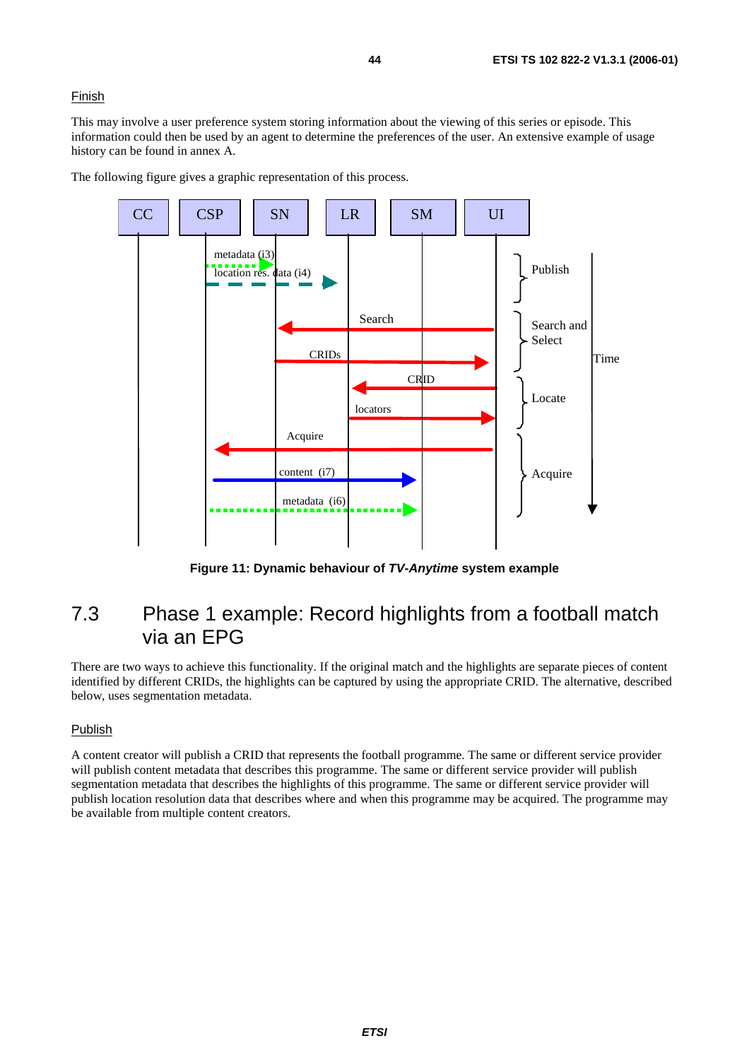Finish

This may involve a user preference system storing information about the viewing of this series or episode. This information could then be used by an agent to determine the preferences of the user. An extensive example of usage history can be found in annex A.

The following figure gives a graphic representation of this process.

**Figure 11: Dynamic behaviour of *TV-Anytime* system example**

# 7.3 Phase 1 example: Record highlights from a football match via an EPG

There are two ways to achieve this functionality. If the original match and the highlights are separate pieces of content identified by different CRIDs, the highlights can be captured by using the appropriate CRID. The alternative, described below, uses segmentation metadata.

Publish

A content creator will publish a CRID that represents the football programme. The same or different service provider will publish content metadata that describes this programme. The same or different service provider will publish segmentation metadata that describes the highlights of this programme. The same or different service provider will publish location resolution data that describes where and when this programme may be acquired. The programme may be available from multiple content creators.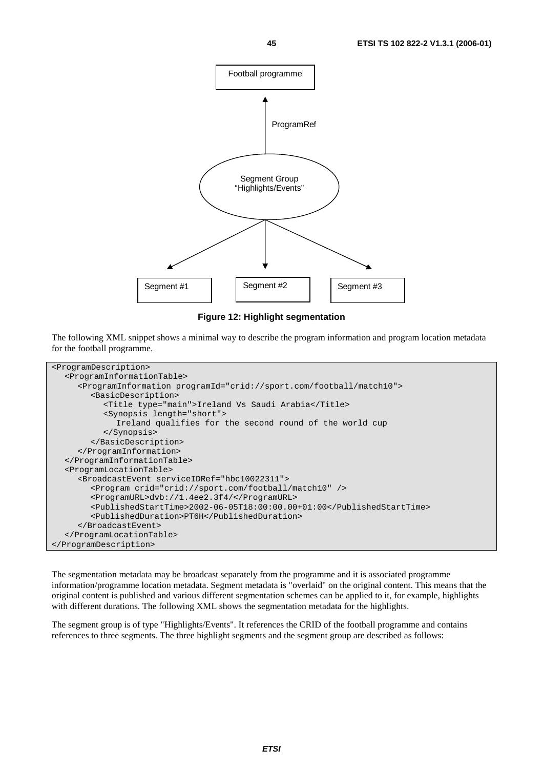Football programme

ProgramRef

Segment Group
"Highlights/Events"

Segment #1

Segment #2

Segment #3

**Figure 12: Highlight segmentation**

The following XML snippet shows a minimal way to describe the program information and program location metadata for the football programme.

```
<ProgramDescription>
   <ProgramInformationTable>
      <ProgramInformation programId="crid://sport.com/football/match10">
         <BasicDescription>
            <Title type="main">Ireland Vs Saudi Arabia</Title>
            <Synopsis length="short">
               Ireland qualifies for the second round of the world cup
            </Synopsis>
         </BasicDescription>
      </ProgramInformation>
   </ProgramInformationTable>
   <ProgramLocationTable>
      <BroadcastEvent serviceIDRef="hbc10022311">
         <Program crid="crid://sport.com/football/match10" />
         <ProgramURL>dvb://1.4ee2.3f4/</ProgramURL>
         <PublishedStartTime>2002-06-05T18:00:00.00+01:00</PublishedStartTime>
         <PublishedDuration>PT6H</PublishedDuration>
      </BroadcastEvent>
   </ProgramLocationTable>
</ProgramDescription>
```

The segmentation metadata may be broadcast separately from the programme and it is associated programme information/programme location metadata. Segment metadata is "overlaid" on the original content. This means that the original content is published and various different segmentation schemes can be applied to it, for example, highlights with different durations. The following XML shows the segmentation metadata for the highlights.

The segment group is of type "Highlights/Events". It references the CRID of the football programme and contains references to three segments. The three highlight segments and the segment group are described as follows: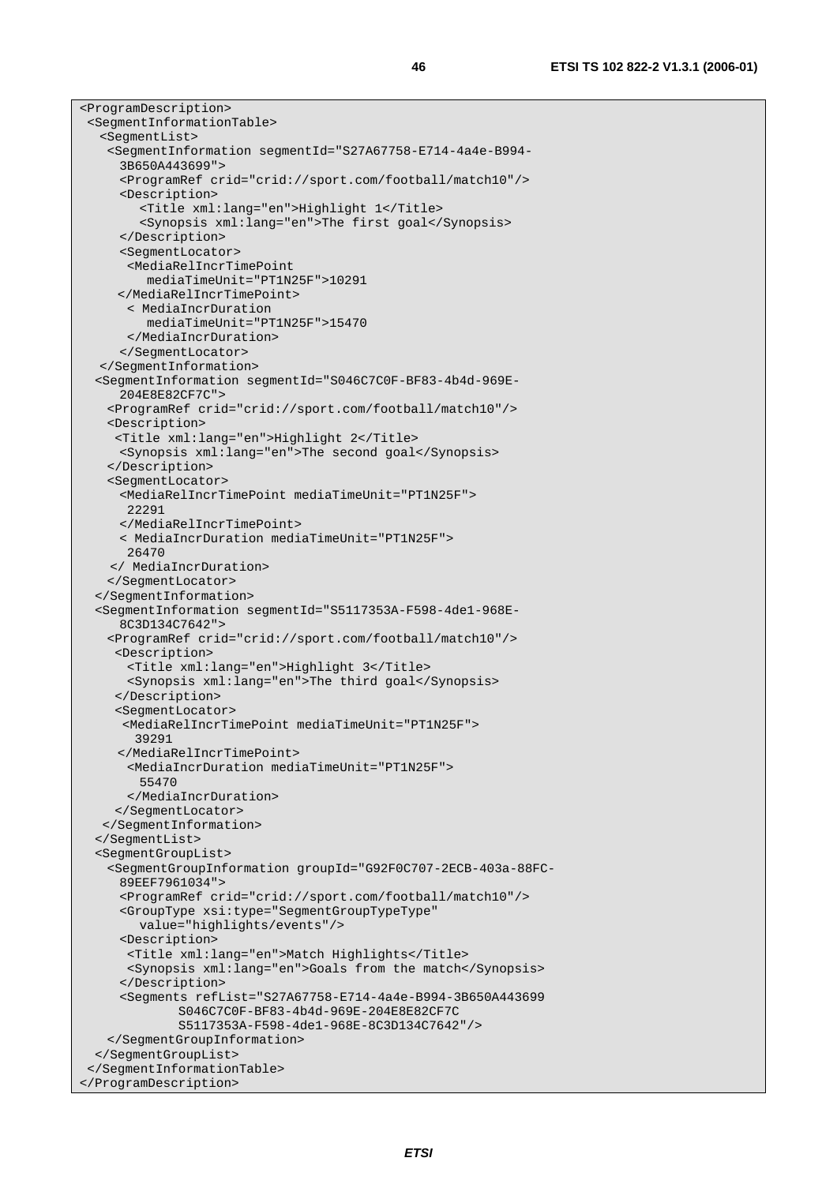```
<ProgramDescription>
 <SegmentInformationTable>
   <SegmentList>
    <SegmentInformation segmentId="S27A67758-E714-4a4e-B994-
      3B650A443699">
      <ProgramRef crid="crid://sport.com/football/match10"/>
      <Description>
         <Title xml:lang="en">Highlight 1</Title>
         <Synopsis xml:lang="en">The first goal</Synopsis>
      </Description>
      <SegmentLocator>
       <MediaRelIncrTimePoint
          mediaTimeUnit="PT1N25F">10291
      </MediaRelIncrTimePoint>
       < MediaIncrDuration
          mediaTimeUnit="PT1N25F">15470
       </MediaIncrDuration>
      </SegmentLocator>
   </SegmentInformation>
  <SegmentInformation segmentId="S046C7C0F-BF83-4b4d-969E-
      204E8E82CF7C">
    <ProgramRef crid="crid://sport.com/football/match10"/>
    <Description>
     <Title xml:lang="en">Highlight 2</Title>
      <Synopsis xml:lang="en">The second goal</Synopsis>
    </Description>
    <SegmentLocator>
      <MediaRelIncrTimePoint mediaTimeUnit="PT1N25F">
       22291
      </MediaRelIncrTimePoint>
      < MediaIncrDuration mediaTimeUnit="PT1N25F">
       26470
     </ MediaIncrDuration>
    </SegmentLocator>
  </SegmentInformation>
  <SegmentInformation segmentId="S5117353A-F598-4de1-968E-
      8C3D134C7642">
    <ProgramRef crid="crid://sport.com/football/match10"/>
     <Description>
       <Title xml:lang="en">Highlight 3</Title>
       <Synopsis xml:lang="en">The third goal</Synopsis>
     </Description>
     <SegmentLocator>
      <MediaRelIncrTimePoint mediaTimeUnit="PT1N25F">
        39291
      </MediaRelIncrTimePoint>
       <MediaIncrDuration mediaTimeUnit="PT1N25F">
         55470
       </MediaIncrDuration>
     </SegmentLocator>
   </SegmentInformation>
  </SegmentList>
  <SegmentGroupList>
    <SegmentGroupInformation groupId="G92F0C707-2ECB-403a-88FC-
      89EEF7961034">
      <ProgramRef crid="crid://sport.com/football/match10"/>
      <GroupType xsi:type="SegmentGroupTypeType"
         value="highlights/events"/>
      <Description>
       <Title xml:lang="en">Match Highlights</Title>
       <Synopsis xml:lang="en">Goals from the match</Synopsis>
      </Description>
      <Segments refList="S27A67758-E714-4a4e-B994-3B650A443699
              S046C7C0F-BF83-4b4d-969E-204E8E82CF7C
              S5117353A-F598-4de1-968E-8C3D134C7642"/>
    </SegmentGroupInformation>
  </SegmentGroupList>
 </SegmentInformationTable>
</ProgramDescription>
```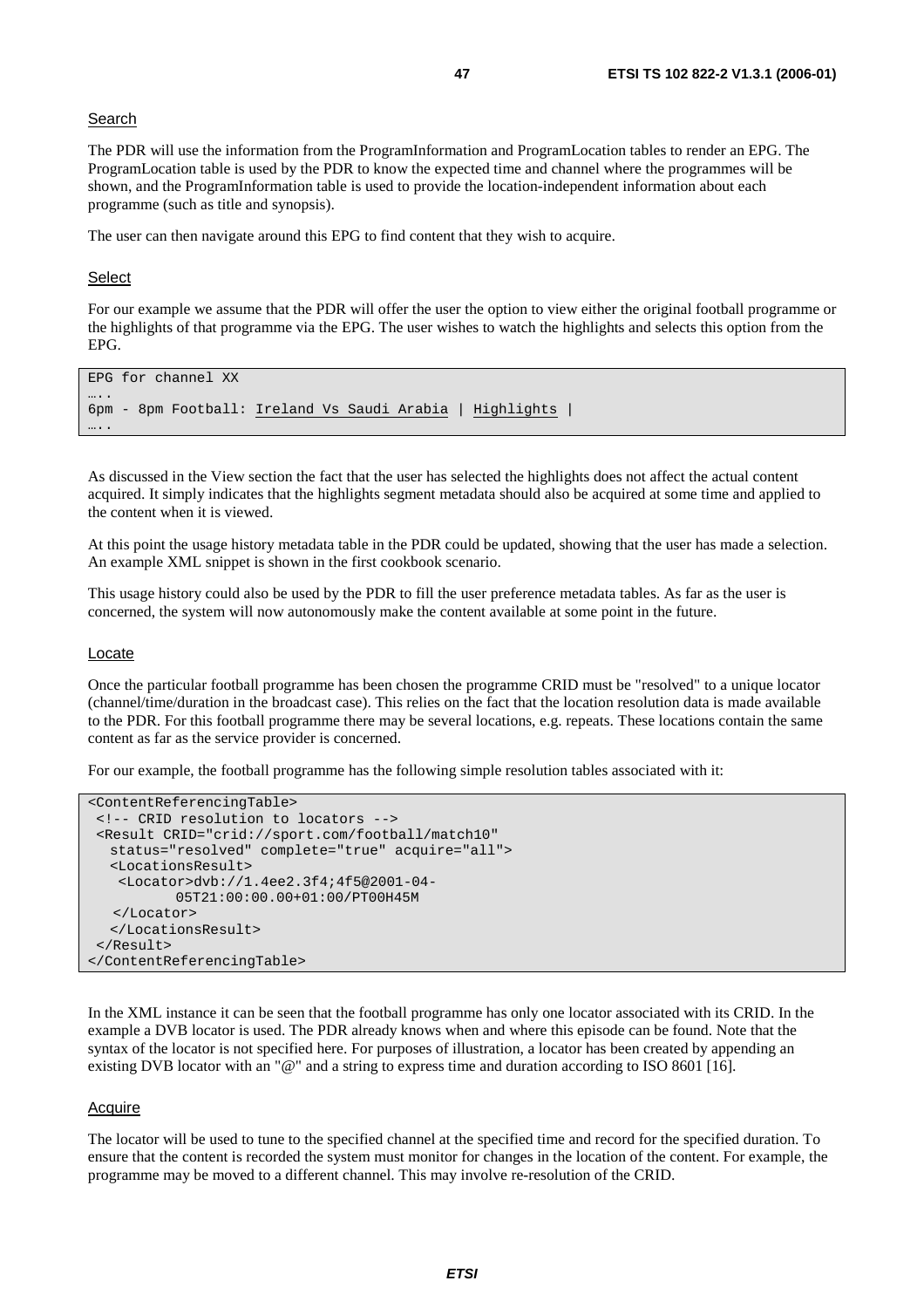Search

The PDR will use the information from the ProgramInformation and ProgramLocation tables to render an EPG. The ProgramLocation table is used by the PDR to know the expected time and channel where the programmes will be shown, and the ProgramInformation table is used to provide the location-independent information about each programme (such as title and synopsis).

The user can then navigate around this EPG to find content that they wish to acquire.

Select

For our example we assume that the PDR will offer the user the option to view either the original football programme or the highlights of that programme via the EPG. The user wishes to watch the highlights and selects this option from the EPG.

```
EPG for channel XX
…..
6pm - 8pm Football: Ireland Vs Saudi Arabia | Highlights |
…..
```

As discussed in the View section the fact that the user has selected the highlights does not affect the actual content acquired. It simply indicates that the highlights segment metadata should also be acquired at some time and applied to the content when it is viewed.

At this point the usage history metadata table in the PDR could be updated, showing that the user has made a selection. An example XML snippet is shown in the first cookbook scenario.

This usage history could also be used by the PDR to fill the user preference metadata tables. As far as the user is concerned, the system will now autonomously make the content available at some point in the future.

Locate

Once the particular football programme has been chosen the programme CRID must be "resolved" to a unique locator (channel/time/duration in the broadcast case). This relies on the fact that the location resolution data is made available to the PDR. For this football programme there may be several locations, e.g. repeats. These locations contain the same content as far as the service provider is concerned.

For our example, the football programme has the following simple resolution tables associated with it:

```
<ContentReferencingTable>
 <!-- CRID resolution to locators -->
 <Result CRID="crid://sport.com/football/match10"
   status="resolved" complete="true" acquire="all">
   <LocationsResult>
    <Locator>dvb://1.4ee2.3f4;4f5@2001-04-
          05T21:00:00.00+01:00/PT00H45M
   </Locator>
   </LocationsResult>
 </Result>
</ContentReferencingTable>
```

In the XML instance it can be seen that the football programme has only one locator associated with its CRID. In the example a DVB locator is used. The PDR already knows when and where this episode can be found. Note that the syntax of the locator is not specified here. For purposes of illustration, a locator has been created by appending an existing DVB locator with an "@" and a string to express time and duration according to ISO 8601 [16].

Acquire

The locator will be used to tune to the specified channel at the specified time and record for the specified duration. To ensure that the content is recorded the system must monitor for changes in the location of the content. For example, the programme may be moved to a different channel. This may involve re-resolution of the CRID.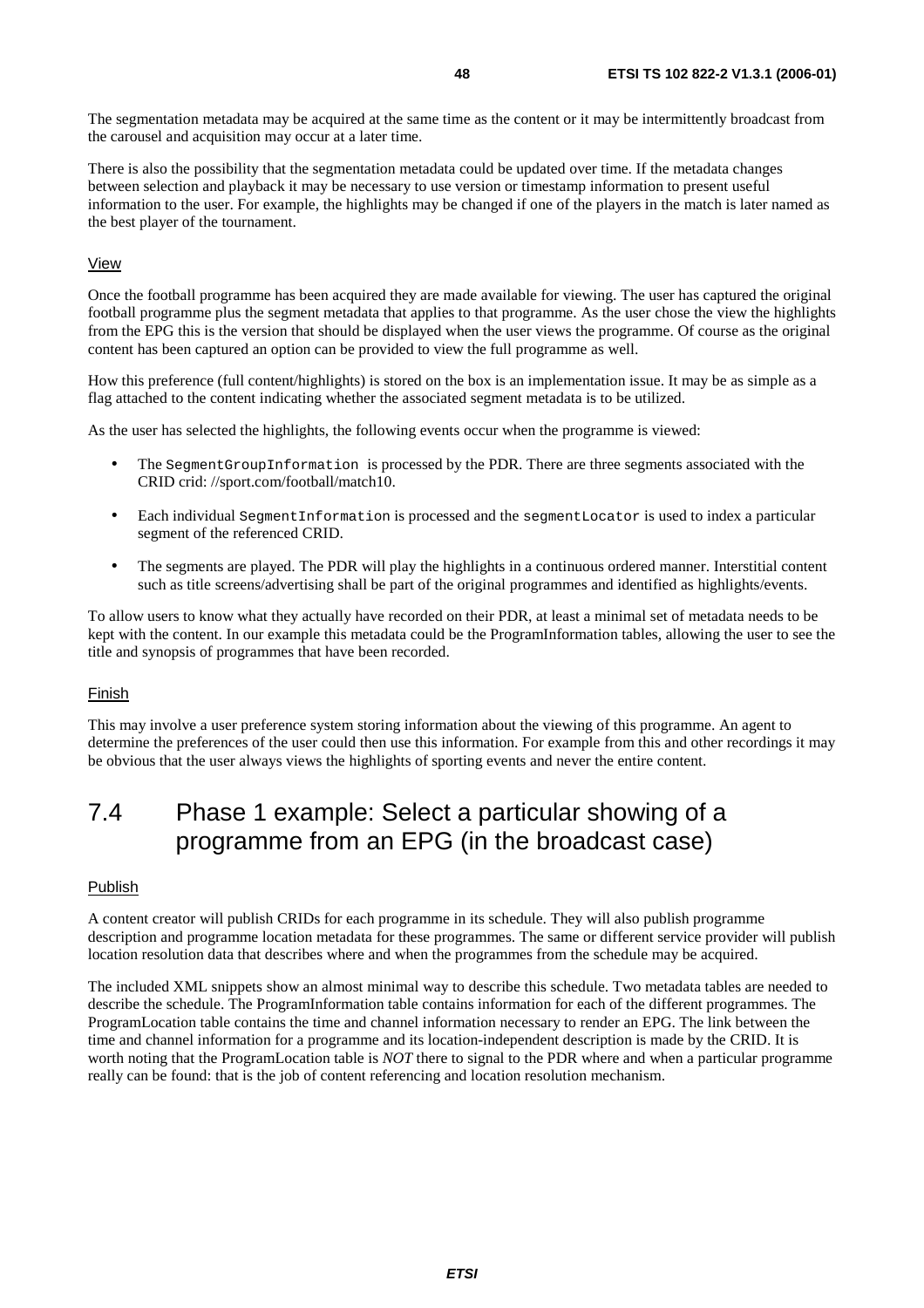The segmentation metadata may be acquired at the same time as the content or it may be intermittently broadcast from the carousel and acquisition may occur at a later time.

There is also the possibility that the segmentation metadata could be updated over time. If the metadata changes between selection and playback it may be necessary to use version or timestamp information to present useful information to the user. For example, the highlights may be changed if one of the players in the match is later named as the best player of the tournament.

View

Once the football programme has been acquired they are made available for viewing. The user has captured the original football programme plus the segment metadata that applies to that programme. As the user chose the view the highlights from the EPG this is the version that should be displayed when the user views the programme. Of course as the original content has been captured an option can be provided to view the full programme as well.

How this preference (full content/highlights) is stored on the box is an implementation issue. It may be as simple as a flag attached to the content indicating whether the associated segment metadata is to be utilized.

As the user has selected the highlights, the following events occur when the programme is viewed:

- The `SegmentGroupInformation` is processed by the PDR. There are three segments associated with the CRID crid: //sport.com/football/match10.
- Each individual `SegmentInformation` is processed and the `segmentLocator` is used to index a particular segment of the referenced CRID.
- The segments are played. The PDR will play the highlights in a continuous ordered manner. Interstitial content such as title screens/advertising shall be part of the original programmes and identified as highlights/events.

To allow users to know what they actually have recorded on their PDR, at least a minimal set of metadata needs to be kept with the content. In our example this metadata could be the ProgramInformation tables, allowing the user to see the title and synopsis of programmes that have been recorded.

Finish

This may involve a user preference system storing information about the viewing of this programme. An agent to determine the preferences of the user could then use this information. For example from this and other recordings it may be obvious that the user always views the highlights of sporting events and never the entire content.

## 7.4 Phase 1 example: Select a particular showing of a programme from an EPG (in the broadcast case)

Publish

A content creator will publish CRIDs for each programme in its schedule. They will also publish programme description and programme location metadata for these programmes. The same or different service provider will publish location resolution data that describes where and when the programmes from the schedule may be acquired.

The included XML snippets show an almost minimal way to describe this schedule. Two metadata tables are needed to describe the schedule. The ProgramInformation table contains information for each of the different programmes. The ProgramLocation table contains the time and channel information necessary to render an EPG. The link between the time and channel information for a programme and its location-independent description is made by the CRID. It is worth noting that the ProgramLocation table is *NOT* there to signal to the PDR where and when a particular programme really can be found: that is the job of content referencing and location resolution mechanism.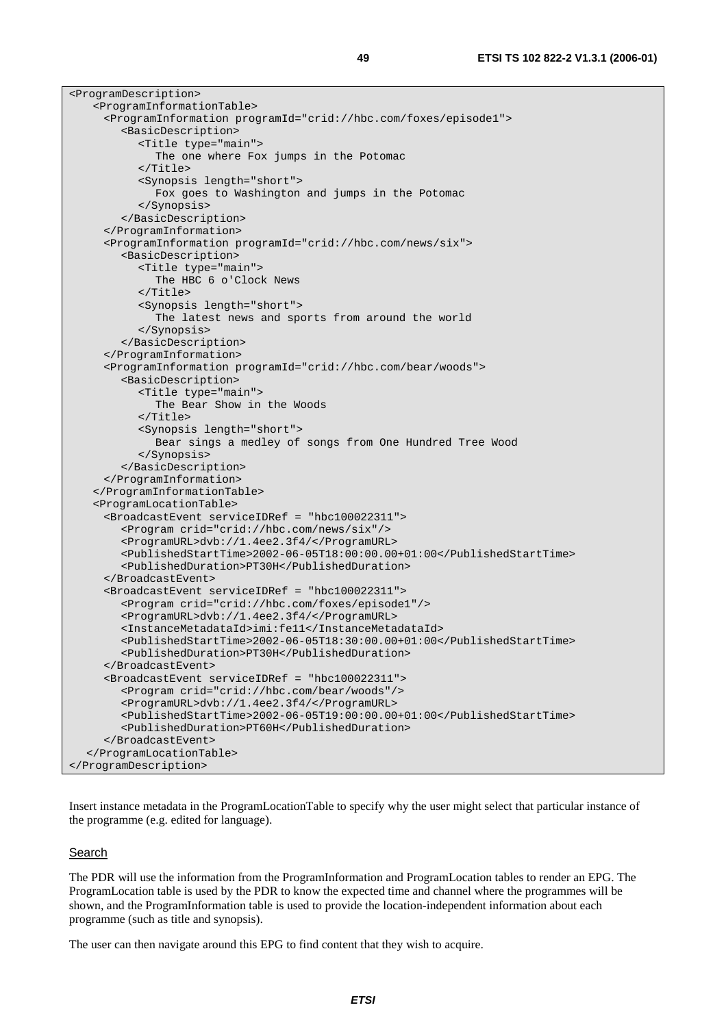```
<ProgramDescription>
   <ProgramInformationTable>
     <ProgramInformation programId="crid://hbc.com/foxes/episode1">
        <BasicDescription>
           <Title type="main">
              The one where Fox jumps in the Potomac
           </Title>
           <Synopsis length="short">
              Fox goes to Washington and jumps in the Potomac
           </Synopsis>
        </BasicDescription>
     </ProgramInformation>
     <ProgramInformation programId="crid://hbc.com/news/six">
        <BasicDescription>
           <Title type="main">
              The HBC 6 o'Clock News
           </Title>
           <Synopsis length="short">
              The latest news and sports from around the world
           </Synopsis>
        </BasicDescription>
     </ProgramInformation>
     <ProgramInformation programId="crid://hbc.com/bear/woods">
        <BasicDescription>
           <Title type="main">
              The Bear Show in the Woods
           </Title>
           <Synopsis length="short">
              Bear sings a medley of songs from One Hundred Tree Wood
           </Synopsis>
        </BasicDescription>
     </ProgramInformation>
   </ProgramInformationTable>
   <ProgramLocationTable>
     <BroadcastEvent serviceIDRef = "hbc100022311">
        <Program crid="crid://hbc.com/news/six"/>
        <ProgramURL>dvb://1.4ee2.3f4/</ProgramURL>
        <PublishedStartTime>2002-06-05T18:00:00.00+01:00</PublishedStartTime>
        <PublishedDuration>PT30H</PublishedDuration>
     </BroadcastEvent>
     <BroadcastEvent serviceIDRef = "hbc100022311">
        <Program crid="crid://hbc.com/foxes/episode1"/>
        <ProgramURL>dvb://1.4ee2.3f4/</ProgramURL>
        <InstanceMetadataId>imi:fe11</InstanceMetadataId>
        <PublishedStartTime>2002-06-05T18:30:00.00+01:00</PublishedStartTime>
        <PublishedDuration>PT30H</PublishedDuration>
     </BroadcastEvent>
     <BroadcastEvent serviceIDRef = "hbc100022311">
        <Program crid="crid://hbc.com/bear/woods"/>
        <ProgramURL>dvb://1.4ee2.3f4/</ProgramURL>
        <PublishedStartTime>2002-06-05T19:00:00.00+01:00</PublishedStartTime>
        <PublishedDuration>PT60H</PublishedDuration>
     </BroadcastEvent>
   </ProgramLocationTable>
</ProgramDescription>
```

Insert instance metadata in the ProgramLocationTable to specify why the user might select that particular instance of the programme (e.g. edited for language).

<u>Search</u>

The PDR will use the information from the ProgramInformation and ProgramLocation tables to render an EPG. The ProgramLocation table is used by the PDR to know the expected time and channel where the programmes will be shown, and the ProgramInformation table is used to provide the location-independent information about each programme (such as title and synopsis).

The user can then navigate around this EPG to find content that they wish to acquire.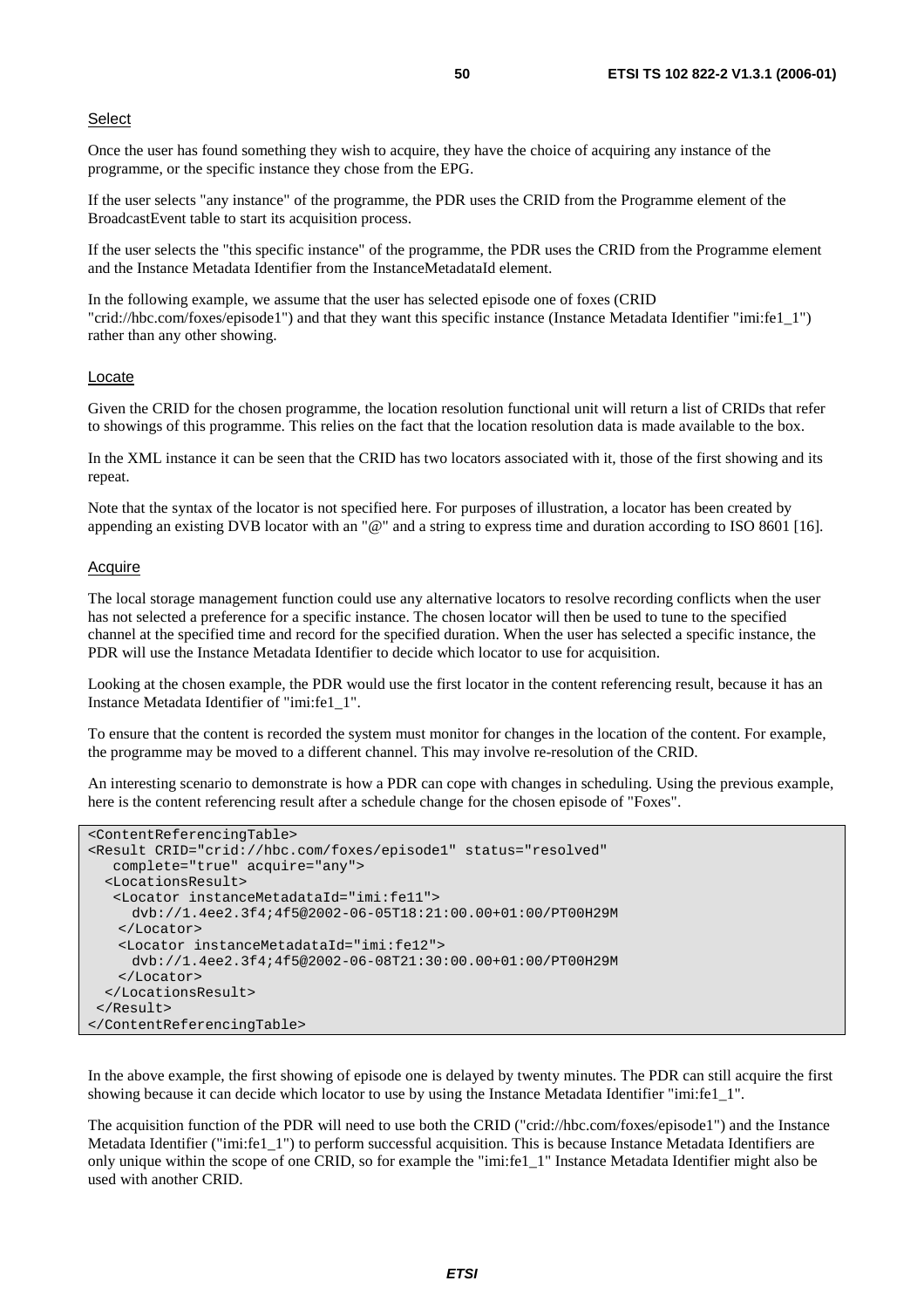Select

Once the user has found something they wish to acquire, they have the choice of acquiring any instance of the programme, or the specific instance they chose from the EPG.

If the user selects "any instance" of the programme, the PDR uses the CRID from the Programme element of the BroadcastEvent table to start its acquisition process.

If the user selects the "this specific instance" of the programme, the PDR uses the CRID from the Programme element and the Instance Metadata Identifier from the InstanceMetadataId element.

In the following example, we assume that the user has selected episode one of foxes (CRID "crid://hbc.com/foxes/episode1") and that they want this specific instance (Instance Metadata Identifier "imi:fe1_1") rather than any other showing.

Locate

Given the CRID for the chosen programme, the location resolution functional unit will return a list of CRIDs that refer to showings of this programme. This relies on the fact that the location resolution data is made available to the box.

In the XML instance it can be seen that the CRID has two locators associated with it, those of the first showing and its repeat.

Note that the syntax of the locator is not specified here. For purposes of illustration, a locator has been created by appending an existing DVB locator with an "@" and a string to express time and duration according to ISO 8601 [16].

Acquire

The local storage management function could use any alternative locators to resolve recording conflicts when the user has not selected a preference for a specific instance. The chosen locator will then be used to tune to the specified channel at the specified time and record for the specified duration. When the user has selected a specific instance, the PDR will use the Instance Metadata Identifier to decide which locator to use for acquisition.

Looking at the chosen example, the PDR would use the first locator in the content referencing result, because it has an Instance Metadata Identifier of "imi:fe1_1".

To ensure that the content is recorded the system must monitor for changes in the location of the content. For example, the programme may be moved to a different channel. This may involve re-resolution of the CRID.

An interesting scenario to demonstrate is how a PDR can cope with changes in scheduling. Using the previous example, here is the content referencing result after a schedule change for the chosen episode of "Foxes".

```
<ContentReferencingTable>
<Result CRID="crid://hbc.com/foxes/episode1" status="resolved"
   complete="true" acquire="any">
  <LocationsResult>
   <Locator instanceMetadataId="imi:fe11">
     dvb://1.4ee2.3f4;4f5@2002-06-05T18:21:00.00+01:00/PT00H29M
    </Locator>
   <Locator instanceMetadataId="imi:fe12">
     dvb://1.4ee2.3f4;4f5@2002-06-08T21:30:00.00+01:00/PT00H29M
    </Locator>
  </LocationsResult>
 </Result>
</ContentReferencingTable>
```

In the above example, the first showing of episode one is delayed by twenty minutes. The PDR can still acquire the first showing because it can decide which locator to use by using the Instance Metadata Identifier "imi:fe1_1".

The acquisition function of the PDR will need to use both the CRID ("crid://hbc.com/foxes/episode1") and the Instance Metadata Identifier ("imi:fe1_1") to perform successful acquisition. This is because Instance Metadata Identifiers are only unique within the scope of one CRID, so for example the "imi:fe1_1" Instance Metadata Identifier might also be used with another CRID.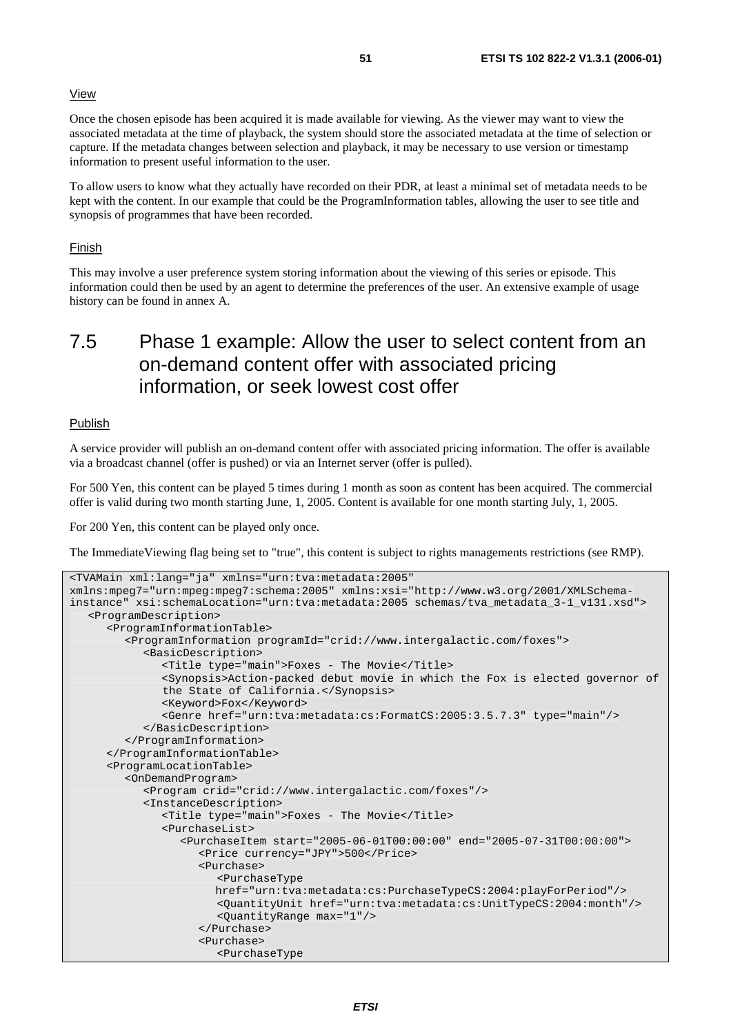View

Once the chosen episode has been acquired it is made available for viewing. As the viewer may want to view the associated metadata at the time of playback, the system should store the associated metadata at the time of selection or capture. If the metadata changes between selection and playback, it may be necessary to use version or timestamp information to present useful information to the user.

To allow users to know what they actually have recorded on their PDR, at least a minimal set of metadata needs to be kept with the content. In our example that could be the ProgramInformation tables, allowing the user to see title and synopsis of programmes that have been recorded.

Finish

This may involve a user preference system storing information about the viewing of this series or episode. This information could then be used by an agent to determine the preferences of the user. An extensive example of usage history can be found in annex A.

## 7.5 Phase 1 example: Allow the user to select content from an on-demand content offer with associated pricing information, or seek lowest cost offer

Publish

A service provider will publish an on-demand content offer with associated pricing information. The offer is available via a broadcast channel (offer is pushed) or via an Internet server (offer is pulled).

For 500 Yen, this content can be played 5 times during 1 month as soon as content has been acquired. The commercial offer is valid during two month starting June, 1, 2005. Content is available for one month starting July, 1, 2005.

For 200 Yen, this content can be played only once.

The ImmediateViewing flag being set to "true", this content is subject to rights managements restrictions (see RMP).

```
<TVAMain xml:lang="ja" xmlns="urn:tva:metadata:2005"
xmlns:mpeg7="urn:mpeg:mpeg7:schema:2005" xmlns:xsi="http://www.w3.org/2001/XMLSchema-
instance" xsi:schemaLocation="urn:tva:metadata:2005 schemas/tva_metadata_3-1_v131.xsd">
   <ProgramDescription>
      <ProgramInformationTable>
         <ProgramInformation programId="crid://www.intergalactic.com/foxes">
            <BasicDescription>
               <Title type="main">Foxes - The Movie</Title>
               <Synopsis>Action-packed debut movie in which the Fox is elected governor of
               the State of California.</Synopsis>
               <Keyword>Fox</Keyword>
               <Genre href="urn:tva:metadata:cs:FormatCS:2005:3.5.7.3" type="main"/>
            </BasicDescription>
         </ProgramInformation>
      </ProgramInformationTable>
      <ProgramLocationTable>
         <OnDemandProgram>
            <Program crid="crid://www.intergalactic.com/foxes"/>
            <InstanceDescription>
               <Title type="main">Foxes - The Movie</Title>
               <PurchaseList>
                  <PurchaseItem start="2005-06-01T00:00:00" end="2005-07-31T00:00:00">
                     <Price currency="JPY">500</Price>
                     <Purchase>
                        <PurchaseType
                        href="urn:tva:metadata:cs:PurchaseTypeCS:2004:playForPeriod"/>
                        <QuantityUnit href="urn:tva:metadata:cs:UnitTypeCS:2004:month"/>
                        <QuantityRange max="1"/>
                     </Purchase>
                     <Purchase>
                        <PurchaseType
```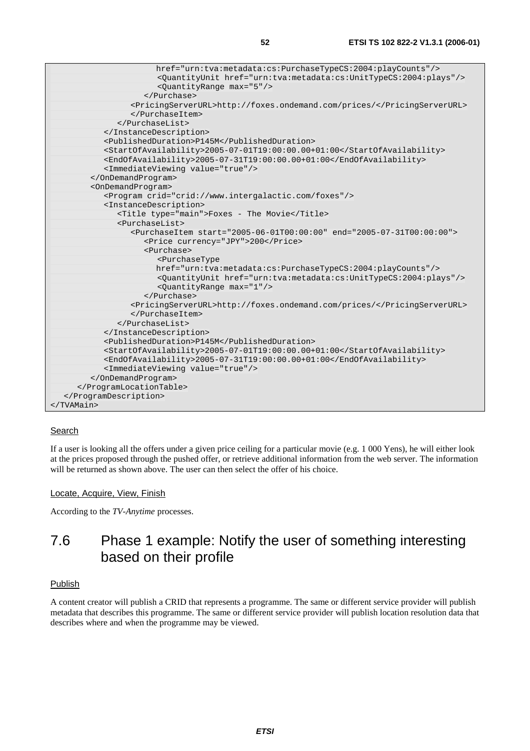```
                    href="urn:tva:metadata:cs:PurchaseTypeCS:2004:playCounts"/>
                    <QuantityUnit href="urn:tva:metadata:cs:UnitTypeCS:2004:plays"/>
                    <QuantityRange max="5"/>
                  </Purchase>
                <PricingServerURL>http://foxes.ondemand.com/prices/</PricingServerURL>
                </PurchaseItem>
              </PurchaseList>
            </InstanceDescription>
            <PublishedDuration>P145M</PublishedDuration>
            <StartOfAvailability>2005-07-01T19:00:00.00+01:00</StartOfAvailability>
            <EndOfAvailability>2005-07-31T19:00:00.00+01:00</EndOfAvailability>
            <ImmediateViewing value="true"/>
          </OnDemandProgram>
          <OnDemandProgram>
            <Program crid="crid://www.intergalactic.com/foxes"/>
            <InstanceDescription>
              <Title type="main">Foxes - The Movie</Title>
              <PurchaseList>
                <PurchaseItem start="2005-06-01T00:00:00" end="2005-07-31T00:00:00">
                  <Price currency="JPY">200</Price>
                  <Purchase>
                    <PurchaseType
                    href="urn:tva:metadata:cs:PurchaseTypeCS:2004:playCounts"/>
                    <QuantityUnit href="urn:tva:metadata:cs:UnitTypeCS:2004:plays"/>
                    <QuantityRange max="1"/>
                  </Purchase>
                <PricingServerURL>http://foxes.ondemand.com/prices/</PricingServerURL>
                </PurchaseItem>
              </PurchaseList>
            </InstanceDescription>
            <PublishedDuration>P145M</PublishedDuration>
            <StartOfAvailability>2005-07-01T19:00:00.00+01:00</StartOfAvailability>
            <EndOfAvailability>2005-07-31T19:00:00.00+01:00</EndOfAvailability>
            <ImmediateViewing value="true"/>
          </OnDemandProgram>
        </ProgramLocationTable>
    </ProgramDescription>
</TVAMain>
```

Search

If a user is looking all the offers under a given price ceiling for a particular movie (e.g. 1 000 Yens), he will either look at the prices proposed through the pushed offer, or retrieve additional information from the web server. The information will be returned as shown above. The user can then select the offer of his choice.

Locate, Acquire, View, Finish

According to the *TV-Anytime* processes.

## 7.6 Phase 1 example: Notify the user of something interesting based on their profile

Publish

A content creator will publish a CRID that represents a programme. The same or different service provider will publish metadata that describes this programme. The same or different service provider will publish location resolution data that describes where and when the programme may be viewed.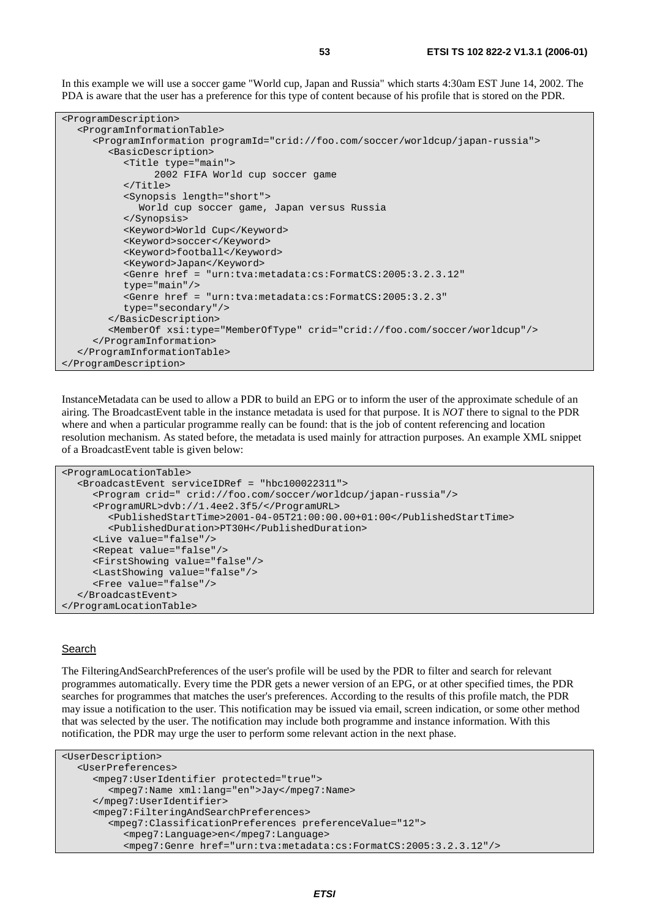In this example we will use a soccer game "World cup, Japan and Russia" which starts 4:30am EST June 14, 2002. The PDA is aware that the user has a preference for this type of content because of his profile that is stored on the PDR.

```
<ProgramDescription>
   <ProgramInformationTable>
      <ProgramInformation programId="crid://foo.com/soccer/worldcup/japan-russia">
         <BasicDescription>
            <Title type="main">
                  2002 FIFA World cup soccer game
            </Title>
            <Synopsis length="short">
               World cup soccer game, Japan versus Russia
            </Synopsis>
            <Keyword>World Cup</Keyword>
            <Keyword>soccer</Keyword>
            <Keyword>football</Keyword>
            <Keyword>Japan</Keyword>
            <Genre href = "urn:tva:metadata:cs:FormatCS:2005:3.2.3.12"
            type="main"/>
            <Genre href = "urn:tva:metadata:cs:FormatCS:2005:3.2.3"
            type="secondary"/>
         </BasicDescription>
         <MemberOf xsi:type="MemberOfType" crid="crid://foo.com/soccer/worldcup"/>
      </ProgramInformation>
   </ProgramInformationTable>
</ProgramDescription>
```

InstanceMetadata can be used to allow a PDR to build an EPG or to inform the user of the approximate schedule of an airing. The BroadcastEvent table in the instance metadata is used for that purpose. It is *NOT* there to signal to the PDR where and when a particular programme really can be found: that is the job of content referencing and location resolution mechanism. As stated before, the metadata is used mainly for attraction purposes. An example XML snippet of a BroadcastEvent table is given below:

```
<ProgramLocationTable>
   <BroadcastEvent serviceIDRef = "hbc100022311">
      <Program crid=" crid://foo.com/soccer/worldcup/japan-russia"/>
      <ProgramURL>dvb://1.4ee2.3f5/</ProgramURL>
         <PublishedStartTime>2001-04-05T21:00:00.00+01:00</PublishedStartTime>
         <PublishedDuration>PT30H</PublishedDuration>
      <Live value="false"/>
      <Repeat value="false"/>
      <FirstShowing value="false"/>
      <LastShowing value="false"/>
      <Free value="false"/>
   </BroadcastEvent>
</ProgramLocationTable>
```

Search

The FilteringAndSearchPreferences of the user's profile will be used by the PDR to filter and search for relevant programmes automatically. Every time the PDR gets a newer version of an EPG, or at other specified times, the PDR searches for programmes that matches the user's preferences. According to the results of this profile match, the PDR may issue a notification to the user. This notification may be issued via email, screen indication, or some other method that was selected by the user. The notification may include both programme and instance information. With this notification, the PDR may urge the user to perform some relevant action in the next phase.

```
<UserDescription>
   <UserPreferences>
      <mpeg7:UserIdentifier protected="true">
         <mpeg7:Name xml:lang="en">Jay</mpeg7:Name>
      </mpeg7:UserIdentifier>
      <mpeg7:FilteringAndSearchPreferences>
         <mpeg7:ClassificationPreferences preferenceValue="12">
            <mpeg7:Language>en</mpeg7:Language>
            <mpeg7:Genre href="urn:tva:metadata:cs:FormatCS:2005:3.2.3.12"/>
```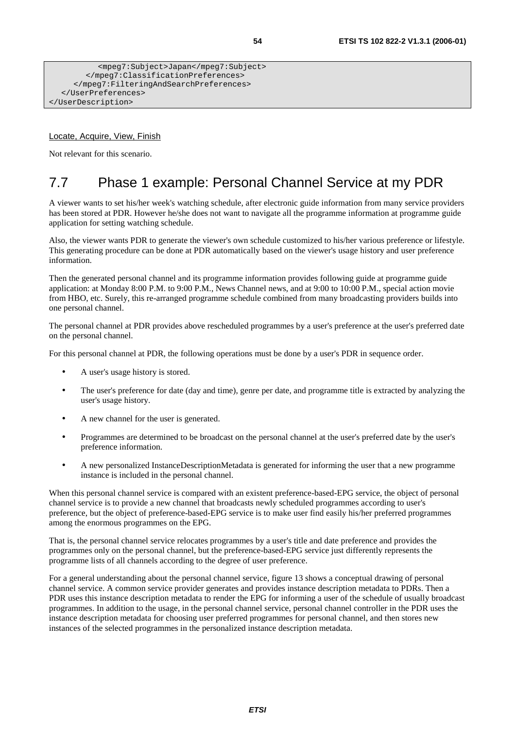```
            <mpeg7:Subject>Japan</mpeg7:Subject>
        </mpeg7:ClassificationPreferences>
      </mpeg7:FilteringAndSearchPreferences>
   </UserPreferences>
</UserDescription>
```

Locate, Acquire, View, Finish

Not relevant for this scenario.

## 7.7 Phase 1 example: Personal Channel Service at my PDR

A viewer wants to set his/her week's watching schedule, after electronic guide information from many service providers has been stored at PDR. However he/she does not want to navigate all the programme information at programme guide application for setting watching schedule.

Also, the viewer wants PDR to generate the viewer's own schedule customized to his/her various preference or lifestyle. This generating procedure can be done at PDR automatically based on the viewer's usage history and user preference information.

Then the generated personal channel and its programme information provides following guide at programme guide application: at Monday 8:00 P.M. to 9:00 P.M., News Channel news, and at 9:00 to 10:00 P.M., special action movie from HBO, etc. Surely, this re-arranged programme schedule combined from many broadcasting providers builds into one personal channel.

The personal channel at PDR provides above rescheduled programmes by a user's preference at the user's preferred date on the personal channel.

For this personal channel at PDR, the following operations must be done by a user's PDR in sequence order.

- A user's usage history is stored.
- The user's preference for date (day and time), genre per date, and programme title is extracted by analyzing the user's usage history.
- A new channel for the user is generated.
- Programmes are determined to be broadcast on the personal channel at the user's preferred date by the user's preference information.
- A new personalized InstanceDescriptionMetadata is generated for informing the user that a new programme instance is included in the personal channel.

When this personal channel service is compared with an existent preference-based-EPG service, the object of personal channel service is to provide a new channel that broadcasts newly scheduled programmes according to user's preference, but the object of preference-based-EPG service is to make user find easily his/her preferred programmes among the enormous programmes on the EPG.

That is, the personal channel service relocates programmes by a user's title and date preference and provides the programmes only on the personal channel, but the preference-based-EPG service just differently represents the programme lists of all channels according to the degree of user preference.

For a general understanding about the personal channel service, figure 13 shows a conceptual drawing of personal channel service. A common service provider generates and provides instance description metadata to PDRs. Then a PDR uses this instance description metadata to render the EPG for informing a user of the schedule of usually broadcast programmes. In addition to the usage, in the personal channel service, personal channel controller in the PDR uses the instance description metadata for choosing user preferred programmes for personal channel, and then stores new instances of the selected programmes in the personalized instance description metadata.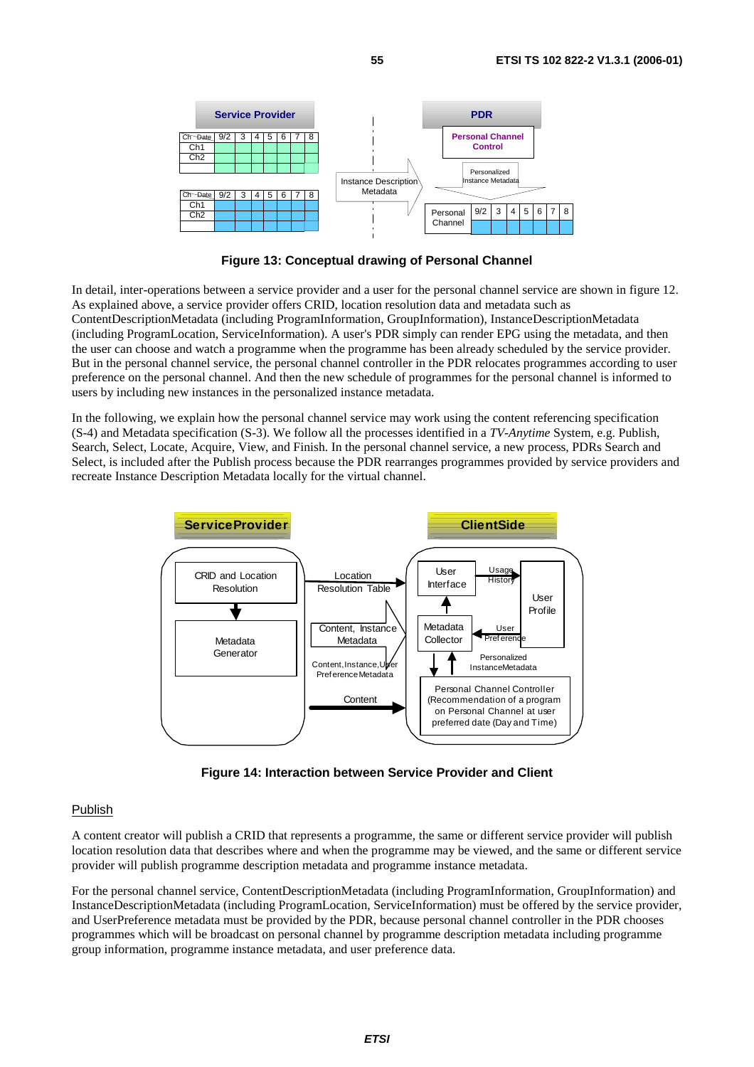**Figure 13: Conceptual drawing of Personal Channel**

In detail, inter-operations between a service provider and a user for the personal channel service are shown in figure 12. As explained above, a service provider offers CRID, location resolution data and metadata such as ContentDescriptionMetadata (including ProgramInformation, GroupInformation), InstanceDescriptionMetadata (including ProgramLocation, ServiceInformation). A user's PDR simply can render EPG using the metadata, and then the user can choose and watch a programme when the programme has been already scheduled by the service provider. But in the personal channel service, the personal channel controller in the PDR relocates programmes according to user preference on the personal channel. And then the new schedule of programmes for the personal channel is informed to users by including new instances in the personalized instance metadata.

In the following, we explain how the personal channel service may work using the content referencing specification (S-4) and Metadata specification (S-3). We follow all the processes identified in a *TV-Anytime* System, e.g. Publish, Search, Select, Locate, Acquire, View, and Finish. In the personal channel service, a new process, PDRs Search and Select, is included after the Publish process because the PDR rearranges programmes provided by service providers and recreate Instance Description Metadata locally for the virtual channel.

**Figure 14: Interaction between Service Provider and Client**

Publish

A content creator will publish a CRID that represents a programme, the same or different service provider will publish location resolution data that describes where and when the programme may be viewed, and the same or different service provider will publish programme description metadata and programme instance metadata.

For the personal channel service, ContentDescriptionMetadata (including ProgramInformation, GroupInformation) and InstanceDescriptionMetadata (including ProgramLocation, ServiceInformation) must be offered by the service provider, and UserPreference metadata must be provided by the PDR, because personal channel controller in the PDR chooses programmes which will be broadcast on personal channel by programme description metadata including programme group information, programme instance metadata, and user preference data.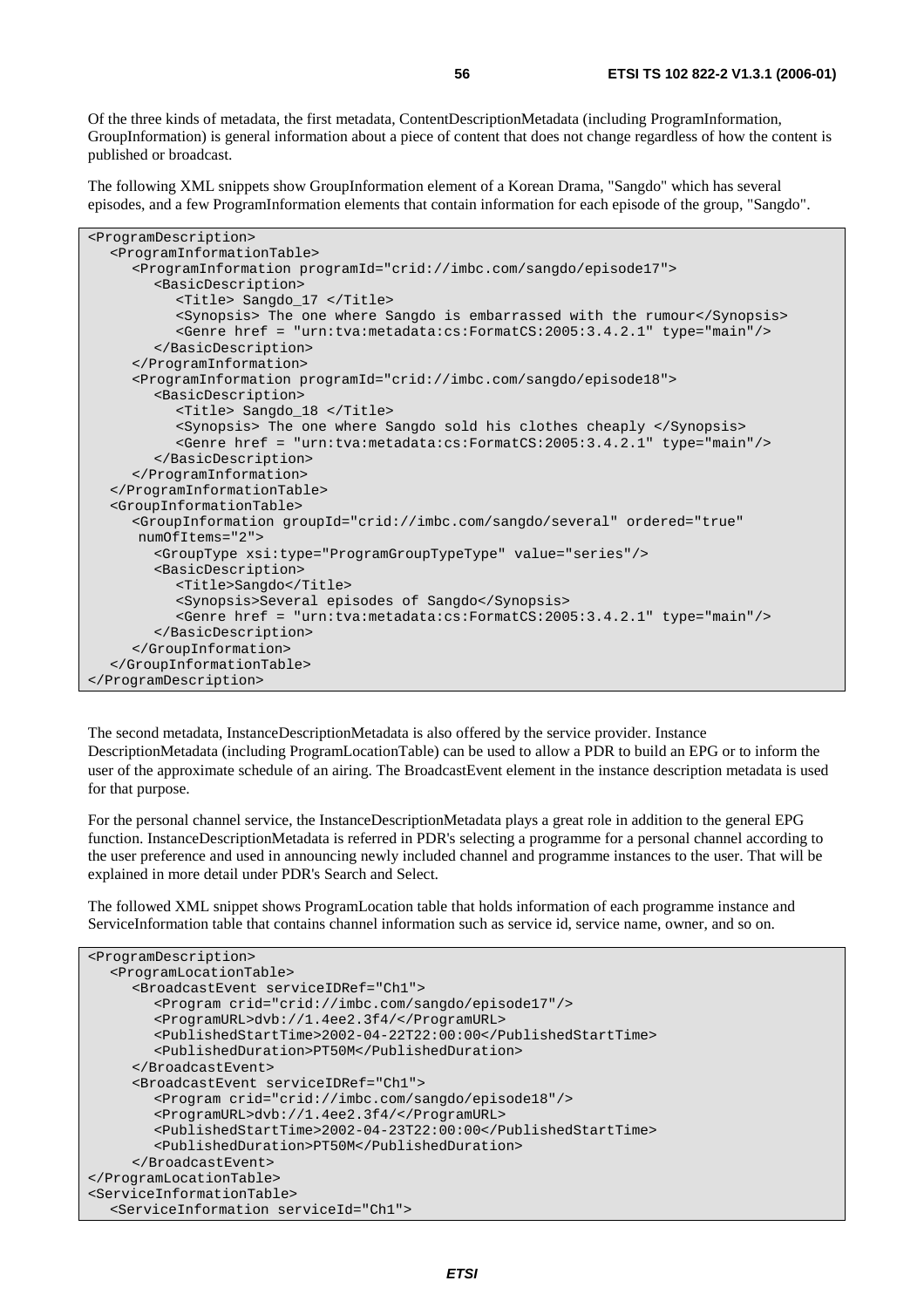Of the three kinds of metadata, the first metadata, ContentDescriptionMetadata (including ProgramInformation, GroupInformation) is general information about a piece of content that does not change regardless of how the content is published or broadcast.

The following XML snippets show GroupInformation element of a Korean Drama, "Sangdo" which has several episodes, and a few ProgramInformation elements that contain information for each episode of the group, "Sangdo".

```
<ProgramDescription>
   <ProgramInformationTable>
      <ProgramInformation programId="crid://imbc.com/sangdo/episode17">
         <BasicDescription>
            <Title> Sangdo_17 </Title>
            <Synopsis> The one where Sangdo is embarrassed with the rumour</Synopsis>
            <Genre href = "urn:tva:metadata:cs:FormatCS:2005:3.4.2.1" type="main"/>
         </BasicDescription>
      </ProgramInformation>
      <ProgramInformation programId="crid://imbc.com/sangdo/episode18">
         <BasicDescription>
            <Title> Sangdo_18 </Title>
            <Synopsis> The one where Sangdo sold his clothes cheaply </Synopsis>
            <Genre href = "urn:tva:metadata:cs:FormatCS:2005:3.4.2.1" type="main"/>
         </BasicDescription>
      </ProgramInformation>
   </ProgramInformationTable>
   <GroupInformationTable>
      <GroupInformation groupId="crid://imbc.com/sangdo/several" ordered="true"
       numOfItems="2">
         <GroupType xsi:type="ProgramGroupTypeType" value="series"/>
         <BasicDescription>
            <Title>Sangdo</Title>
            <Synopsis>Several episodes of Sangdo</Synopsis>
            <Genre href = "urn:tva:metadata:cs:FormatCS:2005:3.4.2.1" type="main"/>
         </BasicDescription>
      </GroupInformation>
   </GroupInformationTable>
</ProgramDescription>
```

The second metadata, InstanceDescriptionMetadata is also offered by the service provider. Instance DescriptionMetadata (including ProgramLocationTable) can be used to allow a PDR to build an EPG or to inform the user of the approximate schedule of an airing. The BroadcastEvent element in the instance description metadata is used for that purpose.

For the personal channel service, the InstanceDescriptionMetadata plays a great role in addition to the general EPG function. InstanceDescriptionMetadata is referred in PDR's selecting a programme for a personal channel according to the user preference and used in announcing newly included channel and programme instances to the user. That will be explained in more detail under PDR's Search and Select.

The followed XML snippet shows ProgramLocation table that holds information of each programme instance and ServiceInformation table that contains channel information such as service id, service name, owner, and so on.

```
<ProgramDescription>
   <ProgramLocationTable>
      <BroadcastEvent serviceIDRef="Ch1">
         <Program crid="crid://imbc.com/sangdo/episode17"/>
         <ProgramURL>dvb://1.4ee2.3f4/</ProgramURL>
         <PublishedStartTime>2002-04-22T22:00:00</PublishedStartTime>
         <PublishedDuration>PT50M</PublishedDuration>
      </BroadcastEvent>
      <BroadcastEvent serviceIDRef="Ch1">
         <Program crid="crid://imbc.com/sangdo/episode18"/>
         <ProgramURL>dvb://1.4ee2.3f4/</ProgramURL>
         <PublishedStartTime>2002-04-23T22:00:00</PublishedStartTime>
         <PublishedDuration>PT50M</PublishedDuration>
      </BroadcastEvent>
</ProgramLocationTable>
<ServiceInformationTable>
   <ServiceInformation serviceId="Ch1">
```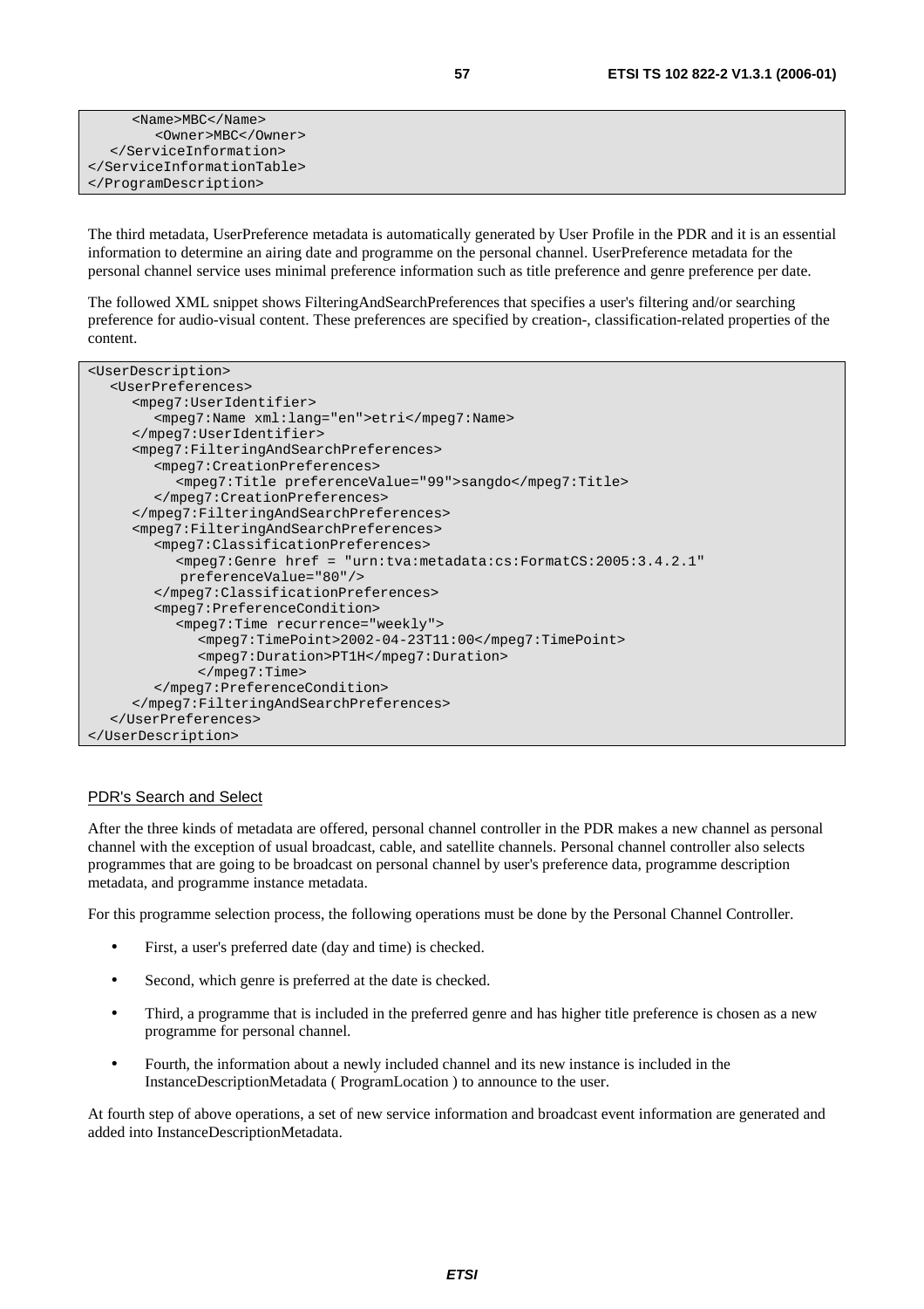```
      <Name>MBC</Name>
         <Owner>MBC</Owner>
   </ServiceInformation>
</ServiceInformationTable>
</ProgramDescription>
```

The third metadata, UserPreference metadata is automatically generated by User Profile in the PDR and it is an essential information to determine an airing date and programme on the personal channel. UserPreference metadata for the personal channel service uses minimal preference information such as title preference and genre preference per date.

The followed XML snippet shows FilteringAndSearchPreferences that specifies a user's filtering and/or searching preference for audio-visual content. These preferences are specified by creation-, classification-related properties of the content.

```
<UserDescription>
   <UserPreferences>
      <mpeg7:UserIdentifier>
         <mpeg7:Name xml:lang="en">etri</mpeg7:Name>
      </mpeg7:UserIdentifier>
      <mpeg7:FilteringAndSearchPreferences>
         <mpeg7:CreationPreferences>
            <mpeg7:Title preferenceValue="99">sangdo</mpeg7:Title>
         </mpeg7:CreationPreferences>
      </mpeg7:FilteringAndSearchPreferences>
      <mpeg7:FilteringAndSearchPreferences>
         <mpeg7:ClassificationPreferences>
            <mpeg7:Genre href = "urn:tva:metadata:cs:FormatCS:2005:3.4.2.1"
             preferenceValue="80"/>
         </mpeg7:ClassificationPreferences>
         <mpeg7:PreferenceCondition>
            <mpeg7:Time recurrence="weekly">
               <mpeg7:TimePoint>2002-04-23T11:00</mpeg7:TimePoint>
               <mpeg7:Duration>PT1H</mpeg7:Duration>
               </mpeg7:Time>
         </mpeg7:PreferenceCondition>
      </mpeg7:FilteringAndSearchPreferences>
   </UserPreferences>
</UserDescription>
```

PDR's Search and Select

After the three kinds of metadata are offered, personal channel controller in the PDR makes a new channel as personal channel with the exception of usual broadcast, cable, and satellite channels. Personal channel controller also selects programmes that are going to be broadcast on personal channel by user's preference data, programme description metadata, and programme instance metadata.

For this programme selection process, the following operations must be done by the Personal Channel Controller.

- First, a user's preferred date (day and time) is checked.
- Second, which genre is preferred at the date is checked.
- Third, a programme that is included in the preferred genre and has higher title preference is chosen as a new programme for personal channel.
- Fourth, the information about a newly included channel and its new instance is included in the InstanceDescriptionMetadata ( ProgramLocation ) to announce to the user.

At fourth step of above operations, a set of new service information and broadcast event information are generated and added into InstanceDescriptionMetadata.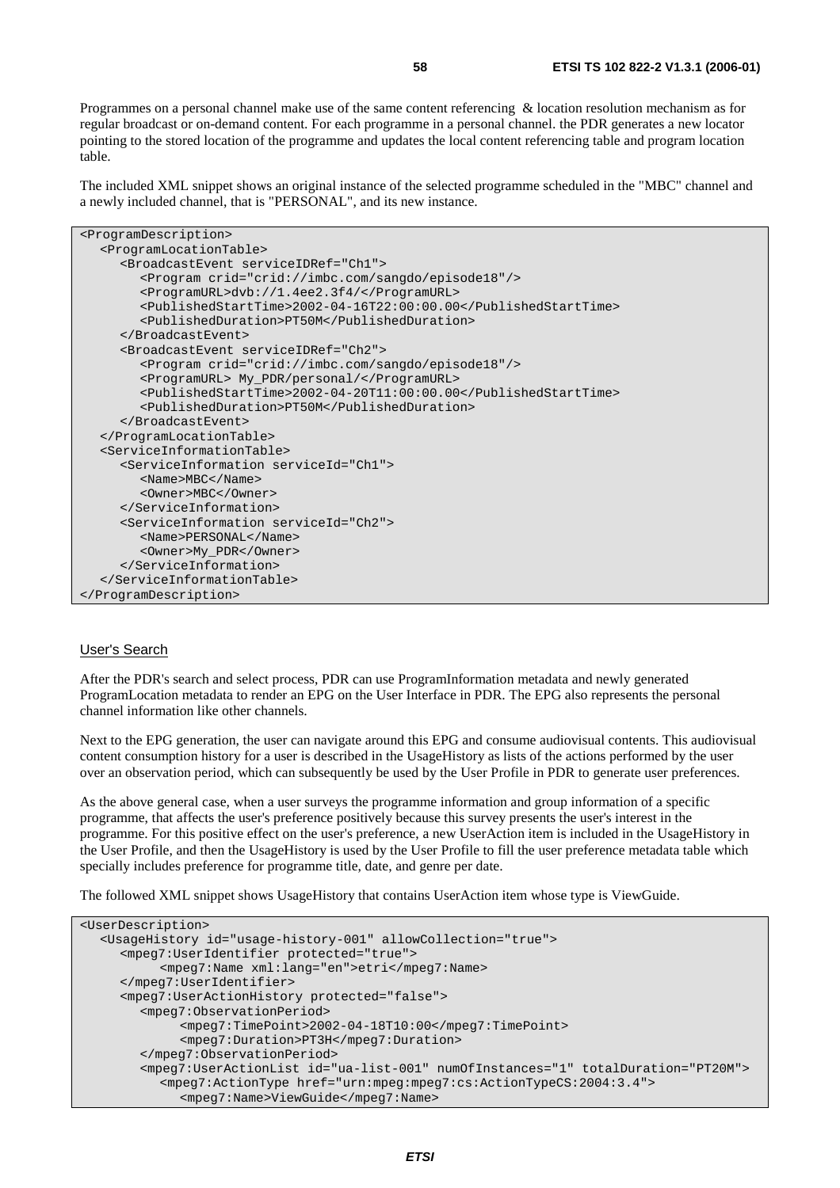Programmes on a personal channel make use of the same content referencing & location resolution mechanism as for regular broadcast or on-demand content. For each programme in a personal channel. the PDR generates a new locator pointing to the stored location of the programme and updates the local content referencing table and program location table.

The included XML snippet shows an original instance of the selected programme scheduled in the "MBC" channel and a newly included channel, that is "PERSONAL", and its new instance.

```
<ProgramDescription>
   <ProgramLocationTable>
      <BroadcastEvent serviceIDRef="Ch1">
         <Program crid="crid://imbc.com/sangdo/episode18"/>
         <ProgramURL>dvb://1.4ee2.3f4/</ProgramURL>
         <PublishedStartTime>2002-04-16T22:00:00.00</PublishedStartTime>
         <PublishedDuration>PT50M</PublishedDuration>
      </BroadcastEvent>
      <BroadcastEvent serviceIDRef="Ch2">
         <Program crid="crid://imbc.com/sangdo/episode18"/>
         <ProgramURL> My_PDR/personal/</ProgramURL>
         <PublishedStartTime>2002-04-20T11:00:00.00</PublishedStartTime>
         <PublishedDuration>PT50M</PublishedDuration>
      </BroadcastEvent>
   </ProgramLocationTable>
   <ServiceInformationTable>
      <ServiceInformation serviceId="Ch1">
         <Name>MBC</Name>
         <Owner>MBC</Owner>
      </ServiceInformation>
      <ServiceInformation serviceId="Ch2">
         <Name>PERSONAL</Name>
         <Owner>My_PDR</Owner>
      </ServiceInformation>
   </ServiceInformationTable>
</ProgramDescription>
```

User's Search

After the PDR's search and select process, PDR can use ProgramInformation metadata and newly generated ProgramLocation metadata to render an EPG on the User Interface in PDR. The EPG also represents the personal channel information like other channels.

Next to the EPG generation, the user can navigate around this EPG and consume audiovisual contents. This audiovisual content consumption history for a user is described in the UsageHistory as lists of the actions performed by the user over an observation period, which can subsequently be used by the User Profile in PDR to generate user preferences.

As the above general case, when a user surveys the programme information and group information of a specific programme, that affects the user's preference positively because this survey presents the user's interest in the programme. For this positive effect on the user's preference, a new UserAction item is included in the UsageHistory in the User Profile, and then the UsageHistory is used by the User Profile to fill the user preference metadata table which specially includes preference for programme title, date, and genre per date.

The followed XML snippet shows UsageHistory that contains UserAction item whose type is ViewGuide.

```
<UserDescription>
   <UsageHistory id="usage-history-001" allowCollection="true">
      <mpeg7:UserIdentifier protected="true">
            <mpeg7:Name xml:lang="en">etri</mpeg7:Name>
      </mpeg7:UserIdentifier>
      <mpeg7:UserActionHistory protected="false">
         <mpeg7:ObservationPeriod>
              <mpeg7:TimePoint>2002-04-18T10:00</mpeg7:TimePoint>
              <mpeg7:Duration>PT3H</mpeg7:Duration>
         </mpeg7:ObservationPeriod>
         <mpeg7:UserActionList id="ua-list-001" numOfInstances="1" totalDuration="PT20M">
            <mpeg7:ActionType href="urn:mpeg:mpeg7:cs:ActionTypeCS:2004:3.4">
               <mpeg7:Name>ViewGuide</mpeg7:Name>
```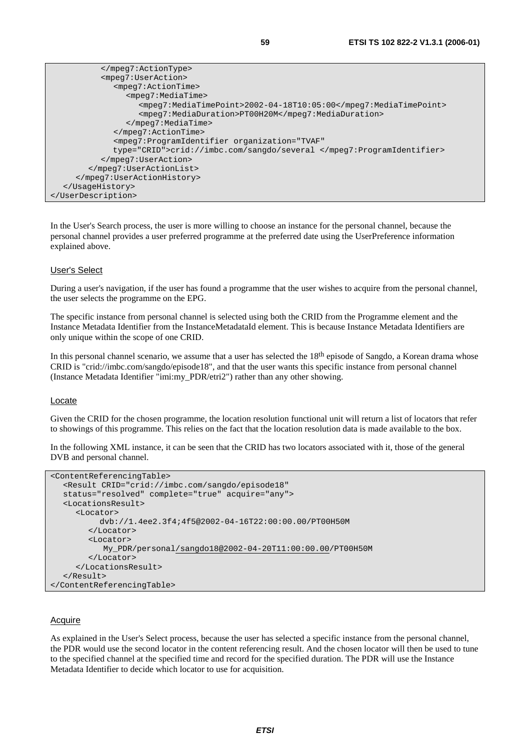```
        </mpeg7:ActionType>
        <mpeg7:UserAction>
          <mpeg7:ActionTime>
            <mpeg7:MediaTime>
              <mpeg7:MediaTimePoint>2002-04-18T10:05:00</mpeg7:MediaTimePoint>
              <mpeg7:MediaDuration>PT00H20M</mpeg7:MediaDuration>
            </mpeg7:MediaTime>
          </mpeg7:ActionTime>
          <mpeg7:ProgramIdentifier organization="TVAF"
          type="CRID">crid://imbc.com/sangdo/several </mpeg7:ProgramIdentifier>
        </mpeg7:UserAction>
      </mpeg7:UserActionList>
    </mpeg7:UserActionHistory>
  </UsageHistory>
</UserDescription>
```

In the User's Search process, the user is more willing to choose an instance for the personal channel, because the personal channel provides a user preferred programme at the preferred date using the UserPreference information explained above.

User's Select

During a user's navigation, if the user has found a programme that the user wishes to acquire from the personal channel, the user selects the programme on the EPG.

The specific instance from personal channel is selected using both the CRID from the Programme element and the Instance Metadata Identifier from the InstanceMetadataId element. This is because Instance Metadata Identifiers are only unique within the scope of one CRID.

In this personal channel scenario, we assume that a user has selected the 18th episode of Sangdo, a Korean drama whose CRID is "crid://imbc.com/sangdo/episode18", and that the user wants this specific instance from personal channel (Instance Metadata Identifier "imi:my_PDR/etri2") rather than any other showing.

Locate

Given the CRID for the chosen programme, the location resolution functional unit will return a list of locators that refer to showings of this programme. This relies on the fact that the location resolution data is made available to the box.

In the following XML instance, it can be seen that the CRID has two locators associated with it, those of the general DVB and personal channel.

```
<ContentReferencingTable>
  <Result CRID="crid://imbc.com/sangdo/episode18"
  status="resolved" complete="true" acquire="any">
  <LocationsResult>
    <Locator>
        dvb://1.4ee2.3f4;4f5@2002-04-16T22:00:00.00/PT00H50M
      </Locator>
      <Locator>
         My_PDR/personal/sangdo18@2002-04-20T11:00:00.00/PT00H50M
      </Locator>
    </LocationsResult>
  </Result>
</ContentReferencingTable>
```

Acquire

As explained in the User's Select process, because the user has selected a specific instance from the personal channel, the PDR would use the second locator in the content referencing result. And the chosen locator will then be used to tune to the specified channel at the specified time and record for the specified duration. The PDR will use the Instance Metadata Identifier to decide which locator to use for acquisition.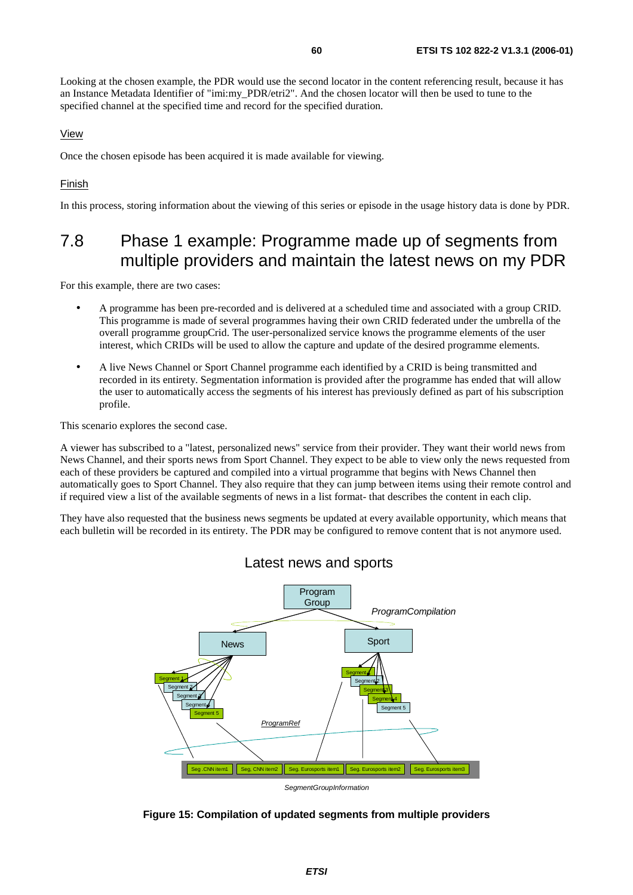Looking at the chosen example, the PDR would use the second locator in the content referencing result, because it has an Instance Metadata Identifier of "imi:my_PDR/etri2". And the chosen locator will then be used to tune to the specified channel at the specified time and record for the specified duration.

View

Once the chosen episode has been acquired it is made available for viewing.

Finish

In this process, storing information about the viewing of this series or episode in the usage history data is done by PDR.

## 7.8 Phase 1 example: Programme made up of segments from multiple providers and maintain the latest news on my PDR

For this example, there are two cases:

- A programme has been pre-recorded and is delivered at a scheduled time and associated with a group CRID. This programme is made of several programmes having their own CRID federated under the umbrella of the overall programme groupCrid. The user-personalized service knows the programme elements of the user interest, which CRIDs will be used to allow the capture and update of the desired programme elements.
- A live News Channel or Sport Channel programme each identified by a CRID is being transmitted and recorded in its entirety. Segmentation information is provided after the programme has ended that will allow the user to automatically access the segments of his interest has previously defined as part of his subscription profile.

This scenario explores the second case.

A viewer has subscribed to a "latest, personalized news" service from their provider. They want their world news from News Channel, and their sports news from Sport Channel. They expect to be able to view only the news requested from each of these providers be captured and compiled into a virtual programme that begins with News Channel then automatically goes to Sport Channel. They also require that they can jump between items using their remote control and if required view a list of the available segments of news in a list format- that describes the content in each clip.

They have also requested that the business news segments be updated at every available opportunity, which means that each bulletin will be recorded in its entirety. The PDR may be configured to remove content that is not anymore used.

Latest news and sports

Program Group

ProgramCompilation

News

Sport

Segment 1, Segment 2, Segment 3, Segment 4, Segment 5

Segment 1, Segment 2, Segment 3, Segment 4, Segment 5

ProgramRef

Seg. CNN item1 | Seg. CNN item2 | Seg. Eurosports item1 | Seg. Eurosports item2 | Seg. Eurosports item3

SegmentGroupInformation

**Figure 15: Compilation of updated segments from multiple providers**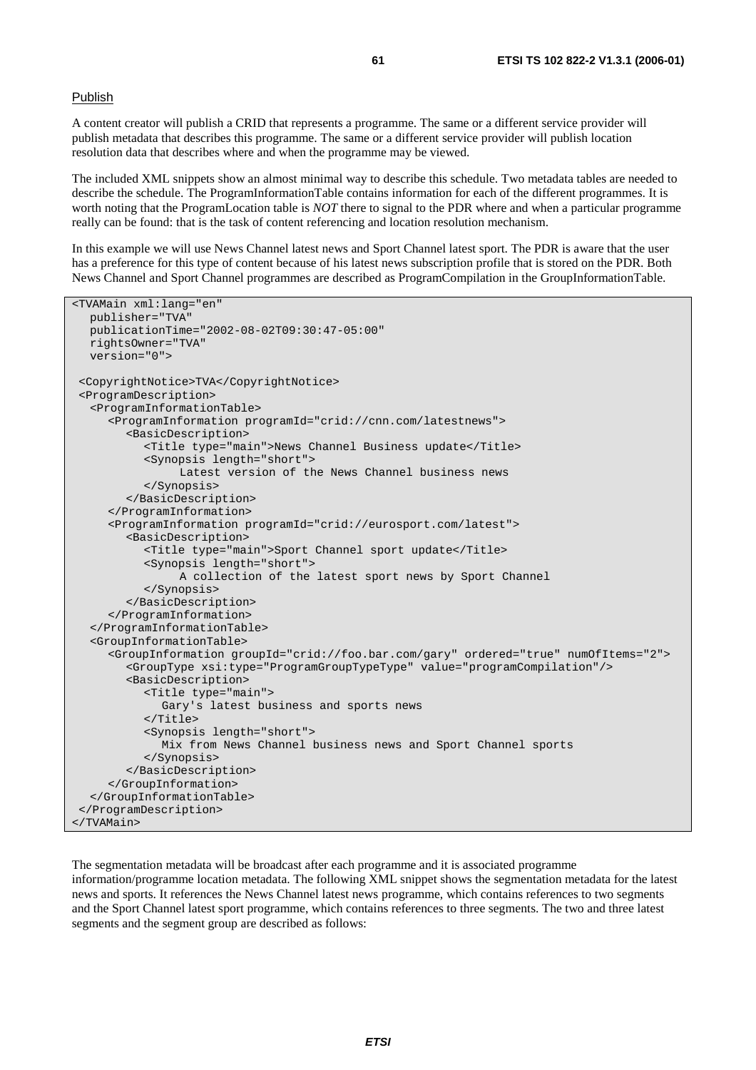Publish

A content creator will publish a CRID that represents a programme. The same or a different service provider will publish metadata that describes this programme. The same or a different service provider will publish location resolution data that describes where and when the programme may be viewed.

The included XML snippets show an almost minimal way to describe this schedule. Two metadata tables are needed to describe the schedule. The ProgramInformationTable contains information for each of the different programmes. It is worth noting that the ProgramLocation table is *NOT* there to signal to the PDR where and when a particular programme really can be found: that is the task of content referencing and location resolution mechanism.

In this example we will use News Channel latest news and Sport Channel latest sport. The PDR is aware that the user has a preference for this type of content because of his latest news subscription profile that is stored on the PDR. Both News Channel and Sport Channel programmes are described as ProgramCompilation in the GroupInformationTable.

```
<TVAMain xml:lang="en"
   publisher="TVA"
   publicationTime="2002-08-02T09:30:47-05:00"
   rightsOwner="TVA"
   version="0">

 <CopyrightNotice>TVA</CopyrightNotice>
 <ProgramDescription>
   <ProgramInformationTable>
      <ProgramInformation programId="crid://cnn.com/latestnews">
         <BasicDescription>
            <Title type="main">News Channel Business update</Title>
            <Synopsis length="short">
                  Latest version of the News Channel business news
            </Synopsis>
         </BasicDescription>
      </ProgramInformation>
      <ProgramInformation programId="crid://eurosport.com/latest">
         <BasicDescription>
            <Title type="main">Sport Channel sport update</Title>
            <Synopsis length="short">
                  A collection of the latest sport news by Sport Channel
            </Synopsis>
         </BasicDescription>
      </ProgramInformation>
   </ProgramInformationTable>
   <GroupInformationTable>
      <GroupInformation groupId="crid://foo.bar.com/gary" ordered="true" numOfItems="2">
         <GroupType xsi:type="ProgramGroupTypeType" value="programCompilation"/>
         <BasicDescription>
            <Title type="main">
               Gary's latest business and sports news
            </Title>
            <Synopsis length="short">
               Mix from News Channel business news and Sport Channel sports
            </Synopsis>
         </BasicDescription>
      </GroupInformation>
   </GroupInformationTable>
 </ProgramDescription>
</TVAMain>
```

The segmentation metadata will be broadcast after each programme and it is associated programme information/programme location metadata. The following XML snippet shows the segmentation metadata for the latest news and sports. It references the News Channel latest news programme, which contains references to two segments and the Sport Channel latest sport programme, which contains references to three segments. The two and three latest segments and the segment group are described as follows: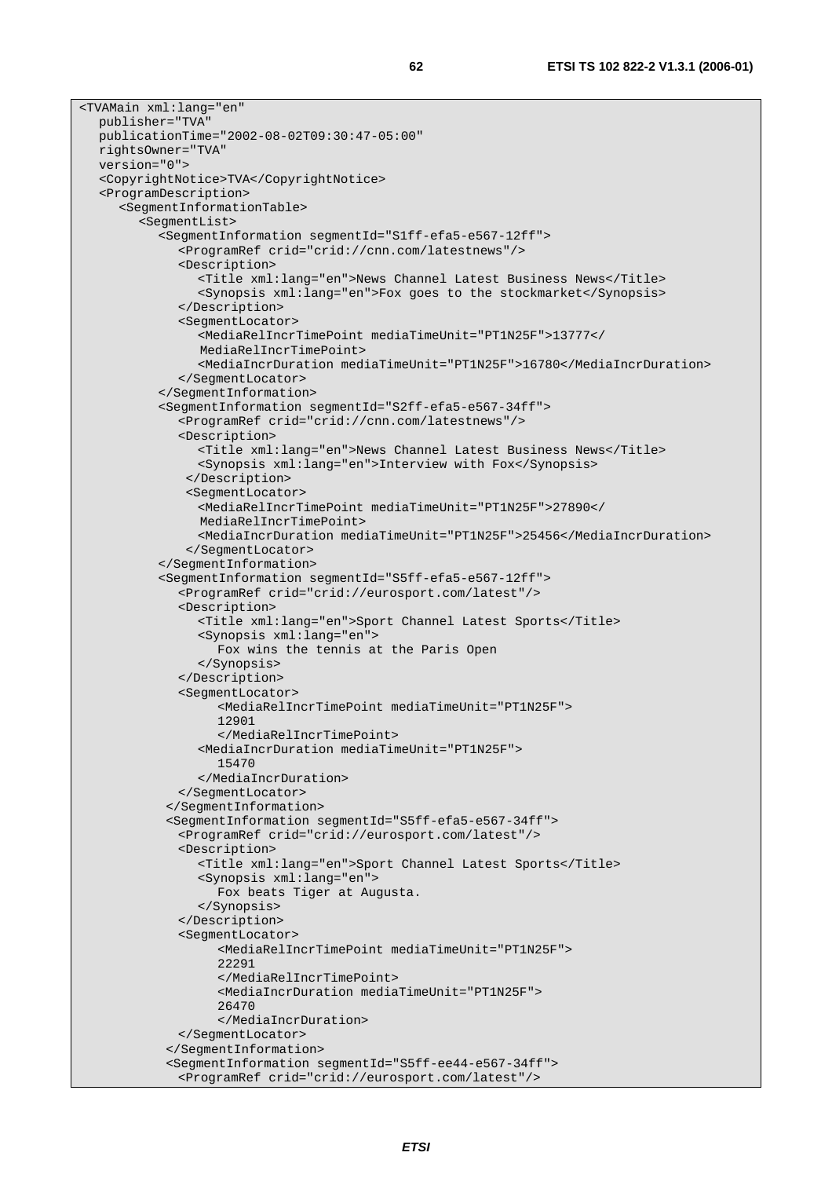```
<TVAMain xml:lang="en"
   publisher="TVA"
   publicationTime="2002-08-02T09:30:47-05:00"
   rightsOwner="TVA"
   version="0">
   <CopyrightNotice>TVA</CopyrightNotice>
   <ProgramDescription>
      <SegmentInformationTable>
         <SegmentList>
            <SegmentInformation segmentId="S1ff-efa5-e567-12ff">
               <ProgramRef crid="crid://cnn.com/latestnews"/>
               <Description>
                  <Title xml:lang="en">News Channel Latest Business News</Title>
                  <Synopsis xml:lang="en">Fox goes to the stockmarket</Synopsis>
               </Description>
               <SegmentLocator>
                  <MediaRelIncrTimePoint mediaTimeUnit="PT1N25F">13777</
                  MediaRelIncrTimePoint>
                  <MediaIncrDuration mediaTimeUnit="PT1N25F">16780</MediaIncrDuration>
               </SegmentLocator>
            </SegmentInformation>
            <SegmentInformation segmentId="S2ff-efa5-e567-34ff">
               <ProgramRef crid="crid://cnn.com/latestnews"/>
               <Description>
                  <Title xml:lang="en">News Channel Latest Business News</Title>
                  <Synopsis xml:lang="en">Interview with Fox</Synopsis>
                </Description>
                <SegmentLocator>
                  <MediaRelIncrTimePoint mediaTimeUnit="PT1N25F">27890</
                  MediaRelIncrTimePoint>
                  <MediaIncrDuration mediaTimeUnit="PT1N25F">25456</MediaIncrDuration>
                </SegmentLocator>
            </SegmentInformation>
            <SegmentInformation segmentId="S5ff-efa5-e567-12ff">
               <ProgramRef crid="crid://eurosport.com/latest"/>
               <Description>
                  <Title xml:lang="en">Sport Channel Latest Sports</Title>
                  <Synopsis xml:lang="en">
                     Fox wins the tennis at the Paris Open
                  </Synopsis>
               </Description>
               <SegmentLocator>
                     <MediaRelIncrTimePoint mediaTimeUnit="PT1N25F">
                     12901
                     </MediaRelIncrTimePoint>
                  <MediaIncrDuration mediaTimeUnit="PT1N25F">
                     15470
                  </MediaIncrDuration>
               </SegmentLocator>
             </SegmentInformation>
             <SegmentInformation segmentId="S5ff-efa5-e567-34ff">
               <ProgramRef crid="crid://eurosport.com/latest"/>
               <Description>
                  <Title xml:lang="en">Sport Channel Latest Sports</Title>
                  <Synopsis xml:lang="en">
                     Fox beats Tiger at Augusta.
                  </Synopsis>
               </Description>
               <SegmentLocator>
                     <MediaRelIncrTimePoint mediaTimeUnit="PT1N25F">
                     22291
                     </MediaRelIncrTimePoint>
                     <MediaIncrDuration mediaTimeUnit="PT1N25F">
                     26470
                     </MediaIncrDuration>
               </SegmentLocator>
             </SegmentInformation>
             <SegmentInformation segmentId="S5ff-ee44-e567-34ff">
               <ProgramRef crid="crid://eurosport.com/latest"/>
```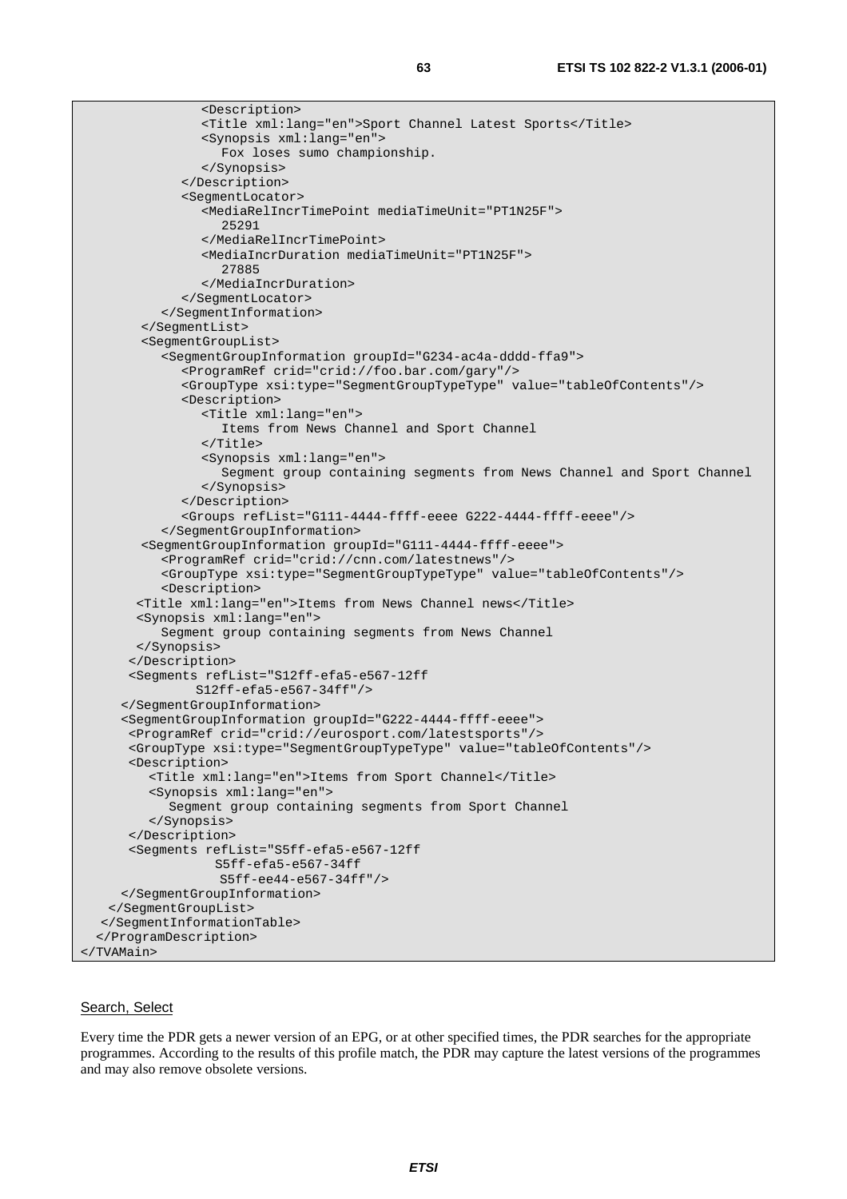```
            <Description>
               <Title xml:lang="en">Sport Channel Latest Sports</Title>
               <Synopsis xml:lang="en">
                  Fox loses sumo championship.
               </Synopsis>
            </Description>
            <SegmentLocator>
               <MediaRelIncrTimePoint mediaTimeUnit="PT1N25F">
                  25291
               </MediaRelIncrTimePoint>
               <MediaIncrDuration mediaTimeUnit="PT1N25F">
                  27885
               </MediaIncrDuration>
            </SegmentLocator>
         </SegmentInformation>
      </SegmentList>
      <SegmentGroupList>
         <SegmentGroupInformation groupId="G234-ac4a-dddd-ffa9">
            <ProgramRef crid="crid://foo.bar.com/gary"/>
            <GroupType xsi:type="SegmentGroupTypeType" value="tableOfContents"/>
            <Description>
               <Title xml:lang="en">
                  Items from News Channel and Sport Channel
               </Title>
               <Synopsis xml:lang="en">
                  Segment group containing segments from News Channel and Sport Channel
               </Synopsis>
            </Description>
            <Groups refList="G111-4444-ffff-eeee G222-4444-ffff-eeee"/>
         </SegmentGroupInformation>
       <SegmentGroupInformation groupId="G111-4444-ffff-eeee">
          <ProgramRef crid="crid://cnn.com/latestnews"/>
          <GroupType xsi:type="SegmentGroupTypeType" value="tableOfContents"/>
          <Description>
      <Title xml:lang="en">Items from News Channel news</Title>
      <Synopsis xml:lang="en">
         Segment group containing segments from News Channel
      </Synopsis>
     </Description>
     <Segments refList="S12ff-efa5-e567-12ff
            S12ff-efa5-e567-34ff"/>
    </SegmentGroupInformation>
    <SegmentGroupInformation groupId="G222-4444-ffff-eeee">
     <ProgramRef crid="crid://eurosport.com/latestsports"/>
     <GroupType xsi:type="SegmentGroupTypeType" value="tableOfContents"/>
     <Description>
        <Title xml:lang="en">Items from Sport Channel</Title>
        <Synopsis xml:lang="en">
          Segment group containing segments from Sport Channel
        </Synopsis>
     </Description>
     <Segments refList="S5ff-efa5-e567-12ff
               S5ff-efa5-e567-34ff
               S5ff-ee44-e567-34ff"/>
    </SegmentGroupInformation>
   </SegmentGroupList>
  </SegmentInformationTable>
 </ProgramDescription>
</TVAMain>
```

Search, Select

Every time the PDR gets a newer version of an EPG, or at other specified times, the PDR searches for the appropriate programmes. According to the results of this profile match, the PDR may capture the latest versions of the programmes and may also remove obsolete versions.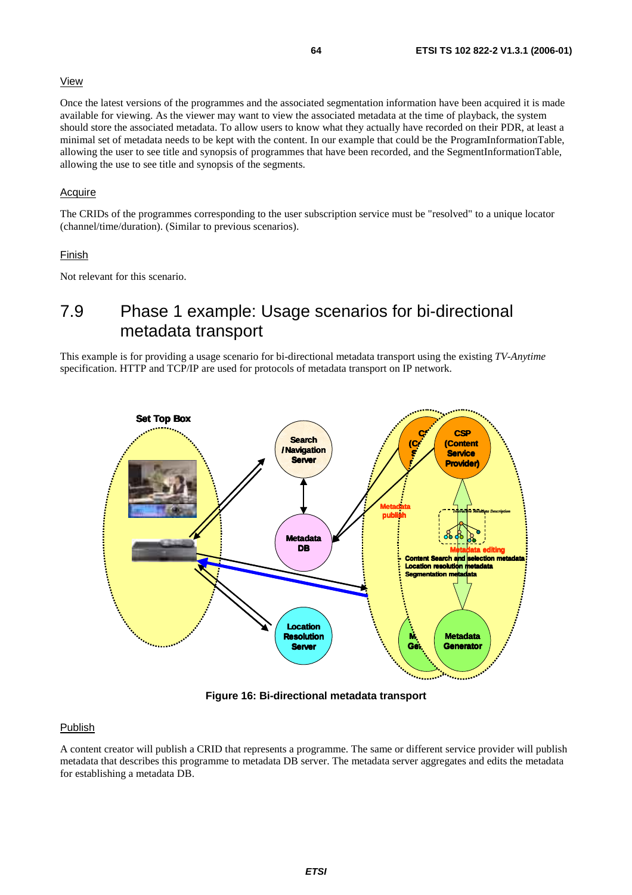View

Once the latest versions of the programmes and the associated segmentation information have been acquired it is made available for viewing. As the viewer may want to view the associated metadata at the time of playback, the system should store the associated metadata. To allow users to know what they actually have recorded on their PDR, at least a minimal set of metadata needs to be kept with the content. In our example that could be the ProgramInformationTable, allowing the user to see title and synopsis of programmes that have been recorded, and the SegmentInformationTable, allowing the use to see title and synopsis of the segments.

Acquire

The CRIDs of the programmes corresponding to the user subscription service must be "resolved" to a unique locator (channel/time/duration). (Similar to previous scenarios).

Finish

Not relevant for this scenario.

## 7.9 Phase 1 example: Usage scenarios for bi-directional metadata transport

This example is for providing a usage scenario for bi-directional metadata transport using the existing *TV-Anytime* specification. HTTP and TCP/IP are used for protocols of metadata transport on IP network.

**Figure 16: Bi-directional metadata transport**

Publish

A content creator will publish a CRID that represents a programme. The same or different service provider will publish metadata that describes this programme to metadata DB server. The metadata server aggregates and edits the metadata for establishing a metadata DB.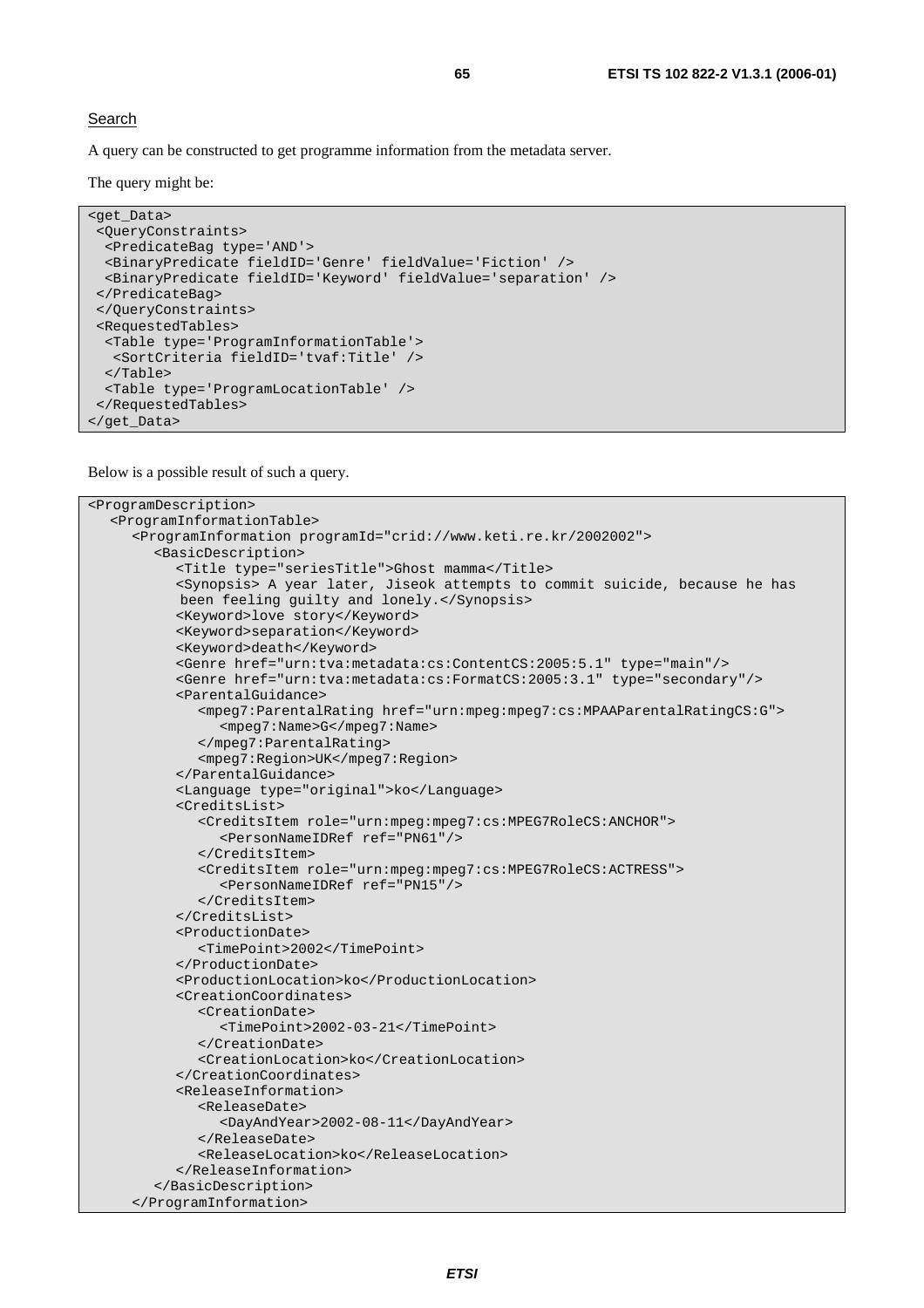Search

A query can be constructed to get programme information from the metadata server.

The query might be:

```
<get_Data>
 <QueryConstraints>
  <PredicateBag type='AND'>
  <BinaryPredicate fieldID='Genre' fieldValue='Fiction' />
  <BinaryPredicate fieldID='Keyword' fieldValue='separation' />
 </PredicateBag>
 </QueryConstraints>
 <RequestedTables>
  <Table type='ProgramInformationTable'>
   <SortCriteria fieldID='tvaf:Title' />
  </Table>
  <Table type='ProgramLocationTable' />
 </RequestedTables>
</get_Data>
```

Below is a possible result of such a query.

```
<ProgramDescription>
   <ProgramInformationTable>
      <ProgramInformation programId="crid://www.keti.re.kr/2002002">
         <BasicDescription>
            <Title type="seriesTitle">Ghost mamma</Title>
            <Synopsis> A year later, Jiseok attempts to commit suicide, because he has
             been feeling guilty and lonely.</Synopsis>
            <Keyword>love story</Keyword>
            <Keyword>separation</Keyword>
            <Keyword>death</Keyword>
            <Genre href="urn:tva:metadata:cs:ContentCS:2005:5.1" type="main"/>
            <Genre href="urn:tva:metadata:cs:FormatCS:2005:3.1" type="secondary"/>
            <ParentalGuidance>
               <mpeg7:ParentalRating href="urn:mpeg:mpeg7:cs:MPAAParentalRatingCS:G">
                  <mpeg7:Name>G</mpeg7:Name>
               </mpeg7:ParentalRating>
               <mpeg7:Region>UK</mpeg7:Region>
            </ParentalGuidance>
            <Language type="original">ko</Language>
            <CreditsList>
               <CreditsItem role="urn:mpeg:mpeg7:cs:MPEG7RoleCS:ANCHOR">
                  <PersonNameIDRef ref="PN61"/>
               </CreditsItem>
               <CreditsItem role="urn:mpeg:mpeg7:cs:MPEG7RoleCS:ACTRESS">
                  <PersonNameIDRef ref="PN15"/>
               </CreditsItem>
            </CreditsList>
            <ProductionDate>
               <TimePoint>2002</TimePoint>
            </ProductionDate>
            <ProductionLocation>ko</ProductionLocation>
            <CreationCoordinates>
               <CreationDate>
                  <TimePoint>2002-03-21</TimePoint>
               </CreationDate>
               <CreationLocation>ko</CreationLocation>
            </CreationCoordinates>
            <ReleaseInformation>
               <ReleaseDate>
                  <DayAndYear>2002-08-11</DayAndYear>
               </ReleaseDate>
               <ReleaseLocation>ko</ReleaseLocation>
            </ReleaseInformation>
         </BasicDescription>
      </ProgramInformation>
```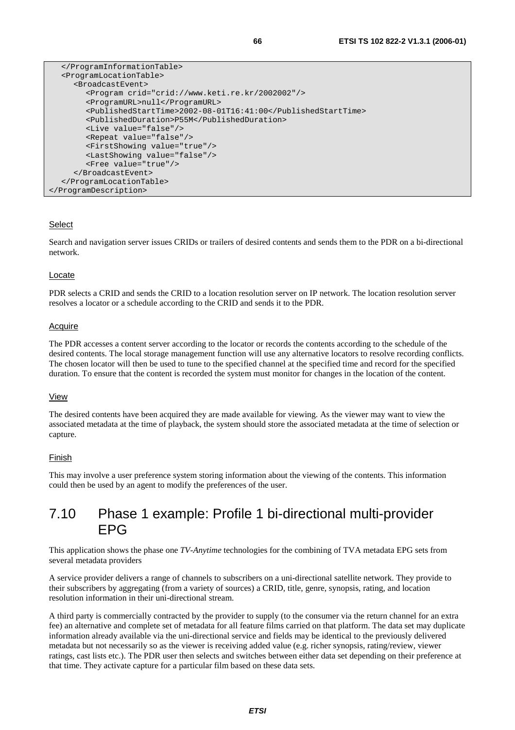```
   </ProgramInformationTable>
   <ProgramLocationTable>
      <BroadcastEvent>
         <Program crid="crid://www.keti.re.kr/2002002"/>
         <ProgramURL>null</ProgramURL>
         <PublishedStartTime>2002-08-01T16:41:00</PublishedStartTime>
         <PublishedDuration>P55M</PublishedDuration>
         <Live value="false"/>
         <Repeat value="false"/>
         <FirstShowing value="true"/>
         <LastShowing value="false"/>
         <Free value="true"/>
      </BroadcastEvent>
   </ProgramLocationTable>
</ProgramDescription>
```

Select

Search and navigation server issues CRIDs or trailers of desired contents and sends them to the PDR on a bi-directional network.

Locate

PDR selects a CRID and sends the CRID to a location resolution server on IP network. The location resolution server resolves a locator or a schedule according to the CRID and sends it to the PDR.

Acquire

The PDR accesses a content server according to the locator or records the contents according to the schedule of the desired contents. The local storage management function will use any alternative locators to resolve recording conflicts. The chosen locator will then be used to tune to the specified channel at the specified time and record for the specified duration. To ensure that the content is recorded the system must monitor for changes in the location of the content.

View

The desired contents have been acquired they are made available for viewing. As the viewer may want to view the associated metadata at the time of playback, the system should store the associated metadata at the time of selection or capture.

Finish

This may involve a user preference system storing information about the viewing of the contents. This information could then be used by an agent to modify the preferences of the user.

## 7.10 Phase 1 example: Profile 1 bi-directional multi-provider EPG

This application shows the phase one *TV-Anytime* technologies for the combining of TVA metadata EPG sets from several metadata providers

A service provider delivers a range of channels to subscribers on a uni-directional satellite network. They provide to their subscribers by aggregating (from a variety of sources) a CRID, title, genre, synopsis, rating, and location resolution information in their uni-directional stream.

A third party is commercially contracted by the provider to supply (to the consumer via the return channel for an extra fee) an alternative and complete set of metadata for all feature films carried on that platform. The data set may duplicate information already available via the uni-directional service and fields may be identical to the previously delivered metadata but not necessarily so as the viewer is receiving added value (e.g. richer synopsis, rating/review, viewer ratings, cast lists etc.). The PDR user then selects and switches between either data set depending on their preference at that time. They activate capture for a particular film based on these data sets.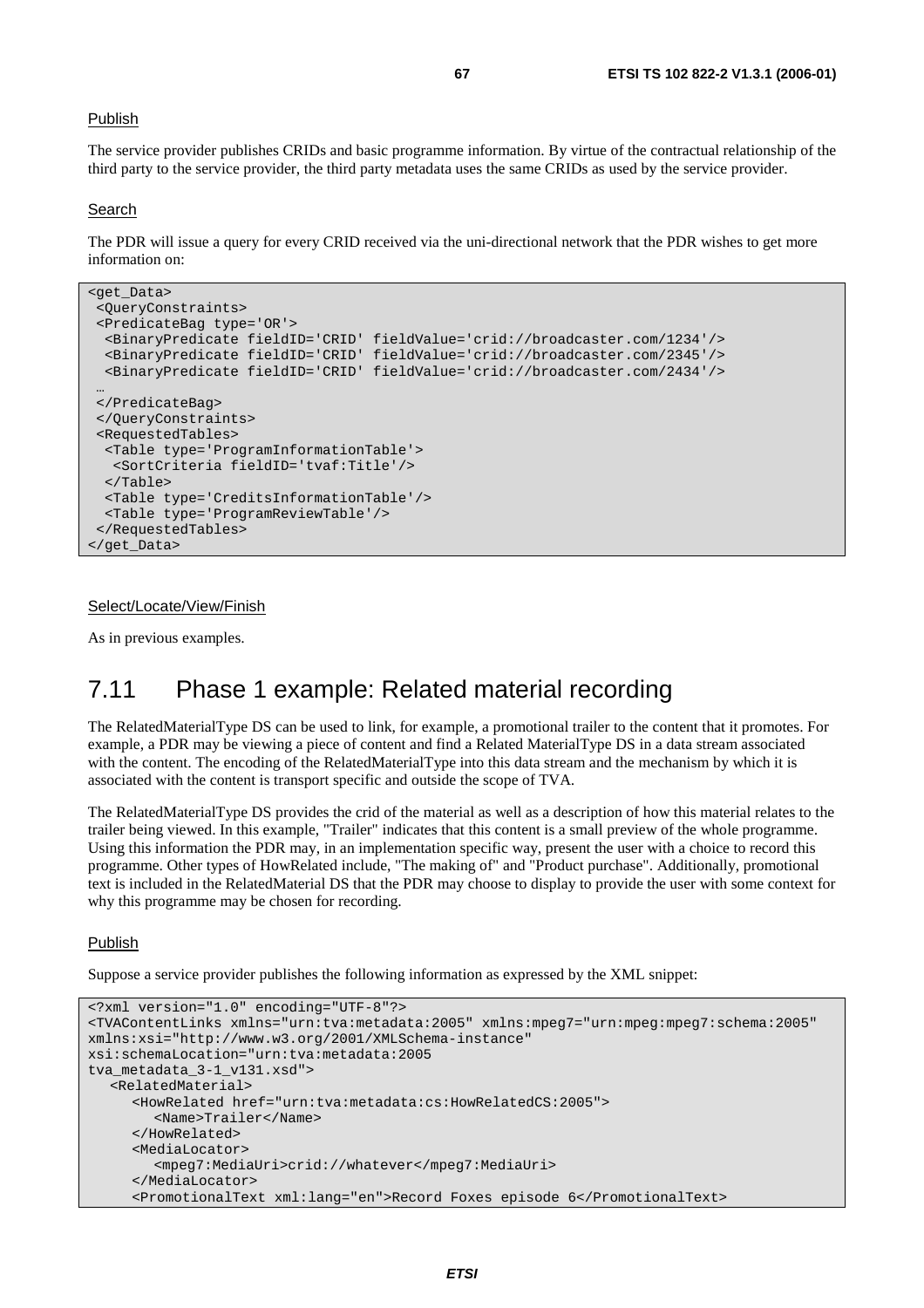Publish

The service provider publishes CRIDs and basic programme information. By virtue of the contractual relationship of the third party to the service provider, the third party metadata uses the same CRIDs as used by the service provider.

Search

The PDR will issue a query for every CRID received via the uni-directional network that the PDR wishes to get more information on:

```
<get_Data>
 <QueryConstraints>
 <PredicateBag type='OR'>
  <BinaryPredicate fieldID='CRID' fieldValue='crid://broadcaster.com/1234'/>
  <BinaryPredicate fieldID='CRID' fieldValue='crid://broadcaster.com/2345'/>
  <BinaryPredicate fieldID='CRID' fieldValue='crid://broadcaster.com/2434'/>
  …
 </PredicateBag>
 </QueryConstraints>
 <RequestedTables>
  <Table type='ProgramInformationTable'>
   <SortCriteria fieldID='tvaf:Title'/>
  </Table>
  <Table type='CreditsInformationTable'/>
  <Table type='ProgramReviewTable'/>
 </RequestedTables>
</get_Data>
```

Select/Locate/View/Finish

As in previous examples.

## 7.11 Phase 1 example: Related material recording

The RelatedMaterialType DS can be used to link, for example, a promotional trailer to the content that it promotes. For example, a PDR may be viewing a piece of content and find a Related MaterialType DS in a data stream associated with the content. The encoding of the RelatedMaterialType into this data stream and the mechanism by which it is associated with the content is transport specific and outside the scope of TVA.

The RelatedMaterialType DS provides the crid of the material as well as a description of how this material relates to the trailer being viewed. In this example, "Trailer" indicates that this content is a small preview of the whole programme. Using this information the PDR may, in an implementation specific way, present the user with a choice to record this programme. Other types of HowRelated include, "The making of" and "Product purchase". Additionally, promotional text is included in the RelatedMaterial DS that the PDR may choose to display to provide the user with some context for why this programme may be chosen for recording.

Publish

Suppose a service provider publishes the following information as expressed by the XML snippet:

```
<?xml version="1.0" encoding="UTF-8"?>
<TVAContentLinks xmlns="urn:tva:metadata:2005" xmlns:mpeg7="urn:mpeg:mpeg7:schema:2005"
xmlns:xsi="http://www.w3.org/2001/XMLSchema-instance"
xsi:schemaLocation="urn:tva:metadata:2005
tva_metadata_3-1_v131.xsd">
   <RelatedMaterial>
      <HowRelated href="urn:tva:metadata:cs:HowRelatedCS:2005">
         <Name>Trailer</Name>
      </HowRelated>
      <MediaLocator>
         <mpeg7:MediaUri>crid://whatever</mpeg7:MediaUri>
      </MediaLocator>
      <PromotionalText xml:lang="en">Record Foxes episode 6</PromotionalText>
```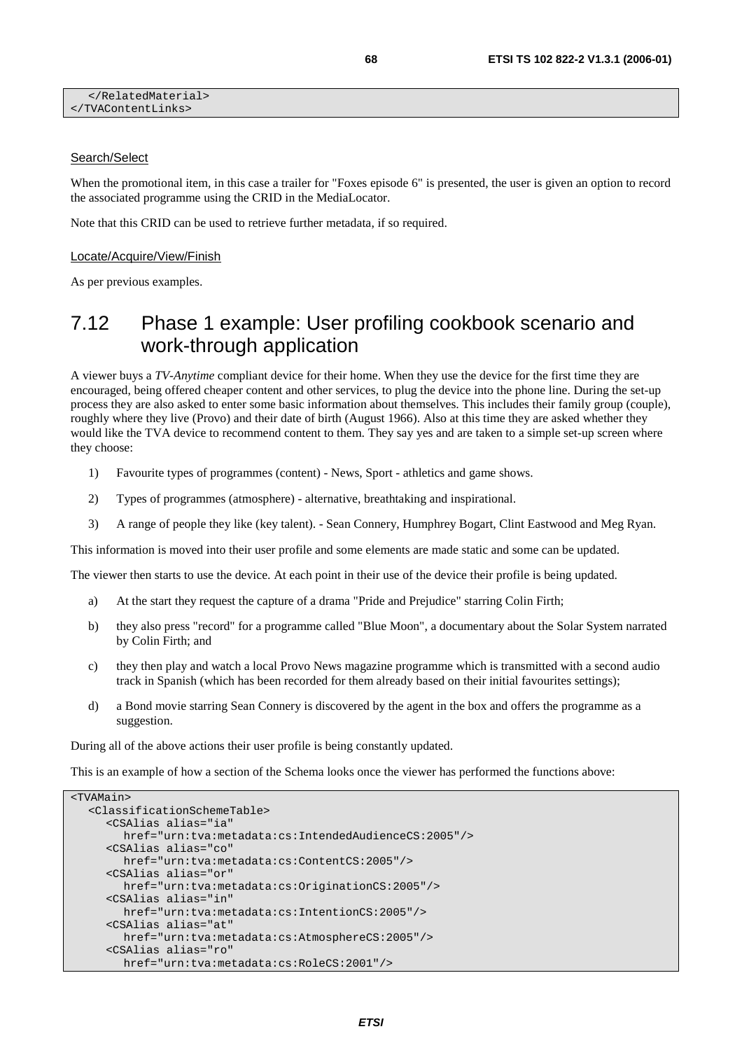```
   </RelatedMaterial>
</TVAContentLinks>
```

Search/Select

When the promotional item, in this case a trailer for "Foxes episode 6" is presented, the user is given an option to record the associated programme using the CRID in the MediaLocator.

Note that this CRID can be used to retrieve further metadata, if so required.

Locate/Acquire/View/Finish

As per previous examples.

## 7.12 Phase 1 example: User profiling cookbook scenario and work-through application

A viewer buys a *TV-Anytime* compliant device for their home. When they use the device for the first time they are encouraged, being offered cheaper content and other services, to plug the device into the phone line. During the set-up process they are also asked to enter some basic information about themselves. This includes their family group (couple), roughly where they live (Provo) and their date of birth (August 1966). Also at this time they are asked whether they would like the TVA device to recommend content to them. They say yes and are taken to a simple set-up screen where they choose:

1) Favourite types of programmes (content) - News, Sport - athletics and game shows.

2) Types of programmes (atmosphere) - alternative, breathtaking and inspirational.

3) A range of people they like (key talent). - Sean Connery, Humphrey Bogart, Clint Eastwood and Meg Ryan.

This information is moved into their user profile and some elements are made static and some can be updated.

The viewer then starts to use the device. At each point in their use of the device their profile is being updated.

a) At the start they request the capture of a drama "Pride and Prejudice" starring Colin Firth;

b) they also press "record" for a programme called "Blue Moon", a documentary about the Solar System narrated by Colin Firth; and

c) they then play and watch a local Provo News magazine programme which is transmitted with a second audio track in Spanish (which has been recorded for them already based on their initial favourites settings);

d) a Bond movie starring Sean Connery is discovered by the agent in the box and offers the programme as a suggestion.

During all of the above actions their user profile is being constantly updated.

This is an example of how a section of the Schema looks once the viewer has performed the functions above:

```
<TVAMain>
   <ClassificationSchemeTable>
      <CSAlias alias="ia"
         href="urn:tva:metadata:cs:IntendedAudienceCS:2005"/>
      <CSAlias alias="co"
         href="urn:tva:metadata:cs:ContentCS:2005"/>
      <CSAlias alias="or"
         href="urn:tva:metadata:cs:OriginationCS:2005"/>
      <CSAlias alias="in"
         href="urn:tva:metadata:cs:IntentionCS:2005"/>
      <CSAlias alias="at"
         href="urn:tva:metadata:cs:AtmosphereCS:2005"/>
      <CSAlias alias="ro"
         href="urn:tva:metadata:cs:RoleCS:2001"/>
```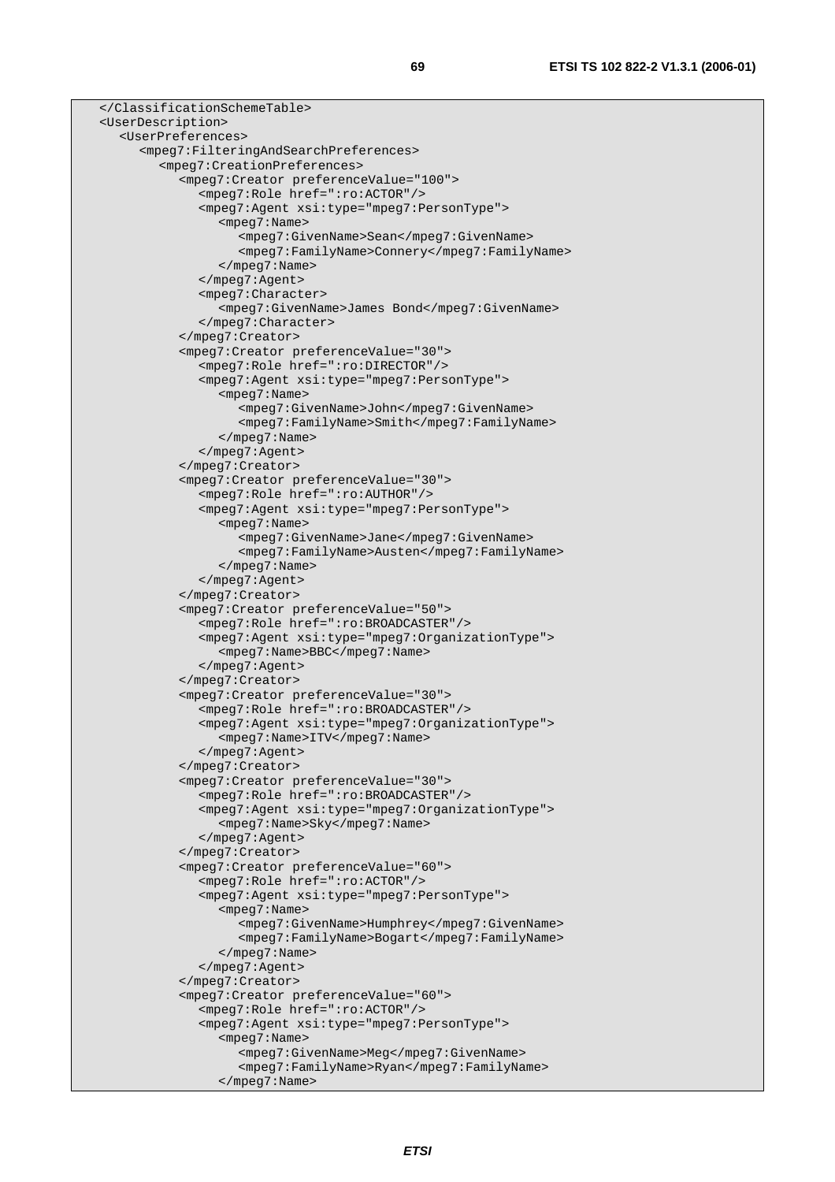```
  </ClassificationSchemeTable>
  <UserDescription>
     <UserPreferences>
        <mpeg7:FilteringAndSearchPreferences>
           <mpeg7:CreationPreferences>
              <mpeg7:Creator preferenceValue="100">
                 <mpeg7:Role href=":ro:ACTOR"/>
                 <mpeg7:Agent xsi:type="mpeg7:PersonType">
                    <mpeg7:Name>
                       <mpeg7:GivenName>Sean</mpeg7:GivenName>
                       <mpeg7:FamilyName>Connery</mpeg7:FamilyName>
                    </mpeg7:Name>
                 </mpeg7:Agent>
                 <mpeg7:Character>
                    <mpeg7:GivenName>James Bond</mpeg7:GivenName>
                 </mpeg7:Character>
              </mpeg7:Creator>
              <mpeg7:Creator preferenceValue="30">
                 <mpeg7:Role href=":ro:DIRECTOR"/>
                 <mpeg7:Agent xsi:type="mpeg7:PersonType">
                    <mpeg7:Name>
                       <mpeg7:GivenName>John</mpeg7:GivenName>
                       <mpeg7:FamilyName>Smith</mpeg7:FamilyName>
                    </mpeg7:Name>
                 </mpeg7:Agent>
              </mpeg7:Creator>
              <mpeg7:Creator preferenceValue="30">
                 <mpeg7:Role href=":ro:AUTHOR"/>
                 <mpeg7:Agent xsi:type="mpeg7:PersonType">
                    <mpeg7:Name>
                       <mpeg7:GivenName>Jane</mpeg7:GivenName>
                       <mpeg7:FamilyName>Austen</mpeg7:FamilyName>
                    </mpeg7:Name>
                 </mpeg7:Agent>
              </mpeg7:Creator>
              <mpeg7:Creator preferenceValue="50">
                 <mpeg7:Role href=":ro:BROADCASTER"/>
                 <mpeg7:Agent xsi:type="mpeg7:OrganizationType">
                    <mpeg7:Name>BBC</mpeg7:Name>
                 </mpeg7:Agent>
              </mpeg7:Creator>
              <mpeg7:Creator preferenceValue="30">
                 <mpeg7:Role href=":ro:BROADCASTER"/>
                 <mpeg7:Agent xsi:type="mpeg7:OrganizationType">
                    <mpeg7:Name>ITV</mpeg7:Name>
                 </mpeg7:Agent>
              </mpeg7:Creator>
              <mpeg7:Creator preferenceValue="30">
                 <mpeg7:Role href=":ro:BROADCASTER"/>
                 <mpeg7:Agent xsi:type="mpeg7:OrganizationType">
                    <mpeg7:Name>Sky</mpeg7:Name>
                 </mpeg7:Agent>
              </mpeg7:Creator>
              <mpeg7:Creator preferenceValue="60">
                 <mpeg7:Role href=":ro:ACTOR"/>
                 <mpeg7:Agent xsi:type="mpeg7:PersonType">
                    <mpeg7:Name>
                       <mpeg7:GivenName>Humphrey</mpeg7:GivenName>
                       <mpeg7:FamilyName>Bogart</mpeg7:FamilyName>
                    </mpeg7:Name>
                 </mpeg7:Agent>
              </mpeg7:Creator>
              <mpeg7:Creator preferenceValue="60">
                 <mpeg7:Role href=":ro:ACTOR"/>
                 <mpeg7:Agent xsi:type="mpeg7:PersonType">
                    <mpeg7:Name>
                       <mpeg7:GivenName>Meg</mpeg7:GivenName>
                       <mpeg7:FamilyName>Ryan</mpeg7:FamilyName>
                    </mpeg7:Name>
```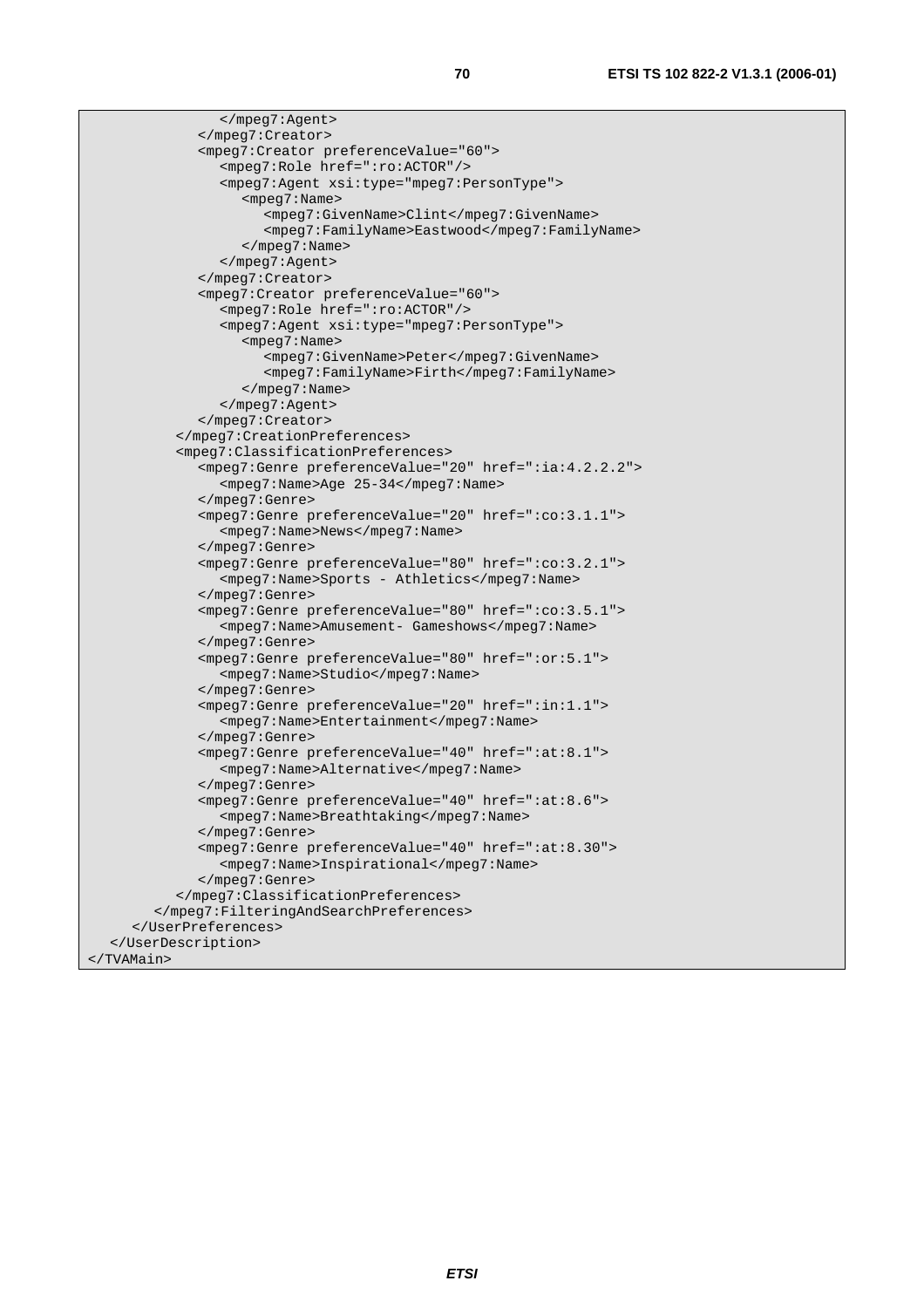```
               </mpeg7:Agent>
            </mpeg7:Creator>
            <mpeg7:Creator preferenceValue="60">
               <mpeg7:Role href=":ro:ACTOR"/>
               <mpeg7:Agent xsi:type="mpeg7:PersonType">
                  <mpeg7:Name>
                     <mpeg7:GivenName>Clint</mpeg7:GivenName>
                     <mpeg7:FamilyName>Eastwood</mpeg7:FamilyName>
                  </mpeg7:Name>
               </mpeg7:Agent>
            </mpeg7:Creator>
            <mpeg7:Creator preferenceValue="60">
               <mpeg7:Role href=":ro:ACTOR"/>
               <mpeg7:Agent xsi:type="mpeg7:PersonType">
                  <mpeg7:Name>
                     <mpeg7:GivenName>Peter</mpeg7:GivenName>
                     <mpeg7:FamilyName>Firth</mpeg7:FamilyName>
                  </mpeg7:Name>
               </mpeg7:Agent>
            </mpeg7:Creator>
         </mpeg7:CreationPreferences>
         <mpeg7:ClassificationPreferences>
            <mpeg7:Genre preferenceValue="20" href=":ia:4.2.2.2">
               <mpeg7:Name>Age 25-34</mpeg7:Name>
            </mpeg7:Genre>
            <mpeg7:Genre preferenceValue="20" href=":co:3.1.1">
               <mpeg7:Name>News</mpeg7:Name>
            </mpeg7:Genre>
            <mpeg7:Genre preferenceValue="80" href=":co:3.2.1">
               <mpeg7:Name>Sports - Athletics</mpeg7:Name>
            </mpeg7:Genre>
            <mpeg7:Genre preferenceValue="80" href=":co:3.5.1">
               <mpeg7:Name>Amusement- Gameshows</mpeg7:Name>
            </mpeg7:Genre>
            <mpeg7:Genre preferenceValue="80" href=":or:5.1">
               <mpeg7:Name>Studio</mpeg7:Name>
            </mpeg7:Genre>
            <mpeg7:Genre preferenceValue="20" href=":in:1.1">
               <mpeg7:Name>Entertainment</mpeg7:Name>
            </mpeg7:Genre>
            <mpeg7:Genre preferenceValue="40" href=":at:8.1">
               <mpeg7:Name>Alternative</mpeg7:Name>
            </mpeg7:Genre>
            <mpeg7:Genre preferenceValue="40" href=":at:8.6">
               <mpeg7:Name>Breathtaking</mpeg7:Name>
            </mpeg7:Genre>
            <mpeg7:Genre preferenceValue="40" href=":at:8.30">
               <mpeg7:Name>Inspirational</mpeg7:Name>
            </mpeg7:Genre>
         </mpeg7:ClassificationPreferences>
      </mpeg7:FilteringAndSearchPreferences>
    </UserPreferences>
  </UserDescription>
</TVAMain>
```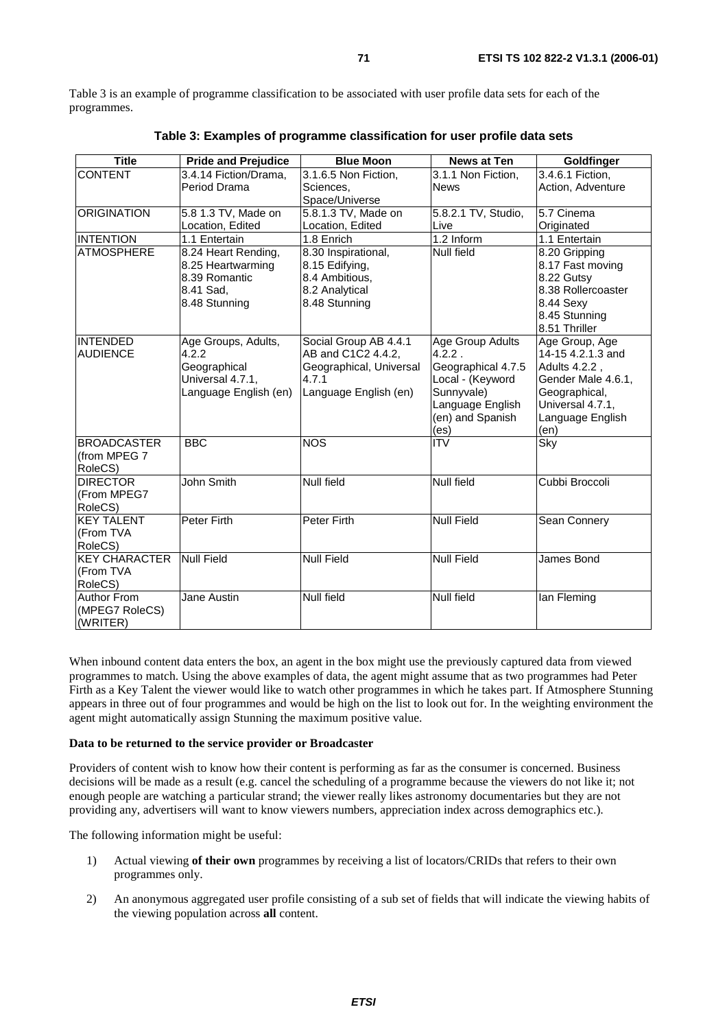Table 3 is an example of programme classification to be associated with user profile data sets for each of the programmes.

**Table 3: Examples of programme classification for user profile data sets**

| Title | Pride and Prejudice | Blue Moon | News at Ten | Goldfinger |
|---|---|---|---|---|
| CONTENT | 3.4.14 Fiction/Drama, Period Drama | 3.1.6.5 Non Fiction, Sciences, Space/Universe | 3.1.1 Non Fiction, News | 3.4.6.1 Fiction, Action, Adventure |
| ORIGINATION | 5.8 1.3 TV, Made on Location, Edited | 5.8.1.3 TV, Made on Location, Edited | 5.8.2.1 TV, Studio, Live | 5.7 Cinema Originated |
| INTENTION | 1.1 Entertain | 1.8 Enrich | 1.2 Inform | 1.1 Entertain |
| ATMOSPHERE | 8.24 Heart Rending, 8.25 Heartwarming 8.39 Romantic 8.41 Sad, 8.48 Stunning | 8.30 Inspirational, 8.15 Edifying, 8.4 Ambitious, 8.2 Analytical 8.48 Stunning | Null field | 8.20 Gripping 8.17 Fast moving 8.22 Gutsy 8.38 Rollercoaster 8.44 Sexy 8.45 Stunning 8.51 Thriller |
| INTENDED AUDIENCE | Age Groups, Adults, 4.2.2 Geographical Universal 4.7.1, Language English (en) | Social Group AB 4.4.1 AB and C1C2 4.4.2, Geographical, Universal 4.7.1 Language English (en) | Age Group Adults 4.2.2 . Geographical 4.7.5 Local - (Keyword Sunnyvale) Language English (en) and Spanish (es) | Age Group, Age 14-15 4.2.1.3 and Adults 4.2.2 , Gender Male 4.6.1, Geographical, Universal 4.7.1, Language English (en) |
| BROADCASTER (from MPEG 7 RoleCS) | BBC | NOS | ITV | Sky |
| DIRECTOR (From MPEG7 RoleCS) | John Smith | Null field | Null field | Cubbi Broccoli |
| KEY TALENT (From TVA RoleCS) | Peter Firth | Peter Firth | Null Field | Sean Connery |
| KEY CHARACTER (From TVA RoleCS) | Null Field | Null Field | Null Field | James Bond |
| Author From (MPEG7 RoleCS) (WRITER) | Jane Austin | Null field | Null field | Ian Fleming |

When inbound content data enters the box, an agent in the box might use the previously captured data from viewed programmes to match. Using the above examples of data, the agent might assume that as two programmes had Peter Firth as a Key Talent the viewer would like to watch other programmes in which he takes part. If Atmosphere Stunning appears in three out of four programmes and would be high on the list to look out for. In the weighting environment the agent might automatically assign Stunning the maximum positive value.

**Data to be returned to the service provider or Broadcaster**

Providers of content wish to know how their content is performing as far as the consumer is concerned. Business decisions will be made as a result (e.g. cancel the scheduling of a programme because the viewers do not like it; not enough people are watching a particular strand; the viewer really likes astronomy documentaries but they are not providing any, advertisers will want to know viewers numbers, appreciation index across demographics etc.).

The following information might be useful:

1) Actual viewing **of their own** programmes by receiving a list of locators/CRIDs that refers to their own programmes only.

2) An anonymous aggregated user profile consisting of a sub set of fields that will indicate the viewing habits of the viewing population across **all** content.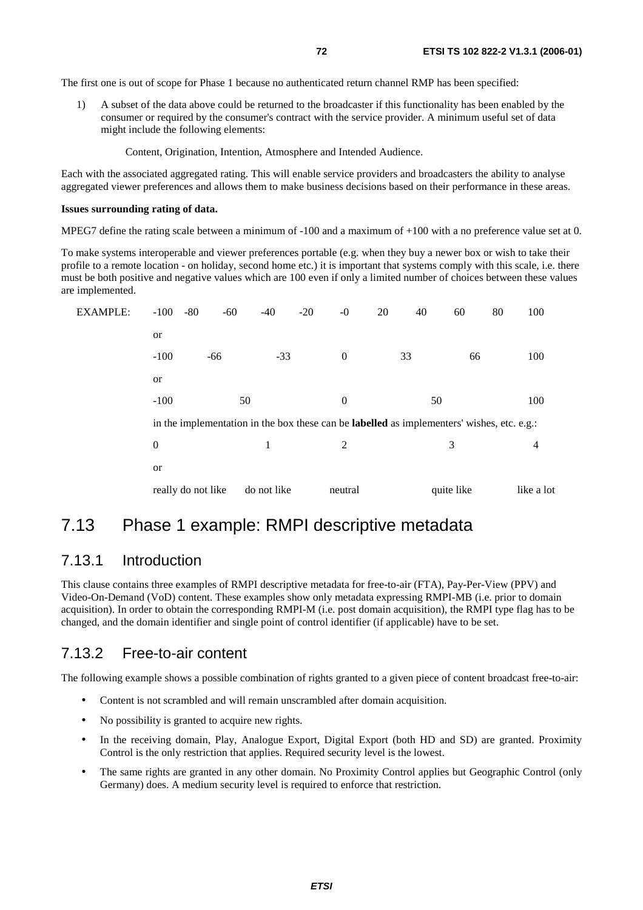The first one is out of scope for Phase 1 because no authenticated return channel RMP has been specified:

1) A subset of the data above could be returned to the broadcaster if this functionality has been enabled by the consumer or required by the consumer's contract with the service provider. A minimum useful set of data might include the following elements:

    Content, Origination, Intention, Atmosphere and Intended Audience.

Each with the associated aggregated rating. This will enable service providers and broadcasters the ability to analyse aggregated viewer preferences and allows them to make business decisions based on their performance in these areas.

**Issues surrounding rating of data.**

MPEG7 define the rating scale between a minimum of -100 and a maximum of +100 with a no preference value set at 0.

To make systems interoperable and viewer preferences portable (e.g. when they buy a newer box or wish to take their profile to a remote location - on holiday, second home etc.) it is important that systems comply with this scale, i.e. there must be both positive and negative values which are 100 even if only a limited number of choices between these values are implemented.

EXAMPLE:

-100 -80 -60 -40 -20 -0 20 40 60 80 100

or

-100 -66 -33 0 33 66 100

or

-100 50 0 50 100

in the implementation in the box these can be **labelled** as implementers' wishes, etc. e.g.:

0 1 2 3 4

or

really do not like — do not like — neutral — quite like — like a lot

## 7.13 Phase 1 example: RMPI descriptive metadata

### 7.13.1 Introduction

This clause contains three examples of RMPI descriptive metadata for free-to-air (FTA), Pay-Per-View (PPV) and Video-On-Demand (VoD) content. These examples show only metadata expressing RMPI-MB (i.e. prior to domain acquisition). In order to obtain the corresponding RMPI-M (i.e. post domain acquisition), the RMPI type flag has to be changed, and the domain identifier and single point of control identifier (if applicable) have to be set.

### 7.13.2 Free-to-air content

The following example shows a possible combination of rights granted to a given piece of content broadcast free-to-air:

- Content is not scrambled and will remain unscrambled after domain acquisition.
- No possibility is granted to acquire new rights.
- In the receiving domain, Play, Analogue Export, Digital Export (both HD and SD) are granted. Proximity Control is the only restriction that applies. Required security level is the lowest.
- The same rights are granted in any other domain. No Proximity Control applies but Geographic Control (only Germany) does. A medium security level is required to enforce that restriction.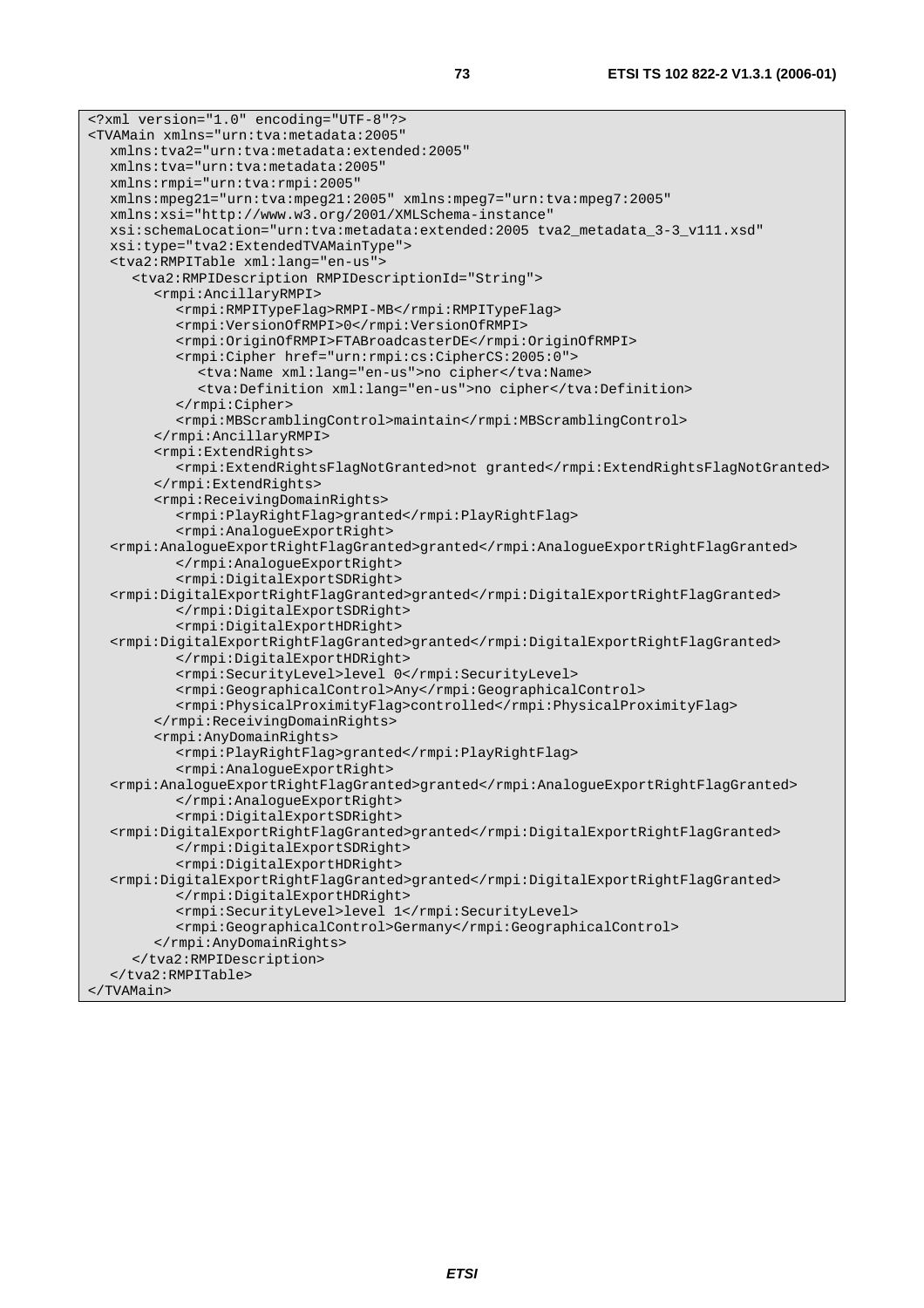```
<?xml version="1.0" encoding="UTF-8"?>
<TVAMain xmlns="urn:tva:metadata:2005"
   xmlns:tva2="urn:tva:metadata:extended:2005"
   xmlns:tva="urn:tva:metadata:2005"
   xmlns:rmpi="urn:tva:rmpi:2005"
   xmlns:mpeg21="urn:tva:mpeg21:2005" xmlns:mpeg7="urn:tva:mpeg7:2005"
   xmlns:xsi="http://www.w3.org/2001/XMLSchema-instance"
   xsi:schemaLocation="urn:tva:metadata:extended:2005 tva2_metadata_3-3_v111.xsd"
   xsi:type="tva2:ExtendedTVAMainType">
   <tva2:RMPITable xml:lang="en-us">
      <tva2:RMPIDescription RMPIDescriptionId="String">
         <rmpi:AncillaryRMPI>
            <rmpi:RMPITypeFlag>RMPI-MB</rmpi:RMPITypeFlag>
            <rmpi:VersionOfRMPI>0</rmpi:VersionOfRMPI>
            <rmpi:OriginOfRMPI>FTABroadcasterDE</rmpi:OriginOfRMPI>
            <rmpi:Cipher href="urn:rmpi:cs:CipherCS:2005:0">
               <tva:Name xml:lang="en-us">no cipher</tva:Name>
               <tva:Definition xml:lang="en-us">no cipher</tva:Definition>
            </rmpi:Cipher>
            <rmpi:MBScramblingControl>maintain</rmpi:MBScramblingControl>
         </rmpi:AncillaryRMPI>
         <rmpi:ExtendRights>
            <rmpi:ExtendRightsFlagNotGranted>not granted</rmpi:ExtendRightsFlagNotGranted>
         </rmpi:ExtendRights>
         <rmpi:ReceivingDomainRights>
            <rmpi:PlayRightFlag>granted</rmpi:PlayRightFlag>
            <rmpi:AnalogueExportRight>
   <rmpi:AnalogueExportRightFlagGranted>granted</rmpi:AnalogueExportRightFlagGranted>
            </rmpi:AnalogueExportRight>
            <rmpi:DigitalExportSDRight>
   <rmpi:DigitalExportRightFlagGranted>granted</rmpi:DigitalExportRightFlagGranted>
            </rmpi:DigitalExportSDRight>
            <rmpi:DigitalExportHDRight>
   <rmpi:DigitalExportRightFlagGranted>granted</rmpi:DigitalExportRightFlagGranted>
            </rmpi:DigitalExportHDRight>
            <rmpi:SecurityLevel>level 0</rmpi:SecurityLevel>
            <rmpi:GeographicalControl>Any</rmpi:GeographicalControl>
            <rmpi:PhysicalProximityFlag>controlled</rmpi:PhysicalProximityFlag>
         </rmpi:ReceivingDomainRights>
         <rmpi:AnyDomainRights>
            <rmpi:PlayRightFlag>granted</rmpi:PlayRightFlag>
            <rmpi:AnalogueExportRight>
   <rmpi:AnalogueExportRightFlagGranted>granted</rmpi:AnalogueExportRightFlagGranted>
            </rmpi:AnalogueExportRight>
            <rmpi:DigitalExportSDRight>
   <rmpi:DigitalExportRightFlagGranted>granted</rmpi:DigitalExportRightFlagGranted>
            </rmpi:DigitalExportSDRight>
            <rmpi:DigitalExportHDRight>
   <rmpi:DigitalExportRightFlagGranted>granted</rmpi:DigitalExportRightFlagGranted>
            </rmpi:DigitalExportHDRight>
            <rmpi:SecurityLevel>level 1</rmpi:SecurityLevel>
            <rmpi:GeographicalControl>Germany</rmpi:GeographicalControl>
         </rmpi:AnyDomainRights>
      </tva2:RMPIDescription>
   </tva2:RMPITable>
</TVAMain>
```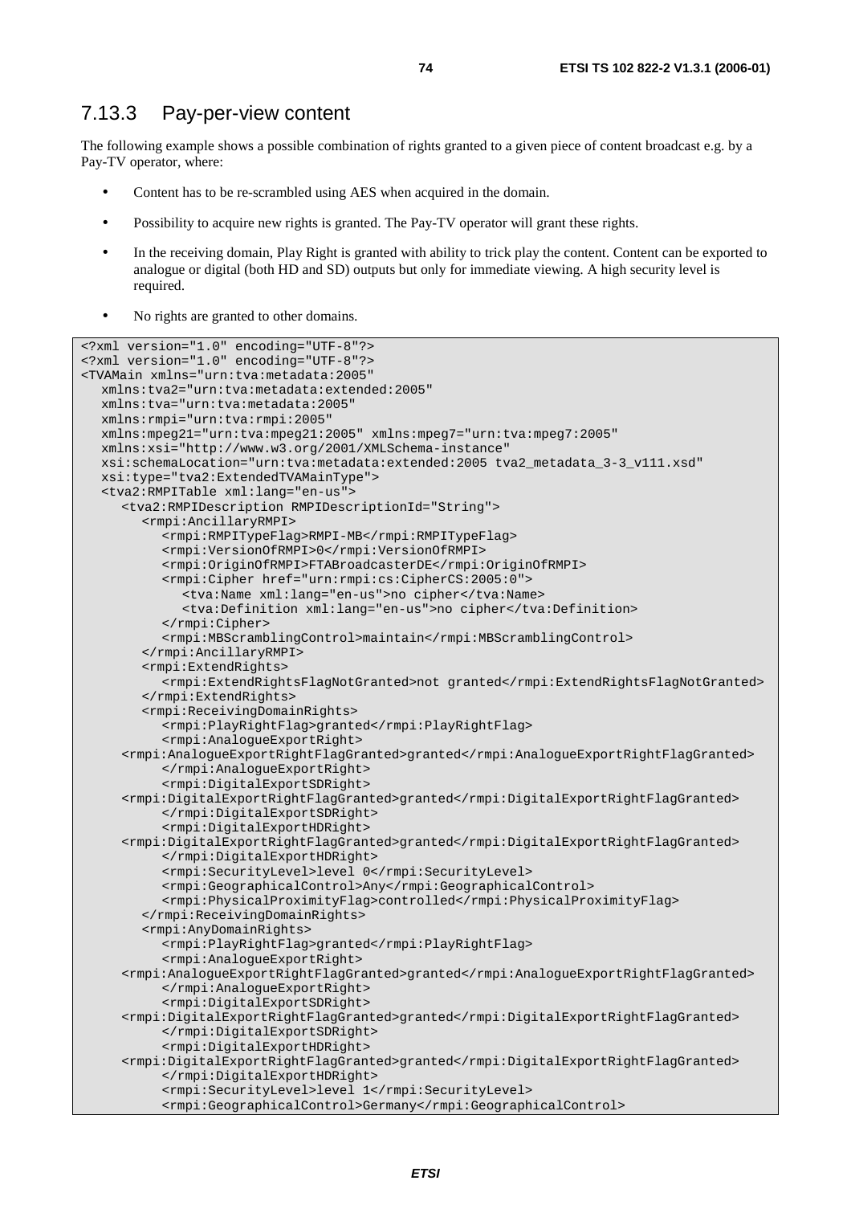### 7.13.3 Pay-per-view content

The following example shows a possible combination of rights granted to a given piece of content broadcast e.g. by a Pay-TV operator, where:

- Content has to be re-scrambled using AES when acquired in the domain.
- Possibility to acquire new rights is granted. The Pay-TV operator will grant these rights.
- In the receiving domain, Play Right is granted with ability to trick play the content. Content can be exported to analogue or digital (both HD and SD) outputs but only for immediate viewing. A high security level is required.
- No rights are granted to other domains.

```
<?xml version="1.0" encoding="UTF-8"?>
<?xml version="1.0" encoding="UTF-8"?>
<TVAMain xmlns="urn:tva:metadata:2005"
   xmlns:tva2="urn:tva:metadata:extended:2005"
   xmlns:tva="urn:tva:metadata:2005"
   xmlns:rmpi="urn:tva:rmpi:2005"
   xmlns:mpeg21="urn:tva:mpeg21:2005" xmlns:mpeg7="urn:tva:mpeg7:2005"
   xmlns:xsi="http://www.w3.org/2001/XMLSchema-instance"
   xsi:schemaLocation="urn:tva:metadata:extended:2005 tva2_metadata_3-3_v111.xsd"
   xsi:type="tva2:ExtendedTVAMainType">
   <tva2:RMPITable xml:lang="en-us">
      <tva2:RMPIDescription RMPIDescriptionId="String">
         <rmpi:AncillaryRMPI>
            <rmpi:RMPITypeFlag>RMPI-MB</rmpi:RMPITypeFlag>
            <rmpi:VersionOfRMPI>0</rmpi:VersionOfRMPI>
            <rmpi:OriginOfRMPI>FTABroadcasterDE</rmpi:OriginOfRMPI>
            <rmpi:Cipher href="urn:rmpi:cs:CipherCS:2005:0">
               <tva:Name xml:lang="en-us">no cipher</tva:Name>
               <tva:Definition xml:lang="en-us">no cipher</tva:Definition>
            </rmpi:Cipher>
            <rmpi:MBScramblingControl>maintain</rmpi:MBScramblingControl>
         </rmpi:AncillaryRMPI>
         <rmpi:ExtendRights>
            <rmpi:ExtendRightsFlagNotGranted>not granted</rmpi:ExtendRightsFlagNotGranted>
         </rmpi:ExtendRights>
         <rmpi:ReceivingDomainRights>
            <rmpi:PlayRightFlag>granted</rmpi:PlayRightFlag>
            <rmpi:AnalogueExportRight>
      <rmpi:AnalogueExportRightFlagGranted>granted</rmpi:AnalogueExportRightFlagGranted>
            </rmpi:AnalogueExportRight>
            <rmpi:DigitalExportSDRight>
      <rmpi:DigitalExportRightFlagGranted>granted</rmpi:DigitalExportRightFlagGranted>
            </rmpi:DigitalExportSDRight>
            <rmpi:DigitalExportHDRight>
      <rmpi:DigitalExportRightFlagGranted>granted</rmpi:DigitalExportRightFlagGranted>
            </rmpi:DigitalExportHDRight>
            <rmpi:SecurityLevel>level 0</rmpi:SecurityLevel>
            <rmpi:GeographicalControl>Any</rmpi:GeographicalControl>
            <rmpi:PhysicalProximityFlag>controlled</rmpi:PhysicalProximityFlag>
         </rmpi:ReceivingDomainRights>
         <rmpi:AnyDomainRights>
            <rmpi:PlayRightFlag>granted</rmpi:PlayRightFlag>
            <rmpi:AnalogueExportRight>
      <rmpi:AnalogueExportRightFlagGranted>granted</rmpi:AnalogueExportRightFlagGranted>
            </rmpi:AnalogueExportRight>
            <rmpi:DigitalExportSDRight>
      <rmpi:DigitalExportRightFlagGranted>granted</rmpi:DigitalExportRightFlagGranted>
            </rmpi:DigitalExportSDRight>
            <rmpi:DigitalExportHDRight>
      <rmpi:DigitalExportRightFlagGranted>granted</rmpi:DigitalExportRightFlagGranted>
            </rmpi:DigitalExportHDRight>
            <rmpi:SecurityLevel>level 1</rmpi:SecurityLevel>
            <rmpi:GeographicalControl>Germany</rmpi:GeographicalControl>
```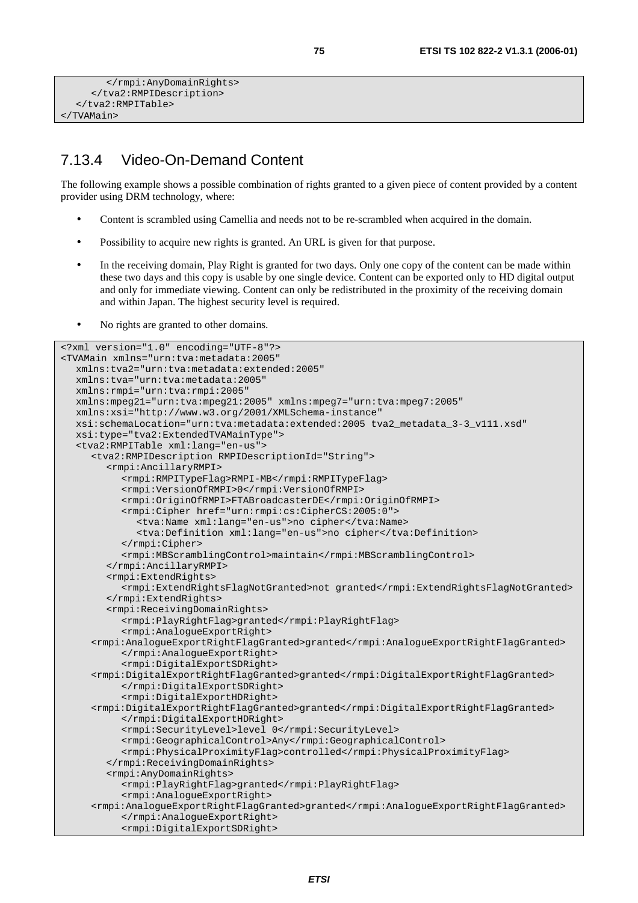```
        </rmpi:AnyDomainRights>
      </tva2:RMPIDescription>
   </tva2:RMPITable>
</TVAMain>
```

### 7.13.4 Video-On-Demand Content

The following example shows a possible combination of rights granted to a given piece of content provided by a content provider using DRM technology, where:

- Content is scrambled using Camellia and needs not to be re-scrambled when acquired in the domain.
- Possibility to acquire new rights is granted. An URL is given for that purpose.
- In the receiving domain, Play Right is granted for two days. Only one copy of the content can be made within these two days and this copy is usable by one single device. Content can be exported only to HD digital output and only for immediate viewing. Content can only be redistributed in the proximity of the receiving domain and within Japan. The highest security level is required.
- No rights are granted to other domains.

```
<?xml version="1.0" encoding="UTF-8"?>
<TVAMain xmlns="urn:tva:metadata:2005"
   xmlns:tva2="urn:tva:metadata:extended:2005"
   xmlns:tva="urn:tva:metadata:2005"
   xmlns:rmpi="urn:tva:rmpi:2005"
   xmlns:mpeg21="urn:tva:mpeg21:2005" xmlns:mpeg7="urn:tva:mpeg7:2005"
   xmlns:xsi="http://www.w3.org/2001/XMLSchema-instance"
   xsi:schemaLocation="urn:tva:metadata:extended:2005 tva2_metadata_3-3_v111.xsd"
   xsi:type="tva2:ExtendedTVAMainType">
   <tva2:RMPITable xml:lang="en-us">
      <tva2:RMPIDescription RMPIDescriptionId="String">
         <rmpi:AncillaryRMPI>
            <rmpi:RMPITypeFlag>RMPI-MB</rmpi:RMPITypeFlag>
            <rmpi:VersionOfRMPI>0</rmpi:VersionOfRMPI>
            <rmpi:OriginOfRMPI>FTABroadcasterDE</rmpi:OriginOfRMPI>
            <rmpi:Cipher href="urn:rmpi:cs:CipherCS:2005:0">
               <tva:Name xml:lang="en-us">no cipher</tva:Name>
               <tva:Definition xml:lang="en-us">no cipher</tva:Definition>
            </rmpi:Cipher>
            <rmpi:MBScramblingControl>maintain</rmpi:MBScramblingControl>
         </rmpi:AncillaryRMPI>
         <rmpi:ExtendRights>
            <rmpi:ExtendRightsFlagNotGranted>not granted</rmpi:ExtendRightsFlagNotGranted>
         </rmpi:ExtendRights>
         <rmpi:ReceivingDomainRights>
            <rmpi:PlayRightFlag>granted</rmpi:PlayRightFlag>
            <rmpi:AnalogueExportRight>
      <rmpi:AnalogueExportRightFlagGranted>granted</rmpi:AnalogueExportRightFlagGranted>
            </rmpi:AnalogueExportRight>
            <rmpi:DigitalExportSDRight>
      <rmpi:DigitalExportRightFlagGranted>granted</rmpi:DigitalExportRightFlagGranted>
            </rmpi:DigitalExportSDRight>
            <rmpi:DigitalExportHDRight>
      <rmpi:DigitalExportRightFlagGranted>granted</rmpi:DigitalExportRightFlagGranted>
            </rmpi:DigitalExportHDRight>
            <rmpi:SecurityLevel>level 0</rmpi:SecurityLevel>
            <rmpi:GeographicalControl>Any</rmpi:GeographicalControl>
            <rmpi:PhysicalProximityFlag>controlled</rmpi:PhysicalProximityFlag>
         </rmpi:ReceivingDomainRights>
         <rmpi:AnyDomainRights>
            <rmpi:PlayRightFlag>granted</rmpi:PlayRightFlag>
            <rmpi:AnalogueExportRight>
      <rmpi:AnalogueExportRightFlagGranted>granted</rmpi:AnalogueExportRightFlagGranted>
            </rmpi:AnalogueExportRight>
            <rmpi:DigitalExportSDRight>
```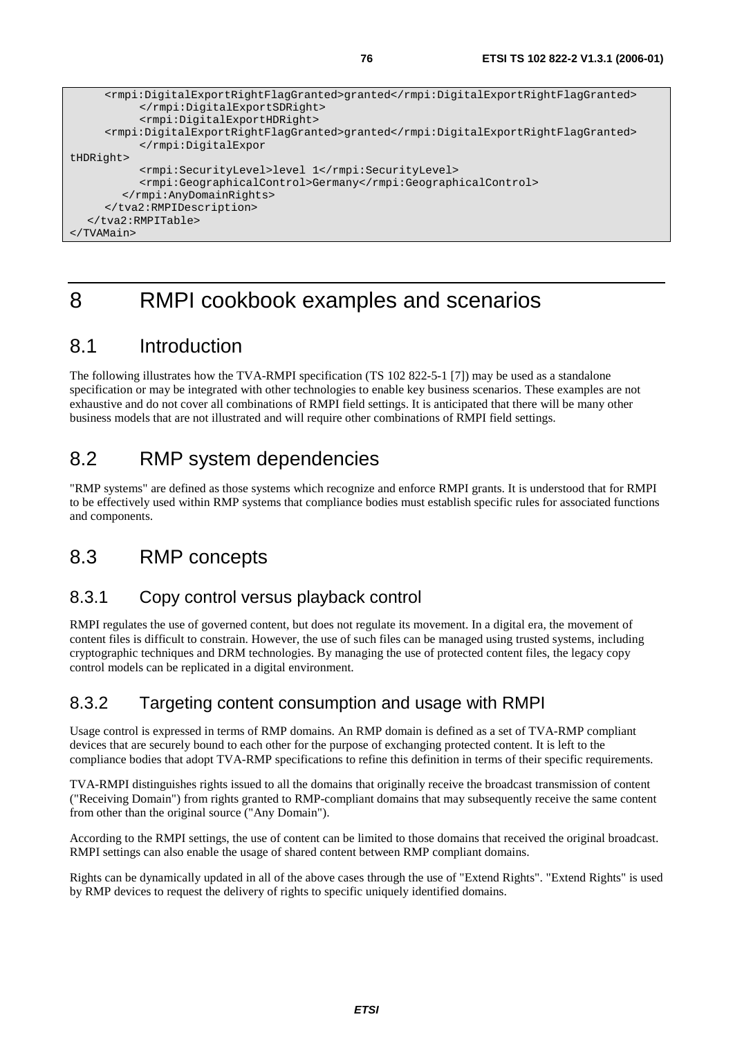```
     <rmpi:DigitalExportRightFlagGranted>granted</rmpi:DigitalExportRightFlagGranted>
          </rmpi:DigitalExportSDRight>
          <rmpi:DigitalExportHDRight>
     <rmpi:DigitalExportRightFlagGranted>granted</rmpi:DigitalExportRightFlagGranted>
          </rmpi:DigitalExpor
tHDRight>
          <rmpi:SecurityLevel>level 1</rmpi:SecurityLevel>
          <rmpi:GeographicalControl>Germany</rmpi:GeographicalControl>
        </rmpi:AnyDomainRights>
     </tva2:RMPIDescription>
   </tva2:RMPITable>
</TVAMain>
```

# 8 RMPI cookbook examples and scenarios

## 8.1 Introduction

The following illustrates how the TVA-RMPI specification (TS 102 822-5-1 [7]) may be used as a standalone specification or may be integrated with other technologies to enable key business scenarios. These examples are not exhaustive and do not cover all combinations of RMPI field settings. It is anticipated that there will be many other business models that are not illustrated and will require other combinations of RMPI field settings.

## 8.2 RMP system dependencies

"RMP systems" are defined as those systems which recognize and enforce RMPI grants. It is understood that for RMPI to be effectively used within RMP systems that compliance bodies must establish specific rules for associated functions and components.

## 8.3 RMP concepts

### 8.3.1 Copy control versus playback control

RMPI regulates the use of governed content, but does not regulate its movement. In a digital era, the movement of content files is difficult to constrain. However, the use of such files can be managed using trusted systems, including cryptographic techniques and DRM technologies. By managing the use of protected content files, the legacy copy control models can be replicated in a digital environment.

### 8.3.2 Targeting content consumption and usage with RMPI

Usage control is expressed in terms of RMP domains. An RMP domain is defined as a set of TVA-RMP compliant devices that are securely bound to each other for the purpose of exchanging protected content. It is left to the compliance bodies that adopt TVA-RMP specifications to refine this definition in terms of their specific requirements.

TVA-RMPI distinguishes rights issued to all the domains that originally receive the broadcast transmission of content ("Receiving Domain") from rights granted to RMP-compliant domains that may subsequently receive the same content from other than the original source ("Any Domain").

According to the RMPI settings, the use of content can be limited to those domains that received the original broadcast. RMPI settings can also enable the usage of shared content between RMP compliant domains.

Rights can be dynamically updated in all of the above cases through the use of "Extend Rights". "Extend Rights" is used by RMP devices to request the delivery of rights to specific uniquely identified domains.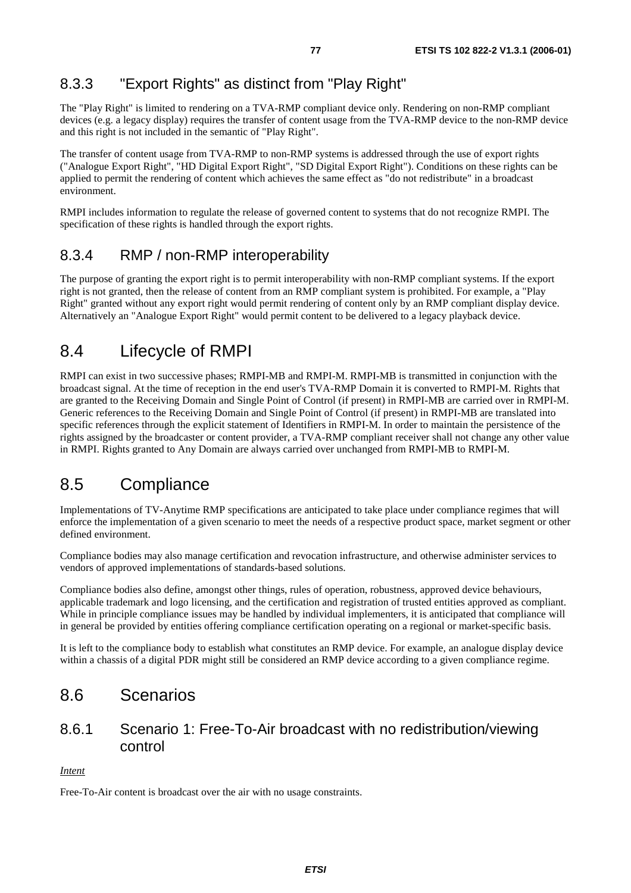### 8.3.3 "Export Rights" as distinct from "Play Right"

The "Play Right" is limited to rendering on a TVA-RMP compliant device only. Rendering on non-RMP compliant devices (e.g. a legacy display) requires the transfer of content usage from the TVA-RMP device to the non-RMP device and this right is not included in the semantic of "Play Right".

The transfer of content usage from TVA-RMP to non-RMP systems is addressed through the use of export rights ("Analogue Export Right", "HD Digital Export Right", "SD Digital Export Right"). Conditions on these rights can be applied to permit the rendering of content which achieves the same effect as "do not redistribute" in a broadcast environment.

RMPI includes information to regulate the release of governed content to systems that do not recognize RMPI. The specification of these rights is handled through the export rights.

### 8.3.4 RMP / non-RMP interoperability

The purpose of granting the export right is to permit interoperability with non-RMP compliant systems. If the export right is not granted, then the release of content from an RMP compliant system is prohibited. For example, a "Play Right" granted without any export right would permit rendering of content only by an RMP compliant display device. Alternatively an "Analogue Export Right" would permit content to be delivered to a legacy playback device.

## 8.4 Lifecycle of RMPI

RMPI can exist in two successive phases; RMPI-MB and RMPI-M. RMPI-MB is transmitted in conjunction with the broadcast signal. At the time of reception in the end user's TVA-RMP Domain it is converted to RMPI-M. Rights that are granted to the Receiving Domain and Single Point of Control (if present) in RMPI-MB are carried over in RMPI-M. Generic references to the Receiving Domain and Single Point of Control (if present) in RMPI-MB are translated into specific references through the explicit statement of Identifiers in RMPI-M. In order to maintain the persistence of the rights assigned by the broadcaster or content provider, a TVA-RMP compliant receiver shall not change any other value in RMPI. Rights granted to Any Domain are always carried over unchanged from RMPI-MB to RMPI-M.

## 8.5 Compliance

Implementations of TV-Anytime RMP specifications are anticipated to take place under compliance regimes that will enforce the implementation of a given scenario to meet the needs of a respective product space, market segment or other defined environment.

Compliance bodies may also manage certification and revocation infrastructure, and otherwise administer services to vendors of approved implementations of standards-based solutions.

Compliance bodies also define, amongst other things, rules of operation, robustness, approved device behaviours, applicable trademark and logo licensing, and the certification and registration of trusted entities approved as compliant. While in principle compliance issues may be handled by individual implementers, it is anticipated that compliance will in general be provided by entities offering compliance certification operating on a regional or market-specific basis.

It is left to the compliance body to establish what constitutes an RMP device. For example, an analogue display device within a chassis of a digital PDR might still be considered an RMP device according to a given compliance regime.

## 8.6 Scenarios

### 8.6.1 Scenario 1: Free-To-Air broadcast with no redistribution/viewing control

*Intent*

Free-To-Air content is broadcast over the air with no usage constraints.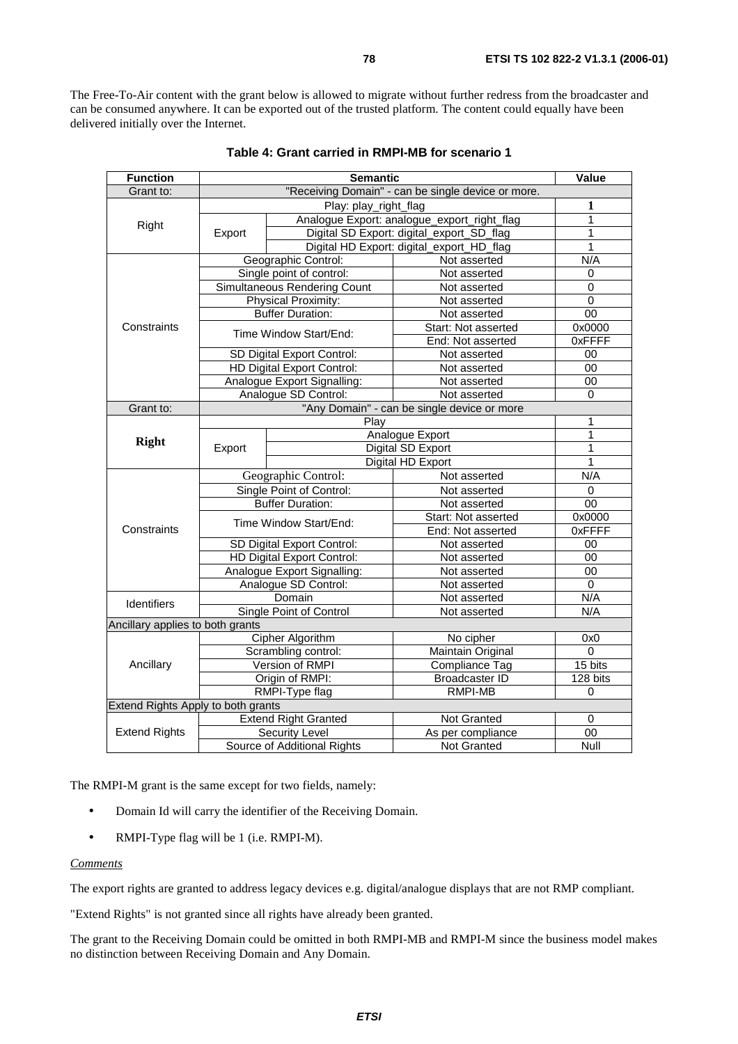The Free-To-Air content with the grant below is allowed to migrate without further redress from the broadcaster and can be consumed anywhere. It can be exported out of the trusted platform. The content could equally have been delivered initially over the Internet.

**Table 4: Grant carried in RMPI-MB for scenario 1**

| Function | Semantic | | | Value |
|---|---|---|---|---|
| Grant to: | "Receiving Domain" - can be single device or more. | | | |
| Right | Play: play_right_flag | | | **1** |
| | Export | Analogue Export: analogue_export_right_flag | | 1 |
| | | Digital SD Export: digital_export_SD_flag | | 1 |
| | | Digital HD Export: digital_export_HD_flag | | 1 |
| Constraints | Geographic Control: | | Not asserted | N/A |
| | Single point of control: | | Not asserted | 0 |
| | Simultaneous Rendering Count | | Not asserted | 0 |
| | Physical Proximity: | | Not asserted | 0 |
| | Buffer Duration: | | Not asserted | 00 |
| | Time Window Start/End: | | Start: Not asserted | 0x0000 |
| | | | End: Not asserted | 0xFFFF |
| | SD Digital Export Control: | | Not asserted | 00 |
| | HD Digital Export Control: | | Not asserted | 00 |
| | Analogue Export Signalling: | | Not asserted | 00 |
| | Analogue SD Control: | | Not asserted | 0 |
| Grant to: | "Any Domain" - can be single device or more | | | |
| **Right** | Play | | | 1 |
| | Export | Analogue Export | | 1 |
| | | Digital SD Export | | 1 |
| | | Digital HD Export | | 1 |
| Constraints | Geographic Control: | | Not asserted | N/A |
| | Single Point of Control: | | Not asserted | 0 |
| | Buffer Duration: | | Not asserted | 00 |
| | Time Window Start/End: | | Start: Not asserted | 0x0000 |
| | | | End: Not asserted | 0xFFFF |
| | SD Digital Export Control: | | Not asserted | 00 |
| | HD Digital Export Control: | | Not asserted | 00 |
| | Analogue Export Signalling: | | Not asserted | 00 |
| | Analogue SD Control: | | Not asserted | 0 |
| Identifiers | Domain | | Not asserted | N/A |
| | Single Point of Control | | Not asserted | N/A |
| Ancillary applies to both grants | | | | |
| Ancillary | Cipher Algorithm | | No cipher | 0x0 |
| | Scrambling control: | | Maintain Original | 0 |
| | Version of RMPI | | Compliance Tag | 15 bits |
| | Origin of RMPI: | | Broadcaster ID | 128 bits |
| | RMPI-Type flag | | RMPI-MB | 0 |
| Extend Rights Apply to both grants | | | | |
| Extend Rights | Extend Right Granted | | Not Granted | 0 |
| | Security Level | | As per compliance | 00 |
| | Source of Additional Rights | | Not Granted | Null |

The RMPI-M grant is the same except for two fields, namely:

- Domain Id will carry the identifier of the Receiving Domain.
- RMPI-Type flag will be 1 (i.e. RMPI-M).

*Comments*

The export rights are granted to address legacy devices e.g. digital/analogue displays that are not RMP compliant.

"Extend Rights" is not granted since all rights have already been granted.

The grant to the Receiving Domain could be omitted in both RMPI-MB and RMPI-M since the business model makes no distinction between Receiving Domain and Any Domain.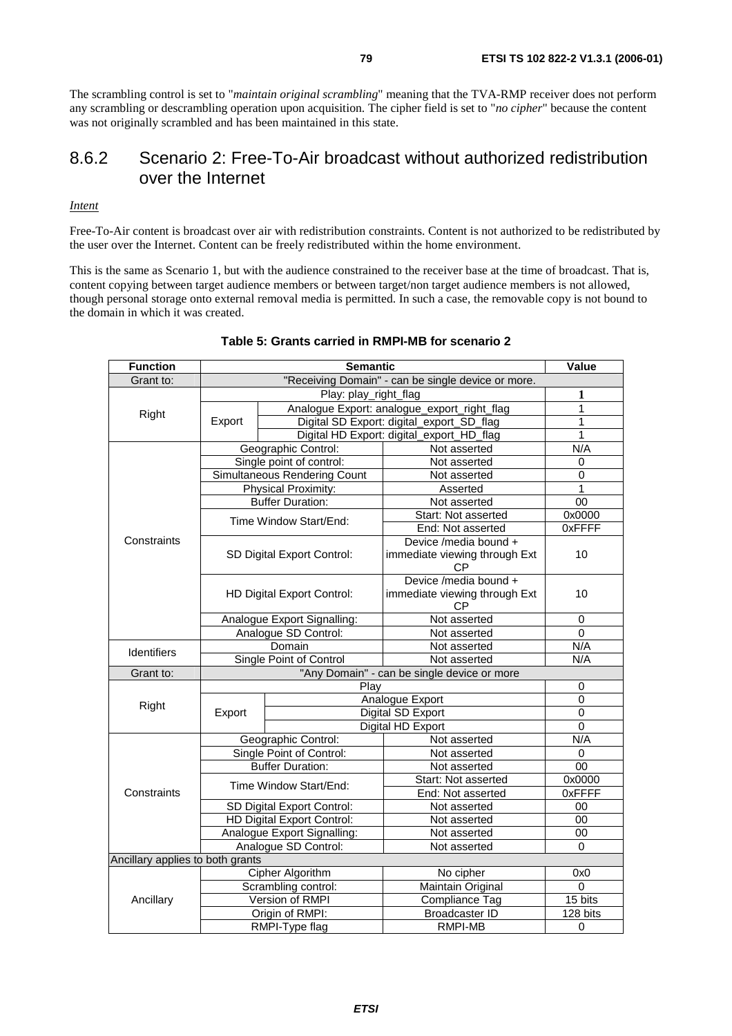The scrambling control is set to "*maintain original scrambling*" meaning that the TVA-RMP receiver does not perform any scrambling or descrambling operation upon acquisition. The cipher field is set to "*no cipher*" because the content was not originally scrambled and has been maintained in this state.

## 8.6.2 Scenario 2: Free-To-Air broadcast without authorized redistribution over the Internet

*Intent*

Free-To-Air content is broadcast over air with redistribution constraints. Content is not authorized to be redistributed by the user over the Internet. Content can be freely redistributed within the home environment.

This is the same as Scenario 1, but with the audience constrained to the receiver base at the time of broadcast. That is, content copying between target audience members or between target/non target audience members is not allowed, though personal storage onto external removal media is permitted. In such a case, the removable copy is not bound to the domain in which it was created.

**Table 5: Grants carried in RMPI-MB for scenario 2**

| Function | Semantic | | | Value |
|---|---|---|---|---|
| Grant to: | "Receiving Domain" - can be single device or more. | | | |
| Right | Play: play_right_flag | | | **1** |
| | Export | Analogue Export: analogue_export_right_flag | | 1 |
| | | Digital SD Export: digital_export_SD_flag | | 1 |
| | | Digital HD Export: digital_export_HD_flag | | 1 |
| Constraints | Geographic Control: | | Not asserted | N/A |
| | Single point of control: | | Not asserted | 0 |
| | Simultaneous Rendering Count | | Not asserted | 0 |
| | Physical Proximity: | | Asserted | 1 |
| | Buffer Duration: | | Not asserted | 00 |
| | Time Window Start/End: | | Start: Not asserted | 0x0000 |
| | | | End: Not asserted | 0xFFFF |
| | SD Digital Export Control: | | Device /media bound + immediate viewing through Ext CP | 10 |
| | HD Digital Export Control: | | Device /media bound + immediate viewing through Ext CP | 10 |
| | Analogue Export Signalling: | | Not asserted | 0 |
| | Analogue SD Control: | | Not asserted | 0 |
| Identifiers | Domain | | Not asserted | N/A |
| | Single Point of Control | | Not asserted | N/A |
| Grant to: | "Any Domain" - can be single device or more | | | |
| Right | Play | | | 0 |
| | Export | Analogue Export | | 0 |
| | | Digital SD Export | | 0 |
| | | Digital HD Export | | 0 |
| Constraints | Geographic Control: | | Not asserted | N/A |
| | Single Point of Control: | | Not asserted | 0 |
| | Buffer Duration: | | Not asserted | 00 |
| | Time Window Start/End: | | Start: Not asserted | 0x0000 |
| | | | End: Not asserted | 0xFFFF |
| | SD Digital Export Control: | | Not asserted | 00 |
| | HD Digital Export Control: | | Not asserted | 00 |
| | Analogue Export Signalling: | | Not asserted | 00 |
| | Analogue SD Control: | | Not asserted | 0 |
| Ancillary applies to both grants | | | | |
| Ancillary | Cipher Algorithm | | No cipher | 0x0 |
| | Scrambling control: | | Maintain Original | 0 |
| | Version of RMPI | | Compliance Tag | 15 bits |
| | Origin of RMPI: | | Broadcaster ID | 128 bits |
| | RMPI-Type flag | | RMPI-MB | 0 |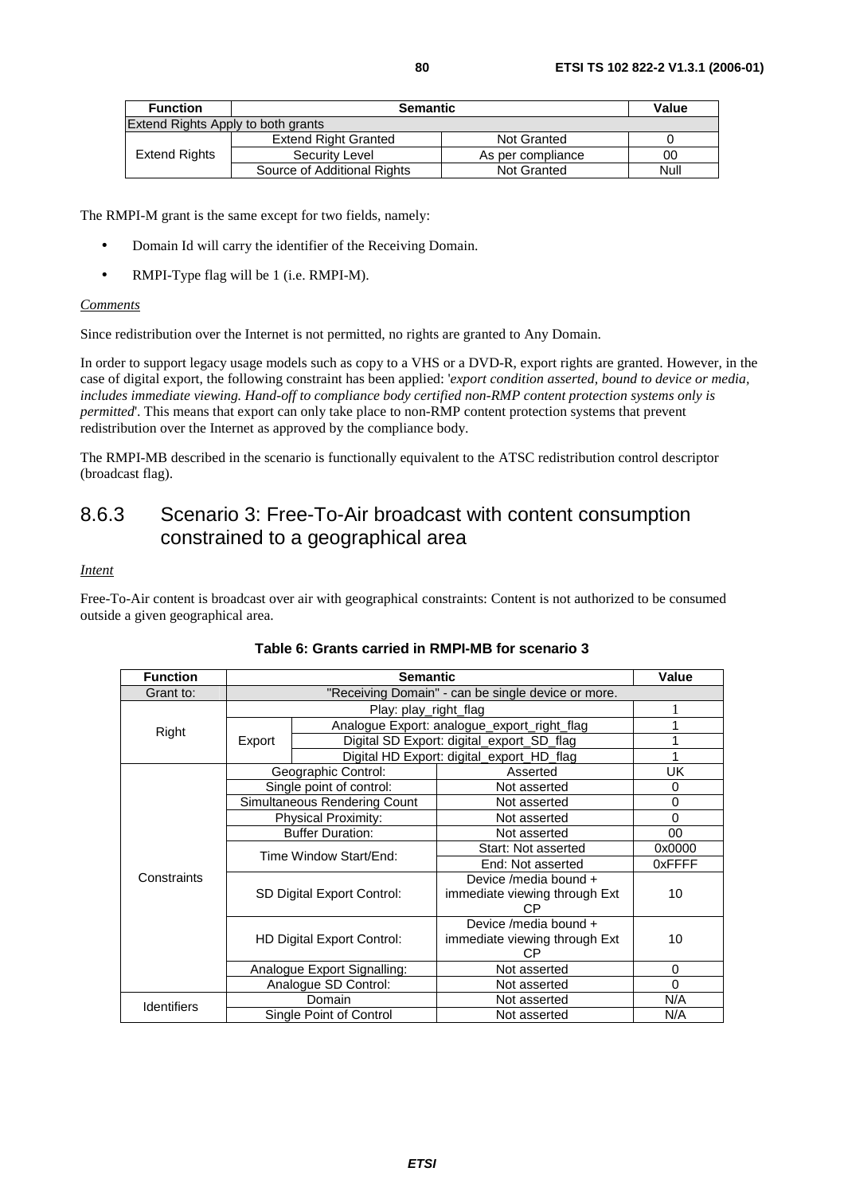| Function | Semantic | | Value |
| --- | --- | --- | --- |
| Extend Rights Apply to both grants | | | |
| Extend Rights | Extend Right Granted | Not Granted | 0 |
| | Security Level | As per compliance | 00 |
| | Source of Additional Rights | Not Granted | Null |

The RMPI-M grant is the same except for two fields, namely:

- Domain Id will carry the identifier of the Receiving Domain.
- RMPI-Type flag will be 1 (i.e. RMPI-M).

*Comments*

Since redistribution over the Internet is not permitted, no rights are granted to Any Domain.

In order to support legacy usage models such as copy to a VHS or a DVD-R, export rights are granted. However, in the case of digital export, the following constraint has been applied: '*export condition asserted, bound to device or media, includes immediate viewing. Hand-off to compliance body certified non-RMP content protection systems only is permitted*'. This means that export can only take place to non-RMP content protection systems that prevent redistribution over the Internet as approved by the compliance body.

The RMPI-MB described in the scenario is functionally equivalent to the ATSC redistribution control descriptor (broadcast flag).

### 8.6.3 Scenario 3: Free-To-Air broadcast with content consumption constrained to a geographical area

*Intent*

Free-To-Air content is broadcast over air with geographical constraints: Content is not authorized to be consumed outside a given geographical area.

**Table 6: Grants carried in RMPI-MB for scenario 3**

| Function | Semantic | | Value |
| --- | --- | --- | --- |
| Grant to: | "Receiving Domain" - can be single device or more. | | |
| Right | Play: play_right_flag | | 1 |
| | Export | Analogue Export: analogue_export_right_flag | 1 |
| | | Digital SD Export: digital_export_SD_flag | 1 |
| | | Digital HD Export: digital_export_HD_flag | 1 |
| Constraints | Geographic Control: | Asserted | UK |
| | Single point of control: | Not asserted | 0 |
| | Simultaneous Rendering Count | Not asserted | 0 |
| | Physical Proximity: | Not asserted | 0 |
| | Buffer Duration: | Not asserted | 00 |
| | Time Window Start/End: | Start: Not asserted | 0x0000 |
| | | End: Not asserted | 0xFFFF |
| | SD Digital Export Control: | Device /media bound + immediate viewing through Ext CP | 10 |
| | HD Digital Export Control: | Device /media bound + immediate viewing through Ext CP | 10 |
| | Analogue Export Signalling: | Not asserted | 0 |
| | Analogue SD Control: | Not asserted | 0 |
| Identifiers | Domain | Not asserted | N/A |
| | Single Point of Control | Not asserted | N/A |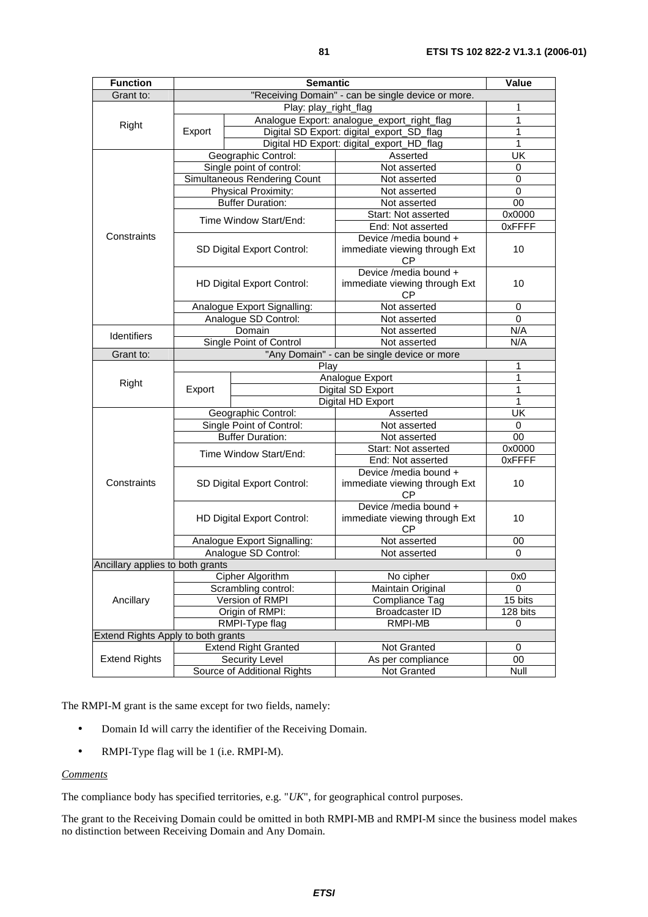| Function | Semantic | | | Value |
| --- | --- | --- | --- | --- |
| Grant to: | "Receiving Domain" - can be single device or more. | | | |
| Right | Play: play_right_flag | | | 1 |
| | Export | Analogue Export: analogue_export_right_flag | | 1 |
| | | Digital SD Export: digital_export_SD_flag | | 1 |
| | | Digital HD Export: digital_export_HD_flag | | 1 |
| Constraints | Geographic Control: | | Asserted | UK |
| | Single point of control: | | Not asserted | 0 |
| | Simultaneous Rendering Count | | Not asserted | 0 |
| | Physical Proximity: | | Not asserted | 0 |
| | Buffer Duration: | | Not asserted | 00 |
| | Time Window Start/End: | | Start: Not asserted | 0x0000 |
| | | | End: Not asserted | 0xFFFF |
| | SD Digital Export Control: | | Device /media bound + immediate viewing through Ext CP | 10 |
| | HD Digital Export Control: | | Device /media bound + immediate viewing through Ext CP | 10 |
| | Analogue Export Signalling: | | Not asserted | 0 |
| | Analogue SD Control: | | Not asserted | 0 |
| Identifiers | Domain | | Not asserted | N/A |
| | Single Point of Control | | Not asserted | N/A |
| Grant to: | "Any Domain" - can be single device or more | | | |
| Right | Play | | | 1 |
| | Export | Analogue Export | | 1 |
| | | Digital SD Export | | 1 |
| | | Digital HD Export | | 1 |
| Constraints | Geographic Control: | | Asserted | UK |
| | Single Point of Control: | | Not asserted | 0 |
| | Buffer Duration: | | Not asserted | 00 |
| | Time Window Start/End: | | Start: Not asserted | 0x0000 |
| | | | End: Not asserted | 0xFFFF |
| | SD Digital Export Control: | | Device /media bound + immediate viewing through Ext CP | 10 |
| | HD Digital Export Control: | | Device /media bound + immediate viewing through Ext CP | 10 |
| | Analogue Export Signalling: | | Not asserted | 00 |
| | Analogue SD Control: | | Not asserted | 0 |
| Ancillary applies to both grants | | | | |
| Ancillary | Cipher Algorithm | | No cipher | 0x0 |
| | Scrambling control: | | Maintain Original | 0 |
| | Version of RMPI | | Compliance Tag | 15 bits |
| | Origin of RMPI: | | Broadcaster ID | 128 bits |
| | RMPI-Type flag | | RMPI-MB | 0 |
| Extend Rights Apply to both grants | | | | |
| Extend Rights | Extend Right Granted | | Not Granted | 0 |
| | Security Level | | As per compliance | 00 |
| | Source of Additional Rights | | Not Granted | Null |

The RMPI-M grant is the same except for two fields, namely:

- Domain Id will carry the identifier of the Receiving Domain.
- RMPI-Type flag will be 1 (i.e. RMPI-M).

*Comments*

The compliance body has specified territories, e.g. "*UK*", for geographical control purposes.

The grant to the Receiving Domain could be omitted in both RMPI-MB and RMPI-M since the business model makes no distinction between Receiving Domain and Any Domain.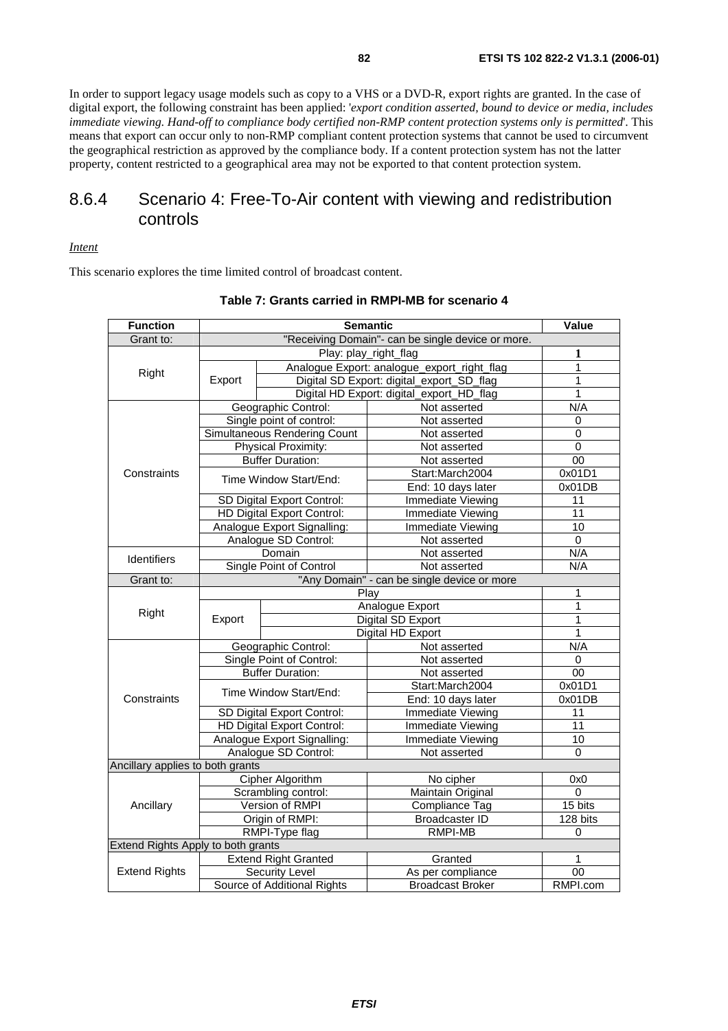In order to support legacy usage models such as copy to a VHS or a DVD-R, export rights are granted. In the case of digital export, the following constraint has been applied: '*export condition asserted, bound to device or media, includes immediate viewing. Hand-off to compliance body certified non-RMP content protection systems only is permitted*'. This means that export can occur only to non-RMP compliant content protection systems that cannot be used to circumvent the geographical restriction as approved by the compliance body. If a content protection system has not the latter property, content restricted to a geographical area may not be exported to that content protection system.

## 8.6.4 Scenario 4: Free-To-Air content with viewing and redistribution controls

*Intent*

This scenario explores the time limited control of broadcast content.

**Table 7: Grants carried in RMPI-MB for scenario 4**

| Function | Semantic | | Value |
|---|---|---|---|
| Grant to: | "Receiving Domain"- can be single device or more. | | |
| Right | Play: play_right_flag | | **1** |
| | Export | Analogue Export: analogue_export_right_flag | 1 |
| | | Digital SD Export: digital_export_SD_flag | 1 |
| | | Digital HD Export: digital_export_HD_flag | 1 |
| Constraints | Geographic Control: | Not asserted | N/A |
| | Single point of control: | Not asserted | 0 |
| | Simultaneous Rendering Count | Not asserted | 0 |
| | Physical Proximity: | Not asserted | 0 |
| | Buffer Duration: | Not asserted | 00 |
| | Time Window Start/End: | Start:March2004 | 0x01D1 |
| | | End: 10 days later | 0x01DB |
| | SD Digital Export Control: | Immediate Viewing | 11 |
| | HD Digital Export Control: | Immediate Viewing | 11 |
| | Analogue Export Signalling: | Immediate Viewing | 10 |
| | Analogue SD Control: | Not asserted | 0 |
| Identifiers | Domain | Not asserted | N/A |
| | Single Point of Control | Not asserted | N/A |
| Grant to: | "Any Domain" - can be single device or more | | |
| Right | Play | | 1 |
| | Export | Analogue Export | 1 |
| | | Digital SD Export | 1 |
| | | Digital HD Export | 1 |
| Constraints | Geographic Control: | Not asserted | N/A |
| | Single Point of Control: | Not asserted | 0 |
| | Buffer Duration: | Not asserted | 00 |
| | Time Window Start/End: | Start:March2004 | 0x01D1 |
| | | End: 10 days later | 0x01DB |
| | SD Digital Export Control: | Immediate Viewing | 11 |
| | HD Digital Export Control: | Immediate Viewing | 11 |
| | Analogue Export Signalling: | Immediate Viewing | 10 |
| | Analogue SD Control: | Not asserted | 0 |
| Ancillary applies to both grants | | | |
| Ancillary | Cipher Algorithm | No cipher | 0x0 |
| | Scrambling control: | Maintain Original | 0 |
| | Version of RMPI | Compliance Tag | 15 bits |
| | Origin of RMPI: | Broadcaster ID | 128 bits |
| | RMPI-Type flag | RMPI-MB | 0 |
| Extend Rights Apply to both grants | | | |
| Extend Rights | Extend Right Granted | Granted | 1 |
| | Security Level | As per compliance | 00 |
| | Source of Additional Rights | Broadcast Broker | RMPI.com |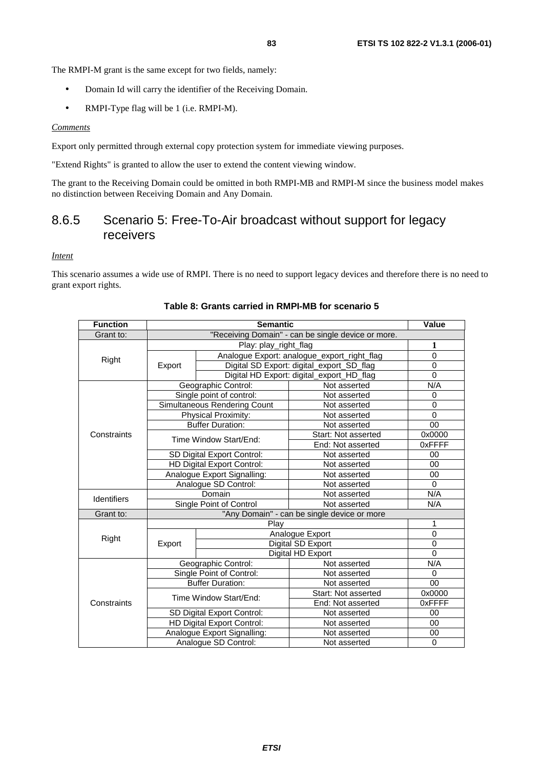The RMPI-M grant is the same except for two fields, namely:

- Domain Id will carry the identifier of the Receiving Domain.
- RMPI-Type flag will be 1 (i.e. RMPI-M).

*Comments*

Export only permitted through external copy protection system for immediate viewing purposes.

"Extend Rights" is granted to allow the user to extend the content viewing window.

The grant to the Receiving Domain could be omitted in both RMPI-MB and RMPI-M since the business model makes no distinction between Receiving Domain and Any Domain.

### 8.6.5 Scenario 5: Free-To-Air broadcast without support for legacy receivers

*Intent*

This scenario assumes a wide use of RMPI. There is no need to support legacy devices and therefore there is no need to grant export rights.

**Table 8: Grants carried in RMPI-MB for scenario 5**

| Function | Semantic | | | Value |
|---|---|---|---|---|
| Grant to: | "Receiving Domain" - can be single device or more. | | | |
| Right | Play: play_right_flag | | | **1** |
| | Export | Analogue Export: analogue_export_right_flag | | 0 |
| | | Digital SD Export: digital_export_SD_flag | | 0 |
| | | Digital HD Export: digital_export_HD_flag | | 0 |
| Constraints | Geographic Control: | | Not asserted | N/A |
| | Single point of control: | | Not asserted | 0 |
| | Simultaneous Rendering Count | | Not asserted | 0 |
| | Physical Proximity: | | Not asserted | 0 |
| | Buffer Duration: | | Not asserted | 00 |
| | Time Window Start/End: | | Start: Not asserted | 0x0000 |
| | | | End: Not asserted | 0xFFFF |
| | SD Digital Export Control: | | Not asserted | 00 |
| | HD Digital Export Control: | | Not asserted | 00 |
| | Analogue Export Signalling: | | Not asserted | 00 |
| | Analogue SD Control: | | Not asserted | 0 |
| Identifiers | Domain | | Not asserted | N/A |
| | Single Point of Control | | Not asserted | N/A |
| Grant to: | "Any Domain" - can be single device or more | | | |
| Right | Play | | | 1 |
| | Export | Analogue Export | | 0 |
| | | Digital SD Export | | 0 |
| | | Digital HD Export | | 0 |
| Constraints | Geographic Control: | | Not asserted | N/A |
| | Single Point of Control: | | Not asserted | 0 |
| | Buffer Duration: | | Not asserted | 00 |
| | Time Window Start/End: | | Start: Not asserted | 0x0000 |
| | | | End: Not asserted | 0xFFFF |
| | SD Digital Export Control: | | Not asserted | 00 |
| | HD Digital Export Control: | | Not asserted | 00 |
| | Analogue Export Signalling: | | Not asserted | 00 |
| | Analogue SD Control: | | Not asserted | 0 |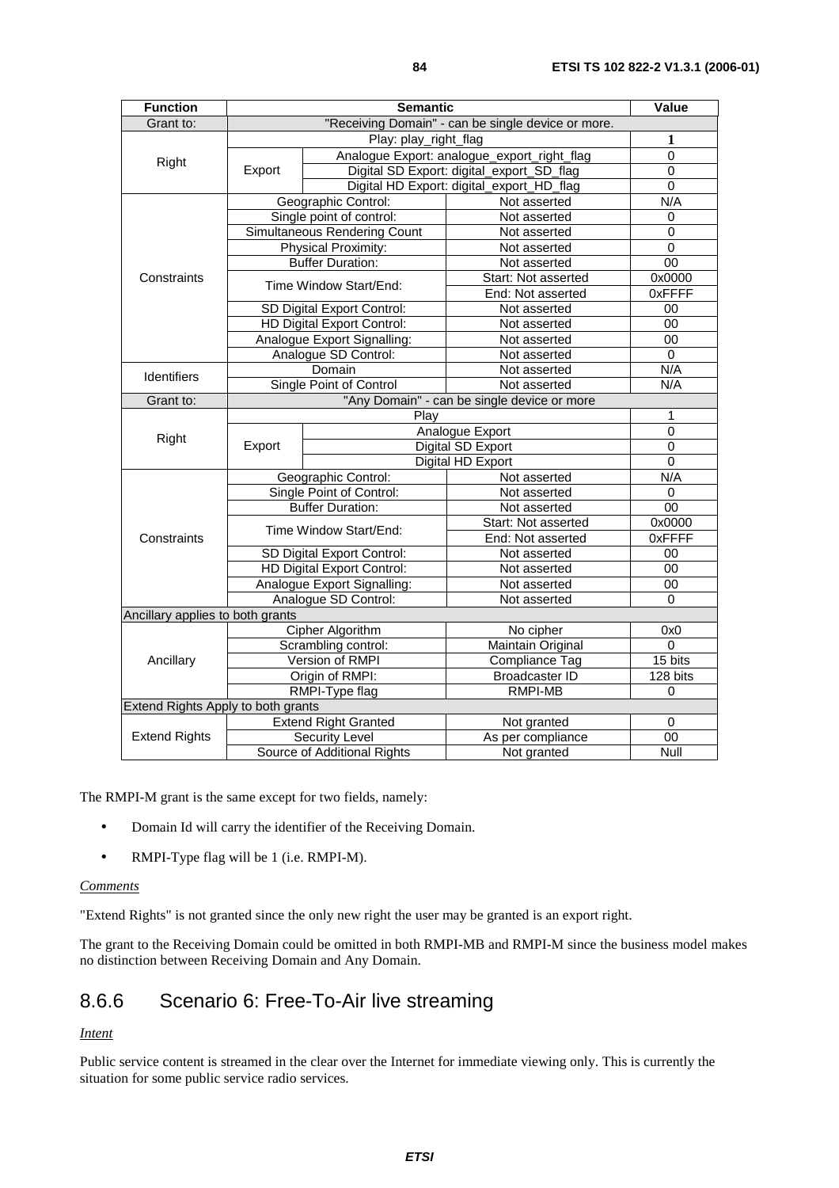| Function | Semantic | | | Value |
| --- | --- | --- | --- | --- |
| Grant to: | "Receiving Domain" - can be single device or more. | | | |
| Right | Play: play_right_flag | | | **1** |
| | Export | Analogue Export: analogue_export_right_flag | | 0 |
| | | Digital SD Export: digital_export_SD_flag | | 0 |
| | | Digital HD Export: digital_export_HD_flag | | 0 |
| Constraints | Geographic Control: | | Not asserted | N/A |
| | Single point of control: | | Not asserted | 0 |
| | Simultaneous Rendering Count | | Not asserted | 0 |
| | Physical Proximity: | | Not asserted | 0 |
| | Buffer Duration: | | Not asserted | 00 |
| | Time Window Start/End: | | Start: Not asserted | 0x0000 |
| | | | End: Not asserted | 0xFFFF |
| | SD Digital Export Control: | | Not asserted | 00 |
| | HD Digital Export Control: | | Not asserted | 00 |
| | Analogue Export Signalling: | | Not asserted | 00 |
| | Analogue SD Control: | | Not asserted | 0 |
| Identifiers | Domain | | Not asserted | N/A |
| | Single Point of Control | | Not asserted | N/A |
| Grant to: | "Any Domain" - can be single device or more | | | |
| Right | Play | | | 1 |
| | Export | Analogue Export | | 0 |
| | | Digital SD Export | | 0 |
| | | Digital HD Export | | 0 |
| Constraints | Geographic Control: | | Not asserted | N/A |
| | Single Point of Control: | | Not asserted | 0 |
| | Buffer Duration: | | Not asserted | 00 |
| | Time Window Start/End: | | Start: Not asserted | 0x0000 |
| | | | End: Not asserted | 0xFFFF |
| | SD Digital Export Control: | | Not asserted | 00 |
| | HD Digital Export Control: | | Not asserted | 00 |
| | Analogue Export Signalling: | | Not asserted | 00 |
| | Analogue SD Control: | | Not asserted | 0 |
| Ancillary applies to both grants | | | | |
| Ancillary | Cipher Algorithm | | No cipher | 0x0 |
| | Scrambling control: | | Maintain Original | 0 |
| | Version of RMPI | | Compliance Tag | 15 bits |
| | Origin of RMPI: | | Broadcaster ID | 128 bits |
| | RMPI-Type flag | | RMPI-MB | 0 |
| Extend Rights Apply to both grants | | | | |
| Extend Rights | Extend Right Granted | | Not granted | 0 |
| | Security Level | | As per compliance | 00 |
| | Source of Additional Rights | | Not granted | Null |

The RMPI-M grant is the same except for two fields, namely:

- Domain Id will carry the identifier of the Receiving Domain.
- RMPI-Type flag will be 1 (i.e. RMPI-M).

*Comments*

"Extend Rights" is not granted since the only new right the user may be granted is an export right.

The grant to the Receiving Domain could be omitted in both RMPI-MB and RMPI-M since the business model makes no distinction between Receiving Domain and Any Domain.

### 8.6.6 Scenario 6: Free-To-Air live streaming

*Intent*

Public service content is streamed in the clear over the Internet for immediate viewing only. This is currently the situation for some public service radio services.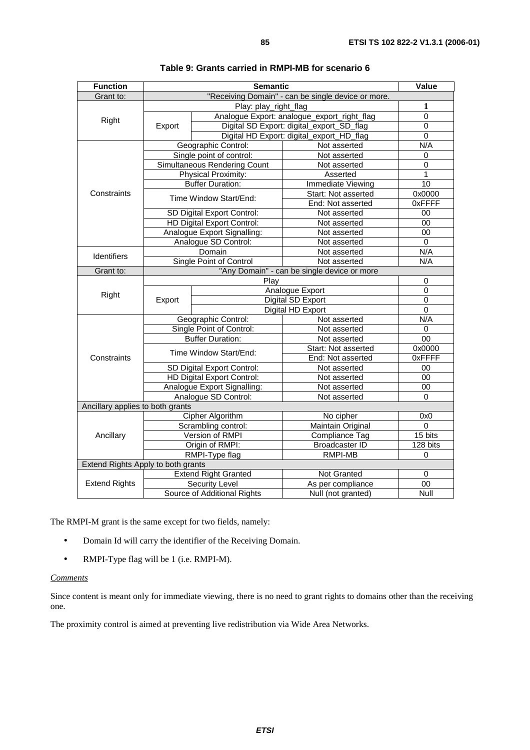**Table 9: Grants carried in RMPI-MB for scenario 6**

| Function | Semantic | | | Value |
|---|---|---|---|---|
| Grant to: | "Receiving Domain" - can be single device or more. | | | |
| Right | Play: play_right_flag | | | 1 |
| | Export | Analogue Export: analogue_export_right_flag | | 0 |
| | | Digital SD Export: digital_export_SD_flag | | 0 |
| | | Digital HD Export: digital_export_HD_flag | | 0 |
| Constraints | Geographic Control: | | Not asserted | N/A |
| | Single point of control: | | Not asserted | 0 |
| | Simultaneous Rendering Count | | Not asserted | 0 |
| | Physical Proximity: | | Asserted | 1 |
| | Buffer Duration: | | Immediate Viewing | 10 |
| | Time Window Start/End: | | Start: Not asserted | 0x0000 |
| | | | End: Not asserted | 0xFFFF |
| | SD Digital Export Control: | | Not asserted | 00 |
| | HD Digital Export Control: | | Not asserted | 00 |
| | Analogue Export Signalling: | | Not asserted | 00 |
| | Analogue SD Control: | | Not asserted | 0 |
| Identifiers | Domain | | Not asserted | N/A |
| | Single Point of Control | | Not asserted | N/A |
| Grant to: | "Any Domain" - can be single device or more | | | |
| Right | Play | | | 0 |
| | Export | Analogue Export | | 0 |
| | | Digital SD Export | | 0 |
| | | Digital HD Export | | 0 |
| Constraints | Geographic Control: | | Not asserted | N/A |
| | Single Point of Control: | | Not asserted | 0 |
| | Buffer Duration: | | Not asserted | 00 |
| | Time Window Start/End: | | Start: Not asserted | 0x0000 |
| | | | End: Not asserted | 0xFFFF |
| | SD Digital Export Control: | | Not asserted | 00 |
| | HD Digital Export Control: | | Not asserted | 00 |
| | Analogue Export Signalling: | | Not asserted | 00 |
| | Analogue SD Control: | | Not asserted | 0 |
| Ancillary applies to both grants | | | | |
| Ancillary | Cipher Algorithm | | No cipher | 0x0 |
| | Scrambling control: | | Maintain Original | 0 |
| | Version of RMPI | | Compliance Tag | 15 bits |
| | Origin of RMPI: | | Broadcaster ID | 128 bits |
| | RMPI-Type flag | | RMPI-MB | 0 |
| Extend Rights Apply to both grants | | | | |
| Extend Rights | Extend Right Granted | | Not Granted | 0 |
| | Security Level | | As per compliance | 00 |
| | Source of Additional Rights | | Null (not granted) | Null |

The RMPI-M grant is the same except for two fields, namely:

- Domain Id will carry the identifier of the Receiving Domain.
- RMPI-Type flag will be 1 (i.e. RMPI-M).

*Comments*

Since content is meant only for immediate viewing, there is no need to grant rights to domains other than the receiving one.

The proximity control is aimed at preventing live redistribution via Wide Area Networks.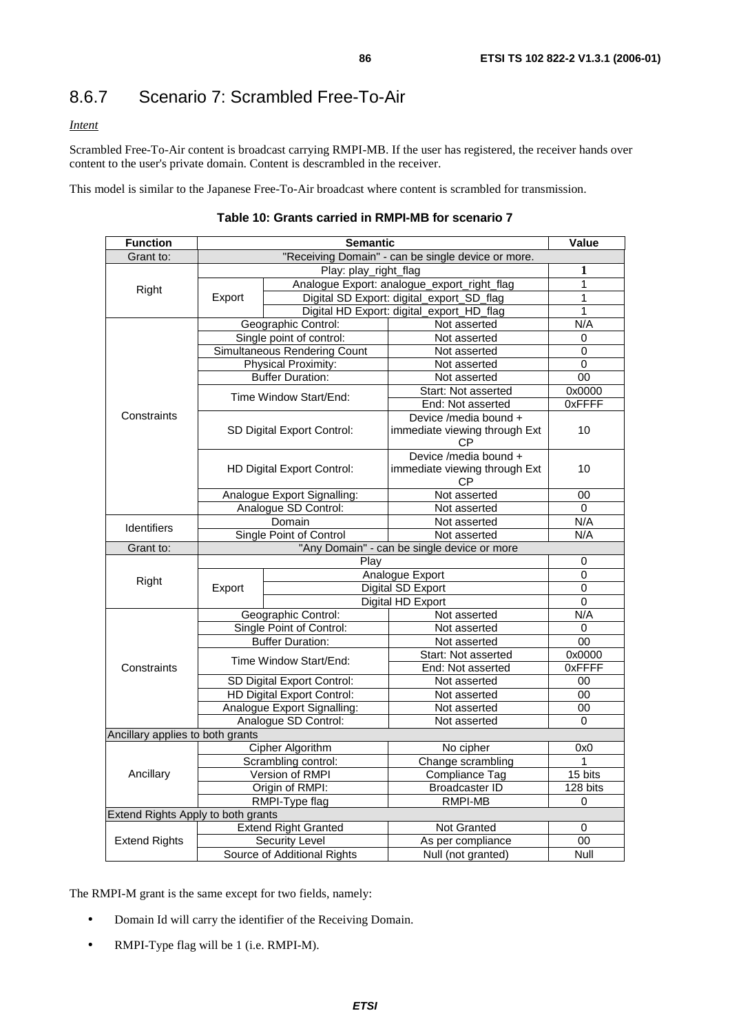## 8.6.7 Scenario 7: Scrambled Free-To-Air

*Intent*

Scrambled Free-To-Air content is broadcast carrying RMPI-MB. If the user has registered, the receiver hands over content to the user's private domain. Content is descrambled in the receiver.

This model is similar to the Japanese Free-To-Air broadcast where content is scrambled for transmission.

**Table 10: Grants carried in RMPI-MB for scenario 7**

| Function | Semantic | | | Value |
|---|---|---|---|---|
| Grant to: | "Receiving Domain" - can be single device or more. | | | |
| Right | Play: play_right_flag | | | **1** |
| | Export | Analogue Export: analogue_export_right_flag | | 1 |
| | | Digital SD Export: digital_export_SD_flag | | 1 |
| | | Digital HD Export: digital_export_HD_flag | | 1 |
| Constraints | Geographic Control: | | Not asserted | N/A |
| | Single point of control: | | Not asserted | 0 |
| | Simultaneous Rendering Count | | Not asserted | 0 |
| | Physical Proximity: | | Not asserted | 0 |
| | Buffer Duration: | | Not asserted | 00 |
| | Time Window Start/End: | | Start: Not asserted | 0x0000 |
| | | | End: Not asserted | 0xFFFF |
| | SD Digital Export Control: | | Device /media bound + immediate viewing through Ext CP | 10 |
| | HD Digital Export Control: | | Device /media bound + immediate viewing through Ext CP | 10 |
| | Analogue Export Signalling: | | Not asserted | 00 |
| | Analogue SD Control: | | Not asserted | 0 |
| Identifiers | Domain | | Not asserted | N/A |
| | Single Point of Control | | Not asserted | N/A |
| Grant to: | "Any Domain" - can be single device or more | | | |
| Right | Play | | | 0 |
| | Export | Analogue Export | | 0 |
| | | Digital SD Export | | 0 |
| | | Digital HD Export | | 0 |
| Constraints | Geographic Control: | | Not asserted | N/A |
| | Single Point of Control: | | Not asserted | 0 |
| | Buffer Duration: | | Not asserted | 00 |
| | Time Window Start/End: | | Start: Not asserted | 0x0000 |
| | | | End: Not asserted | 0xFFFF |
| | SD Digital Export Control: | | Not asserted | 00 |
| | HD Digital Export Control: | | Not asserted | 00 |
| | Analogue Export Signalling: | | Not asserted | 00 |
| | Analogue SD Control: | | Not asserted | 0 |
| Ancillary applies to both grants | | | | |
| Ancillary | Cipher Algorithm | | No cipher | 0x0 |
| | Scrambling control: | | Change scrambling | 1 |
| | Version of RMPI | | Compliance Tag | 15 bits |
| | Origin of RMPI: | | Broadcaster ID | 128 bits |
| | RMPI-Type flag | | RMPI-MB | 0 |
| Extend Rights Apply to both grants | | | | |
| Extend Rights | Extend Right Granted | | Not Granted | 0 |
| | Security Level | | As per compliance | 00 |
| | Source of Additional Rights | | Null (not granted) | Null |

The RMPI-M grant is the same except for two fields, namely:

- Domain Id will carry the identifier of the Receiving Domain.
- RMPI-Type flag will be 1 (i.e. RMPI-M).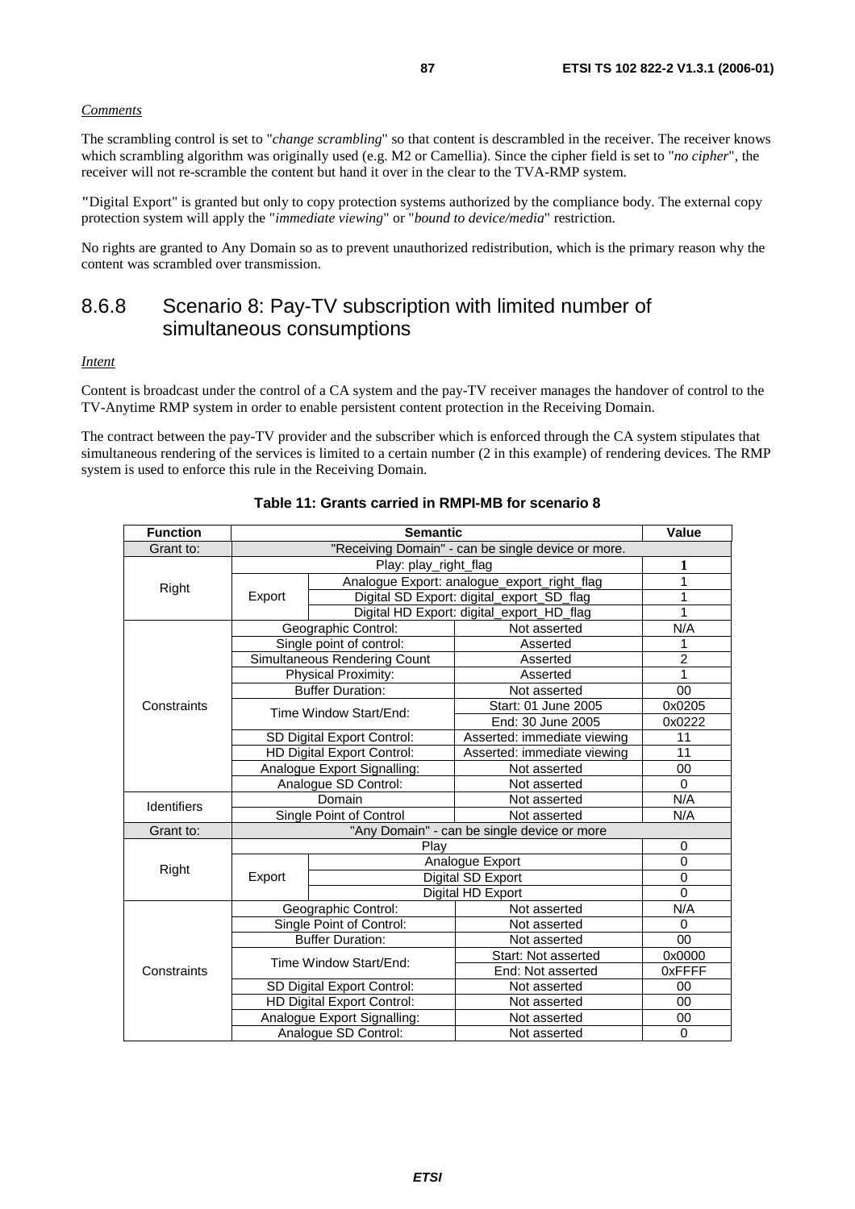*Comments*

The scrambling control is set to "*change scrambling*" so that content is descrambled in the receiver. The receiver knows which scrambling algorithm was originally used (e.g. M2 or Camellia). Since the cipher field is set to "*no cipher*", the receiver will not re-scramble the content but hand it over in the clear to the TVA-RMP system.

"Digital Export" is granted but only to copy protection systems authorized by the compliance body. The external copy protection system will apply the "*immediate viewing*" or "*bound to device/media*" restriction.

No rights are granted to Any Domain so as to prevent unauthorized redistribution, which is the primary reason why the content was scrambled over transmission.

### 8.6.8 Scenario 8: Pay-TV subscription with limited number of simultaneous consumptions

*Intent*

Content is broadcast under the control of a CA system and the pay-TV receiver manages the handover of control to the TV-Anytime RMP system in order to enable persistent content protection in the Receiving Domain.

The contract between the pay-TV provider and the subscriber which is enforced through the CA system stipulates that simultaneous rendering of the services is limited to a certain number (2 in this example) of rendering devices. The RMP system is used to enforce this rule in the Receiving Domain.

**Table 11: Grants carried in RMPI-MB for scenario 8**

| Function | Semantic | | | Value |
|---|---|---|---|---|
| Grant to: | "Receiving Domain" - can be single device or more. | | | |
| Right | Play: play_right_flag | | | **1** |
| | Export | Analogue Export: analogue_export_right_flag | | 1 |
| | | Digital SD Export: digital_export_SD_flag | | 1 |
| | | Digital HD Export: digital_export_HD_flag | | 1 |
| Constraints | Geographic Control: | | Not asserted | N/A |
| | Single point of control: | | Asserted | 1 |
| | Simultaneous Rendering Count | | Asserted | 2 |
| | Physical Proximity: | | Asserted | 1 |
| | Buffer Duration: | | Not asserted | 00 |
| | Time Window Start/End: | | Start: 01 June 2005 | 0x0205 |
| | | | End: 30 June 2005 | 0x0222 |
| | SD Digital Export Control: | | Asserted: immediate viewing | 11 |
| | HD Digital Export Control: | | Asserted: immediate viewing | 11 |
| | Analogue Export Signalling: | | Not asserted | 00 |
| | Analogue SD Control: | | Not asserted | 0 |
| Identifiers | Domain | | Not asserted | N/A |
| | Single Point of Control | | Not asserted | N/A |
| Grant to: | "Any Domain" - can be single device or more | | | |
| Right | Play | | | 0 |
| | Export | Analogue Export | | 0 |
| | | Digital SD Export | | 0 |
| | | Digital HD Export | | 0 |
| Constraints | Geographic Control: | | Not asserted | N/A |
| | Single Point of Control: | | Not asserted | 0 |
| | Buffer Duration: | | Not asserted | 00 |
| | Time Window Start/End: | | Start: Not asserted | 0x0000 |
| | | | End: Not asserted | 0xFFFF |
| | SD Digital Export Control: | | Not asserted | 00 |
| | HD Digital Export Control: | | Not asserted | 00 |
| | Analogue Export Signalling: | | Not asserted | 00 |
| | Analogue SD Control: | | Not asserted | 0 |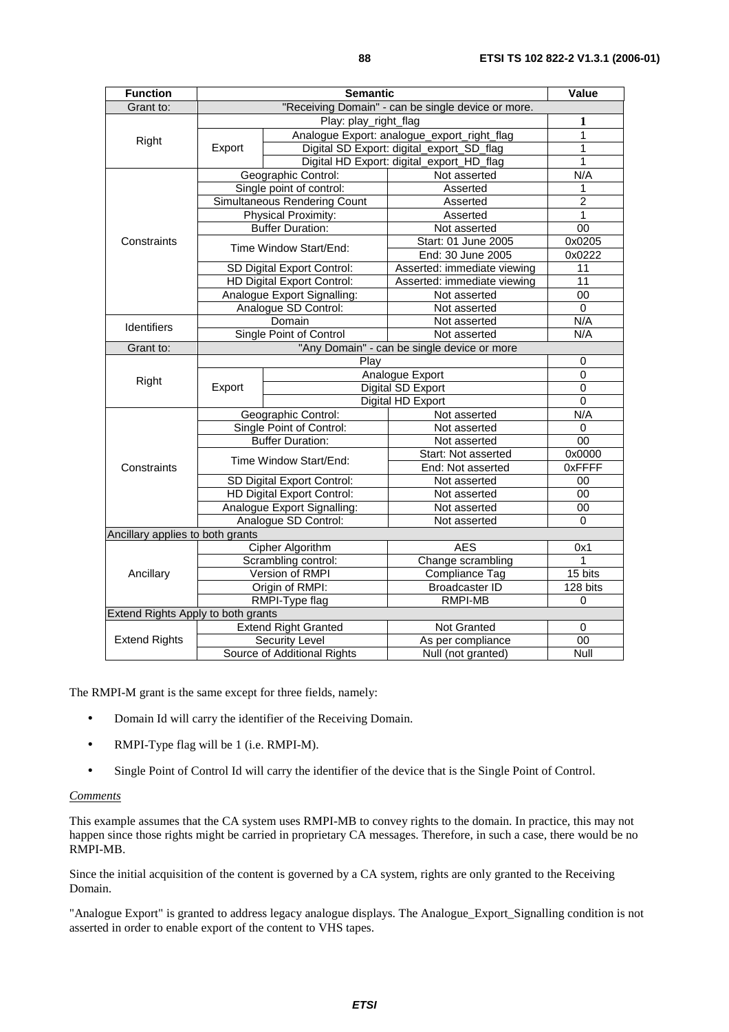| Function | Semantic | | | Value |
|---|---|---|---|---|
| Grant to: | "Receiving Domain" - can be single device or more. | | | |
| Right | Play: play_right_flag | | | 1 |
| | Export | Analogue Export: analogue_export_right_flag | | 1 |
| | | Digital SD Export: digital_export_SD_flag | | 1 |
| | | Digital HD Export: digital_export_HD_flag | | 1 |
| Constraints | Geographic Control: | | Not asserted | N/A |
| | Single point of control: | | Asserted | 1 |
| | Simultaneous Rendering Count | | Asserted | 2 |
| | Physical Proximity: | | Asserted | 1 |
| | Buffer Duration: | | Not asserted | 00 |
| | Time Window Start/End: | | Start: 01 June 2005 | 0x0205 |
| | | | End: 30 June 2005 | 0x0222 |
| | SD Digital Export Control: | | Asserted: immediate viewing | 11 |
| | HD Digital Export Control: | | Asserted: immediate viewing | 11 |
| | Analogue Export Signalling: | | Not asserted | 00 |
| | Analogue SD Control: | | Not asserted | 0 |
| Identifiers | Domain | | Not asserted | N/A |
| | Single Point of Control | | Not asserted | N/A |
| Grant to: | "Any Domain" - can be single device or more | | | |
| Right | Play | | | 0 |
| | Export | Analogue Export | | 0 |
| | | Digital SD Export | | 0 |
| | | Digital HD Export | | 0 |
| Constraints | Geographic Control: | | Not asserted | N/A |
| | Single Point of Control: | | Not asserted | 0 |
| | Buffer Duration: | | Not asserted | 00 |
| | Time Window Start/End: | | Start: Not asserted | 0x0000 |
| | | | End: Not asserted | 0xFFFF |
| | SD Digital Export Control: | | Not asserted | 00 |
| | HD Digital Export Control: | | Not asserted | 00 |
| | Analogue Export Signalling: | | Not asserted | 00 |
| | Analogue SD Control: | | Not asserted | 0 |
| Ancillary applies to both grants | | | | |
| Ancillary | Cipher Algorithm | | AES | 0x1 |
| | Scrambling control: | | Change scrambling | 1 |
| | Version of RMPI | | Compliance Tag | 15 bits |
| | Origin of RMPI: | | Broadcaster ID | 128 bits |
| | RMPI-Type flag | | RMPI-MB | 0 |
| Extend Rights Apply to both grants | | | | |
| Extend Rights | Extend Right Granted | | Not Granted | 0 |
| | Security Level | | As per compliance | 00 |
| | Source of Additional Rights | | Null (not granted) | Null |

The RMPI-M grant is the same except for three fields, namely:

- Domain Id will carry the identifier of the Receiving Domain.
- RMPI-Type flag will be 1 (i.e. RMPI-M).
- Single Point of Control Id will carry the identifier of the device that is the Single Point of Control.

*Comments*

This example assumes that the CA system uses RMPI-MB to convey rights to the domain. In practice, this may not happen since those rights might be carried in proprietary CA messages. Therefore, in such a case, there would be no RMPI-MB.

Since the initial acquisition of the content is governed by a CA system, rights are only granted to the Receiving Domain.

"Analogue Export" is granted to address legacy analogue displays. The Analogue_Export_Signalling condition is not asserted in order to enable export of the content to VHS tapes.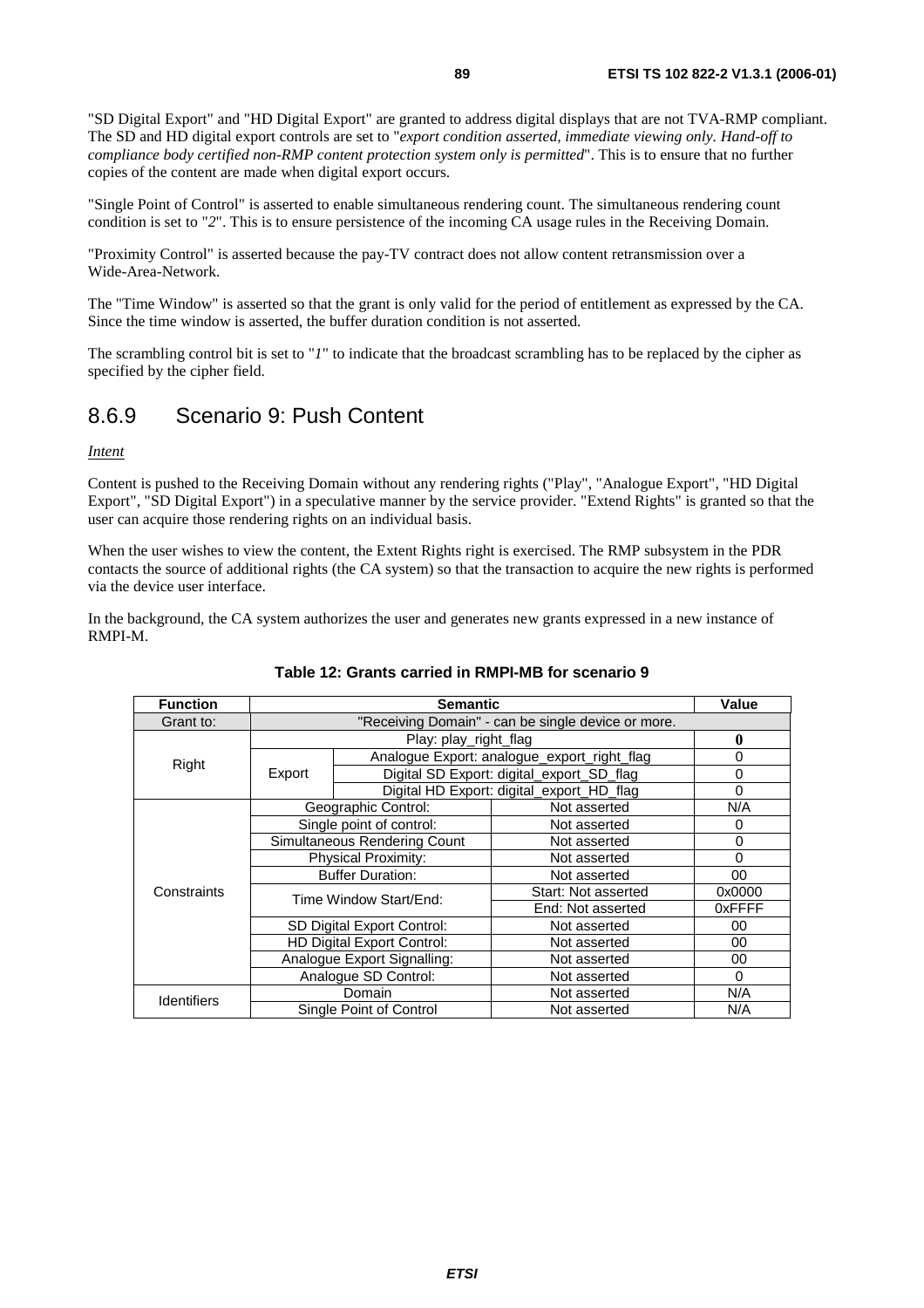"SD Digital Export" and "HD Digital Export" are granted to address digital displays that are not TVA-RMP compliant. The SD and HD digital export controls are set to "*export condition asserted, immediate viewing only. Hand-off to compliance body certified non-RMP content protection system only is permitted*". This is to ensure that no further copies of the content are made when digital export occurs.

"Single Point of Control" is asserted to enable simultaneous rendering count. The simultaneous rendering count condition is set to "*2*". This is to ensure persistence of the incoming CA usage rules in the Receiving Domain.

"Proximity Control" is asserted because the pay-TV contract does not allow content retransmission over a Wide-Area-Network.

The "Time Window" is asserted so that the grant is only valid for the period of entitlement as expressed by the CA. Since the time window is asserted, the buffer duration condition is not asserted.

The scrambling control bit is set to "*1*" to indicate that the broadcast scrambling has to be replaced by the cipher as specified by the cipher field.

### 8.6.9 Scenario 9: Push Content

*Intent*

Content is pushed to the Receiving Domain without any rendering rights ("Play", "Analogue Export", "HD Digital Export", "SD Digital Export") in a speculative manner by the service provider. "Extend Rights" is granted so that the user can acquire those rendering rights on an individual basis.

When the user wishes to view the content, the Extent Rights right is exercised. The RMP subsystem in the PDR contacts the source of additional rights (the CA system) so that the transaction to acquire the new rights is performed via the device user interface.

In the background, the CA system authorizes the user and generates new grants expressed in a new instance of RMPI-M.

**Table 12: Grants carried in RMPI-MB for scenario 9**

| Function | Semantic | | | Value |
|---|---|---|---|---|
| Grant to: | "Receiving Domain" - can be single device or more. | | | |
| Right | Play: play_right_flag | | | **0** |
| | Export | Analogue Export: analogue_export_right_flag | | 0 |
| | | Digital SD Export: digital_export_SD_flag | | 0 |
| | | Digital HD Export: digital_export_HD_flag | | 0 |
| Constraints | Geographic Control: | | Not asserted | N/A |
| | Single point of control: | | Not asserted | 0 |
| | Simultaneous Rendering Count | | Not asserted | 0 |
| | Physical Proximity: | | Not asserted | 0 |
| | Buffer Duration: | | Not asserted | 00 |
| | Time Window Start/End: | | Start: Not asserted | 0x0000 |
| | | | End: Not asserted | 0xFFFF |
| | SD Digital Export Control: | | Not asserted | 00 |
| | HD Digital Export Control: | | Not asserted | 00 |
| | Analogue Export Signalling: | | Not asserted | 00 |
| | Analogue SD Control: | | Not asserted | 0 |
| Identifiers | Domain | | Not asserted | N/A |
| | Single Point of Control | | Not asserted | N/A |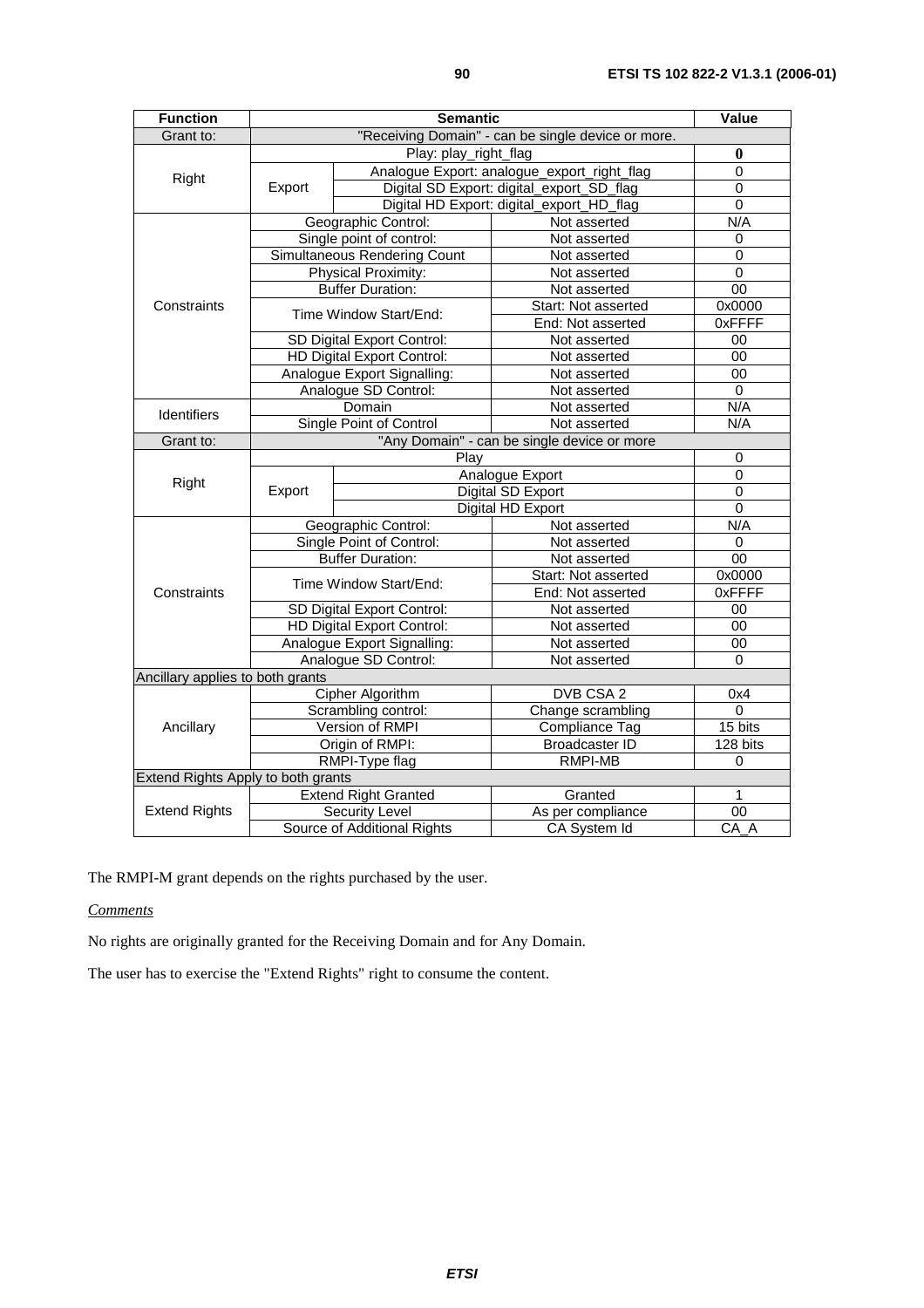| Function | Semantic | | | Value |
|---|---|---|---|---|
| Grant to: | "Receiving Domain" - can be single device or more. | | | |
| Right | Play: play_right_flag | | | **0** |
| | Export | Analogue Export: analogue_export_right_flag | | 0 |
| | | Digital SD Export: digital_export_SD_flag | | 0 |
| | | Digital HD Export: digital_export_HD_flag | | 0 |
| Constraints | Geographic Control: | | Not asserted | N/A |
| | Single point of control: | | Not asserted | 0 |
| | Simultaneous Rendering Count | | Not asserted | 0 |
| | Physical Proximity: | | Not asserted | 0 |
| | Buffer Duration: | | Not asserted | 00 |
| | Time Window Start/End: | | Start: Not asserted | 0x0000 |
| | | | End: Not asserted | 0xFFFF |
| | SD Digital Export Control: | | Not asserted | 00 |
| | HD Digital Export Control: | | Not asserted | 00 |
| | Analogue Export Signalling: | | Not asserted | 00 |
| | Analogue SD Control: | | Not asserted | 0 |
| Identifiers | Domain | | Not asserted | N/A |
| | Single Point of Control | | Not asserted | N/A |
| Grant to: | "Any Domain" - can be single device or more | | | |
| Right | Play | | | 0 |
| | Export | Analogue Export | | 0 |
| | | Digital SD Export | | 0 |
| | | Digital HD Export | | 0 |
| Constraints | Geographic Control: | | Not asserted | N/A |
| | Single Point of Control: | | Not asserted | 0 |
| | Buffer Duration: | | Not asserted | 00 |
| | Time Window Start/End: | | Start: Not asserted | 0x0000 |
| | | | End: Not asserted | 0xFFFF |
| | SD Digital Export Control: | | Not asserted | 00 |
| | HD Digital Export Control: | | Not asserted | 00 |
| | Analogue Export Signalling: | | Not asserted | 00 |
| | Analogue SD Control: | | Not asserted | 0 |
| Ancillary applies to both grants | | | | |
| Ancillary | Cipher Algorithm | | DVB CSA 2 | 0x4 |
| | Scrambling control: | | Change scrambling | 0 |
| | Version of RMPI | | Compliance Tag | 15 bits |
| | Origin of RMPI: | | Broadcaster ID | 128 bits |
| | RMPI-Type flag | | RMPI-MB | 0 |
| Extend Rights Apply to both grants | | | | |
| Extend Rights | Extend Right Granted | | Granted | 1 |
| | Security Level | | As per compliance | 00 |
| | Source of Additional Rights | | CA System Id | CA_A |

The RMPI-M grant depends on the rights purchased by the user.

*Comments*

No rights are originally granted for the Receiving Domain and for Any Domain.

The user has to exercise the "Extend Rights" right to consume the content.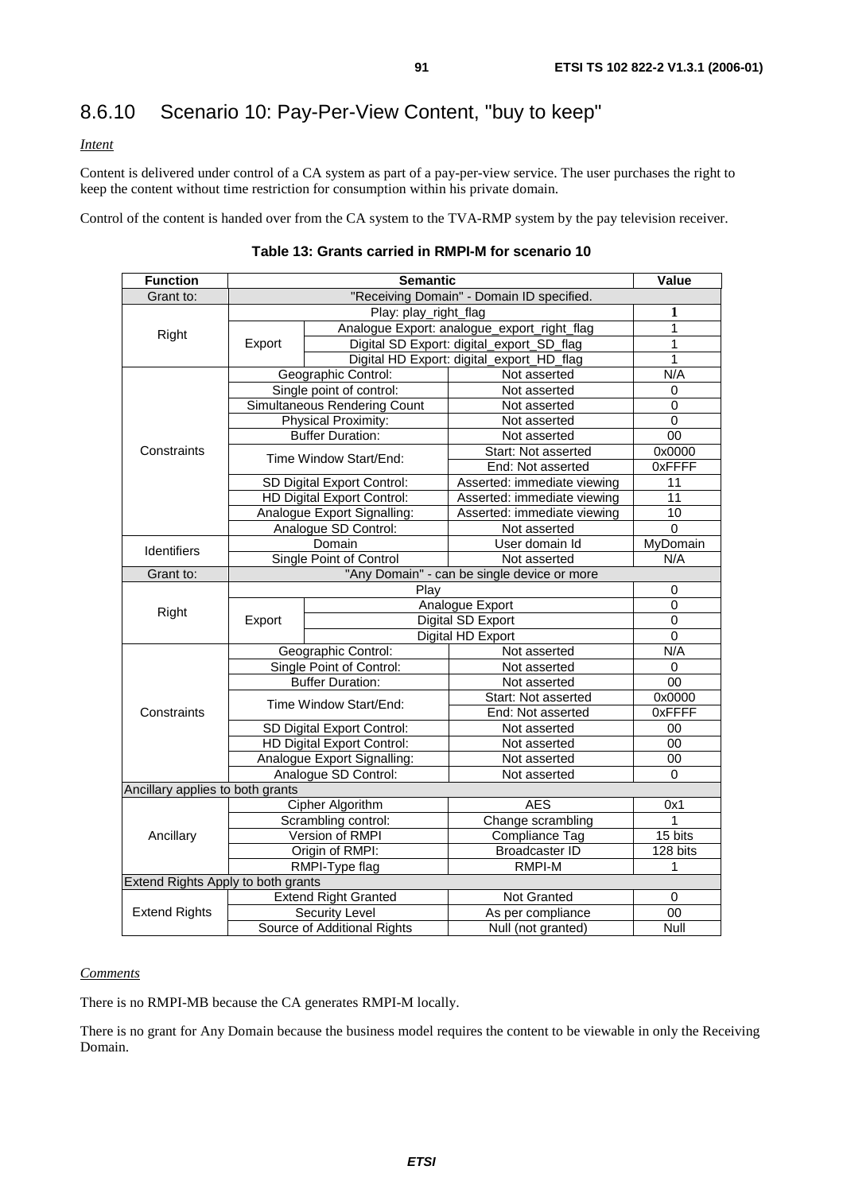## 8.6.10 Scenario 10: Pay-Per-View Content, "buy to keep"

*Intent*

Content is delivered under control of a CA system as part of a pay-per-view service. The user purchases the right to keep the content without time restriction for consumption within his private domain.

Control of the content is handed over from the CA system to the TVA-RMP system by the pay television receiver.

**Table 13: Grants carried in RMPI-M for scenario 10**

| Function | Semantic | | | Value |
|---|---|---|---|---|
| Grant to: | "Receiving Domain" - Domain ID specified. | | | |
| Right | Play: play_right_flag | | | 1 |
| | Export | Analogue Export: analogue_export_right_flag | | 1 |
| | | Digital SD Export: digital_export_SD_flag | | 1 |
| | | Digital HD Export: digital_export_HD_flag | | 1 |
| Constraints | Geographic Control: | | Not asserted | N/A |
| | Single point of control: | | Not asserted | 0 |
| | Simultaneous Rendering Count | | Not asserted | 0 |
| | Physical Proximity: | | Not asserted | 0 |
| | Buffer Duration: | | Not asserted | 00 |
| | Time Window Start/End: | | Start: Not asserted | 0x0000 |
| | | | End: Not asserted | 0xFFFF |
| | SD Digital Export Control: | | Asserted: immediate viewing | 11 |
| | HD Digital Export Control: | | Asserted: immediate viewing | 11 |
| | Analogue Export Signalling: | | Asserted: immediate viewing | 10 |
| | Analogue SD Control: | | Not asserted | 0 |
| Identifiers | Domain | | User domain Id | MyDomain |
| | Single Point of Control | | Not asserted | N/A |
| Grant to: | "Any Domain" - can be single device or more | | | |
| Right | Play | | | 0 |
| | Export | Analogue Export | | 0 |
| | | Digital SD Export | | 0 |
| | | Digital HD Export | | 0 |
| Constraints | Geographic Control: | | Not asserted | N/A |
| | Single Point of Control: | | Not asserted | 0 |
| | Buffer Duration: | | Not asserted | 00 |
| | Time Window Start/End: | | Start: Not asserted | 0x0000 |
| | | | End: Not asserted | 0xFFFF |
| | SD Digital Export Control: | | Not asserted | 00 |
| | HD Digital Export Control: | | Not asserted | 00 |
| | Analogue Export Signalling: | | Not asserted | 00 |
| | Analogue SD Control: | | Not asserted | 0 |
| Ancillary applies to both grants | | | | |
| Ancillary | Cipher Algorithm | | AES | 0x1 |
| | Scrambling control: | | Change scrambling | 1 |
| | Version of RMPI | | Compliance Tag | 15 bits |
| | Origin of RMPI: | | Broadcaster ID | 128 bits |
| | RMPI-Type flag | | RMPI-M | 1 |
| Extend Rights Apply to both grants | | | | |
| Extend Rights | Extend Right Granted | | Not Granted | 0 |
| | Security Level | | As per compliance | 00 |
| | Source of Additional Rights | | Null (not granted) | Null |

*Comments*

There is no RMPI-MB because the CA generates RMPI-M locally.

There is no grant for Any Domain because the business model requires the content to be viewable in only the Receiving Domain.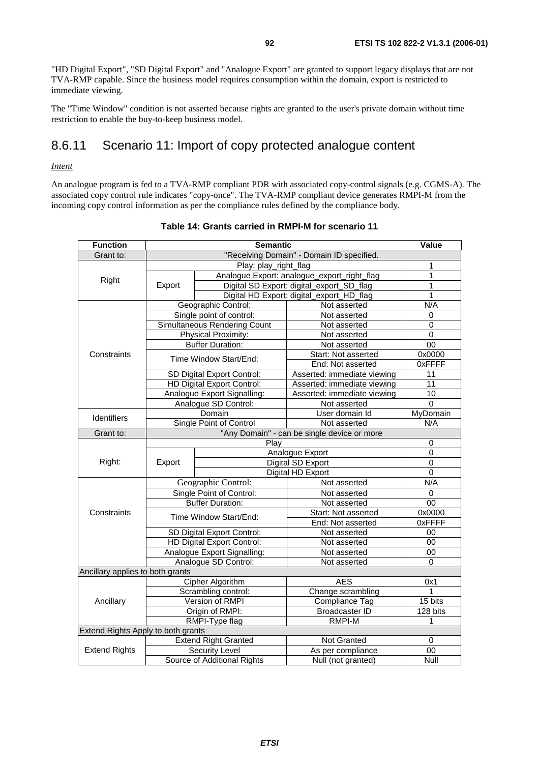"HD Digital Export", "SD Digital Export" and "Analogue Export" are granted to support legacy displays that are not TVA-RMP capable. Since the business model requires consumption within the domain, export is restricted to immediate viewing.

The "Time Window" condition is not asserted because rights are granted to the user's private domain without time restriction to enable the buy-to-keep business model.

## 8.6.11 Scenario 11: Import of copy protected analogue content

*Intent*

An analogue program is fed to a TVA-RMP compliant PDR with associated copy-control signals (e.g. CGMS-A). The associated copy control rule indicates "copy-once". The TVA-RMP compliant device generates RMPI-M from the incoming copy control information as per the compliance rules defined by the compliance body.

**Table 14: Grants carried in RMPI-M for scenario 11**

| Function | Semantic | | | Value |
|---|---|---|---|---|
| Grant to: | "Receiving Domain" - Domain ID specified. | | | |
| Right | Play: play_right_flag | | | 1 |
| | Export | Analogue Export: analogue_export_right_flag | | 1 |
| | | Digital SD Export: digital_export_SD_flag | | 1 |
| | | Digital HD Export: digital_export_HD_flag | | 1 |
| Constraints | Geographic Control: | | Not asserted | N/A |
| | Single point of control: | | Not asserted | 0 |
| | Simultaneous Rendering Count | | Not asserted | 0 |
| | Physical Proximity: | | Not asserted | 0 |
| | Buffer Duration: | | Not asserted | 00 |
| | Time Window Start/End: | | Start: Not asserted | 0x0000 |
| | | | End: Not asserted | 0xFFFF |
| | SD Digital Export Control: | | Asserted: immediate viewing | 11 |
| | HD Digital Export Control: | | Asserted: immediate viewing | 11 |
| | Analogue Export Signalling: | | Asserted: immediate viewing | 10 |
| | Analogue SD Control: | | Not asserted | 0 |
| Identifiers | Domain | | User domain Id | MyDomain |
| | Single Point of Control | | Not asserted | N/A |
| Grant to: | "Any Domain" - can be single device or more | | | |
| Right: | Play | | | 0 |
| | Export | Analogue Export | | 0 |
| | | Digital SD Export | | 0 |
| | | Digital HD Export | | 0 |
| Constraints | Geographic Control: | | Not asserted | N/A |
| | Single Point of Control: | | Not asserted | 0 |
| | Buffer Duration: | | Not asserted | 00 |
| | Time Window Start/End: | | Start: Not asserted | 0x0000 |
| | | | End: Not asserted | 0xFFFF |
| | SD Digital Export Control: | | Not asserted | 00 |
| | HD Digital Export Control: | | Not asserted | 00 |
| | Analogue Export Signalling: | | Not asserted | 00 |
| | Analogue SD Control: | | Not asserted | 0 |
| Ancillary applies to both grants | | | | |
| Ancillary | Cipher Algorithm | | AES | 0x1 |
| | Scrambling control: | | Change scrambling | 1 |
| | Version of RMPI | | Compliance Tag | 15 bits |
| | Origin of RMPI: | | Broadcaster ID | 128 bits |
| | RMPI-Type flag | | RMPI-M | 1 |
| Extend Rights Apply to both grants | | | | |
| Extend Rights | Extend Right Granted | | Not Granted | 0 |
| | Security Level | | As per compliance | 00 |
| | Source of Additional Rights | | Null (not granted) | Null |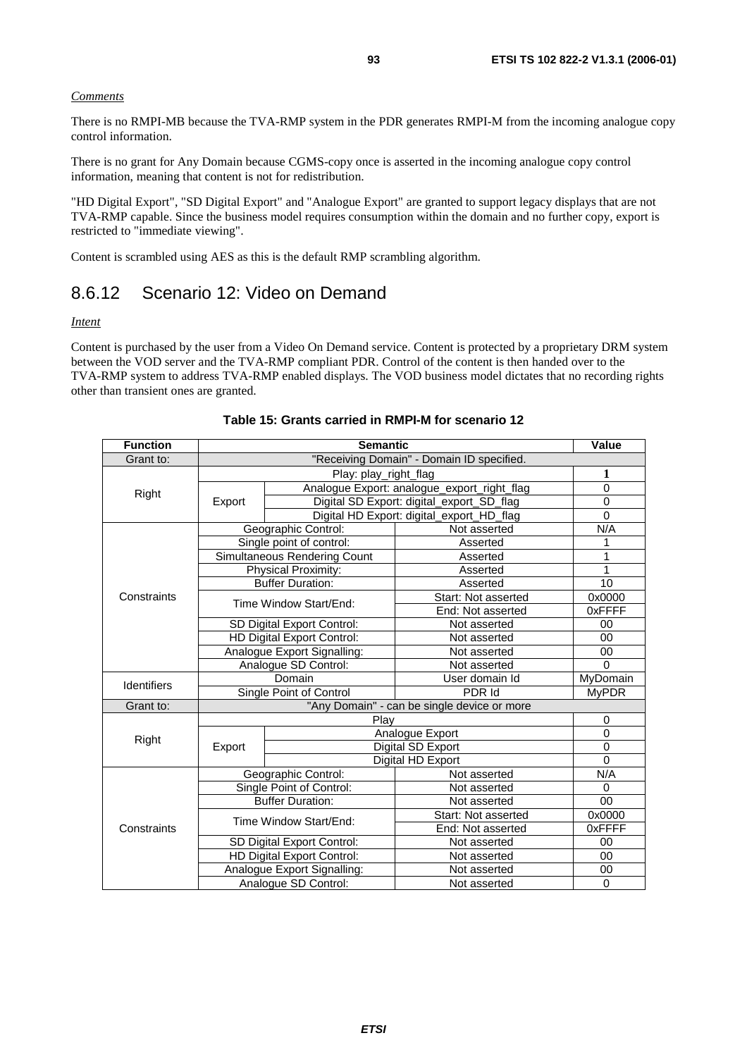*Comments*

There is no RMPI-MB because the TVA-RMP system in the PDR generates RMPI-M from the incoming analogue copy control information.

There is no grant for Any Domain because CGMS-copy once is asserted in the incoming analogue copy control information, meaning that content is not for redistribution.

"HD Digital Export", "SD Digital Export" and "Analogue Export" are granted to support legacy displays that are not TVA-RMP capable. Since the business model requires consumption within the domain and no further copy, export is restricted to "immediate viewing".

Content is scrambled using AES as this is the default RMP scrambling algorithm.

## 8.6.12 Scenario 12: Video on Demand

*Intent*

Content is purchased by the user from a Video On Demand service. Content is protected by a proprietary DRM system between the VOD server and the TVA-RMP compliant PDR. Control of the content is then handed over to the TVA-RMP system to address TVA-RMP enabled displays. The VOD business model dictates that no recording rights other than transient ones are granted.

**Table 15: Grants carried in RMPI-M for scenario 12**

| Function | Semantic | | | Value |
|---|---|---|---|---|
| Grant to: | "Receiving Domain" - Domain ID specified. | | | |
| Right | Play: play_right_flag | | | 1 |
| | Export | Analogue Export: analogue_export_right_flag | | 0 |
| | | Digital SD Export: digital_export_SD_flag | | 0 |
| | | Digital HD Export: digital_export_HD_flag | | 0 |
| Constraints | Geographic Control: | | Not asserted | N/A |
| | Single point of control: | | Asserted | 1 |
| | Simultaneous Rendering Count | | Asserted | 1 |
| | Physical Proximity: | | Asserted | 1 |
| | Buffer Duration: | | Asserted | 10 |
| | Time Window Start/End: | | Start: Not asserted | 0x0000 |
| | | | End: Not asserted | 0xFFFF |
| | SD Digital Export Control: | | Not asserted | 00 |
| | HD Digital Export Control: | | Not asserted | 00 |
| | Analogue Export Signalling: | | Not asserted | 00 |
| | Analogue SD Control: | | Not asserted | 0 |
| Identifiers | Domain | | User domain Id | MyDomain |
| | Single Point of Control | | PDR Id | MyPDR |
| Grant to: | "Any Domain" - can be single device or more | | | |
| Right | Play | | | 0 |
| | Export | Analogue Export | | 0 |
| | | Digital SD Export | | 0 |
| | | Digital HD Export | | 0 |
| Constraints | Geographic Control: | | Not asserted | N/A |
| | Single Point of Control: | | Not asserted | 0 |
| | Buffer Duration: | | Not asserted | 00 |
| | Time Window Start/End: | | Start: Not asserted | 0x0000 |
| | | | End: Not asserted | 0xFFFF |
| | SD Digital Export Control: | | Not asserted | 00 |
| | HD Digital Export Control: | | Not asserted | 00 |
| | Analogue Export Signalling: | | Not asserted | 00 |
| | Analogue SD Control: | | Not asserted | 0 |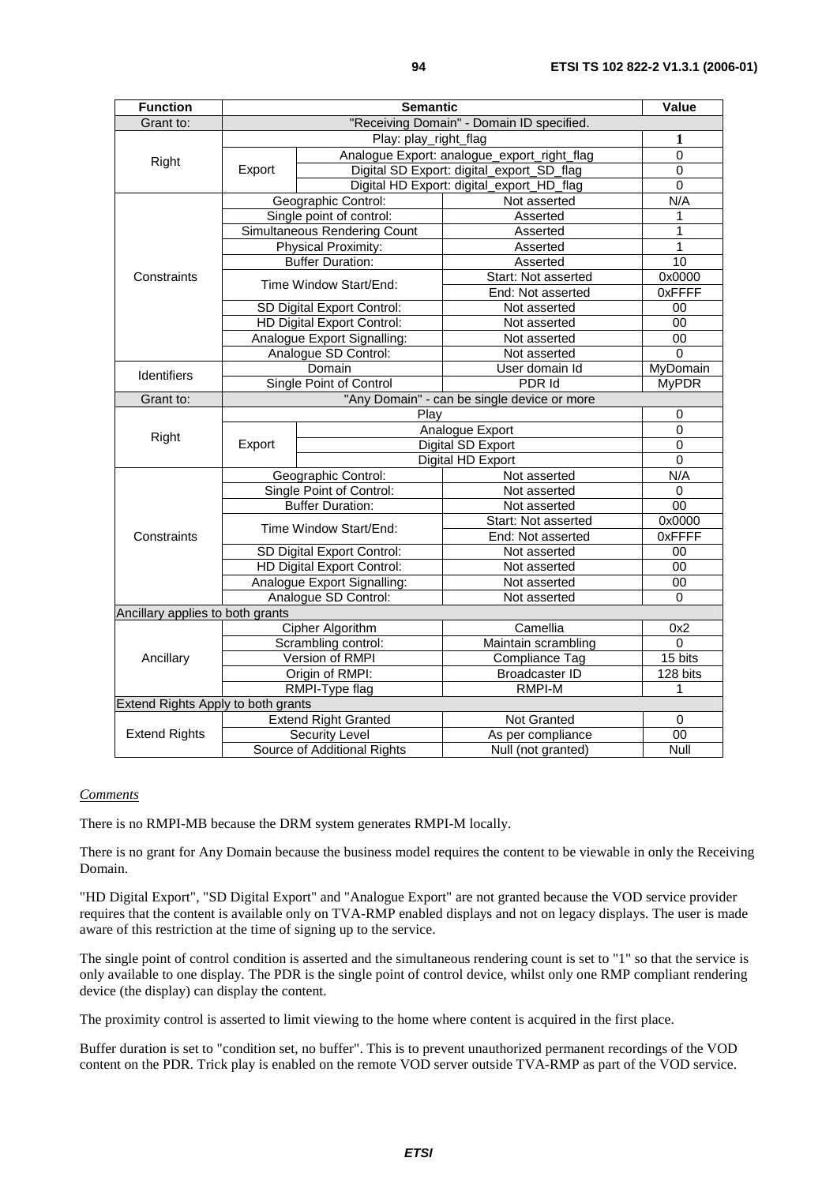| Function | Semantic | | | Value |
|---|---|---|---|---|
| Grant to: | "Receiving Domain" - Domain ID specified. | | | |
| Right | Play: play_right_flag | | | 1 |
| | Export | Analogue Export: analogue_export_right_flag | | 0 |
| | | Digital SD Export: digital_export_SD_flag | | 0 |
| | | Digital HD Export: digital_export_HD_flag | | 0 |
| Constraints | Geographic Control: | | Not asserted | N/A |
| | Single point of control: | | Asserted | 1 |
| | Simultaneous Rendering Count | | Asserted | 1 |
| | Physical Proximity: | | Asserted | 1 |
| | Buffer Duration: | | Asserted | 10 |
| | Time Window Start/End: | | Start: Not asserted | 0x0000 |
| | | | End: Not asserted | 0xFFFF |
| | SD Digital Export Control: | | Not asserted | 00 |
| | HD Digital Export Control: | | Not asserted | 00 |
| | Analogue Export Signalling: | | Not asserted | 00 |
| | Analogue SD Control: | | Not asserted | 0 |
| Identifiers | Domain | | User domain Id | MyDomain |
| | Single Point of Control | | PDR Id | MyPDR |
| Grant to: | "Any Domain" - can be single device or more | | | |
| Right | Play | | | 0 |
| | Export | Analogue Export | | 0 |
| | | Digital SD Export | | 0 |
| | | Digital HD Export | | 0 |
| Constraints | Geographic Control: | | Not asserted | N/A |
| | Single Point of Control: | | Not asserted | 0 |
| | Buffer Duration: | | Not asserted | 00 |
| | Time Window Start/End: | | Start: Not asserted | 0x0000 |
| | | | End: Not asserted | 0xFFFF |
| | SD Digital Export Control: | | Not asserted | 00 |
| | HD Digital Export Control: | | Not asserted | 00 |
| | Analogue Export Signalling: | | Not asserted | 00 |
| | Analogue SD Control: | | Not asserted | 0 |
| Ancillary applies to both grants | | | | |
| Ancillary | Cipher Algorithm | | Camellia | 0x2 |
| | Scrambling control: | | Maintain scrambling | 0 |
| | Version of RMPI | | Compliance Tag | 15 bits |
| | Origin of RMPI: | | Broadcaster ID | 128 bits |
| | RMPI-Type flag | | RMPI-M | 1 |
| Extend Rights Apply to both grants | | | | |
| Extend Rights | Extend Right Granted | | Not Granted | 0 |
| | Security Level | | As per compliance | 00 |
| | Source of Additional Rights | | Null (not granted) | Null |

*Comments*

There is no RMPI-MB because the DRM system generates RMPI-M locally.

There is no grant for Any Domain because the business model requires the content to be viewable in only the Receiving Domain.

"HD Digital Export", "SD Digital Export" and "Analogue Export" are not granted because the VOD service provider requires that the content is available only on TVA-RMP enabled displays and not on legacy displays. The user is made aware of this restriction at the time of signing up to the service.

The single point of control condition is asserted and the simultaneous rendering count is set to "1" so that the service is only available to one display. The PDR is the single point of control device, whilst only one RMP compliant rendering device (the display) can display the content.

The proximity control is asserted to limit viewing to the home where content is acquired in the first place.

Buffer duration is set to "condition set, no buffer". This is to prevent unauthorized permanent recordings of the VOD content on the PDR. Trick play is enabled on the remote VOD server outside TVA-RMP as part of the VOD service.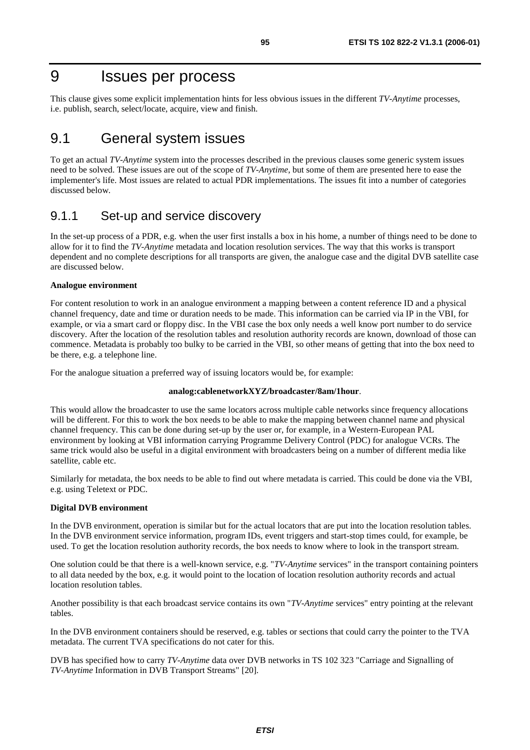# 9 Issues per process

This clause gives some explicit implementation hints for less obvious issues in the different *TV-Anytime* processes, i.e. publish, search, select/locate, acquire, view and finish.

## 9.1 General system issues

To get an actual *TV-Anytime* system into the processes described in the previous clauses some generic system issues need to be solved. These issues are out of the scope of *TV-Anytime*, but some of them are presented here to ease the implementer's life. Most issues are related to actual PDR implementations. The issues fit into a number of categories discussed below.

### 9.1.1 Set-up and service discovery

In the set-up process of a PDR, e.g. when the user first installs a box in his home, a number of things need to be done to allow for it to find the *TV-Anytime* metadata and location resolution services. The way that this works is transport dependent and no complete descriptions for all transports are given, the analogue case and the digital DVB satellite case are discussed below.

**Analogue environment**

For content resolution to work in an analogue environment a mapping between a content reference ID and a physical channel frequency, date and time or duration needs to be made. This information can be carried via IP in the VBI, for example, or via a smart card or floppy disc. In the VBI case the box only needs a well know port number to do service discovery. After the location of the resolution tables and resolution authority records are known, download of those can commence. Metadata is probably too bulky to be carried in the VBI, so other means of getting that into the box need to be there, e.g. a telephone line.

For the analogue situation a preferred way of issuing locators would be, for example:

**analog:cablenetworkXYZ/broadcaster/8am/1hour**.

This would allow the broadcaster to use the same locators across multiple cable networks since frequency allocations will be different. For this to work the box needs to be able to make the mapping between channel name and physical channel frequency. This can be done during set-up by the user or, for example, in a Western-European PAL environment by looking at VBI information carrying Programme Delivery Control (PDC) for analogue VCRs. The same trick would also be useful in a digital environment with broadcasters being on a number of different media like satellite, cable etc.

Similarly for metadata, the box needs to be able to find out where metadata is carried. This could be done via the VBI, e.g. using Teletext or PDC.

**Digital DVB environment**

In the DVB environment, operation is similar but for the actual locators that are put into the location resolution tables. In the DVB environment service information, program IDs, event triggers and start-stop times could, for example, be used. To get the location resolution authority records, the box needs to know where to look in the transport stream.

One solution could be that there is a well-known service, e.g. "*TV-Anytime* services" in the transport containing pointers to all data needed by the box, e.g. it would point to the location of location resolution authority records and actual location resolution tables.

Another possibility is that each broadcast service contains its own "*TV-Anytime* services" entry pointing at the relevant tables.

In the DVB environment containers should be reserved, e.g. tables or sections that could carry the pointer to the TVA metadata. The current TVA specifications do not cater for this.

DVB has specified how to carry *TV-Anytime* data over DVB networks in TS 102 323 "Carriage and Signalling of *TV-Anytime* Information in DVB Transport Streams" [20].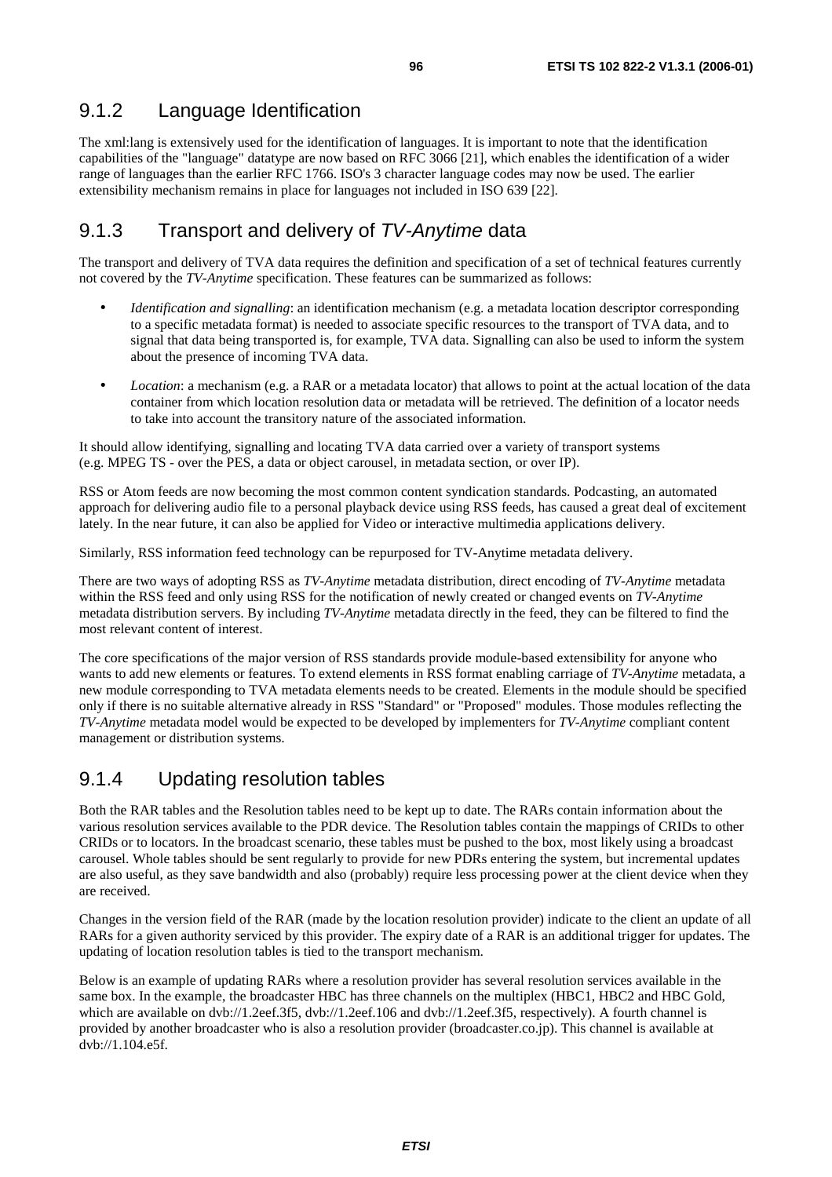### 9.1.2 Language Identification

The xml:lang is extensively used for the identification of languages. It is important to note that the identification capabilities of the "language" datatype are now based on RFC 3066 [21], which enables the identification of a wider range of languages than the earlier RFC 1766. ISO's 3 character language codes may now be used. The earlier extensibility mechanism remains in place for languages not included in ISO 639 [22].

### 9.1.3 Transport and delivery of *TV-Anytime* data

The transport and delivery of TVA data requires the definition and specification of a set of technical features currently not covered by the *TV-Anytime* specification. These features can be summarized as follows:

- *Identification and signalling*: an identification mechanism (e.g. a metadata location descriptor corresponding to a specific metadata format) is needed to associate specific resources to the transport of TVA data, and to signal that data being transported is, for example, TVA data. Signalling can also be used to inform the system about the presence of incoming TVA data.
- *Location*: a mechanism (e.g. a RAR or a metadata locator) that allows to point at the actual location of the data container from which location resolution data or metadata will be retrieved. The definition of a locator needs to take into account the transitory nature of the associated information.

It should allow identifying, signalling and locating TVA data carried over a variety of transport systems (e.g. MPEG TS - over the PES, a data or object carousel, in metadata section, or over IP).

RSS or Atom feeds are now becoming the most common content syndication standards. Podcasting, an automated approach for delivering audio file to a personal playback device using RSS feeds, has caused a great deal of excitement lately. In the near future, it can also be applied for Video or interactive multimedia applications delivery.

Similarly, RSS information feed technology can be repurposed for TV-Anytime metadata delivery.

There are two ways of adopting RSS as *TV-Anytime* metadata distribution, direct encoding of *TV-Anytime* metadata within the RSS feed and only using RSS for the notification of newly created or changed events on *TV-Anytime* metadata distribution servers. By including *TV-Anytime* metadata directly in the feed, they can be filtered to find the most relevant content of interest.

The core specifications of the major version of RSS standards provide module-based extensibility for anyone who wants to add new elements or features. To extend elements in RSS format enabling carriage of *TV-Anytime* metadata, a new module corresponding to TVA metadata elements needs to be created. Elements in the module should be specified only if there is no suitable alternative already in RSS "Standard" or "Proposed" modules. Those modules reflecting the *TV-Anytime* metadata model would be expected to be developed by implementers for *TV-Anytime* compliant content management or distribution systems.

### 9.1.4 Updating resolution tables

Both the RAR tables and the Resolution tables need to be kept up to date. The RARs contain information about the various resolution services available to the PDR device. The Resolution tables contain the mappings of CRIDs to other CRIDs or to locators. In the broadcast scenario, these tables must be pushed to the box, most likely using a broadcast carousel. Whole tables should be sent regularly to provide for new PDRs entering the system, but incremental updates are also useful, as they save bandwidth and also (probably) require less processing power at the client device when they are received.

Changes in the version field of the RAR (made by the location resolution provider) indicate to the client an update of all RARs for a given authority serviced by this provider. The expiry date of a RAR is an additional trigger for updates. The updating of location resolution tables is tied to the transport mechanism.

Below is an example of updating RARs where a resolution provider has several resolution services available in the same box. In the example, the broadcaster HBC has three channels on the multiplex (HBC1, HBC2 and HBC Gold, which are available on dvb://1.2eef.3f5, dvb://1.2eef.106 and dvb://1.2eef.3f5, respectively). A fourth channel is provided by another broadcaster who is also a resolution provider (broadcaster.co.jp). This channel is available at dvb://1.104.e5f.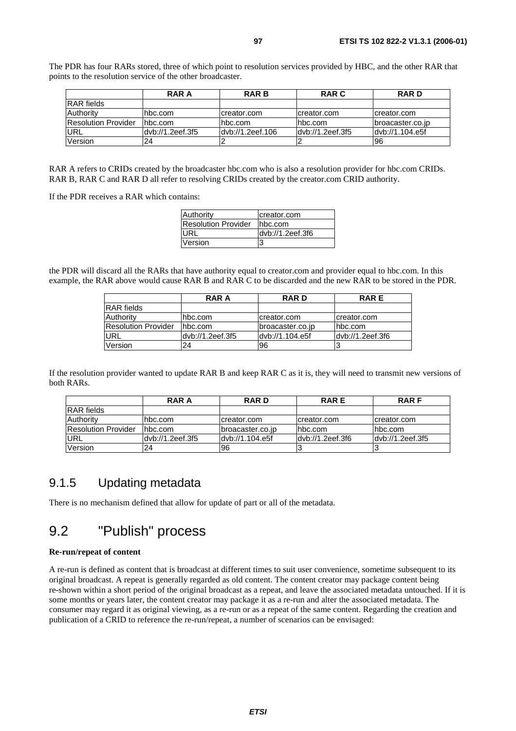The PDR has four RARs stored, three of which point to resolution services provided by HBC, and the other RAR that points to the resolution service of the other broadcaster.

| | RAR A | RAR B | RAR C | RAR D |
|---|---|---|---|---|
| RAR fields | | | | |
| Authority | hbc.com | creator.com | creator.com | creator.com |
| Resolution Provider | hbc.com | hbc.com | hbc.com | broacaster.co.jp |
| URL | dvb://1.2eef.3f5 | dvb://1.2eef.106 | dvb://1.2eef.3f5 | dvb://1.104.e5f |
| Version | 24 | 2 | 2 | 96 |

RAR A refers to CRIDs created by the broadcaster hbc.com who is also a resolution provider for hbc.com CRIDs. RAR B, RAR C and RAR D all refer to resolving CRIDs created by the creator.com CRID authority.

If the PDR receives a RAR which contains:

| | |
|---|---|
| Authority | creator.com |
| Resolution Provider | hbc.com |
| URL | dvb://1.2eef.3f6 |
| Version | 3 |

the PDR will discard all the RARs that have authority equal to creator.com and provider equal to hbc.com. In this example, the RAR above would cause RAR B and RAR C to be discarded and the new RAR to be stored in the PDR.

| | RAR A | RAR D | RAR E |
|---|---|---|---|
| RAR fields | | | |
| Authority | hbc.com | creator.com | creator.com |
| Resolution Provider | hbc.com | broacaster.co.jp | hbc.com |
| URL | dvb://1.2eef.3f5 | dvb://1.104.e5f | dvb://1.2eef.3f6 |
| Version | 24 | 96 | 3 |

If the resolution provider wanted to update RAR B and keep RAR C as it is, they will need to transmit new versions of both RARs.

| | RAR A | RAR D | RAR E | RAR F |
|---|---|---|---|---|
| RAR fields | | | | |
| Authority | hbc.com | creator.com | creator.com | creator.com |
| Resolution Provider | hbc.com | broacaster.co.jp | hbc.com | hbc.com |
| URL | dvb://1.2eef.3f5 | dvb://1.104.e5f | dvb://1.2eef.3f6 | dvb://1.2eef.3f5 |
| Version | 24 | 96 | 3 | 3 |

### 9.1.5 Updating metadata

There is no mechanism defined that allow for update of part or all of the metadata.

## 9.2 "Publish" process

**Re-run/repeat of content**

A re-run is defined as content that is broadcast at different times to suit user convenience, sometime subsequent to its original broadcast. A repeat is generally regarded as old content. The content creator may package content being re-shown within a short period of the original broadcast as a repeat, and leave the associated metadata untouched. If it is some months or years later, the content creator may package it as a re-run and alter the associated metadata. The consumer may regard it as original viewing, as a re-run or as a repeat of the same content. Regarding the creation and publication of a CRID to reference the re-run/repeat, a number of scenarios can be envisaged: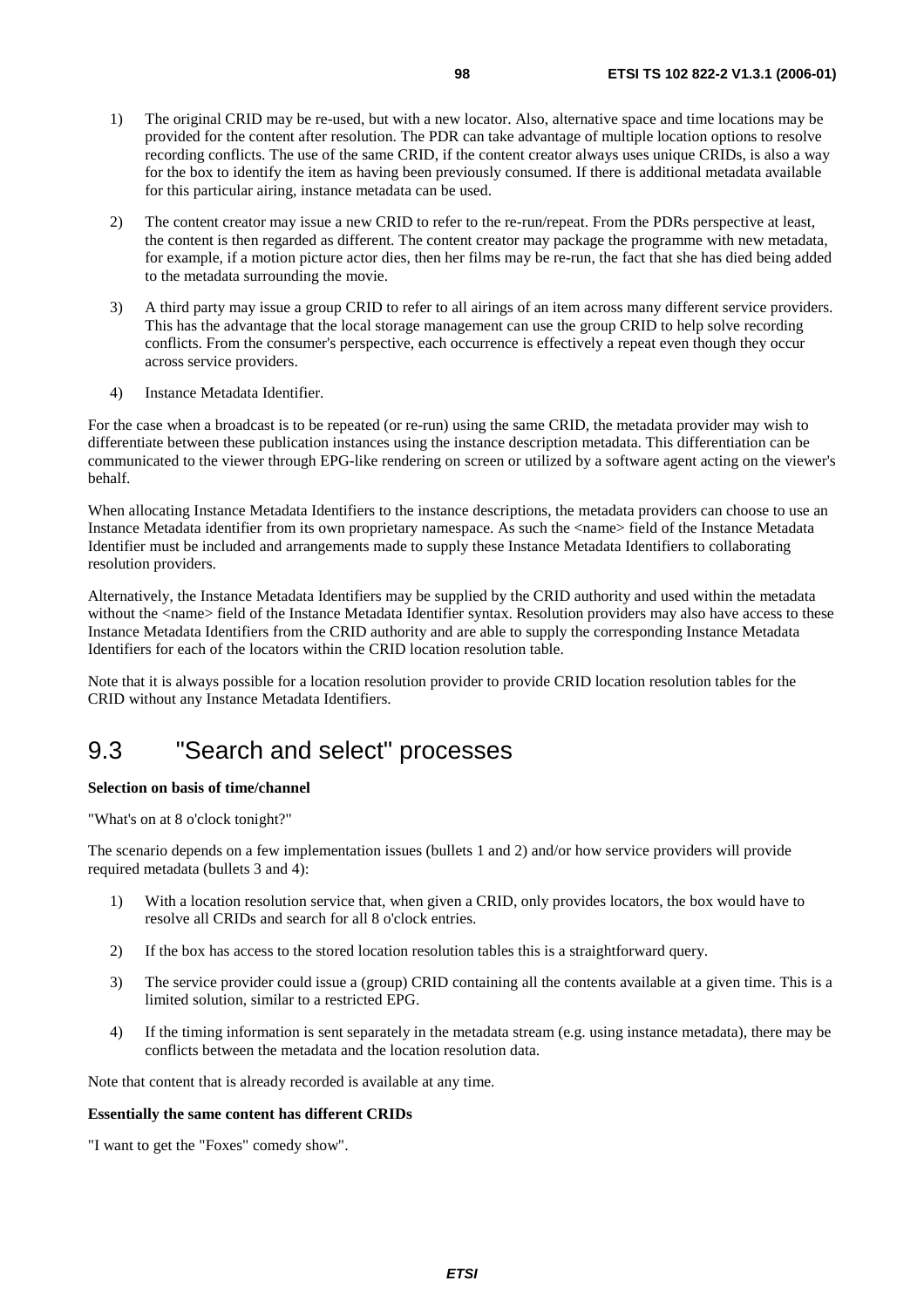1) The original CRID may be re-used, but with a new locator. Also, alternative space and time locations may be provided for the content after resolution. The PDR can take advantage of multiple location options to resolve recording conflicts. The use of the same CRID, if the content creator always uses unique CRIDs, is also a way for the box to identify the item as having been previously consumed. If there is additional metadata available for this particular airing, instance metadata can be used.

2) The content creator may issue a new CRID to refer to the re-run/repeat. From the PDRs perspective at least, the content is then regarded as different. The content creator may package the programme with new metadata, for example, if a motion picture actor dies, then her films may be re-run, the fact that she has died being added to the metadata surrounding the movie.

3) A third party may issue a group CRID to refer to all airings of an item across many different service providers. This has the advantage that the local storage management can use the group CRID to help solve recording conflicts. From the consumer's perspective, each occurrence is effectively a repeat even though they occur across service providers.

4) Instance Metadata Identifier.

For the case when a broadcast is to be repeated (or re-run) using the same CRID, the metadata provider may wish to differentiate between these publication instances using the instance description metadata. This differentiation can be communicated to the viewer through EPG-like rendering on screen or utilized by a software agent acting on the viewer's behalf.

When allocating Instance Metadata Identifiers to the instance descriptions, the metadata providers can choose to use an Instance Metadata identifier from its own proprietary namespace. As such the <name> field of the Instance Metadata Identifier must be included and arrangements made to supply these Instance Metadata Identifiers to collaborating resolution providers.

Alternatively, the Instance Metadata Identifiers may be supplied by the CRID authority and used within the metadata without the <name> field of the Instance Metadata Identifier syntax. Resolution providers may also have access to these Instance Metadata Identifiers from the CRID authority and are able to supply the corresponding Instance Metadata Identifiers for each of the locators within the CRID location resolution table.

Note that it is always possible for a location resolution provider to provide CRID location resolution tables for the CRID without any Instance Metadata Identifiers.

## 9.3 "Search and select" processes

**Selection on basis of time/channel**

"What's on at 8 o'clock tonight?"

The scenario depends on a few implementation issues (bullets 1 and 2) and/or how service providers will provide required metadata (bullets 3 and 4):

1) With a location resolution service that, when given a CRID, only provides locators, the box would have to resolve all CRIDs and search for all 8 o'clock entries.

2) If the box has access to the stored location resolution tables this is a straightforward query.

3) The service provider could issue a (group) CRID containing all the contents available at a given time. This is a limited solution, similar to a restricted EPG.

4) If the timing information is sent separately in the metadata stream (e.g. using instance metadata), there may be conflicts between the metadata and the location resolution data.

Note that content that is already recorded is available at any time.

**Essentially the same content has different CRIDs**

"I want to get the "Foxes" comedy show".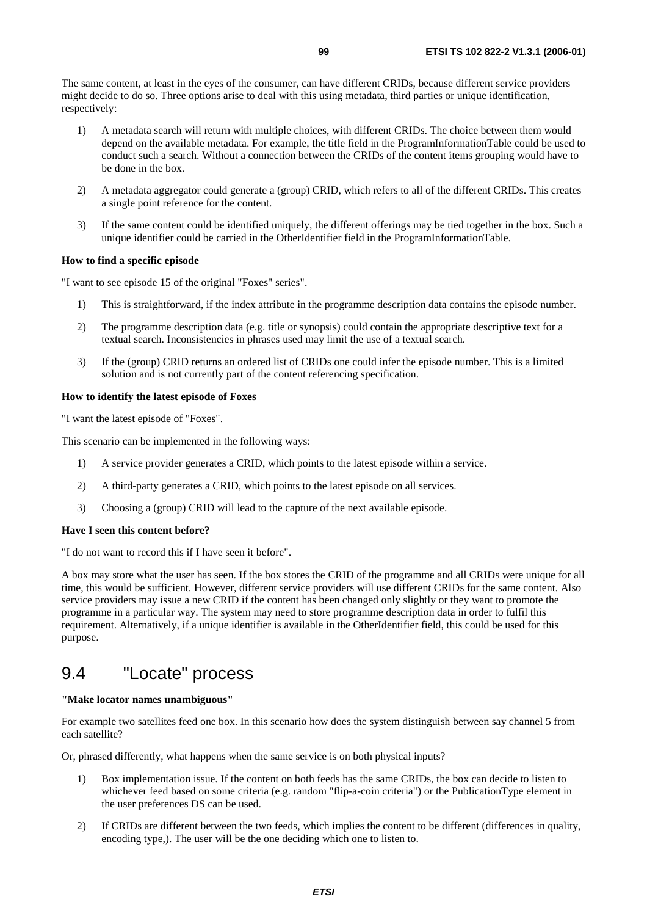The same content, at least in the eyes of the consumer, can have different CRIDs, because different service providers might decide to do so. Three options arise to deal with this using metadata, third parties or unique identification, respectively:

1) A metadata search will return with multiple choices, with different CRIDs. The choice between them would depend on the available metadata. For example, the title field in the ProgramInformationTable could be used to conduct such a search. Without a connection between the CRIDs of the content items grouping would have to be done in the box.

2) A metadata aggregator could generate a (group) CRID, which refers to all of the different CRIDs. This creates a single point reference for the content.

3) If the same content could be identified uniquely, the different offerings may be tied together in the box. Such a unique identifier could be carried in the OtherIdentifier field in the ProgramInformationTable.

**How to find a specific episode**

"I want to see episode 15 of the original "Foxes" series".

1) This is straightforward, if the index attribute in the programme description data contains the episode number.

2) The programme description data (e.g. title or synopsis) could contain the appropriate descriptive text for a textual search. Inconsistencies in phrases used may limit the use of a textual search.

3) If the (group) CRID returns an ordered list of CRIDs one could infer the episode number. This is a limited solution and is not currently part of the content referencing specification.

**How to identify the latest episode of Foxes**

"I want the latest episode of "Foxes".

This scenario can be implemented in the following ways:

1) A service provider generates a CRID, which points to the latest episode within a service.

2) A third-party generates a CRID, which points to the latest episode on all services.

3) Choosing a (group) CRID will lead to the capture of the next available episode.

**Have I seen this content before?**

"I do not want to record this if I have seen it before".

A box may store what the user has seen. If the box stores the CRID of the programme and all CRIDs were unique for all time, this would be sufficient. However, different service providers will use different CRIDs for the same content. Also service providers may issue a new CRID if the content has been changed only slightly or they want to promote the programme in a particular way. The system may need to store programme description data in order to fulfil this requirement. Alternatively, if a unique identifier is available in the OtherIdentifier field, this could be used for this purpose.

## 9.4 "Locate" process

**"Make locator names unambiguous"**

For example two satellites feed one box. In this scenario how does the system distinguish between say channel 5 from each satellite?

Or, phrased differently, what happens when the same service is on both physical inputs?

1) Box implementation issue. If the content on both feeds has the same CRIDs, the box can decide to listen to whichever feed based on some criteria (e.g. random "flip-a-coin criteria") or the PublicationType element in the user preferences DS can be used.

2) If CRIDs are different between the two feeds, which implies the content to be different (differences in quality, encoding type,). The user will be the one deciding which one to listen to.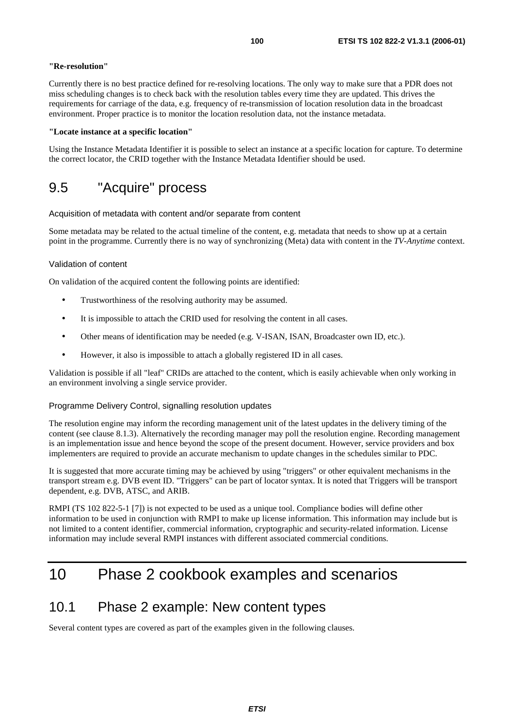**"Re-resolution"**

Currently there is no best practice defined for re-resolving locations. The only way to make sure that a PDR does not miss scheduling changes is to check back with the resolution tables every time they are updated. This drives the requirements for carriage of the data, e.g. frequency of re-transmission of location resolution data in the broadcast environment. Proper practice is to monitor the location resolution data, not the instance metadata.

**"Locate instance at a specific location"**

Using the Instance Metadata Identifier it is possible to select an instance at a specific location for capture. To determine the correct locator, the CRID together with the Instance Metadata Identifier should be used.

## 9.5 "Acquire" process

#### Acquisition of metadata with content and/or separate from content

Some metadata may be related to the actual timeline of the content, e.g. metadata that needs to show up at a certain point in the programme. Currently there is no way of synchronizing (Meta) data with content in the *TV-Anytime* context.

#### Validation of content

On validation of the acquired content the following points are identified:

- Trustworthiness of the resolving authority may be assumed.
- It is impossible to attach the CRID used for resolving the content in all cases.
- Other means of identification may be needed (e.g. V-ISAN, ISAN, Broadcaster own ID, etc.).
- However, it also is impossible to attach a globally registered ID in all cases.

Validation is possible if all "leaf" CRIDs are attached to the content, which is easily achievable when only working in an environment involving a single service provider.

#### Programme Delivery Control, signalling resolution updates

The resolution engine may inform the recording management unit of the latest updates in the delivery timing of the content (see clause 8.1.3). Alternatively the recording manager may poll the resolution engine. Recording management is an implementation issue and hence beyond the scope of the present document. However, service providers and box implementers are required to provide an accurate mechanism to update changes in the schedules similar to PDC.

It is suggested that more accurate timing may be achieved by using "triggers" or other equivalent mechanisms in the transport stream e.g. DVB event ID. "Triggers" can be part of locator syntax. It is noted that Triggers will be transport dependent, e.g. DVB, ATSC, and ARIB.

RMPI (TS 102 822-5-1 [7]) is not expected to be used as a unique tool. Compliance bodies will define other information to be used in conjunction with RMPI to make up license information. This information may include but is not limited to a content identifier, commercial information, cryptographic and security-related information. License information may include several RMPI instances with different associated commercial conditions.

# 10 Phase 2 cookbook examples and scenarios

## 10.1 Phase 2 example: New content types

Several content types are covered as part of the examples given in the following clauses.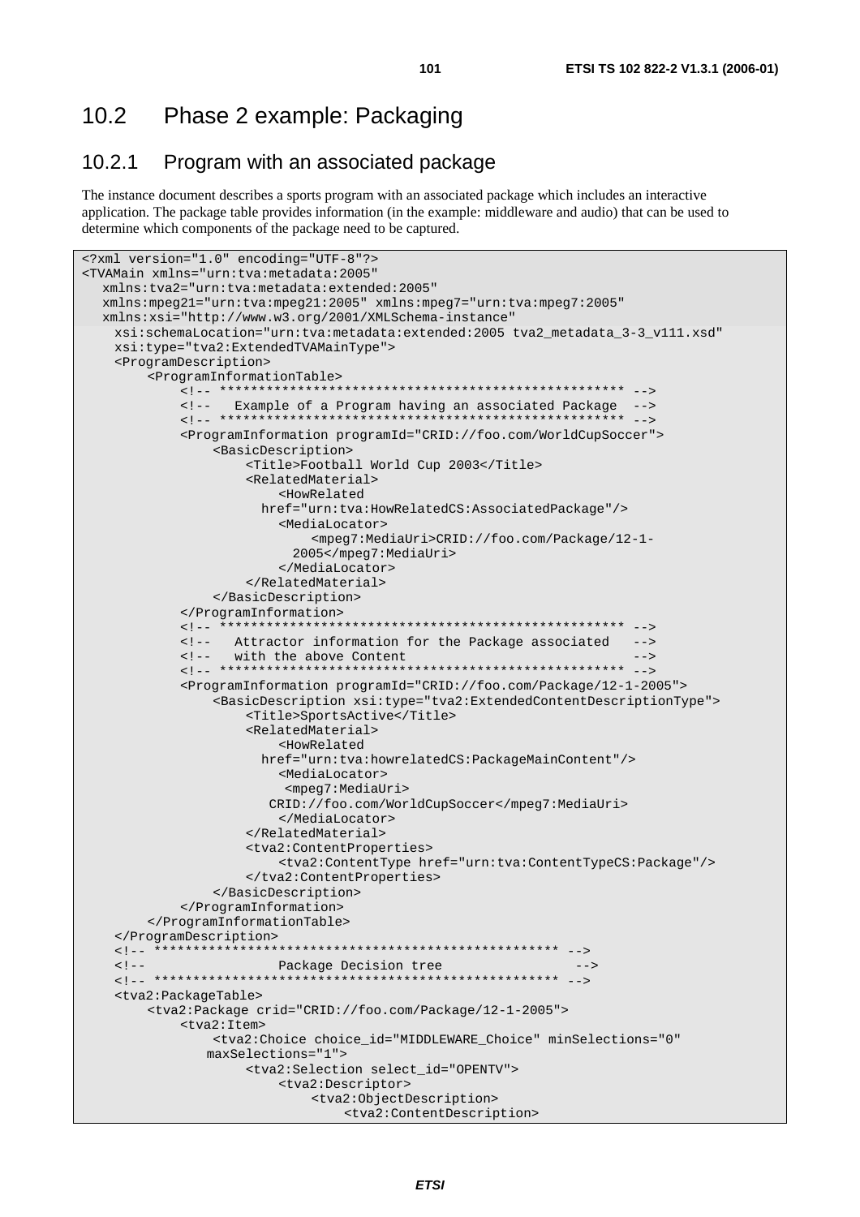## 10.2 Phase 2 example: Packaging

### 10.2.1 Program with an associated package

The instance document describes a sports program with an associated package which includes an interactive application. The package table provides information (in the example: middleware and audio) that can be used to determine which components of the package need to be captured.

```
<?xml version="1.0" encoding="UTF-8"?>
<TVAMain xmlns="urn:tva:metadata:2005"
   xmlns:tva2="urn:tva:metadata:extended:2005"
   xmlns:mpeg21="urn:tva:mpeg21:2005" xmlns:mpeg7="urn:tva:mpeg7:2005"
   xmlns:xsi="http://www.w3.org/2001/XMLSchema-instance"
    xsi:schemaLocation="urn:tva:metadata:extended:2005 tva2_metadata_3-3_v111.xsd"
    xsi:type="tva2:ExtendedTVAMainType">
    <ProgramDescription>
        <ProgramInformationTable>
            <!-- **************************************************** -->
            <!--   Example of a Program having an associated Package  -->
            <!-- **************************************************** -->
            <ProgramInformation programId="CRID://foo.com/WorldCupSoccer">
                <BasicDescription>
                    <Title>Football World Cup 2003</Title>
                    <RelatedMaterial>
                        <HowRelated
                      href="urn:tva:HowRelatedCS:AssociatedPackage"/>
                        <MediaLocator>
                            <mpeg7:MediaUri>CRID://foo.com/Package/12-1-
                          2005</mpeg7:MediaUri>
                        </MediaLocator>
                    </RelatedMaterial>
                </BasicDescription>
            </ProgramInformation>
            <!-- **************************************************** -->
            <!--   Attractor information for the Package associated   -->
            <!--   with the above Content                             -->
            <!-- **************************************************** -->
            <ProgramInformation programId="CRID://foo.com/Package/12-1-2005">
                <BasicDescription xsi:type="tva2:ExtendedContentDescriptionType">
                    <Title>SportsActive</Title>
                    <RelatedMaterial>
                        <HowRelated
                      href="urn:tva:howrelatedCS:PackageMainContent"/>
                        <MediaLocator>
                         <mpeg7:MediaUri>
                       CRID://foo.com/WorldCupSoccer</mpeg7:MediaUri>
                        </MediaLocator>
                    </RelatedMaterial>
                    <tva2:ContentProperties>
                        <tva2:ContentType href="urn:tva:ContentTypeCS:Package"/>
                    </tva2:ContentProperties>
                </BasicDescription>
            </ProgramInformation>
        </ProgramInformationTable>
    </ProgramDescription>
    <!-- **************************************************** -->
    <!--                Package Decision tree                  -->
    <!-- **************************************************** -->
    <tva2:PackageTable>
        <tva2:Package crid="CRID://foo.com/Package/12-1-2005">
            <tva2:Item>
                <tva2:Choice choice_id="MIDDLEWARE_Choice" minSelections="0"
               maxSelections="1">
                    <tva2:Selection select_id="OPENTV">
                        <tva2:Descriptor>
                            <tva2:ObjectDescription>
                                <tva2:ContentDescription>
```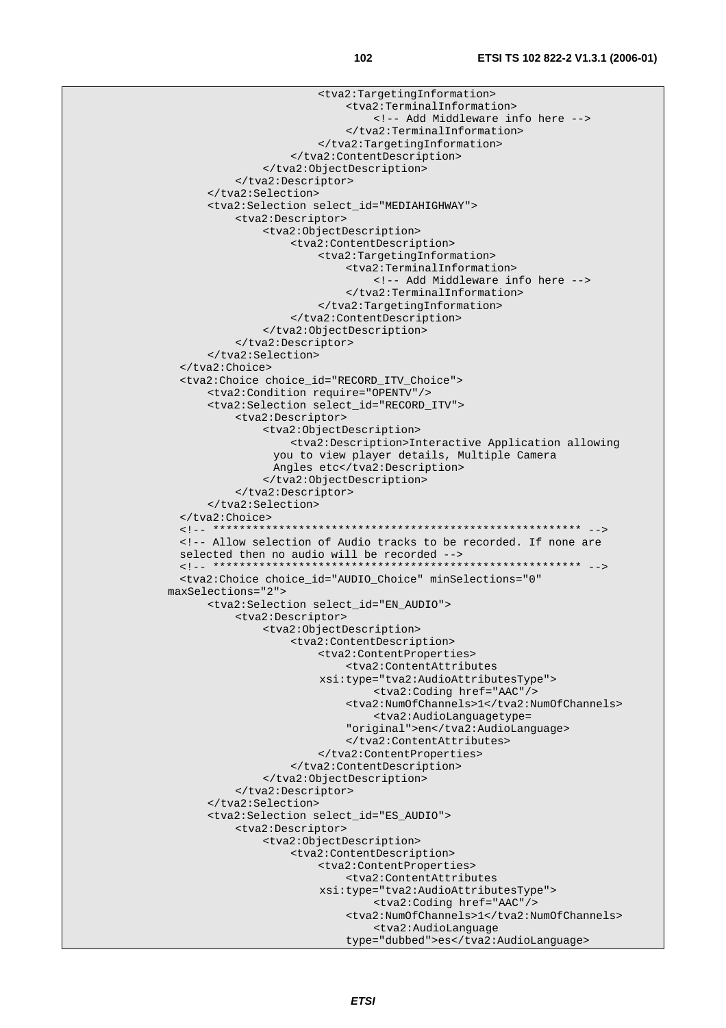```
                        <tva2:TargetingInformation>
                            <tva2:TerminalInformation>
                                <!-- Add Middleware info here -->
                            </tva2:TerminalInformation>
                        </tva2:TargetingInformation>
                    </tva2:ContentDescription>
                </tva2:ObjectDescription>
            </tva2:Descriptor>
        </tva2:Selection>
        <tva2:Selection select_id="MEDIAHIGHWAY">
            <tva2:Descriptor>
                <tva2:ObjectDescription>
                    <tva2:ContentDescription>
                        <tva2:TargetingInformation>
                            <tva2:TerminalInformation>
                                <!-- Add Middleware info here -->
                            </tva2:TerminalInformation>
                        </tva2:TargetingInformation>
                    </tva2:ContentDescription>
                </tva2:ObjectDescription>
            </tva2:Descriptor>
        </tva2:Selection>
    </tva2:Choice>
    <tva2:Choice choice_id="RECORD_ITV_Choice">
        <tva2:Condition require="OPENTV"/>
        <tva2:Selection select_id="RECORD_ITV">
            <tva2:Descriptor>
                <tva2:ObjectDescription>
                    <tva2:Description>Interactive Application allowing
                  you to view player details, Multiple Camera
                  Angles etc</tva2:Description>
                </tva2:ObjectDescription>
            </tva2:Descriptor>
        </tva2:Selection>
    </tva2:Choice>
    <!-- ******************************************************** -->
    <!-- Allow selection of Audio tracks to be recorded. If none are
    selected then no audio will be recorded -->
    <!-- ******************************************************** -->
    <tva2:Choice choice_id="AUDIO_Choice" minSelections="0"
  maxSelections="2">
        <tva2:Selection select_id="EN_AUDIO">
            <tva2:Descriptor>
                <tva2:ObjectDescription>
                    <tva2:ContentDescription>
                        <tva2:ContentProperties>
                            <tva2:ContentAttributes
                        xsi:type="tva2:AudioAttributesType">
                                <tva2:Coding href="AAC"/>
                            <tva2:NumOfChannels>1</tva2:NumOfChannels>
                                <tva2:AudioLanguagetype=
                            "original">en</tva2:AudioLanguage>
                            </tva2:ContentAttributes>
                        </tva2:ContentProperties>
                    </tva2:ContentDescription>
                </tva2:ObjectDescription>
            </tva2:Descriptor>
        </tva2:Selection>
        <tva2:Selection select_id="ES_AUDIO">
            <tva2:Descriptor>
                <tva2:ObjectDescription>
                    <tva2:ContentDescription>
                        <tva2:ContentProperties>
                            <tva2:ContentAttributes
                        xsi:type="tva2:AudioAttributesType">
                                <tva2:Coding href="AAC"/>
                            <tva2:NumOfChannels>1</tva2:NumOfChannels>
                                <tva2:AudioLanguage
                            type="dubbed">es</tva2:AudioLanguage>
```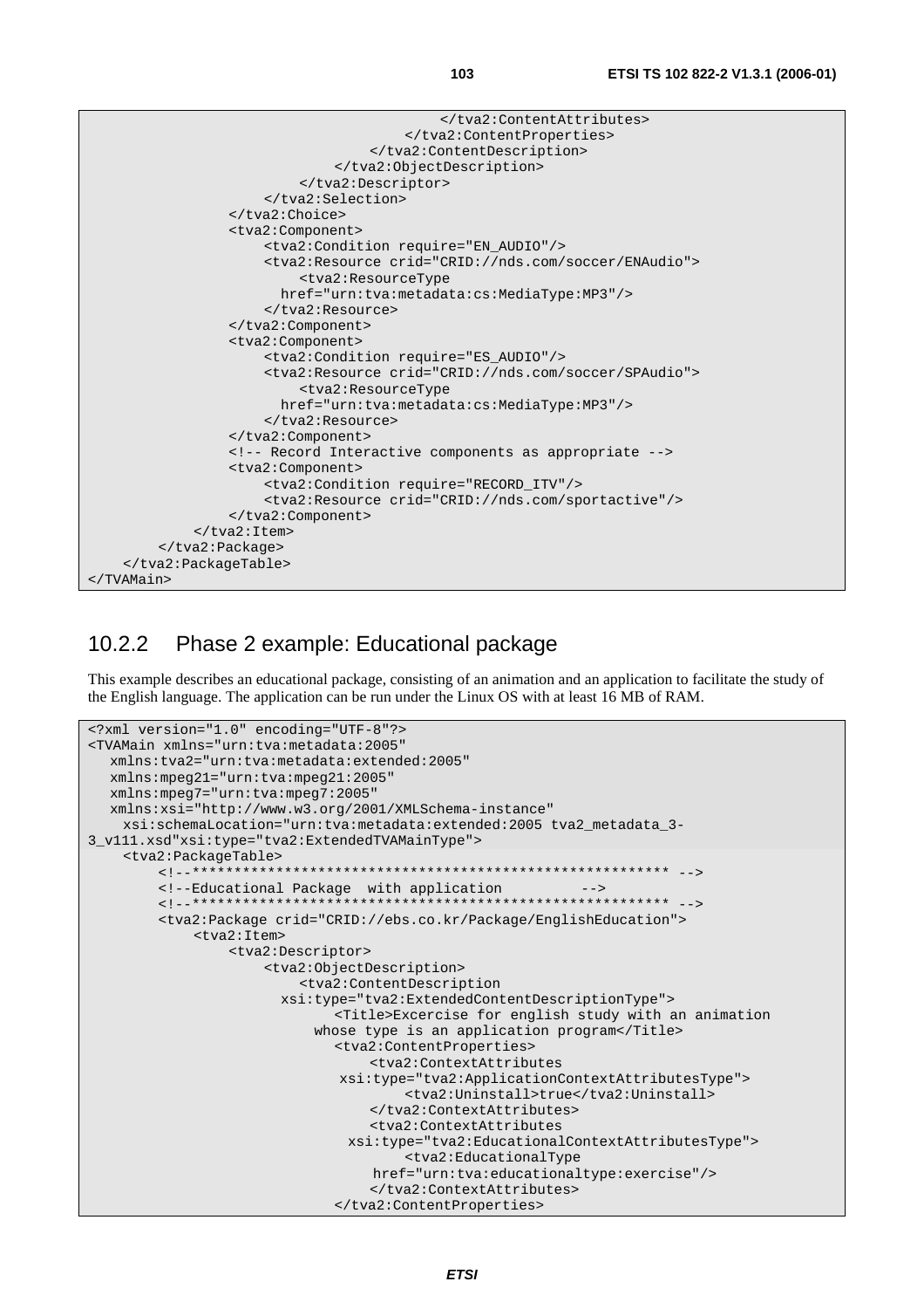```
                                        </tva2:ContentAttributes>
                                    </tva2:ContentProperties>
                                </tva2:ContentDescription>
                            </tva2:ObjectDescription>
                        </tva2:Descriptor>
                    </tva2:Selection>
                </tva2:Choice>
                <tva2:Component>
                    <tva2:Condition require="EN_AUDIO"/>
                    <tva2:Resource crid="CRID://nds.com/soccer/ENAudio">
                        <tva2:ResourceType
                      href="urn:tva:metadata:cs:MediaType:MP3"/>
                    </tva2:Resource>
                </tva2:Component>
                <tva2:Component>
                    <tva2:Condition require="ES_AUDIO"/>
                    <tva2:Resource crid="CRID://nds.com/soccer/SPAudio">
                        <tva2:ResourceType
                      href="urn:tva:metadata:cs:MediaType:MP3"/>
                    </tva2:Resource>
                </tva2:Component>
                <!-- Record Interactive components as appropriate -->
                <tva2:Component>
                    <tva2:Condition require="RECORD_ITV"/>
                    <tva2:Resource crid="CRID://nds.com/sportactive"/>
                </tva2:Component>
            </tva2:Item>
        </tva2:Package>
    </tva2:PackageTable>
</TVAMain>
```

### 10.2.2 Phase 2 example: Educational package

This example describes an educational package, consisting of an animation and an application to facilitate the study of the English language. The application can be run under the Linux OS with at least 16 MB of RAM.

```
<?xml version="1.0" encoding="UTF-8"?>
<TVAMain xmlns="urn:tva:metadata:2005"
   xmlns:tva2="urn:tva:metadata:extended:2005"
   xmlns:mpeg21="urn:tva:mpeg21:2005"
   xmlns:mpeg7="urn:tva:mpeg7:2005"
   xmlns:xsi="http://www.w3.org/2001/XMLSchema-instance"
    xsi:schemaLocation="urn:tva:metadata:extended:2005 tva2_metadata_3-
3_v111.xsd"xsi:type="tva2:ExtendedTVAMainType">
    <tva2:PackageTable>
        <!--********************************************************* -->
        <!--Educational Package  with application         -->
        <!--********************************************************* -->
        <tva2:Package crid="CRID://ebs.co.kr/Package/EnglishEducation">
            <tva2:Item>
                <tva2:Descriptor>
                    <tva2:ObjectDescription>
                        <tva2:ContentDescription
                      xsi:type="tva2:ExtendedContentDescriptionType">
                            <Title>Excercise for english study with an animation
                          whose type is an application program</Title>
                            <tva2:ContentProperties>
                                <tva2:ContextAttributes
                             xsi:type="tva2:ApplicationContextAttributesType">
                                    <tva2:Uninstall>true</tva2:Uninstall>
                                </tva2:ContextAttributes>
                                <tva2:ContextAttributes
                              xsi:type="tva2:EducationalContextAttributesType">
                                    <tva2:EducationalType
                                 href="urn:tva:educationaltype:exercise"/>
                                </tva2:ContextAttributes>
                            </tva2:ContentProperties>
```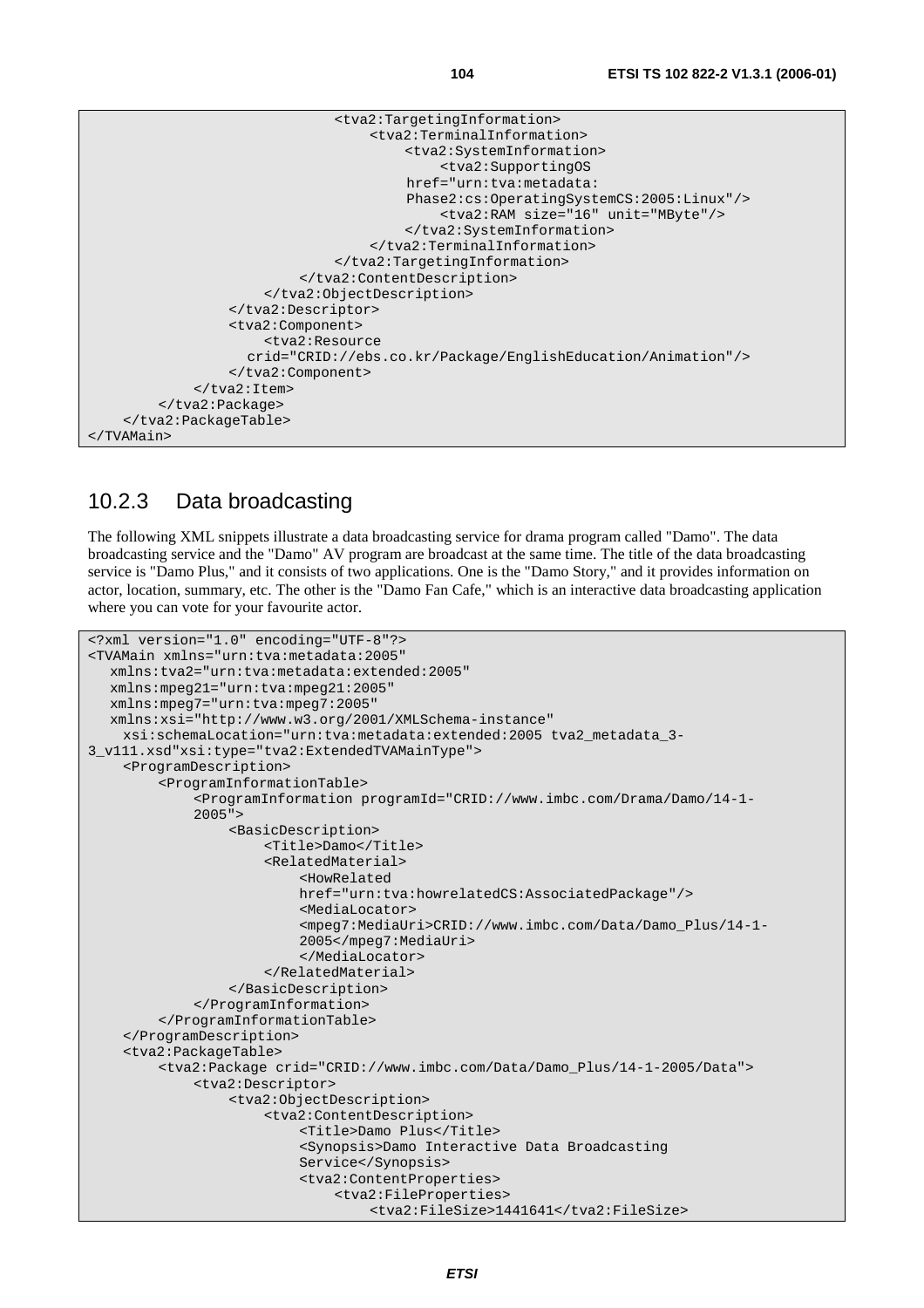```
                            <tva2:TargetingInformation>
                                <tva2:TerminalInformation>
                                    <tva2:SystemInformation>
                                        <tva2:SupportingOS
                                    href="urn:tva:metadata:
                                    Phase2:cs:OperatingSystemCS:2005:Linux"/>
                                        <tva2:RAM size="16" unit="MByte"/>
                                    </tva2:SystemInformation>
                                </tva2:TerminalInformation>
                            </tva2:TargetingInformation>
                        </tva2:ContentDescription>
                    </tva2:ObjectDescription>
                </tva2:Descriptor>
                <tva2:Component>
                    <tva2:Resource
                  crid="CRID://ebs.co.kr/Package/EnglishEducation/Animation"/>
                </tva2:Component>
            </tva2:Item>
        </tva2:Package>
    </tva2:PackageTable>
</TVAMain>
```

### 10.2.3 Data broadcasting

The following XML snippets illustrate a data broadcasting service for drama program called "Damo". The data broadcasting service and the "Damo" AV program are broadcast at the same time. The title of the data broadcasting service is "Damo Plus," and it consists of two applications. One is the "Damo Story," and it provides information on actor, location, summary, etc. The other is the "Damo Fan Cafe," which is an interactive data broadcasting application where you can vote for your favourite actor.

```
<?xml version="1.0" encoding="UTF-8"?>
<TVAMain xmlns="urn:tva:metadata:2005"
   xmlns:tva2="urn:tva:metadata:extended:2005"
   xmlns:mpeg21="urn:tva:mpeg21:2005"
   xmlns:mpeg7="urn:tva:mpeg7:2005"
   xmlns:xsi="http://www.w3.org/2001/XMLSchema-instance"
    xsi:schemaLocation="urn:tva:metadata:extended:2005 tva2_metadata_3-
3_v111.xsd"xsi:type="tva2:ExtendedTVAMainType">
    <ProgramDescription>
        <ProgramInformationTable>
            <ProgramInformation programId="CRID://www.imbc.com/Drama/Damo/14-1-
            2005">
                <BasicDescription>
                    <Title>Damo</Title>
                    <RelatedMaterial>
                        <HowRelated
                        href="urn:tva:howrelatedCS:AssociatedPackage"/>
                        <MediaLocator>
                        <mpeg7:MediaUri>CRID://www.imbc.com/Data/Damo_Plus/14-1-
                        2005</mpeg7:MediaUri>
                        </MediaLocator>
                    </RelatedMaterial>
                </BasicDescription>
            </ProgramInformation>
        </ProgramInformationTable>
    </ProgramDescription>
    <tva2:PackageTable>
        <tva2:Package crid="CRID://www.imbc.com/Data/Damo_Plus/14-1-2005/Data">
            <tva2:Descriptor>
                <tva2:ObjectDescription>
                    <tva2:ContentDescription>
                        <Title>Damo Plus</Title>
                        <Synopsis>Damo Interactive Data Broadcasting
                        Service</Synopsis>
                        <tva2:ContentProperties>
                            <tva2:FileProperties>
                                <tva2:FileSize>1441641</tva2:FileSize>
```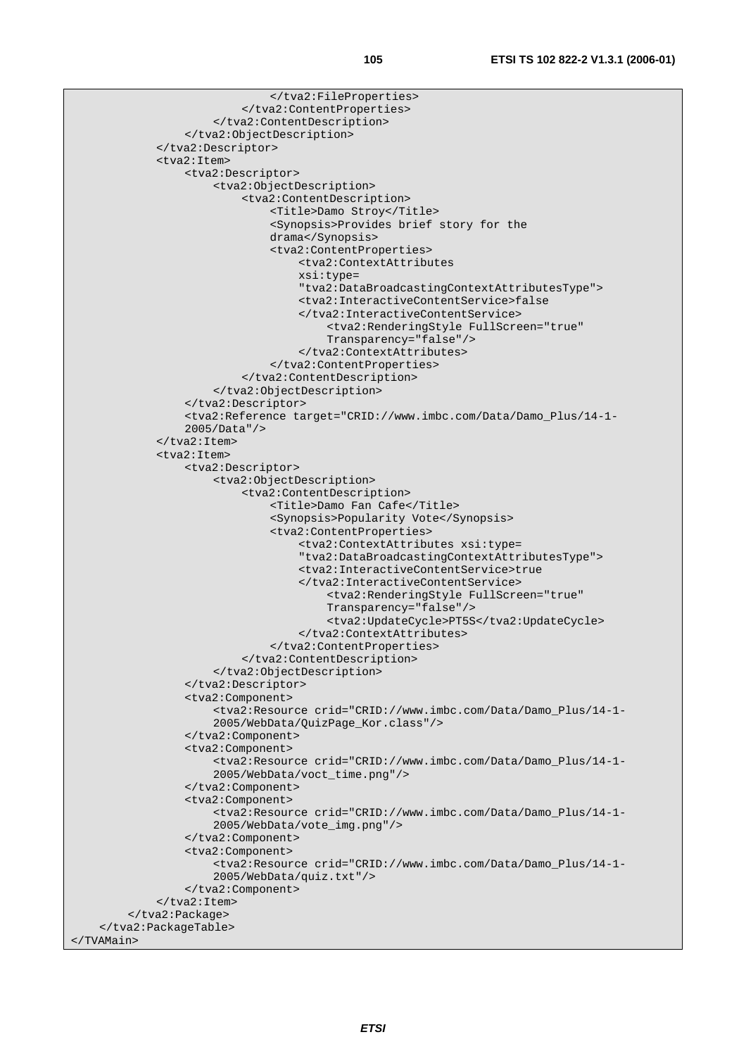```
                            </tva2:FileProperties>
                        </tva2:ContentProperties>
                    </tva2:ContentDescription>
                </tva2:ObjectDescription>
            </tva2:Descriptor>
            <tva2:Item>
                <tva2:Descriptor>
                    <tva2:ObjectDescription>
                        <tva2:ContentDescription>
                            <Title>Damo Stroy</Title>
                            <Synopsis>Provides brief story for the
                            drama</Synopsis>
                            <tva2:ContentProperties>
                                <tva2:ContextAttributes
                                xsi:type=
                                "tva2:DataBroadcastingContextAttributesType">
                                <tva2:InteractiveContentService>false
                                </tva2:InteractiveContentService>
                                    <tva2:RenderingStyle FullScreen="true"
                                    Transparency="false"/>
                                </tva2:ContextAttributes>
                            </tva2:ContentProperties>
                        </tva2:ContentDescription>
                    </tva2:ObjectDescription>
                </tva2:Descriptor>
                <tva2:Reference target="CRID://www.imbc.com/Data/Damo_Plus/14-1-
                2005/Data"/>
            </tva2:Item>
            <tva2:Item>
                <tva2:Descriptor>
                    <tva2:ObjectDescription>
                        <tva2:ContentDescription>
                            <Title>Damo Fan Cafe</Title>
                            <Synopsis>Popularity Vote</Synopsis>
                            <tva2:ContentProperties>
                                <tva2:ContextAttributes xsi:type=
                                "tva2:DataBroadcastingContextAttributesType">
                                <tva2:InteractiveContentService>true
                                </tva2:InteractiveContentService>
                                    <tva2:RenderingStyle FullScreen="true"
                                    Transparency="false"/>
                                    <tva2:UpdateCycle>PT5S</tva2:UpdateCycle>
                                </tva2:ContextAttributes>
                            </tva2:ContentProperties>
                        </tva2:ContentDescription>
                    </tva2:ObjectDescription>
                </tva2:Descriptor>
                <tva2:Component>
                    <tva2:Resource crid="CRID://www.imbc.com/Data/Damo_Plus/14-1-
                    2005/WebData/QuizPage_Kor.class"/>
                </tva2:Component>
                <tva2:Component>
                    <tva2:Resource crid="CRID://www.imbc.com/Data/Damo_Plus/14-1-
                    2005/WebData/voct_time.png"/>
                </tva2:Component>
                <tva2:Component>
                    <tva2:Resource crid="CRID://www.imbc.com/Data/Damo_Plus/14-1-
                    2005/WebData/vote_img.png"/>
                </tva2:Component>
                <tva2:Component>
                    <tva2:Resource crid="CRID://www.imbc.com/Data/Damo_Plus/14-1-
                    2005/WebData/quiz.txt"/>
                </tva2:Component>
            </tva2:Item>
        </tva2:Package>
    </tva2:PackageTable>
</TVAMain>
```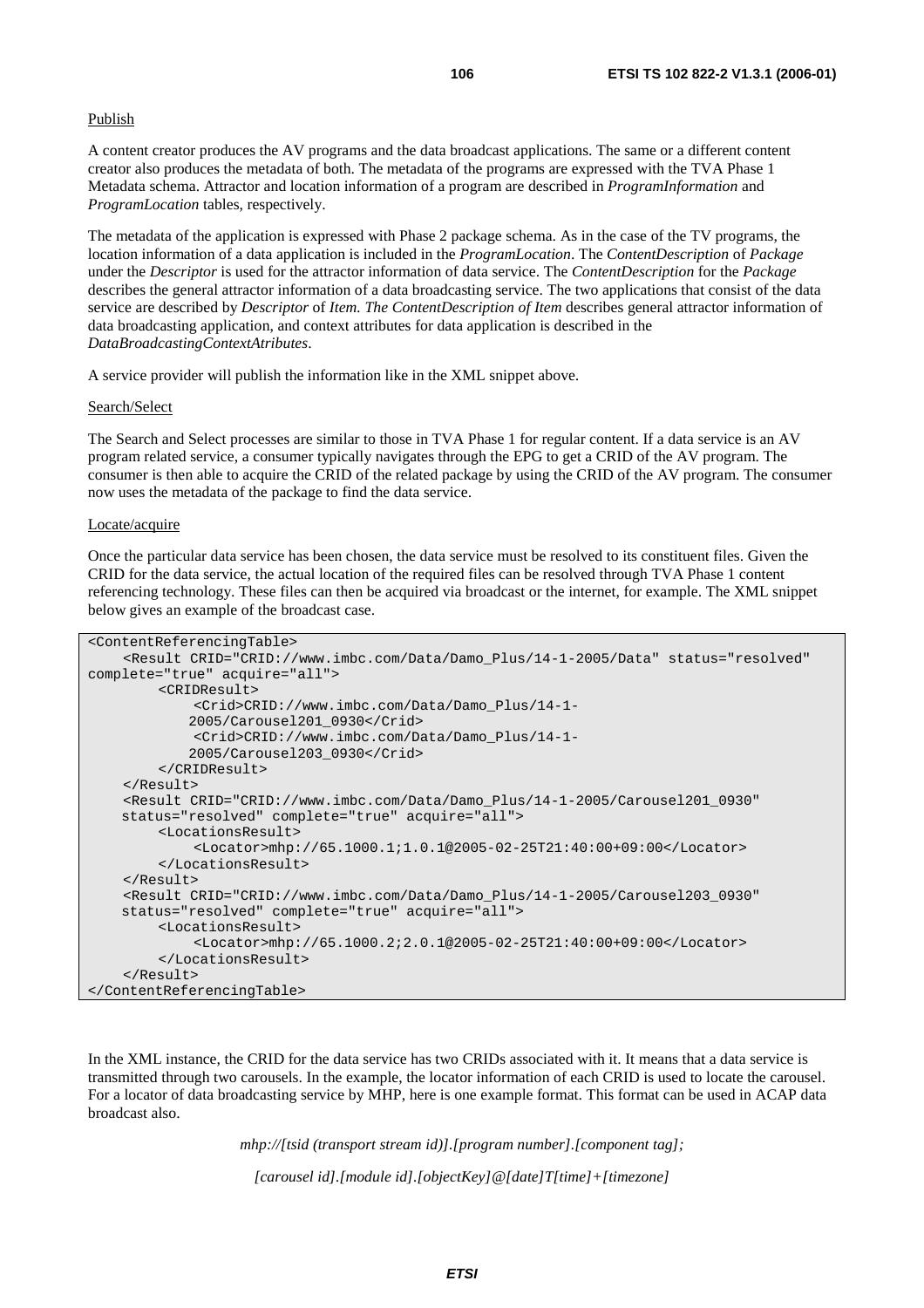Publish

A content creator produces the AV programs and the data broadcast applications. The same or a different content creator also produces the metadata of both. The metadata of the programs are expressed with the TVA Phase 1 Metadata schema. Attractor and location information of a program are described in *ProgramInformation* and *ProgramLocation* tables, respectively.

The metadata of the application is expressed with Phase 2 package schema. As in the case of the TV programs, the location information of a data application is included in the *ProgramLocation*. The *ContentDescription* of *Package* under the *Descriptor* is used for the attractor information of data service. The *ContentDescription* for the *Package* describes the general attractor information of a data broadcasting service. The two applications that consist of the data service are described by *Descriptor* of *Item. The ContentDescription of Item* describes general attractor information of data broadcasting application, and context attributes for data application is described in the *DataBroadcastingContextAtributes*.

A service provider will publish the information like in the XML snippet above.

Search/Select

The Search and Select processes are similar to those in TVA Phase 1 for regular content. If a data service is an AV program related service, a consumer typically navigates through the EPG to get a CRID of the AV program. The consumer is then able to acquire the CRID of the related package by using the CRID of the AV program. The consumer now uses the metadata of the package to find the data service.

Locate/acquire

Once the particular data service has been chosen, the data service must be resolved to its constituent files. Given the CRID for the data service, the actual location of the required files can be resolved through TVA Phase 1 content referencing technology. These files can then be acquired via broadcast or the internet, for example. The XML snippet below gives an example of the broadcast case.

```
<ContentReferencingTable>
    <Result CRID="CRID://www.imbc.com/Data/Damo_Plus/14-1-2005/Data" status="resolved" complete="true" acquire="all">
        <CRIDResult>
            <Crid>CRID://www.imbc.com/Data/Damo_Plus/14-1-2005/Carousel201_0930</Crid>
            <Crid>CRID://www.imbc.com/Data/Damo_Plus/14-1-2005/Carousel203_0930</Crid>
        </CRIDResult>
    </Result>
    <Result CRID="CRID://www.imbc.com/Data/Damo_Plus/14-1-2005/Carousel201_0930"
    status="resolved" complete="true" acquire="all">
        <LocationsResult>
            <Locator>mhp://65.1000.1;1.0.1@2005-02-25T21:40:00+09:00</Locator>
        </LocationsResult>
    </Result>
    <Result CRID="CRID://www.imbc.com/Data/Damo_Plus/14-1-2005/Carousel203_0930"
    status="resolved" complete="true" acquire="all">
        <LocationsResult>
            <Locator>mhp://65.1000.2;2.0.1@2005-02-25T21:40:00+09:00</Locator>
        </LocationsResult>
    </Result>
</ContentReferencingTable>
```

In the XML instance, the CRID for the data service has two CRIDs associated with it. It means that a data service is transmitted through two carousels. In the example, the locator information of each CRID is used to locate the carousel. For a locator of data broadcasting service by MHP, here is one example format. This format can be used in ACAP data broadcast also.

*mhp://[tsid (transport stream id)].[program number].[component tag];*

*[carousel id].[module id].[objectKey]@[date]T[time]+[timezone]*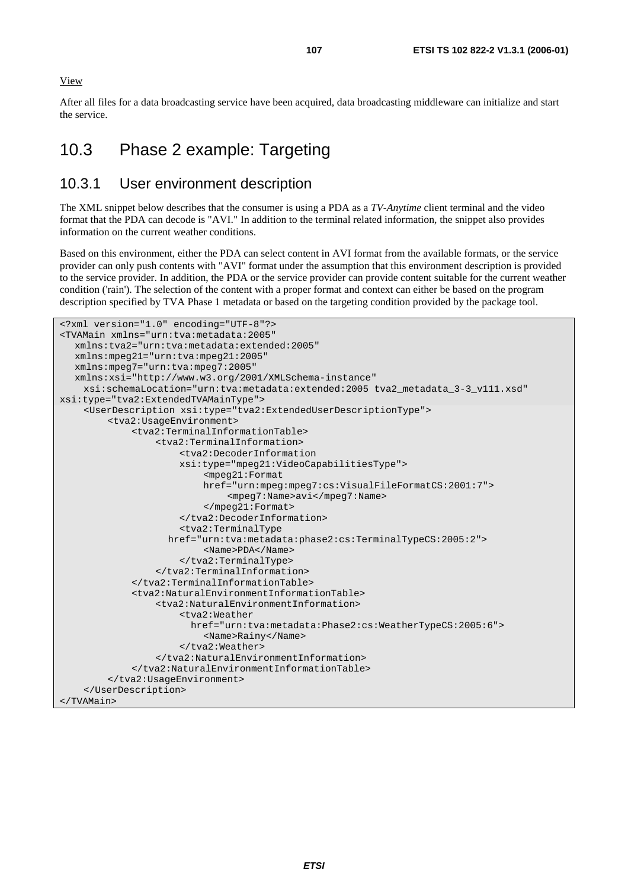View

After all files for a data broadcasting service have been acquired, data broadcasting middleware can initialize and start the service.

## 10.3 Phase 2 example: Targeting

### 10.3.1 User environment description

The XML snippet below describes that the consumer is using a PDA as a *TV-Anytime* client terminal and the video format that the PDA can decode is "AVI." In addition to the terminal related information, the snippet also provides information on the current weather conditions.

Based on this environment, either the PDA can select content in AVI format from the available formats, or the service provider can only push contents with "AVI" format under the assumption that this environment description is provided to the service provider. In addition, the PDA or the service provider can provide content suitable for the current weather condition ('rain'). The selection of the content with a proper format and context can either be based on the program description specified by TVA Phase 1 metadata or based on the targeting condition provided by the package tool.

```
<?xml version="1.0" encoding="UTF-8"?>
<TVAMain xmlns="urn:tva:metadata:2005"
   xmlns:tva2="urn:tva:metadata:extended:2005"
   xmlns:mpeg21="urn:tva:mpeg21:2005"
   xmlns:mpeg7="urn:tva:mpeg7:2005"
   xmlns:xsi="http://www.w3.org/2001/XMLSchema-instance"
     xsi:schemaLocation="urn:tva:metadata:extended:2005 tva2_metadata_3-3_v111.xsd"
xsi:type="tva2:ExtendedTVAMainType">
     <UserDescription xsi:type="tva2:ExtendedUserDescriptionType">
          <tva2:UsageEnvironment>
               <tva2:TerminalInformationTable>
                    <tva2:TerminalInformation>
                         <tva2:DecoderInformation
                         xsi:type="mpeg21:VideoCapabilitiesType">
                              <mpeg21:Format
                              href="urn:mpeg:mpeg7:cs:VisualFileFormatCS:2001:7">
                                   <mpeg7:Name>avi</mpeg7:Name>
                              </mpeg21:Format>
                         </tva2:DecoderInformation>
                         <tva2:TerminalType
                      href="urn:tva:metadata:phase2:cs:TerminalTypeCS:2005:2">
                              <Name>PDA</Name>
                         </tva2:TerminalType>
                    </tva2:TerminalInformation>
               </tva2:TerminalInformationTable>
               <tva2:NaturalEnvironmentInformationTable>
                    <tva2:NaturalEnvironmentInformation>
                         <tva2:Weather
                           href="urn:tva:metadata:Phase2:cs:WeatherTypeCS:2005:6">
                              <Name>Rainy</Name>
                         </tva2:Weather>
                    </tva2:NaturalEnvironmentInformation>
               </tva2:NaturalEnvironmentInformationTable>
          </tva2:UsageEnvironment>
     </UserDescription>
</TVAMain>
```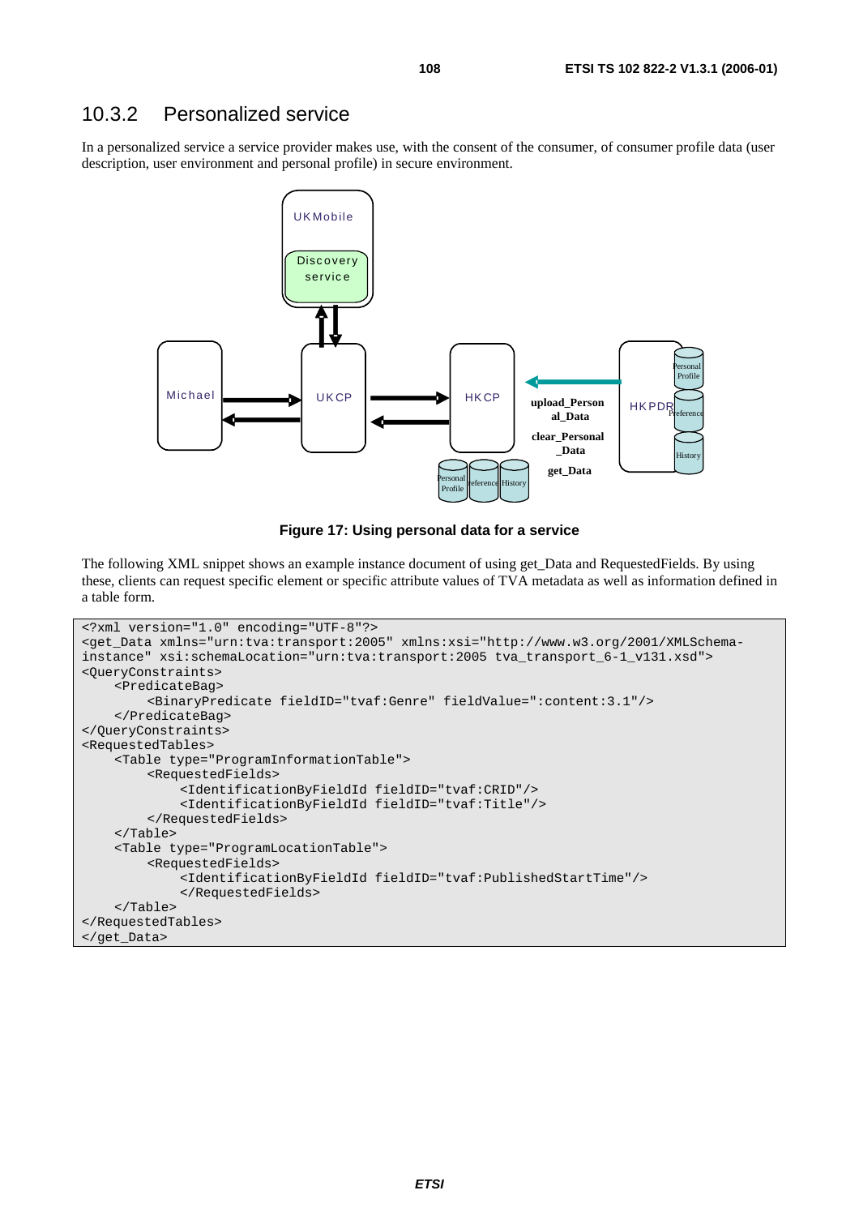## 10.3.2 Personalized service

In a personalized service a service provider makes use, with the consent of the consumer, of consumer profile data (user description, user environment and personal profile) in secure environment.

**Figure 17: Using personal data for a service**

The following XML snippet shows an example instance document of using get_Data and RequestedFields. By using these, clients can request specific element or specific attribute values of TVA metadata as well as information defined in a table form.

```
<?xml version="1.0" encoding="UTF-8"?>
<get_Data xmlns="urn:tva:transport:2005" xmlns:xsi="http://www.w3.org/2001/XMLSchema-
instance" xsi:schemaLocation="urn:tva:transport:2005 tva_transport_6-1_v131.xsd">
<QueryConstraints>
    <PredicateBag>
        <BinaryPredicate fieldID="tvaf:Genre" fieldValue=":content:3.1"/>
    </PredicateBag>
</QueryConstraints>
<RequestedTables>
    <Table type="ProgramInformationTable">
        <RequestedFields>
            <IdentificationByFieldId fieldID="tvaf:CRID"/>
            <IdentificationByFieldId fieldID="tvaf:Title"/>
        </RequestedFields>
    </Table>
    <Table type="ProgramLocationTable">
        <RequestedFields>
            <IdentificationByFieldId fieldID="tvaf:PublishedStartTime"/>
            </RequestedFields>
    </Table>
</RequestedTables>
</get_Data>
```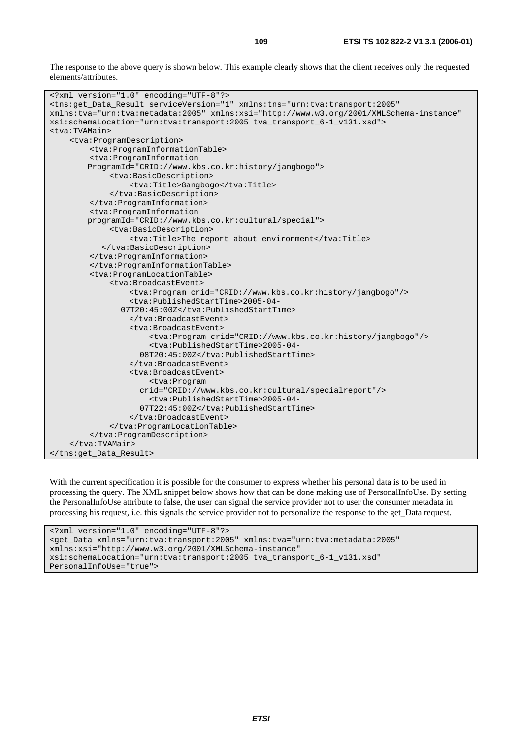The response to the above query is shown below. This example clearly shows that the client receives only the requested elements/attributes.

```
<?xml version="1.0" encoding="UTF-8"?>
<tns:get_Data_Result serviceVersion="1" xmlns:tns="urn:tva:transport:2005"
xmlns:tva="urn:tva:metadata:2005" xmlns:xsi="http://www.w3.org/2001/XMLSchema-instance"
xsi:schemaLocation="urn:tva:transport:2005 tva_transport_6-1_v131.xsd">
<tva:TVAMain>
    <tva:ProgramDescription>
        <tva:ProgramInformationTable>
        <tva:ProgramInformation
        ProgramId="CRID://www.kbs.co.kr:history/jangbogo">
            <tva:BasicDescription>
                <tva:Title>Gangbogo</tva:Title>
            </tva:BasicDescription>
        </tva:ProgramInformation>
        <tva:ProgramInformation
        programId="CRID://www.kbs.co.kr:cultural/special">
            <tva:BasicDescription>
                <tva:Title>The report about environment</tva:Title>
            </tva:BasicDescription>
        </tva:ProgramInformation>
        </tva:ProgramInformationTable>
        <tva:ProgramLocationTable>
            <tva:BroadcastEvent>
                <tva:Program crid="CRID://www.kbs.co.kr:history/jangbogo"/>
                <tva:PublishedStartTime>2005-04-
              07T20:45:00Z</tva:PublishedStartTime>
                </tva:BroadcastEvent>
                <tva:BroadcastEvent>
                    <tva:Program crid="CRID://www.kbs.co.kr:history/jangbogo"/>
                    <tva:PublishedStartTime>2005-04-
                  08T20:45:00Z</tva:PublishedStartTime>
                </tva:BroadcastEvent>
                <tva:BroadcastEvent>
                    <tva:Program
                  crid="CRID://www.kbs.co.kr:cultural/specialreport"/>
                    <tva:PublishedStartTime>2005-04-
                  07T22:45:00Z</tva:PublishedStartTime>
                </tva:BroadcastEvent>
            </tva:ProgramLocationTable>
        </tva:ProgramDescription>
    </tva:TVAMain>
</tns:get_Data_Result>
```

With the current specification it is possible for the consumer to express whether his personal data is to be used in processing the query. The XML snippet below shows how that can be done making use of PersonalInfoUse. By setting the PersonalInfoUse attribute to false, the user can signal the service provider not to user the consumer metadata in processing his request, i.e. this signals the service provider not to personalize the response to the get_Data request.

```
<?xml version="1.0" encoding="UTF-8"?>
<get_Data xmlns="urn:tva:transport:2005" xmlns:tva="urn:tva:metadata:2005"
xmlns:xsi="http://www.w3.org/2001/XMLSchema-instance"
xsi:schemaLocation="urn:tva:transport:2005 tva_transport_6-1_v131.xsd"
PersonalInfoUse="true">
```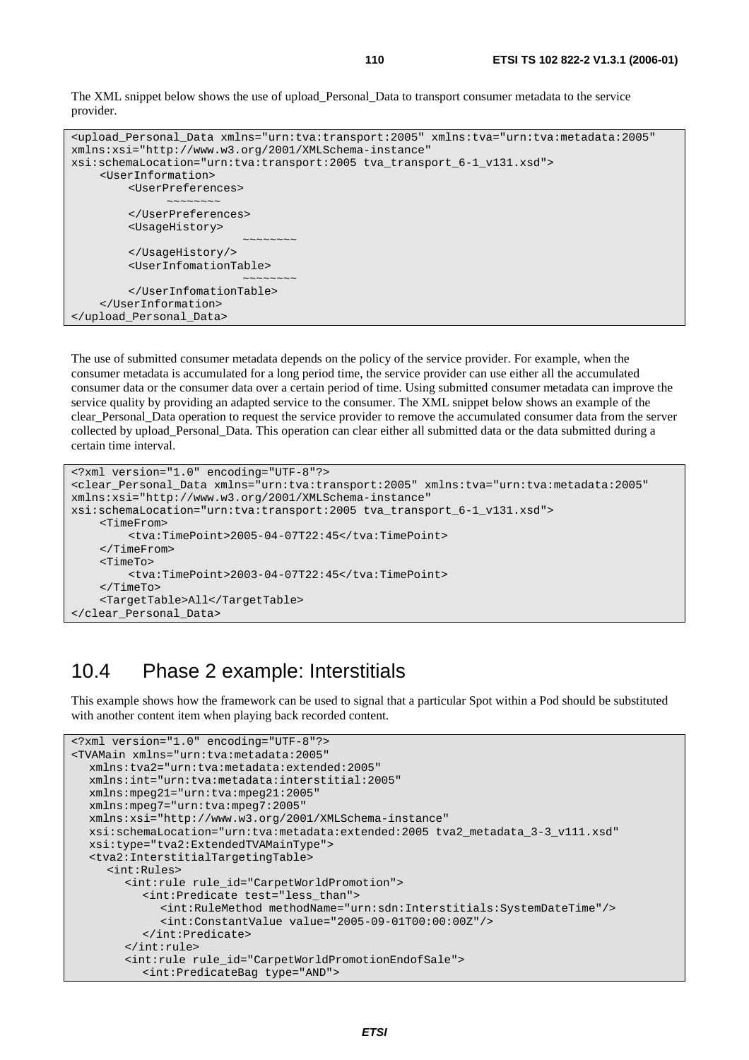The XML snippet below shows the use of upload_Personal_Data to transport consumer metadata to the service provider.

```
<upload_Personal_Data xmlns="urn:tva:transport:2005" xmlns:tva="urn:tva:metadata:2005"
xmlns:xsi="http://www.w3.org/2001/XMLSchema-instance"
xsi:schemaLocation="urn:tva:transport:2005 tva_transport_6-1_v131.xsd">
    <UserInformation>
        <UserPreferences>
            ~~~~~~~~
        </UserPreferences>
        <UsageHistory>
                        ~~~~~~~~
        </UsageHistory/>
        <UserInfomationTable>
                        ~~~~~~~~
        </UserInfomationTable>
    </UserInformation>
</upload_Personal_Data>
```

The use of submitted consumer metadata depends on the policy of the service provider. For example, when the consumer metadata is accumulated for a long period time, the service provider can use either all the accumulated consumer data or the consumer data over a certain period of time. Using submitted consumer metadata can improve the service quality by providing an adapted service to the consumer. The XML snippet below shows an example of the clear_Personal_Data operation to request the service provider to remove the accumulated consumer data from the server collected by upload_Personal_Data. This operation can clear either all submitted data or the data submitted during a certain time interval.

```
<?xml version="1.0" encoding="UTF-8"?>
<clear_Personal_Data xmlns="urn:tva:transport:2005" xmlns:tva="urn:tva:metadata:2005"
xmlns:xsi="http://www.w3.org/2001/XMLSchema-instance"
xsi:schemaLocation="urn:tva:transport:2005 tva_transport_6-1_v131.xsd">
    <TimeFrom>
        <tva:TimePoint>2005-04-07T22:45</tva:TimePoint>
    </TimeFrom>
    <TimeTo>
        <tva:TimePoint>2003-04-07T22:45</tva:TimePoint>
    </TimeTo>
    <TargetTable>All</TargetTable>
</clear_Personal_Data>
```

## 10.4 Phase 2 example: Interstitials

This example shows how the framework can be used to signal that a particular Spot within a Pod should be substituted with another content item when playing back recorded content.

```
<?xml version="1.0" encoding="UTF-8"?>
<TVAMain xmlns="urn:tva:metadata:2005"
   xmlns:tva2="urn:tva:metadata:extended:2005"
   xmlns:int="urn:tva:metadata:interstitial:2005"
   xmlns:mpeg21="urn:tva:mpeg21:2005"
   xmlns:mpeg7="urn:tva:mpeg7:2005"
   xmlns:xsi="http://www.w3.org/2001/XMLSchema-instance"
   xsi:schemaLocation="urn:tva:metadata:extended:2005 tva2_metadata_3-3_v111.xsd"
   xsi:type="tva2:ExtendedTVAMainType">
   <tva2:InterstitialTargetingTable>
      <int:Rules>
         <int:rule rule_id="CarpetWorldPromotion">
            <int:Predicate test="less_than">
               <int:RuleMethod methodName="urn:sdn:Interstitials:SystemDateTime"/>
               <int:ConstantValue value="2005-09-01T00:00:00Z"/>
            </int:Predicate>
         </int:rule>
         <int:rule rule_id="CarpetWorldPromotionEndofSale">
            <int:PredicateBag type="AND">
```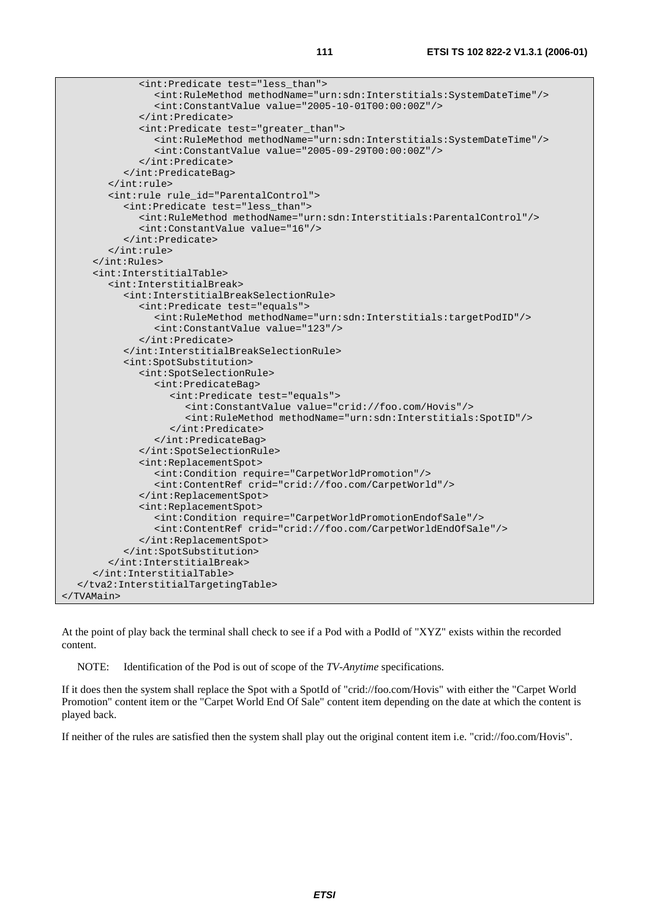```
            <int:Predicate test="less_than">
               <int:RuleMethod methodName="urn:sdn:Interstitials:SystemDateTime"/>
               <int:ConstantValue value="2005-10-01T00:00:00Z"/>
            </int:Predicate>
            <int:Predicate test="greater_than">
               <int:RuleMethod methodName="urn:sdn:Interstitials:SystemDateTime"/>
               <int:ConstantValue value="2005-09-29T00:00:00Z"/>
            </int:Predicate>
         </int:PredicateBag>
      </int:rule>
      <int:rule rule_id="ParentalControl">
         <int:Predicate test="less_than">
            <int:RuleMethod methodName="urn:sdn:Interstitials:ParentalControl"/>
            <int:ConstantValue value="16"/>
         </int:Predicate>
      </int:rule>
   </int:Rules>
   <int:InterstitialTable>
      <int:InterstitialBreak>
         <int:InterstitialBreakSelectionRule>
            <int:Predicate test="equals">
               <int:RuleMethod methodName="urn:sdn:Interstitials:targetPodID"/>
               <int:ConstantValue value="123"/>
            </int:Predicate>
         </int:InterstitialBreakSelectionRule>
         <int:SpotSubstitution>
            <int:SpotSelectionRule>
               <int:PredicateBag>
                  <int:Predicate test="equals">
                     <int:ConstantValue value="crid://foo.com/Hovis"/>
                     <int:RuleMethod methodName="urn:sdn:Interstitials:SpotID"/>
                  </int:Predicate>
               </int:PredicateBag>
            </int:SpotSelectionRule>
            <int:ReplacementSpot>
               <int:Condition require="CarpetWorldPromotion"/>
               <int:ContentRef crid="crid://foo.com/CarpetWorld"/>
            </int:ReplacementSpot>
            <int:ReplacementSpot>
               <int:Condition require="CarpetWorldPromotionEndofSale"/>
               <int:ContentRef crid="crid://foo.com/CarpetWorldEndOfSale"/>
            </int:ReplacementSpot>
         </int:SpotSubstitution>
      </int:InterstitialBreak>
   </int:InterstitialTable>
  </tva2:InterstitialTargetingTable>
</TVAMain>
```

At the point of play back the terminal shall check to see if a Pod with a PodId of "XYZ" exists within the recorded content.

NOTE: Identification of the Pod is out of scope of the *TV-Anytime* specifications.

If it does then the system shall replace the Spot with a SpotId of "crid://foo.com/Hovis" with either the "Carpet World Promotion" content item or the "Carpet World End Of Sale" content item depending on the date at which the content is played back.

If neither of the rules are satisfied then the system shall play out the original content item i.e. "crid://foo.com/Hovis".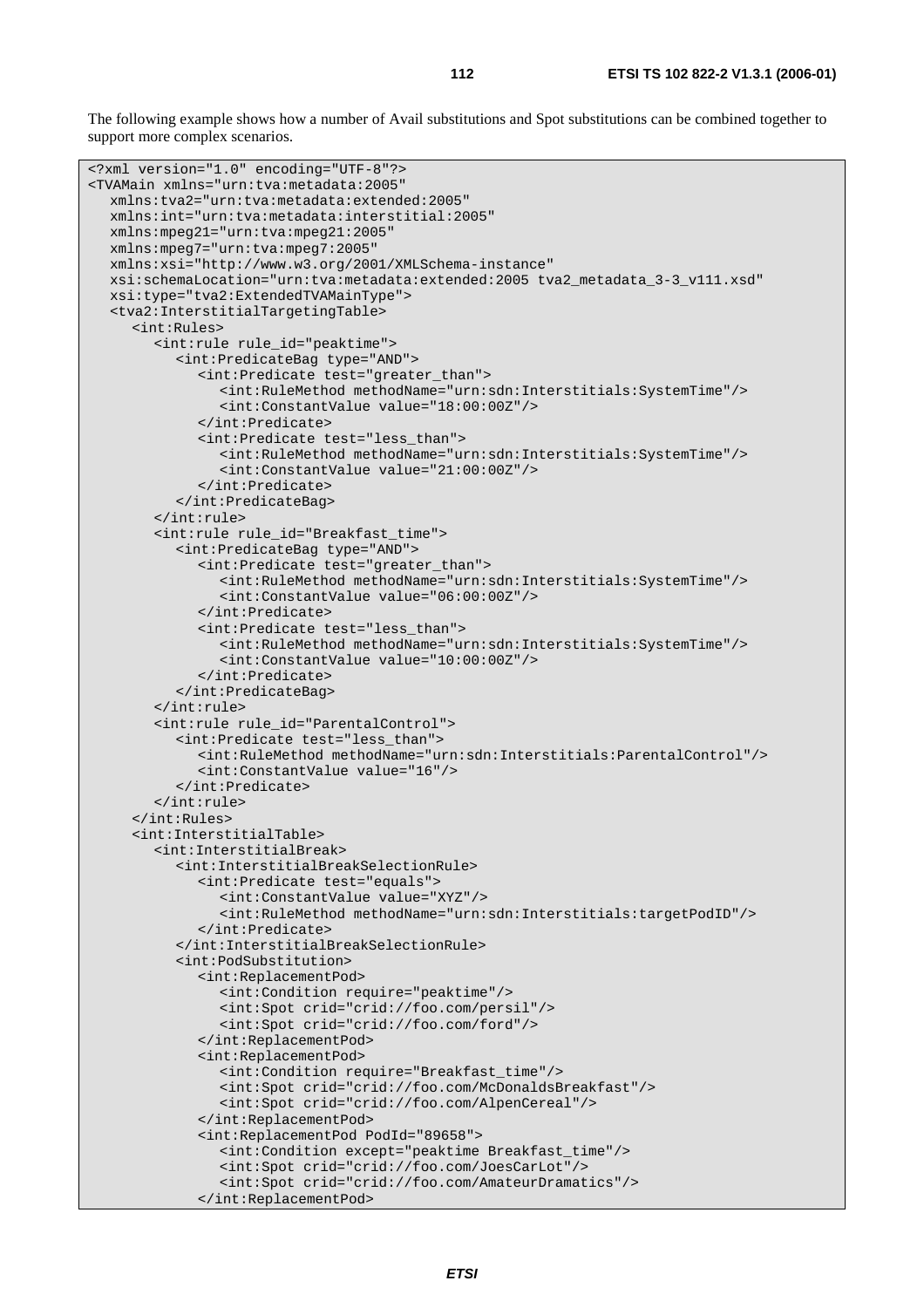The following example shows how a number of Avail substitutions and Spot substitutions can be combined together to support more complex scenarios.

```
<?xml version="1.0" encoding="UTF-8"?>
<TVAMain xmlns="urn:tva:metadata:2005"
   xmlns:tva2="urn:tva:metadata:extended:2005"
   xmlns:int="urn:tva:metadata:interstitial:2005"
   xmlns:mpeg21="urn:tva:mpeg21:2005"
   xmlns:mpeg7="urn:tva:mpeg7:2005"
   xmlns:xsi="http://www.w3.org/2001/XMLSchema-instance"
   xsi:schemaLocation="urn:tva:metadata:extended:2005 tva2_metadata_3-3_v111.xsd"
   xsi:type="tva2:ExtendedTVAMainType">
   <tva2:InterstitialTargetingTable>
      <int:Rules>
         <int:rule rule_id="peaktime">
            <int:PredicateBag type="AND">
               <int:Predicate test="greater_than">
                  <int:RuleMethod methodName="urn:sdn:Interstitials:SystemTime"/>
                  <int:ConstantValue value="18:00:00Z"/>
               </int:Predicate>
               <int:Predicate test="less_than">
                  <int:RuleMethod methodName="urn:sdn:Interstitials:SystemTime"/>
                  <int:ConstantValue value="21:00:00Z"/>
               </int:Predicate>
            </int:PredicateBag>
         </int:rule>
         <int:rule rule_id="Breakfast_time">
            <int:PredicateBag type="AND">
               <int:Predicate test="greater_than">
                  <int:RuleMethod methodName="urn:sdn:Interstitials:SystemTime"/>
                  <int:ConstantValue value="06:00:00Z"/>
               </int:Predicate>
               <int:Predicate test="less_than">
                  <int:RuleMethod methodName="urn:sdn:Interstitials:SystemTime"/>
                  <int:ConstantValue value="10:00:00Z"/>
               </int:Predicate>
            </int:PredicateBag>
         </int:rule>
         <int:rule rule_id="ParentalControl">
            <int:Predicate test="less_than">
               <int:RuleMethod methodName="urn:sdn:Interstitials:ParentalControl"/>
               <int:ConstantValue value="16"/>
            </int:Predicate>
         </int:rule>
      </int:Rules>
      <int:InterstitialTable>
         <int:InterstitialBreak>
            <int:InterstitialBreakSelectionRule>
               <int:Predicate test="equals">
                  <int:ConstantValue value="XYZ"/>
                  <int:RuleMethod methodName="urn:sdn:Interstitials:targetPodID"/>
               </int:Predicate>
            </int:InterstitialBreakSelectionRule>
            <int:PodSubstitution>
               <int:ReplacementPod>
                  <int:Condition require="peaktime"/>
                  <int:Spot crid="crid://foo.com/persil"/>
                  <int:Spot crid="crid://foo.com/ford"/>
               </int:ReplacementPod>
               <int:ReplacementPod>
                  <int:Condition require="Breakfast_time"/>
                  <int:Spot crid="crid://foo.com/McDonaldsBreakfast"/>
                  <int:Spot crid="crid://foo.com/AlpenCereal"/>
               </int:ReplacementPod>
               <int:ReplacementPod PodId="89658">
                  <int:Condition except="peaktime Breakfast_time"/>
                  <int:Spot crid="crid://foo.com/JoesCarLot"/>
                  <int:Spot crid="crid://foo.com/AmateurDramatics"/>
               </int:ReplacementPod>
```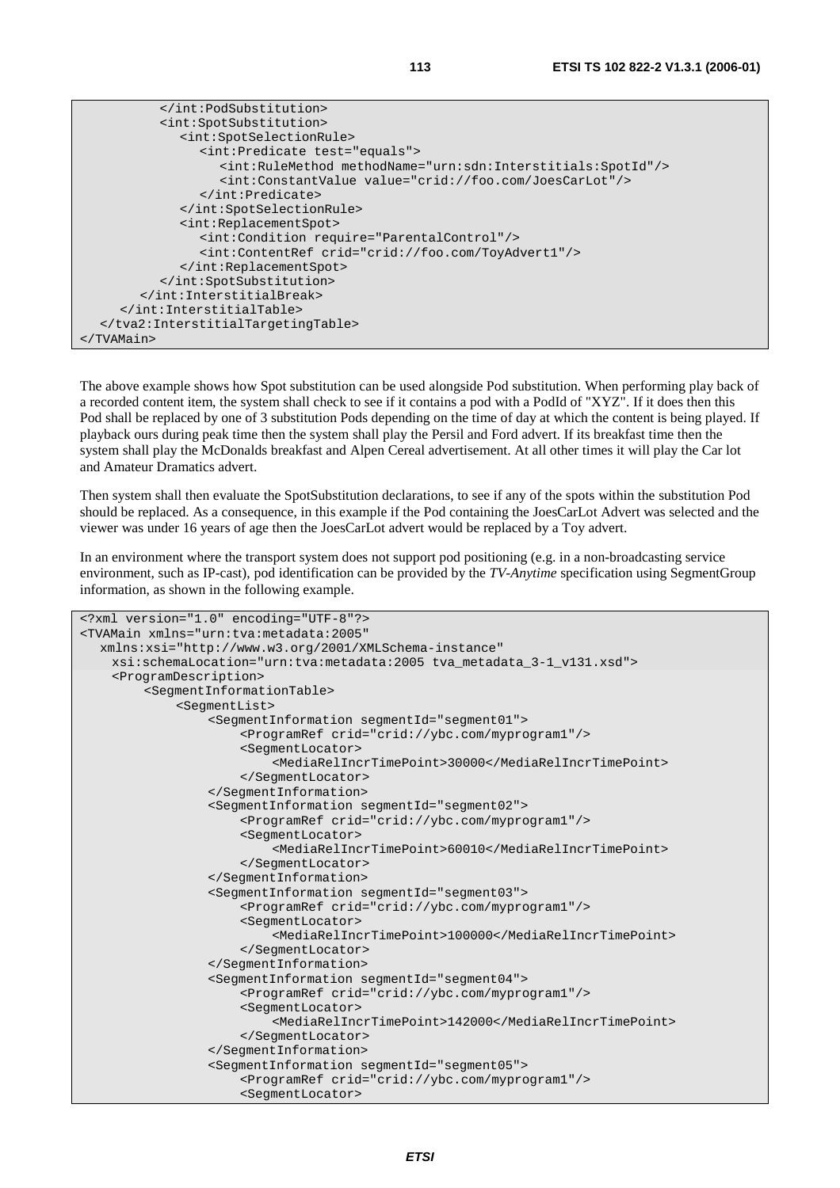```
          </int:PodSubstitution>
          <int:SpotSubstitution>
             <int:SpotSelectionRule>
                <int:Predicate test="equals">
                   <int:RuleMethod methodName="urn:sdn:Interstitials:SpotId"/>
                   <int:ConstantValue value="crid://foo.com/JoesCarLot"/>
                </int:Predicate>
             </int:SpotSelectionRule>
             <int:ReplacementSpot>
                <int:Condition require="ParentalControl"/>
                <int:ContentRef crid="crid://foo.com/ToyAdvert1"/>
             </int:ReplacementSpot>
          </int:SpotSubstitution>
        </int:InterstitialBreak>
     </int:InterstitialTable>
   </tva2:InterstitialTargetingTable>
</TVAMain>
```

The above example shows how Spot substitution can be used alongside Pod substitution. When performing play back of a recorded content item, the system shall check to see if it contains a pod with a PodId of "XYZ". If it does then this Pod shall be replaced by one of 3 substitution Pods depending on the time of day at which the content is being played. If playback ours during peak time then the system shall play the Persil and Ford advert. If its breakfast time then the system shall play the McDonalds breakfast and Alpen Cereal advertisement. At all other times it will play the Car lot and Amateur Dramatics advert.

Then system shall then evaluate the SpotSubstitution declarations, to see if any of the spots within the substitution Pod should be replaced. As a consequence, in this example if the Pod containing the JoesCarLot Advert was selected and the viewer was under 16 years of age then the JoesCarLot advert would be replaced by a Toy advert.

In an environment where the transport system does not support pod positioning (e.g. in a non-broadcasting service environment, such as IP-cast), pod identification can be provided by the *TV-Anytime* specification using SegmentGroup information, as shown in the following example.

```
<?xml version="1.0" encoding="UTF-8"?>
<TVAMain xmlns="urn:tva:metadata:2005"
   xmlns:xsi="http://www.w3.org/2001/XMLSchema-instance"
     xsi:schemaLocation="urn:tva:metadata:2005 tva_metadata_3-1_v131.xsd">
     <ProgramDescription>
         <SegmentInformationTable>
             <SegmentList>
                 <SegmentInformation segmentId="segment01">
                     <ProgramRef crid="crid://ybc.com/myprogram1"/>
                     <SegmentLocator>
                         <MediaRelIncrTimePoint>30000</MediaRelIncrTimePoint>
                     </SegmentLocator>
                 </SegmentInformation>
                 <SegmentInformation segmentId="segment02">
                     <ProgramRef crid="crid://ybc.com/myprogram1"/>
                     <SegmentLocator>
                         <MediaRelIncrTimePoint>60010</MediaRelIncrTimePoint>
                     </SegmentLocator>
                 </SegmentInformation>
                 <SegmentInformation segmentId="segment03">
                     <ProgramRef crid="crid://ybc.com/myprogram1"/>
                     <SegmentLocator>
                         <MediaRelIncrTimePoint>100000</MediaRelIncrTimePoint>
                     </SegmentLocator>
                 </SegmentInformation>
                 <SegmentInformation segmentId="segment04">
                     <ProgramRef crid="crid://ybc.com/myprogram1"/>
                     <SegmentLocator>
                         <MediaRelIncrTimePoint>142000</MediaRelIncrTimePoint>
                     </SegmentLocator>
                 </SegmentInformation>
                 <SegmentInformation segmentId="segment05">
                     <ProgramRef crid="crid://ybc.com/myprogram1"/>
                     <SegmentLocator>
```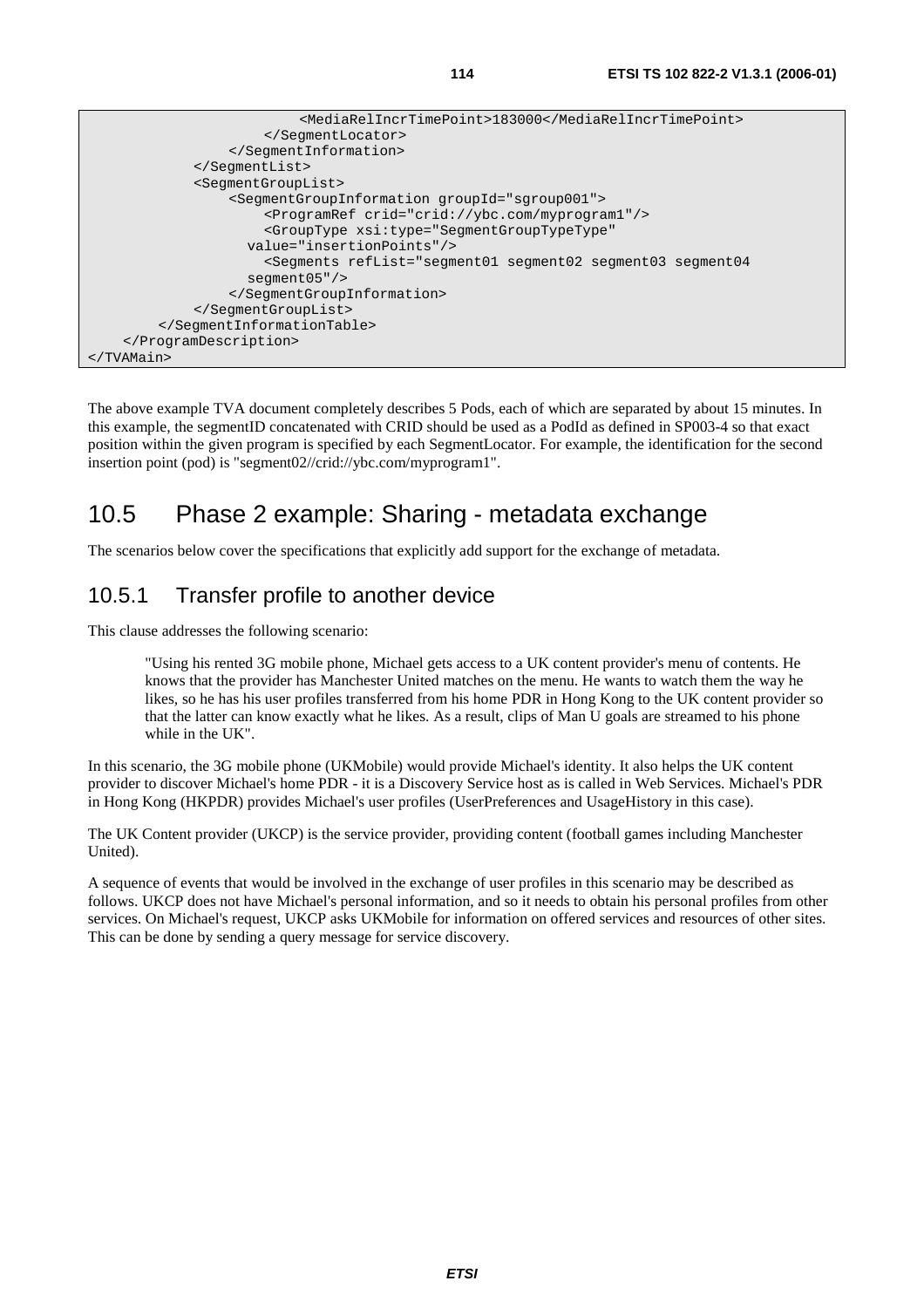```
                        <MediaRelIncrTimePoint>183000</MediaRelIncrTimePoint>
                    </SegmentLocator>
                </SegmentInformation>
            </SegmentList>
            <SegmentGroupList>
                <SegmentGroupInformation groupId="sgroup001">
                    <ProgramRef crid="crid://ybc.com/myprogram1"/>
                    <GroupType xsi:type="SegmentGroupTypeType"
                  value="insertionPoints"/>
                    <Segments refList="segment01 segment02 segment03 segment04
                  segment05"/>
                </SegmentGroupInformation>
            </SegmentGroupList>
        </SegmentInformationTable>
    </ProgramDescription>
</TVAMain>
```

The above example TVA document completely describes 5 Pods, each of which are separated by about 15 minutes. In this example, the segmentID concatenated with CRID should be used as a PodId as defined in SP003-4 so that exact position within the given program is specified by each SegmentLocator. For example, the identification for the second insertion point (pod) is "segment02//crid://ybc.com/myprogram1".

# 10.5 Phase 2 example: Sharing - metadata exchange

The scenarios below cover the specifications that explicitly add support for the exchange of metadata.

## 10.5.1 Transfer profile to another device

This clause addresses the following scenario:

> "Using his rented 3G mobile phone, Michael gets access to a UK content provider's menu of contents. He knows that the provider has Manchester United matches on the menu. He wants to watch them the way he likes, so he has his user profiles transferred from his home PDR in Hong Kong to the UK content provider so that the latter can know exactly what he likes. As a result, clips of Man U goals are streamed to his phone while in the UK".

In this scenario, the 3G mobile phone (UKMobile) would provide Michael's identity. It also helps the UK content provider to discover Michael's home PDR - it is a Discovery Service host as is called in Web Services. Michael's PDR in Hong Kong (HKPDR) provides Michael's user profiles (UserPreferences and UsageHistory in this case).

The UK Content provider (UKCP) is the service provider, providing content (football games including Manchester United).

A sequence of events that would be involved in the exchange of user profiles in this scenario may be described as follows. UKCP does not have Michael's personal information, and so it needs to obtain his personal profiles from other services. On Michael's request, UKCP asks UKMobile for information on offered services and resources of other sites. This can be done by sending a query message for service discovery.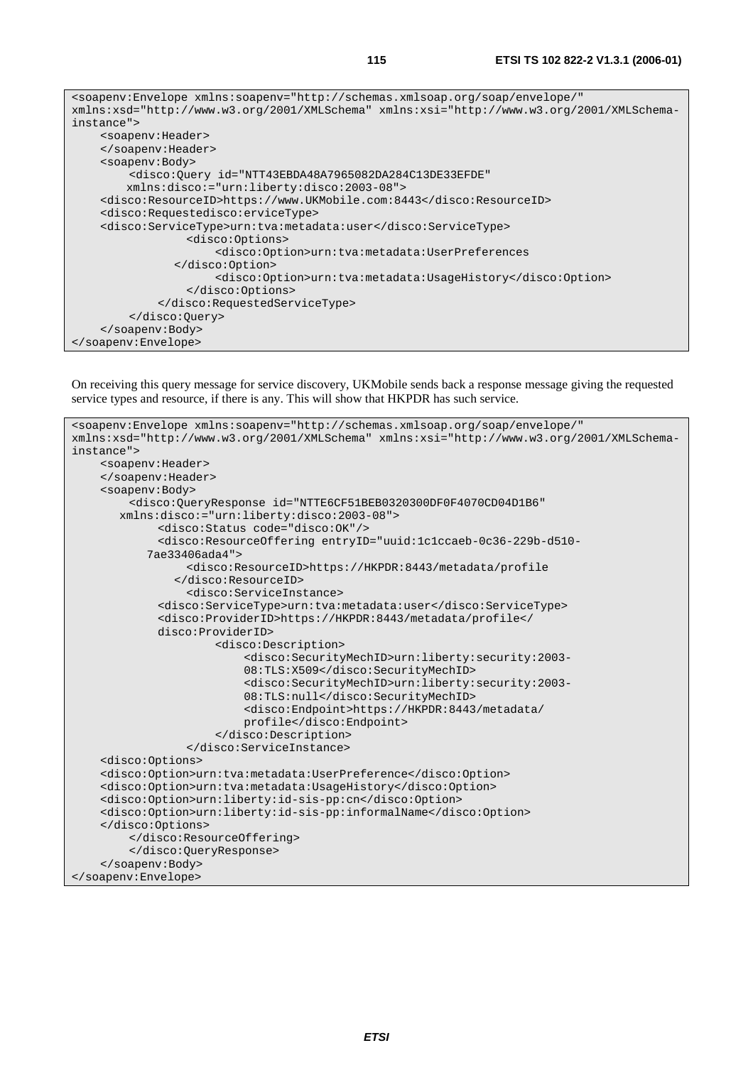```
<soapenv:Envelope xmlns:soapenv="http://schemas.xmlsoap.org/soap/envelope/"
xmlns:xsd="http://www.w3.org/2001/XMLSchema" xmlns:xsi="http://www.w3.org/2001/XMLSchema-
instance">
    <soapenv:Header>
    </soapenv:Header>
    <soapenv:Body>
        <disco:Query id="NTT43EBDA48A7965082DA284C13DE33EFDE"
        xmlns:disco:="urn:liberty:disco:2003-08">
    <disco:ResourceID>https://www.UKMobile.com:8443</disco:ResourceID>
    <disco:Requestedisco:erviceType>
    <disco:ServiceType>urn:tva:metadata:user</disco:ServiceType>
                <disco:Options>
                    <disco:Option>urn:tva:metadata:UserPreferences
              </disco:Option>
                    <disco:Option>urn:tva:metadata:UsageHistory</disco:Option>
                </disco:Options>
            </disco:RequestedServiceType>
        </disco:Query>
    </soapenv:Body>
</soapenv:Envelope>
```

On receiving this query message for service discovery, UKMobile sends back a response message giving the requested service types and resource, if there is any. This will show that HKPDR has such service.

```
<soapenv:Envelope xmlns:soapenv="http://schemas.xmlsoap.org/soap/envelope/"
xmlns:xsd="http://www.w3.org/2001/XMLSchema" xmlns:xsi="http://www.w3.org/2001/XMLSchema-
instance">
    <soapenv:Header>
    </soapenv:Header>
    <soapenv:Body>
        <disco:QueryResponse id="NTTE6CF51BEB0320300DF0F4070CD04D1B6"
       xmlns:disco:="urn:liberty:disco:2003-08">
            <disco:Status code="disco:OK"/>
            <disco:ResourceOffering entryID="uuid:1c1ccaeb-0c36-229b-d510-
          7ae33406ada4">
                <disco:ResourceID>https://HKPDR:8443/metadata/profile
              </disco:ResourceID>
                <disco:ServiceInstance>
            <disco:ServiceType>urn:tva:metadata:user</disco:ServiceType>
            <disco:ProviderID>https://HKPDR:8443/metadata/profile</
            disco:ProviderID>
                    <disco:Description>
                        <disco:SecurityMechID>urn:liberty:security:2003-
                        08:TLS:X509</disco:SecurityMechID>
                        <disco:SecurityMechID>urn:liberty:security:2003-
                        08:TLS:null</disco:SecurityMechID>
                        <disco:Endpoint>https://HKPDR:8443/metadata/
                        profile</disco:Endpoint>
                    </disco:Description>
                </disco:ServiceInstance>
    <disco:Options>
    <disco:Option>urn:tva:metadata:UserPreference</disco:Option>
    <disco:Option>urn:tva:metadata:UsageHistory</disco:Option>
    <disco:Option>urn:liberty:id-sis-pp:cn</disco:Option>
    <disco:Option>urn:liberty:id-sis-pp:informalName</disco:Option>
    </disco:Options>
        </disco:ResourceOffering>
        </disco:QueryResponse>
    </soapenv:Body>
</soapenv:Envelope>
```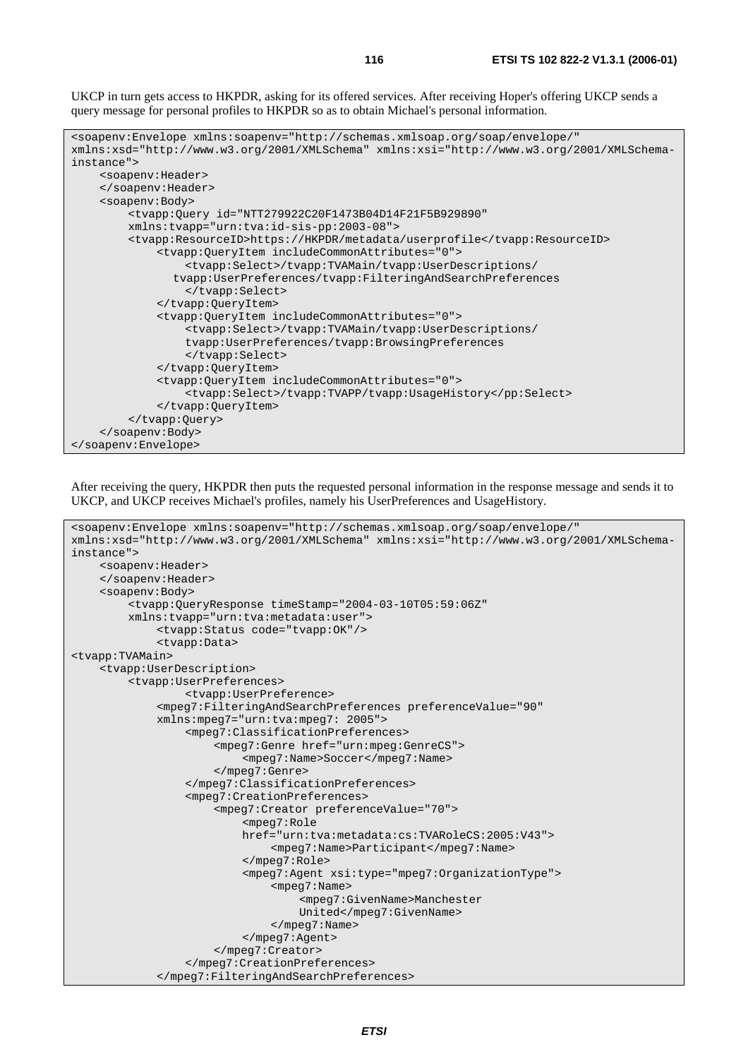UKCP in turn gets access to HKPDR, asking for its offered services. After receiving Hoper's offering UKCP sends a query message for personal profiles to HKPDR so as to obtain Michael's personal information.

```
<soapenv:Envelope xmlns:soapenv="http://schemas.xmlsoap.org/soap/envelope/"
xmlns:xsd="http://www.w3.org/2001/XMLSchema" xmlns:xsi="http://www.w3.org/2001/XMLSchema-
instance">
    <soapenv:Header>
    </soapenv:Header>
    <soapenv:Body>
        <tvapp:Query id="NTT279922C20F1473B04D14F21F5B929890"
        xmlns:tvapp="urn:tva:id-sis-pp:2003-08">
        <tvapp:ResourceID>https://HKPDR/metadata/userprofile</tvapp:ResourceID>
            <tvapp:QueryItem includeCommonAttributes="0">
                <tvapp:Select>/tvapp:TVAMain/tvapp:UserDescriptions/
               tvapp:UserPreferences/tvapp:FilteringAndSearchPreferences
                </tvapp:Select>
            </tvapp:QueryItem>
            <tvapp:QueryItem includeCommonAttributes="0">
                <tvapp:Select>/tvapp:TVAMain/tvapp:UserDescriptions/
                tvapp:UserPreferences/tvapp:BrowsingPreferences
                </tvapp:Select>
            </tvapp:QueryItem>
            <tvapp:QueryItem includeCommonAttributes="0">
                <tvapp:Select>/tvapp:TVAPP/tvapp:UsageHistory</pp:Select>
            </tvapp:QueryItem>
        </tvapp:Query>
    </soapenv:Body>
</soapenv:Envelope>
```

After receiving the query, HKPDR then puts the requested personal information in the response message and sends it to UKCP, and UKCP receives Michael's profiles, namely his UserPreferences and UsageHistory.

```
<soapenv:Envelope xmlns:soapenv="http://schemas.xmlsoap.org/soap/envelope/"
xmlns:xsd="http://www.w3.org/2001/XMLSchema" xmlns:xsi="http://www.w3.org/2001/XMLSchema-
instance">
    <soapenv:Header>
    </soapenv:Header>
    <soapenv:Body>
        <tvapp:QueryResponse timeStamp="2004-03-10T05:59:06Z"
        xmlns:tvapp="urn:tva:metadata:user">
            <tvapp:Status code="tvapp:OK"/>
            <tvapp:Data>
<tvapp:TVAMain>
    <tvapp:UserDescription>
        <tvapp:UserPreferences>
                <tvapp:UserPreference>
            <mpeg7:FilteringAndSearchPreferences preferenceValue="90"
            xmlns:mpeg7="urn:tva:mpeg7: 2005">
                <mpeg7:ClassificationPreferences>
                    <mpeg7:Genre href="urn:mpeg:GenreCS">
                        <mpeg7:Name>Soccer</mpeg7:Name>
                    </mpeg7:Genre>
                </mpeg7:ClassificationPreferences>
                <mpeg7:CreationPreferences>
                    <mpeg7:Creator preferenceValue="70">
                        <mpeg7:Role
                        href="urn:tva:metadata:cs:TVARoleCS:2005:V43">
                            <mpeg7:Name>Participant</mpeg7:Name>
                        </mpeg7:Role>
                        <mpeg7:Agent xsi:type="mpeg7:OrganizationType">
                            <mpeg7:Name>
                                <mpeg7:GivenName>Manchester
                                United</mpeg7:GivenName>
                            </mpeg7:Name>
                        </mpeg7:Agent>
                    </mpeg7:Creator>
                </mpeg7:CreationPreferences>
            </mpeg7:FilteringAndSearchPreferences>
```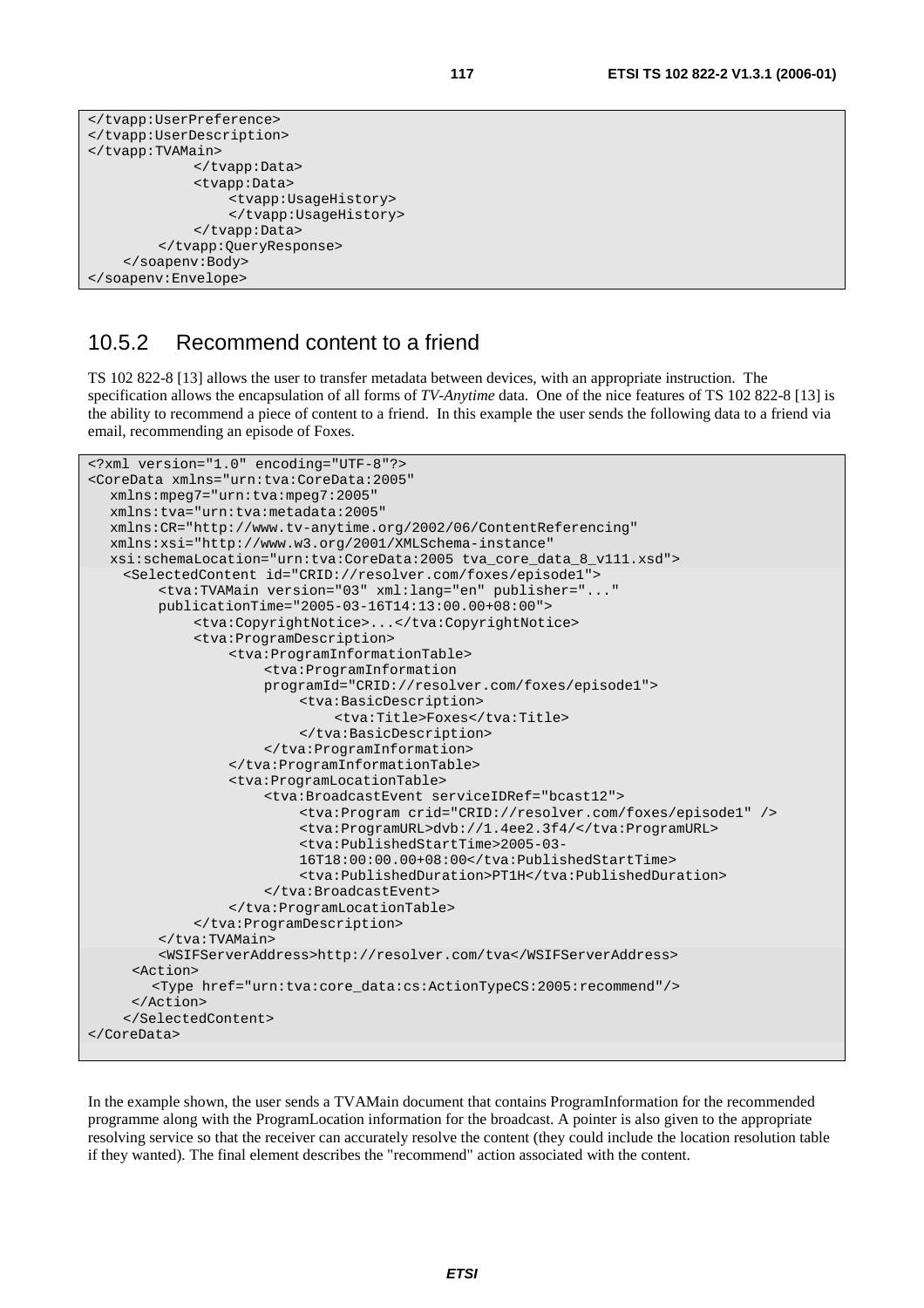```
</tvapp:UserPreference>
</tvapp:UserDescription>
</tvapp:TVAMain>
            </tvapp:Data>
            <tvapp:Data>
                <tvapp:UsageHistory>
                </tvapp:UsageHistory>
            </tvapp:Data>
        </tvapp:QueryResponse>
    </soapenv:Body>
</soapenv:Envelope>
```

### 10.5.2 Recommend content to a friend

TS 102 822-8 [13] allows the user to transfer metadata between devices, with an appropriate instruction. The specification allows the encapsulation of all forms of *TV-Anytime* data. One of the nice features of TS 102 822-8 [13] is the ability to recommend a piece of content to a friend. In this example the user sends the following data to a friend via email, recommending an episode of Foxes.

```
<?xml version="1.0" encoding="UTF-8"?>
<CoreData xmlns="urn:tva:CoreData:2005"
   xmlns:mpeg7="urn:tva:mpeg7:2005"
   xmlns:tva="urn:tva:metadata:2005"
   xmlns:CR="http://www.tv-anytime.org/2002/06/ContentReferencing"
   xmlns:xsi="http://www.w3.org/2001/XMLSchema-instance"
   xsi:schemaLocation="urn:tva:CoreData:2005 tva_core_data_8_v111.xsd">
    <SelectedContent id="CRID://resolver.com/foxes/episode1">
        <tva:TVAMain version="03" xml:lang="en" publisher="..."
        publicationTime="2005-03-16T14:13:00.00+08:00">
            <tva:CopyrightNotice>...</tva:CopyrightNotice>
            <tva:ProgramDescription>
                <tva:ProgramInformationTable>
                    <tva:ProgramInformation
                    programId="CRID://resolver.com/foxes/episode1">
                        <tva:BasicDescription>
                            <tva:Title>Foxes</tva:Title>
                        </tva:BasicDescription>
                    </tva:ProgramInformation>
                </tva:ProgramInformationTable>
                <tva:ProgramLocationTable>
                    <tva:BroadcastEvent serviceIDRef="bcast12">
                        <tva:Program crid="CRID://resolver.com/foxes/episode1" />
                        <tva:ProgramURL>dvb://1.4ee2.3f4/</tva:ProgramURL>
                        <tva:PublishedStartTime>2005-03-
                        16T18:00:00.00+08:00</tva:PublishedStartTime>
                        <tva:PublishedDuration>PT1H</tva:PublishedDuration>
                    </tva:BroadcastEvent>
                </tva:ProgramLocationTable>
            </tva:ProgramDescription>
        </tva:TVAMain>
        <WSIFServerAddress>http://resolver.com/tva</WSIFServerAddress>
     <Action>
       <Type href="urn:tva:core_data:cs:ActionTypeCS:2005:recommend"/>
     </Action>
    </SelectedContent>
</CoreData>
```

In the example shown, the user sends a TVAMain document that contains ProgramInformation for the recommended programme along with the ProgramLocation information for the broadcast. A pointer is also given to the appropriate resolving service so that the receiver can accurately resolve the content (they could include the location resolution table if they wanted). The final element describes the "recommend" action associated with the content.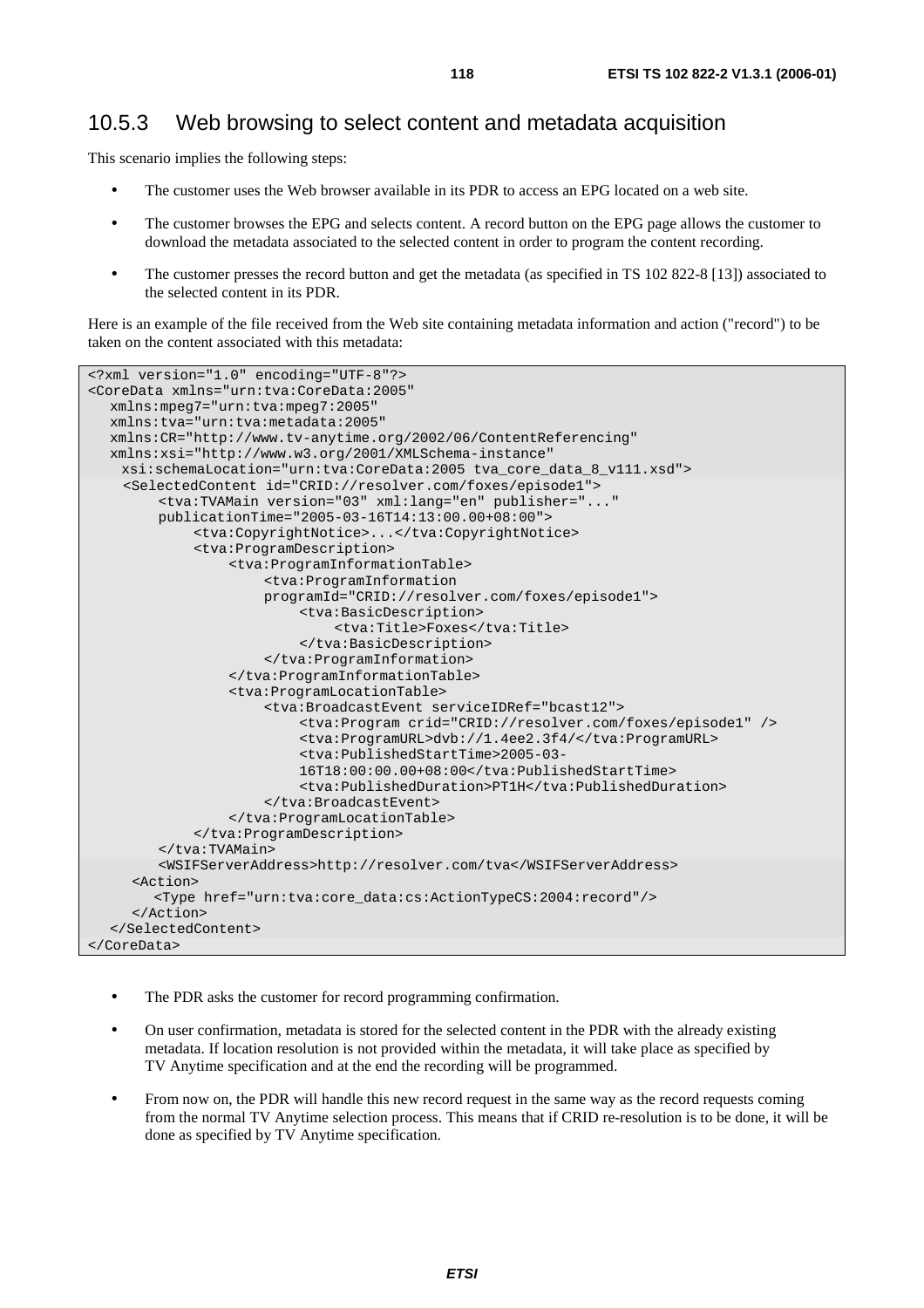## 10.5.3 Web browsing to select content and metadata acquisition

This scenario implies the following steps:

- The customer uses the Web browser available in its PDR to access an EPG located on a web site.
- The customer browses the EPG and selects content. A record button on the EPG page allows the customer to download the metadata associated to the selected content in order to program the content recording.
- The customer presses the record button and get the metadata (as specified in TS 102 822-8 [13]) associated to the selected content in its PDR.

Here is an example of the file received from the Web site containing metadata information and action ("record") to be taken on the content associated with this metadata:

```
<?xml version="1.0" encoding="UTF-8"?>
<CoreData xmlns="urn:tva:CoreData:2005"
   xmlns:mpeg7="urn:tva:mpeg7:2005"
   xmlns:tva="urn:tva:metadata:2005"
   xmlns:CR="http://www.tv-anytime.org/2002/06/ContentReferencing"
   xmlns:xsi="http://www.w3.org/2001/XMLSchema-instance"
    xsi:schemaLocation="urn:tva:CoreData:2005 tva_core_data_8_v111.xsd">
    <SelectedContent id="CRID://resolver.com/foxes/episode1">
        <tva:TVAMain version="03" xml:lang="en" publisher="..."
        publicationTime="2005-03-16T14:13:00.00+08:00">
            <tva:CopyrightNotice>...</tva:CopyrightNotice>
            <tva:ProgramDescription>
                <tva:ProgramInformationTable>
                    <tva:ProgramInformation
                    programId="CRID://resolver.com/foxes/episode1">
                        <tva:BasicDescription>
                            <tva:Title>Foxes</tva:Title>
                        </tva:BasicDescription>
                    </tva:ProgramInformation>
                </tva:ProgramInformationTable>
                <tva:ProgramLocationTable>
                    <tva:BroadcastEvent serviceIDRef="bcast12">
                        <tva:Program crid="CRID://resolver.com/foxes/episode1" />
                        <tva:ProgramURL>dvb://1.4ee2.3f4/</tva:ProgramURL>
                        <tva:PublishedStartTime>2005-03-
                        16T18:00:00.00+08:00</tva:PublishedStartTime>
                        <tva:PublishedDuration>PT1H</tva:PublishedDuration>
                    </tva:BroadcastEvent>
                </tva:ProgramLocationTable>
            </tva:ProgramDescription>
        </tva:TVAMain>
        <WSIFServerAddress>http://resolver.com/tva</WSIFServerAddress>
     <Action>
        <Type href="urn:tva:core_data:cs:ActionTypeCS:2004:record"/>
     </Action>
   </SelectedContent>
</CoreData>
```

- The PDR asks the customer for record programming confirmation.
- On user confirmation, metadata is stored for the selected content in the PDR with the already existing metadata. If location resolution is not provided within the metadata, it will take place as specified by TV Anytime specification and at the end the recording will be programmed.
- From now on, the PDR will handle this new record request in the same way as the record requests coming from the normal TV Anytime selection process. This means that if CRID re-resolution is to be done, it will be done as specified by TV Anytime specification.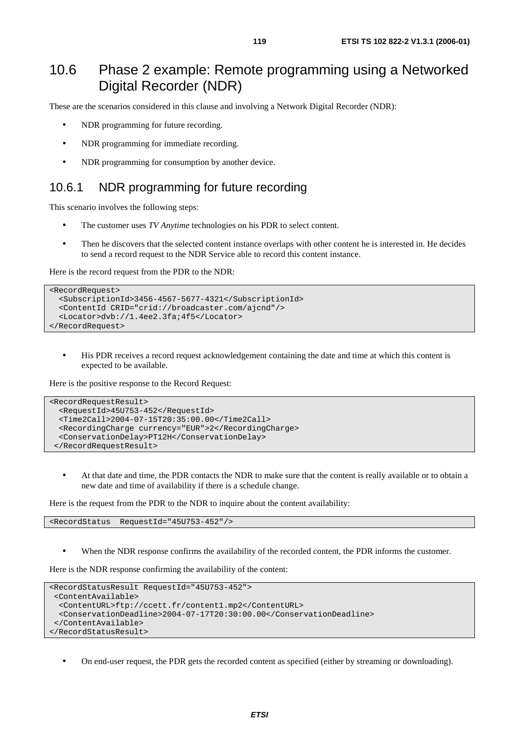## 10.6 Phase 2 example: Remote programming using a Networked Digital Recorder (NDR)

These are the scenarios considered in this clause and involving a Network Digital Recorder (NDR):

- NDR programming for future recording.
- NDR programming for immediate recording.
- NDR programming for consumption by another device.

### 10.6.1 NDR programming for future recording

This scenario involves the following steps:

- The customer uses *TV Anytime* technologies on his PDR to select content.
- Then he discovers that the selected content instance overlaps with other content he is interested in. He decides to send a record request to the NDR Service able to record this content instance.

Here is the record request from the PDR to the NDR:

```
<RecordRequest>
  <SubscriptionId>3456-4567-5677-4321</SubscriptionId>
  <ContentId CRID="crid://broadcaster.com/ajcnd"/>
  <Locator>dvb://1.4ee2.3fa;4f5</Locator>
</RecordRequest>
```

- His PDR receives a record request acknowledgement containing the date and time at which this content is expected to be available.

Here is the positive response to the Record Request:

```
<RecordRequestResult>
  <RequestId>45U753-452</RequestId>
  <Time2Call>2004-07-15T20:35:00.00</Time2Call>
  <RecordingCharge currency="EUR">2</RecordingCharge>
  <ConservationDelay>PT12H</ConservationDelay>
 </RecordRequestResult>
```

- At that date and time, the PDR contacts the NDR to make sure that the content is really available or to obtain a new date and time of availability if there is a schedule change.

Here is the request from the PDR to the NDR to inquire about the content availability:

```
<RecordStatus  RequestId="45U753-452"/>
```

- When the NDR response confirms the availability of the recorded content, the PDR informs the customer.

Here is the NDR response confirming the availability of the content:

```
<RecordStatusResult RequestId="45U753-452">
 <ContentAvailable>
  <ContentURL>ftp://ccett.fr/content1.mp2</ContentURL>
  <ConservationDeadline>2004-07-17T20:30:00.00</ConservationDeadline>
 </ContentAvailable>
</RecordStatusResult>
```

- On end-user request, the PDR gets the recorded content as specified (either by streaming or downloading).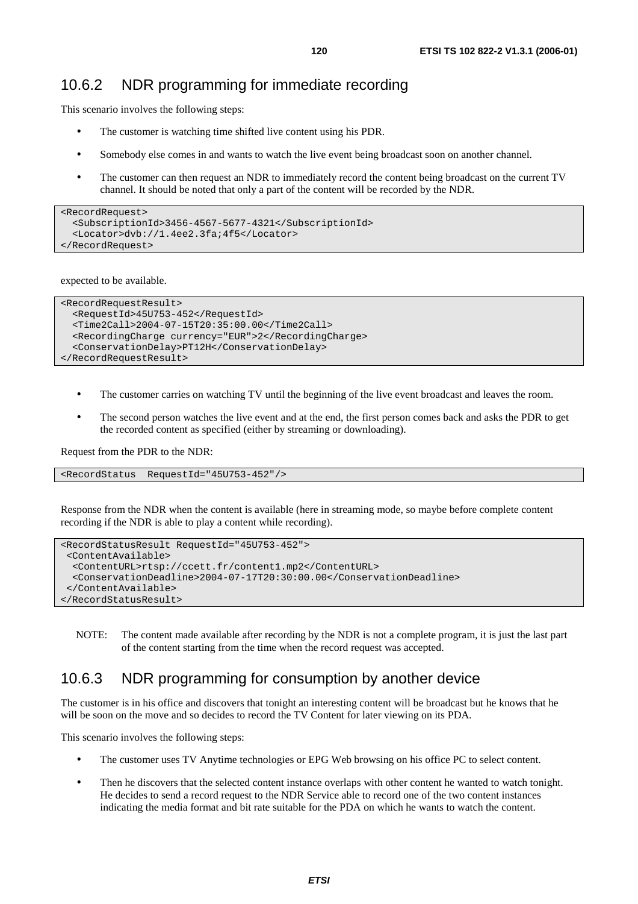### 10.6.2 NDR programming for immediate recording

This scenario involves the following steps:

- The customer is watching time shifted live content using his PDR.
- Somebody else comes in and wants to watch the live event being broadcast soon on another channel.
- The customer can then request an NDR to immediately record the content being broadcast on the current TV channel. It should be noted that only a part of the content will be recorded by the NDR.

```
<RecordRequest>
  <SubscriptionId>3456-4567-5677-4321</SubscriptionId>
  <Locator>dvb://1.4ee2.3fa;4f5</Locator>
</RecordRequest>
```

expected to be available.

```
<RecordRequestResult>
  <RequestId>45U753-452</RequestId>
  <Time2Call>2004-07-15T20:35:00.00</Time2Call>
  <RecordingCharge currency="EUR">2</RecordingCharge>
  <ConservationDelay>PT12H</ConservationDelay>
</RecordRequestResult>
```

- The customer carries on watching TV until the beginning of the live event broadcast and leaves the room.
- The second person watches the live event and at the end, the first person comes back and asks the PDR to get the recorded content as specified (either by streaming or downloading).

Request from the PDR to the NDR:

```
<RecordStatus  RequestId="45U753-452"/>
```

Response from the NDR when the content is available (here in streaming mode, so maybe before complete content recording if the NDR is able to play a content while recording).

```
<RecordStatusResult RequestId="45U753-452">
 <ContentAvailable>
  <ContentURL>rtsp://ccett.fr/content1.mp2</ContentURL>
  <ConservationDeadline>2004-07-17T20:30:00.00</ConservationDeadline>
 </ContentAvailable>
</RecordStatusResult>
```

NOTE: The content made available after recording by the NDR is not a complete program, it is just the last part of the content starting from the time when the record request was accepted.

### 10.6.3 NDR programming for consumption by another device

The customer is in his office and discovers that tonight an interesting content will be broadcast but he knows that he will be soon on the move and so decides to record the TV Content for later viewing on its PDA.

This scenario involves the following steps:

- The customer uses TV Anytime technologies or EPG Web browsing on his office PC to select content.
- Then he discovers that the selected content instance overlaps with other content he wanted to watch tonight. He decides to send a record request to the NDR Service able to record one of the two content instances indicating the media format and bit rate suitable for the PDA on which he wants to watch the content.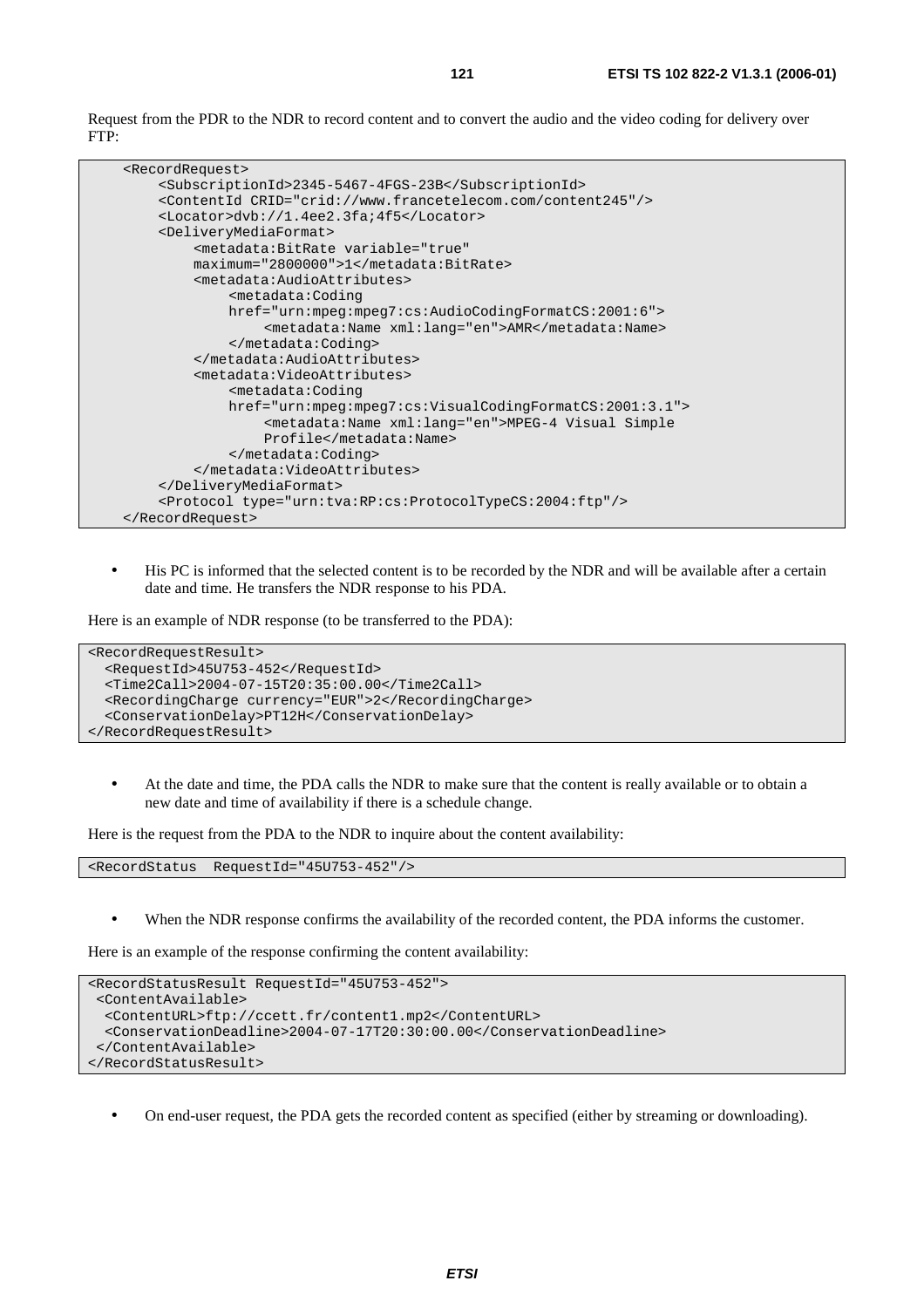Request from the PDR to the NDR to record content and to convert the audio and the video coding for delivery over FTP:

```
    <RecordRequest>
        <SubscriptionId>2345-5467-4FGS-23B</SubscriptionId>
        <ContentId CRID="crid://www.francetelecom.com/content245"/>
        <Locator>dvb://1.4ee2.3fa;4f5</Locator>
        <DeliveryMediaFormat>
            <metadata:BitRate variable="true"
            maximum="2800000">1</metadata:BitRate>
            <metadata:AudioAttributes>
                <metadata:Coding
                href="urn:mpeg:mpeg7:cs:AudioCodingFormatCS:2001:6">
                    <metadata:Name xml:lang="en">AMR</metadata:Name>
                </metadata:Coding>
            </metadata:AudioAttributes>
            <metadata:VideoAttributes>
                <metadata:Coding
                href="urn:mpeg:mpeg7:cs:VisualCodingFormatCS:2001:3.1">
                    <metadata:Name xml:lang="en">MPEG-4 Visual Simple
                    Profile</metadata:Name>
                </metadata:Coding>
            </metadata:VideoAttributes>
        </DeliveryMediaFormat>
        <Protocol type="urn:tva:RP:cs:ProtocolTypeCS:2004:ftp"/>
    </RecordRequest>
```

- His PC is informed that the selected content is to be recorded by the NDR and will be available after a certain date and time. He transfers the NDR response to his PDA.

Here is an example of NDR response (to be transferred to the PDA):

```
<RecordRequestResult>
  <RequestId>45U753-452</RequestId>
  <Time2Call>2004-07-15T20:35:00.00</Time2Call>
  <RecordingCharge currency="EUR">2</RecordingCharge>
  <ConservationDelay>PT12H</ConservationDelay>
</RecordRequestResult>
```

- At the date and time, the PDA calls the NDR to make sure that the content is really available or to obtain a new date and time of availability if there is a schedule change.

Here is the request from the PDA to the NDR to inquire about the content availability:

```
<RecordStatus  RequestId="45U753-452"/>
```

- When the NDR response confirms the availability of the recorded content, the PDA informs the customer.

Here is an example of the response confirming the content availability:

```
<RecordStatusResult RequestId="45U753-452">
 <ContentAvailable>
  <ContentURL>ftp://ccett.fr/content1.mp2</ContentURL>
  <ConservationDeadline>2004-07-17T20:30:00.00</ConservationDeadline>
 </ContentAvailable>
</RecordStatusResult>
```

- On end-user request, the PDA gets the recorded content as specified (either by streaming or downloading).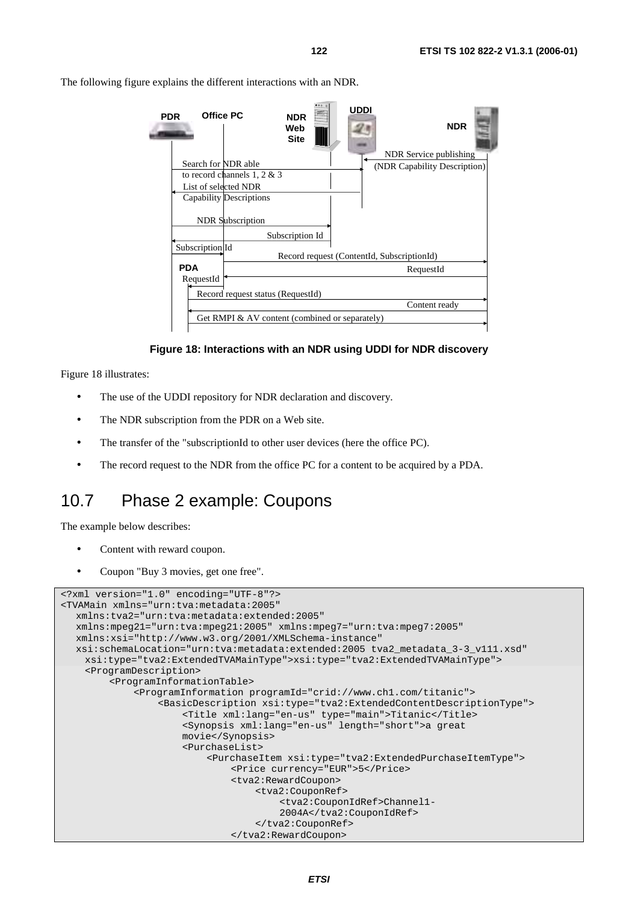The following figure explains the different interactions with an NDR.

Figure 18: Interactions with an NDR using UDDI for NDR discovery

Figure 18 illustrates:

- The use of the UDDI repository for NDR declaration and discovery.
- The NDR subscription from the PDR on a Web site.
- The transfer of the "subscriptionId to other user devices (here the office PC).
- The record request to the NDR from the office PC for a content to be acquired by a PDA.

## 10.7 Phase 2 example: Coupons

The example below describes:

- Content with reward coupon.
- Coupon "Buy 3 movies, get one free".

```
<?xml version="1.0" encoding="UTF-8"?>
<TVAMain xmlns="urn:tva:metadata:2005"
   xmlns:tva2="urn:tva:metadata:extended:2005"
   xmlns:mpeg21="urn:tva:mpeg21:2005" xmlns:mpeg7="urn:tva:mpeg7:2005"
   xmlns:xsi="http://www.w3.org/2001/XMLSchema-instance"
   xsi:schemaLocation="urn:tva:metadata:extended:2005 tva2_metadata_3-3_v111.xsd"
    xsi:type="tva2:ExtendedTVAMainType">xsi:type="tva2:ExtendedTVAMainType">
    <ProgramDescription>
        <ProgramInformationTable>
            <ProgramInformation programId="crid://www.ch1.com/titanic">
                <BasicDescription xsi:type="tva2:ExtendedContentDescriptionType">
                    <Title xml:lang="en-us" type="main">Titanic</Title>
                    <Synopsis xml:lang="en-us" length="short">a great
                    movie</Synopsis>
                    <PurchaseList>
                        <PurchaseItem xsi:type="tva2:ExtendedPurchaseItemType">
                            <Price currency="EUR">5</Price>
                            <tva2:RewardCoupon>
                                <tva2:CouponRef>
                                    <tva2:CouponIdRef>Channel1-
                                    2004A</tva2:CouponIdRef>
                                </tva2:CouponRef>
                            </tva2:RewardCoupon>
```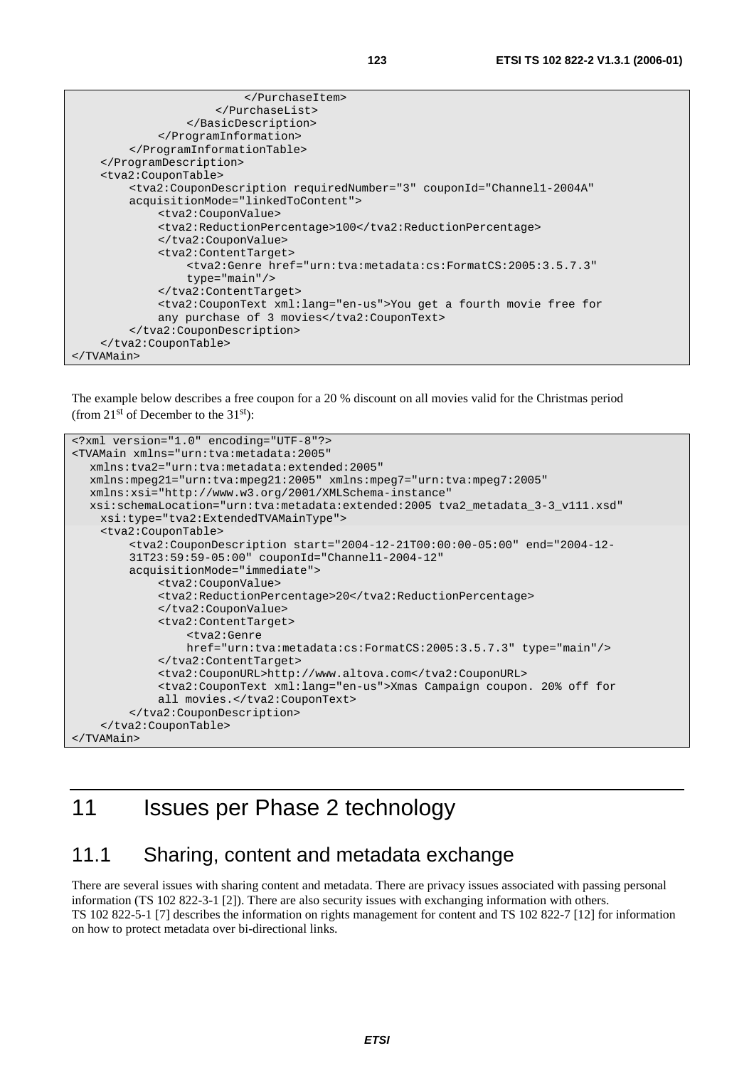```
                        </PurchaseItem>
                    </PurchaseList>
                </BasicDescription>
            </ProgramInformation>
        </ProgramInformationTable>
    </ProgramDescription>
    <tva2:CouponTable>
        <tva2:CouponDescription requiredNumber="3" couponId="Channel1-2004A"
        acquisitionMode="linkedToContent">
            <tva2:CouponValue>
            <tva2:ReductionPercentage>100</tva2:ReductionPercentage>
            </tva2:CouponValue>
            <tva2:ContentTarget>
                <tva2:Genre href="urn:tva:metadata:cs:FormatCS:2005:3.5.7.3"
                type="main"/>
            </tva2:ContentTarget>
            <tva2:CouponText xml:lang="en-us">You get a fourth movie free for
            any purchase of 3 movies</tva2:CouponText>
        </tva2:CouponDescription>
    </tva2:CouponTable>
</TVAMain>
```

The example below describes a free coupon for a 20 % discount on all movies valid for the Christmas period (from 21st of December to the 31st):

```
<?xml version="1.0" encoding="UTF-8"?>
<TVAMain xmlns="urn:tva:metadata:2005"
   xmlns:tva2="urn:tva:metadata:extended:2005"
   xmlns:mpeg21="urn:tva:mpeg21:2005" xmlns:mpeg7="urn:tva:mpeg7:2005"
   xmlns:xsi="http://www.w3.org/2001/XMLSchema-instance"
   xsi:schemaLocation="urn:tva:metadata:extended:2005 tva2_metadata_3-3_v111.xsd"
    xsi:type="tva2:ExtendedTVAMainType">
    <tva2:CouponTable>
        <tva2:CouponDescription start="2004-12-21T00:00:00-05:00" end="2004-12-
        31T23:59:59-05:00" couponId="Channel1-2004-12"
        acquisitionMode="immediate">
            <tva2:CouponValue>
            <tva2:ReductionPercentage>20</tva2:ReductionPercentage>
            </tva2:CouponValue>
            <tva2:ContentTarget>
                <tva2:Genre
                href="urn:tva:metadata:cs:FormatCS:2005:3.5.7.3" type="main"/>
            </tva2:ContentTarget>
            <tva2:CouponURL>http://www.altova.com</tva2:CouponURL>
            <tva2:CouponText xml:lang="en-us">Xmas Campaign coupon. 20% off for
            all movies.</tva2:CouponText>
        </tva2:CouponDescription>
    </tva2:CouponTable>
</TVAMain>
```

# 11 Issues per Phase 2 technology

## 11.1 Sharing, content and metadata exchange

There are several issues with sharing content and metadata. There are privacy issues associated with passing personal information (TS 102 822-3-1 [2]). There are also security issues with exchanging information with others. TS 102 822-5-1 [7] describes the information on rights management for content and TS 102 822-7 [12] for information on how to protect metadata over bi-directional links.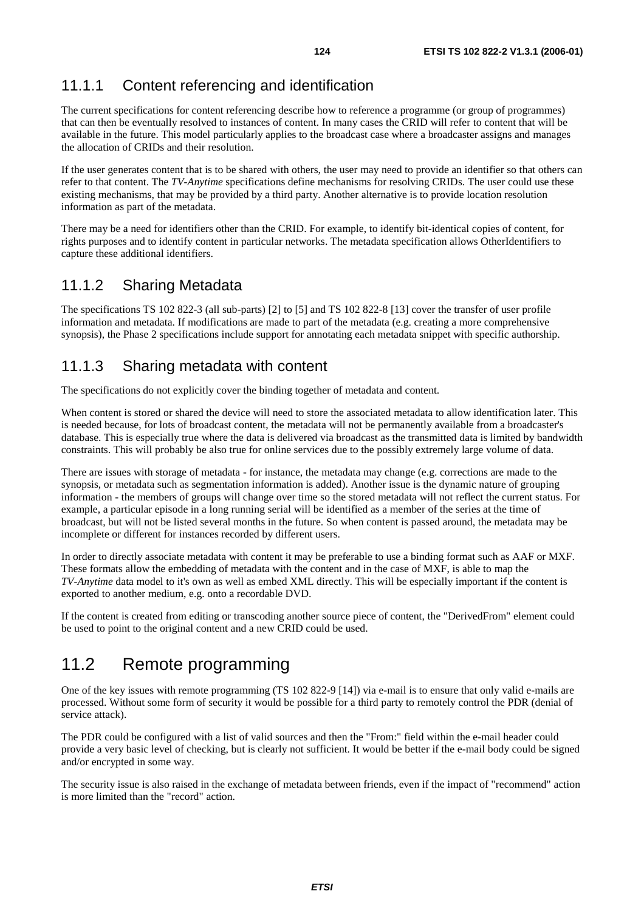### 11.1.1 Content referencing and identification

The current specifications for content referencing describe how to reference a programme (or group of programmes) that can then be eventually resolved to instances of content. In many cases the CRID will refer to content that will be available in the future. This model particularly applies to the broadcast case where a broadcaster assigns and manages the allocation of CRIDs and their resolution.

If the user generates content that is to be shared with others, the user may need to provide an identifier so that others can refer to that content. The *TV-Anytime* specifications define mechanisms for resolving CRIDs. The user could use these existing mechanisms, that may be provided by a third party. Another alternative is to provide location resolution information as part of the metadata.

There may be a need for identifiers other than the CRID. For example, to identify bit-identical copies of content, for rights purposes and to identify content in particular networks. The metadata specification allows OtherIdentifiers to capture these additional identifiers.

### 11.1.2 Sharing Metadata

The specifications TS 102 822-3 (all sub-parts) [2] to [5] and TS 102 822-8 [13] cover the transfer of user profile information and metadata. If modifications are made to part of the metadata (e.g. creating a more comprehensive synopsis), the Phase 2 specifications include support for annotating each metadata snippet with specific authorship.

### 11.1.3 Sharing metadata with content

The specifications do not explicitly cover the binding together of metadata and content.

When content is stored or shared the device will need to store the associated metadata to allow identification later. This is needed because, for lots of broadcast content, the metadata will not be permanently available from a broadcaster's database. This is especially true where the data is delivered via broadcast as the transmitted data is limited by bandwidth constraints. This will probably be also true for online services due to the possibly extremely large volume of data.

There are issues with storage of metadata - for instance, the metadata may change (e.g. corrections are made to the synopsis, or metadata such as segmentation information is added). Another issue is the dynamic nature of grouping information - the members of groups will change over time so the stored metadata will not reflect the current status. For example, a particular episode in a long running serial will be identified as a member of the series at the time of broadcast, but will not be listed several months in the future. So when content is passed around, the metadata may be incomplete or different for instances recorded by different users.

In order to directly associate metadata with content it may be preferable to use a binding format such as AAF or MXF. These formats allow the embedding of metadata with the content and in the case of MXF, is able to map the *TV-Anytime* data model to it's own as well as embed XML directly. This will be especially important if the content is exported to another medium, e.g. onto a recordable DVD.

If the content is created from editing or transcoding another source piece of content, the "DerivedFrom" element could be used to point to the original content and a new CRID could be used.

## 11.2 Remote programming

One of the key issues with remote programming (TS 102 822-9 [14]) via e-mail is to ensure that only valid e-mails are processed. Without some form of security it would be possible for a third party to remotely control the PDR (denial of service attack).

The PDR could be configured with a list of valid sources and then the "From:" field within the e-mail header could provide a very basic level of checking, but is clearly not sufficient. It would be better if the e-mail body could be signed and/or encrypted in some way.

The security issue is also raised in the exchange of metadata between friends, even if the impact of "recommend" action is more limited than the "record" action.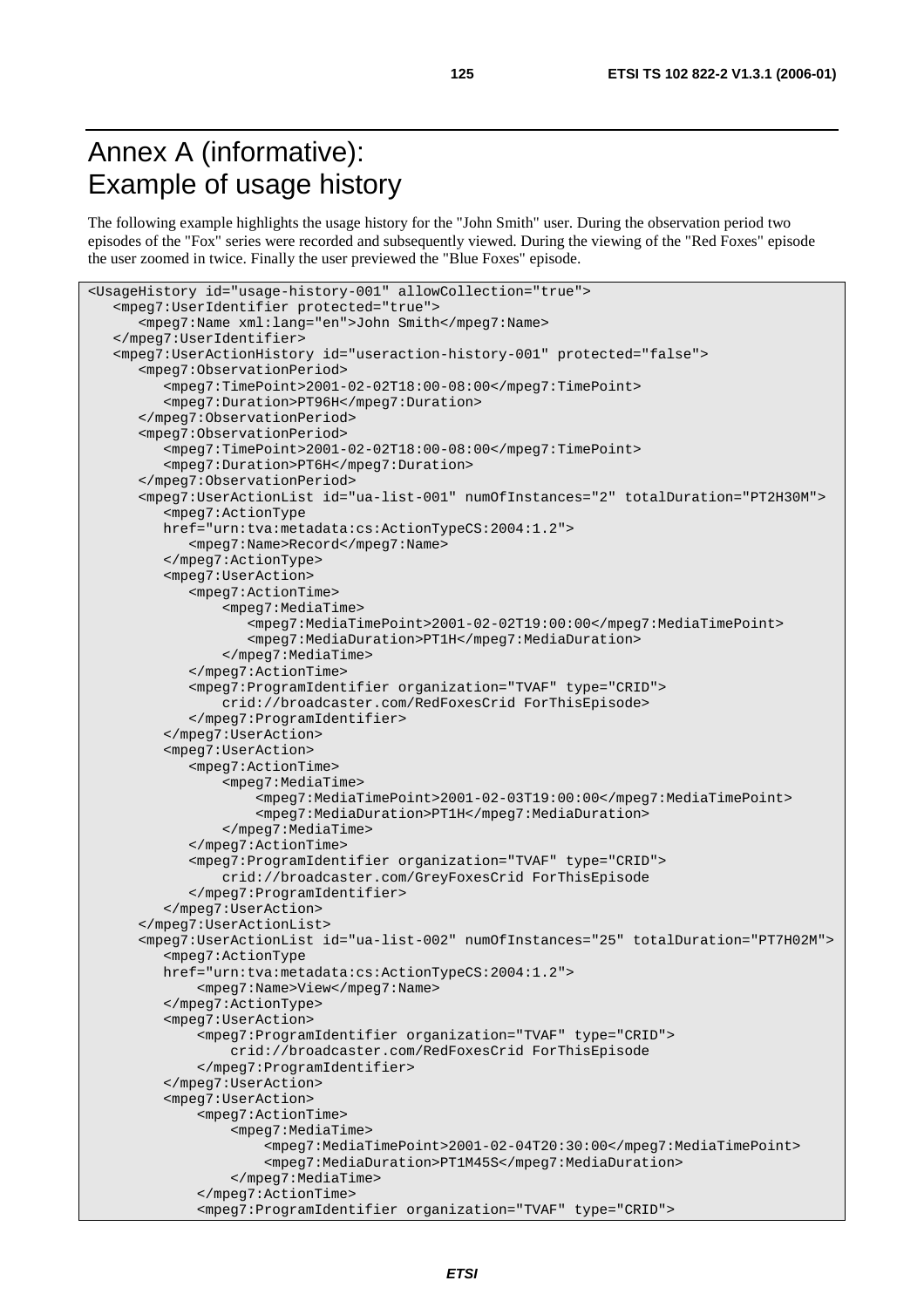# Annex A (informative): Example of usage history

The following example highlights the usage history for the "John Smith" user. During the observation period two episodes of the "Fox" series were recorded and subsequently viewed. During the viewing of the "Red Foxes" episode the user zoomed in twice. Finally the user previewed the "Blue Foxes" episode.

```
<UsageHistory id="usage-history-001" allowCollection="true">
   <mpeg7:UserIdentifier protected="true">
      <mpeg7:Name xml:lang="en">John Smith</mpeg7:Name>
   </mpeg7:UserIdentifier>
   <mpeg7:UserActionHistory id="useraction-history-001" protected="false">
      <mpeg7:ObservationPeriod>
         <mpeg7:TimePoint>2001-02-02T18:00-08:00</mpeg7:TimePoint>
         <mpeg7:Duration>PT96H</mpeg7:Duration>
      </mpeg7:ObservationPeriod>
      <mpeg7:ObservationPeriod>
         <mpeg7:TimePoint>2001-02-02T18:00-08:00</mpeg7:TimePoint>
         <mpeg7:Duration>PT6H</mpeg7:Duration>
      </mpeg7:ObservationPeriod>
      <mpeg7:UserActionList id="ua-list-001" numOfInstances="2" totalDuration="PT2H30M">
         <mpeg7:ActionType
         href="urn:tva:metadata:cs:ActionTypeCS:2004:1.2">
            <mpeg7:Name>Record</mpeg7:Name>
         </mpeg7:ActionType>
         <mpeg7:UserAction>
            <mpeg7:ActionTime>
                <mpeg7:MediaTime>
                   <mpeg7:MediaTimePoint>2001-02-02T19:00:00</mpeg7:MediaTimePoint>
                   <mpeg7:MediaDuration>PT1H</mpeg7:MediaDuration>
                </mpeg7:MediaTime>
            </mpeg7:ActionTime>
            <mpeg7:ProgramIdentifier organization="TVAF" type="CRID">
                crid://broadcaster.com/RedFoxesCrid ForThisEpisode>
            </mpeg7:ProgramIdentifier>
         </mpeg7:UserAction>
         <mpeg7:UserAction>
            <mpeg7:ActionTime>
                <mpeg7:MediaTime>
                    <mpeg7:MediaTimePoint>2001-02-03T19:00:00</mpeg7:MediaTimePoint>
                    <mpeg7:MediaDuration>PT1H</mpeg7:MediaDuration>
                </mpeg7:MediaTime>
            </mpeg7:ActionTime>
            <mpeg7:ProgramIdentifier organization="TVAF" type="CRID">
                crid://broadcaster.com/GreyFoxesCrid ForThisEpisode
            </mpeg7:ProgramIdentifier>
         </mpeg7:UserAction>
      </mpeg7:UserActionList>
      <mpeg7:UserActionList id="ua-list-002" numOfInstances="25" totalDuration="PT7H02M">
         <mpeg7:ActionType
         href="urn:tva:metadata:cs:ActionTypeCS:2004:1.2">
             <mpeg7:Name>View</mpeg7:Name>
         </mpeg7:ActionType>
         <mpeg7:UserAction>
             <mpeg7:ProgramIdentifier organization="TVAF" type="CRID">
                 crid://broadcaster.com/RedFoxesCrid ForThisEpisode
             </mpeg7:ProgramIdentifier>
         </mpeg7:UserAction>
         <mpeg7:UserAction>
             <mpeg7:ActionTime>
                 <mpeg7:MediaTime>
                     <mpeg7:MediaTimePoint>2001-02-04T20:30:00</mpeg7:MediaTimePoint>
                     <mpeg7:MediaDuration>PT1M45S</mpeg7:MediaDuration>
                 </mpeg7:MediaTime>
             </mpeg7:ActionTime>
             <mpeg7:ProgramIdentifier organization="TVAF" type="CRID">
```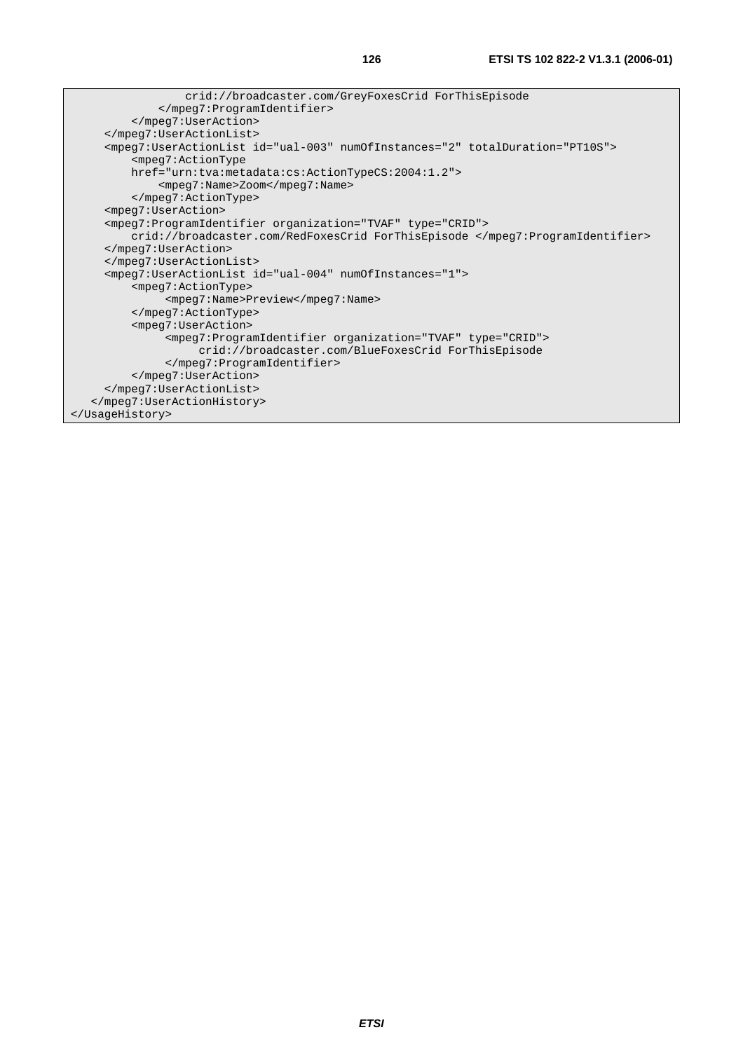```
                crid://broadcaster.com/GreyFoxesCrid ForThisEpisode
            </mpeg7:ProgramIdentifier>
        </mpeg7:UserAction>
    </mpeg7:UserActionList>
    <mpeg7:UserActionList id="ual-003" numOfInstances="2" totalDuration="PT10S">
        <mpeg7:ActionType
        href="urn:tva:metadata:cs:ActionTypeCS:2004:1.2">
            <mpeg7:Name>Zoom</mpeg7:Name>
        </mpeg7:ActionType>
    <mpeg7:UserAction>
    <mpeg7:ProgramIdentifier organization="TVAF" type="CRID">
        crid://broadcaster.com/RedFoxesCrid ForThisEpisode </mpeg7:ProgramIdentifier>
    </mpeg7:UserAction>
    </mpeg7:UserActionList>
    <mpeg7:UserActionList id="ual-004" numOfInstances="1">
        <mpeg7:ActionType>
            <mpeg7:Name>Preview</mpeg7:Name>
        </mpeg7:ActionType>
        <mpeg7:UserAction>
            <mpeg7:ProgramIdentifier organization="TVAF" type="CRID">
                crid://broadcaster.com/BlueFoxesCrid ForThisEpisode
            </mpeg7:ProgramIdentifier>
        </mpeg7:UserAction>
    </mpeg7:UserActionList>
  </mpeg7:UserActionHistory>
</UsageHistory>
```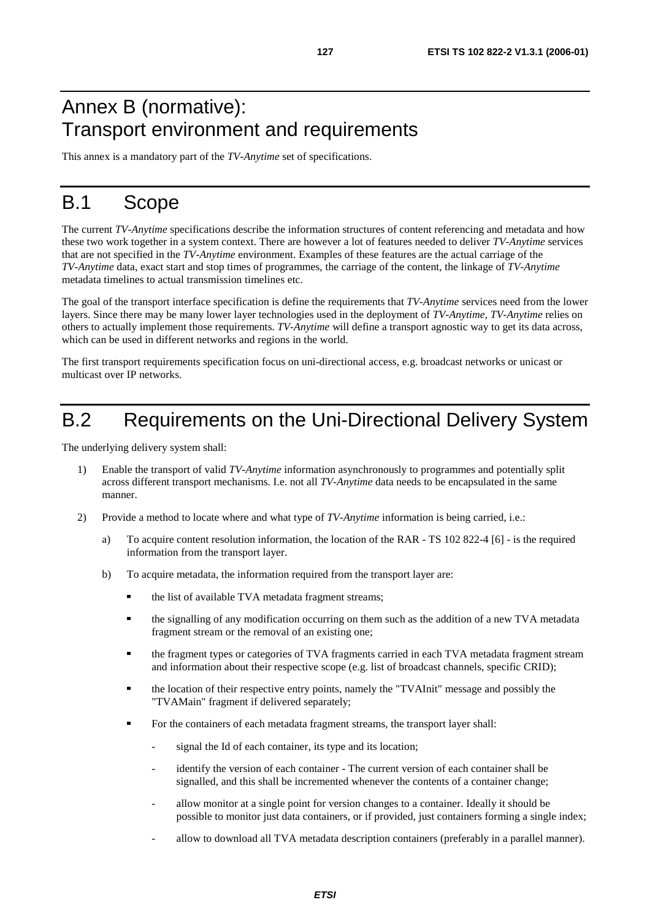# Annex B (normative): Transport environment and requirements

This annex is a mandatory part of the *TV-Anytime* set of specifications.

# B.1 Scope

The current *TV-Anytime* specifications describe the information structures of content referencing and metadata and how these two work together in a system context. There are however a lot of features needed to deliver *TV-Anytime* services that are not specified in the *TV-Anytime* environment. Examples of these features are the actual carriage of the *TV-Anytime* data, exact start and stop times of programmes, the carriage of the content, the linkage of *TV-Anytime* metadata timelines to actual transmission timelines etc.

The goal of the transport interface specification is define the requirements that *TV-Anytime* services need from the lower layers. Since there may be many lower layer technologies used in the deployment of *TV-Anytime*, *TV-Anytime* relies on others to actually implement those requirements. *TV-Anytime* will define a transport agnostic way to get its data across, which can be used in different networks and regions in the world.

The first transport requirements specification focus on uni-directional access, e.g. broadcast networks or unicast or multicast over IP networks.

# B.2 Requirements on the Uni-Directional Delivery System

The underlying delivery system shall:

1) Enable the transport of valid *TV-Anytime* information asynchronously to programmes and potentially split across different transport mechanisms. I.e. not all *TV-Anytime* data needs to be encapsulated in the same manner.

2) Provide a method to locate where and what type of *TV-Anytime* information is being carried, i.e.:

   a) To acquire content resolution information, the location of the RAR - TS 102 822-4 [6] - is the required information from the transport layer.

   b) To acquire metadata, the information required from the transport layer are:

      - the list of available TVA metadata fragment streams;
      - the signalling of any modification occurring on them such as the addition of a new TVA metadata fragment stream or the removal of an existing one;
      - the fragment types or categories of TVA fragments carried in each TVA metadata fragment stream and information about their respective scope (e.g. list of broadcast channels, specific CRID);
      - the location of their respective entry points, namely the "TVAInit" message and possibly the "TVAMain" fragment if delivered separately;
      - For the containers of each metadata fragment streams, the transport layer shall:
         - signal the Id of each container, its type and its location;
         - identify the version of each container - The current version of each container shall be signalled, and this shall be incremented whenever the contents of a container change;
         - allow monitor at a single point for version changes to a container. Ideally it should be possible to monitor just data containers, or if provided, just containers forming a single index;
         - allow to download all TVA metadata description containers (preferably in a parallel manner).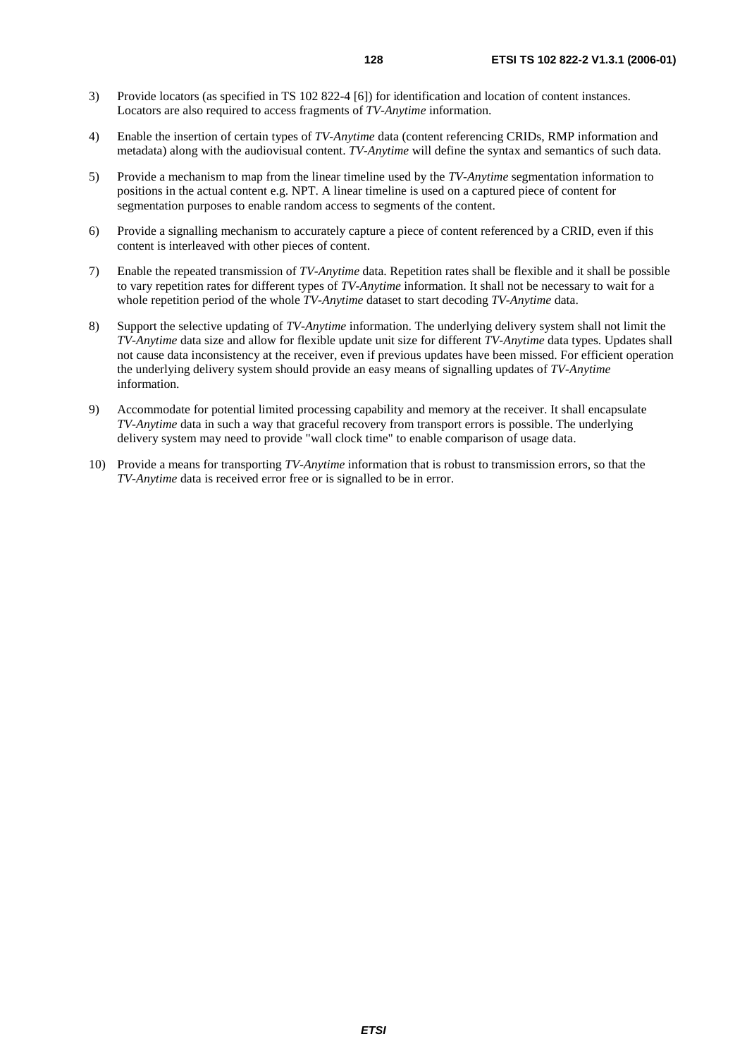3) Provide locators (as specified in TS 102 822-4 [6]) for identification and location of content instances. Locators are also required to access fragments of *TV-Anytime* information.

4) Enable the insertion of certain types of *TV-Anytime* data (content referencing CRIDs, RMP information and metadata) along with the audiovisual content. *TV-Anytime* will define the syntax and semantics of such data.

5) Provide a mechanism to map from the linear timeline used by the *TV-Anytime* segmentation information to positions in the actual content e.g. NPT. A linear timeline is used on a captured piece of content for segmentation purposes to enable random access to segments of the content.

6) Provide a signalling mechanism to accurately capture a piece of content referenced by a CRID, even if this content is interleaved with other pieces of content.

7) Enable the repeated transmission of *TV-Anytime* data. Repetition rates shall be flexible and it shall be possible to vary repetition rates for different types of *TV-Anytime* information. It shall not be necessary to wait for a whole repetition period of the whole *TV-Anytime* dataset to start decoding *TV-Anytime* data.

8) Support the selective updating of *TV-Anytime* information. The underlying delivery system shall not limit the *TV-Anytime* data size and allow for flexible update unit size for different *TV-Anytime* data types. Updates shall not cause data inconsistency at the receiver, even if previous updates have been missed. For efficient operation the underlying delivery system should provide an easy means of signalling updates of *TV-Anytime* information.

9) Accommodate for potential limited processing capability and memory at the receiver. It shall encapsulate *TV-Anytime* data in such a way that graceful recovery from transport errors is possible. The underlying delivery system may need to provide "wall clock time" to enable comparison of usage data.

10) Provide a means for transporting *TV-Anytime* information that is robust to transmission errors, so that the *TV-Anytime* data is received error free or is signalled to be in error.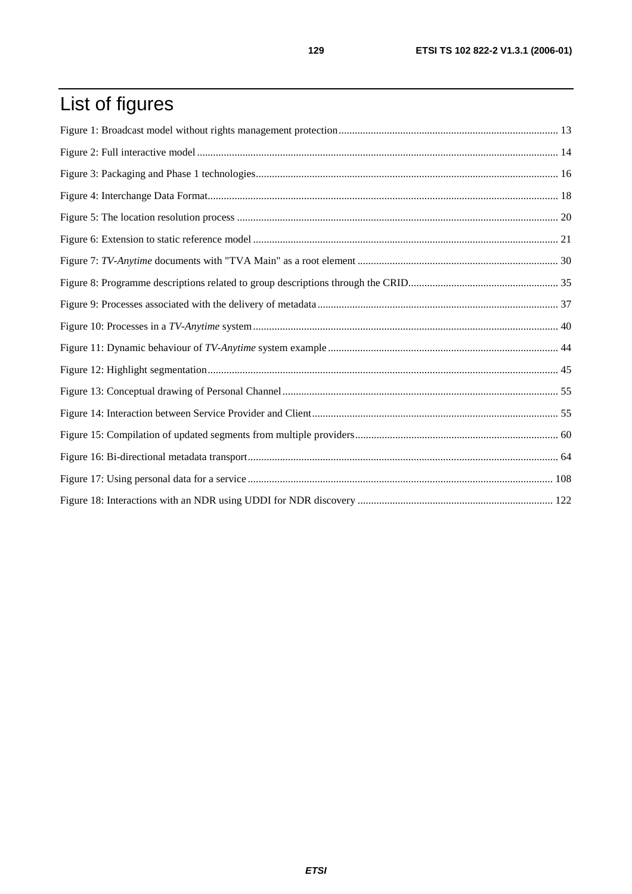# List of figures

Figure 1: Broadcast model without rights management protection ................................................................................. 13

Figure 2: Full interactive model ..................................................................................................................................... 14

Figure 3: Packaging and Phase 1 technologies ............................................................................................................... 16

Figure 4: Interchange Data Format ................................................................................................................................. 18

Figure 5: The location resolution process ...................................................................................................................... 20

Figure 6: Extension to static reference model ................................................................................................................ 21

Figure 7: *TV-Anytime* documents with "TVA Main" as a root element .......................................................................... 30

Figure 8: Programme descriptions related to group descriptions through the CRID ....................................................... 35

Figure 9: Processes associated with the delivery of metadata ......................................................................................... 37

Figure 10: Processes in a *TV-Anytime* system ................................................................................................................ 40

Figure 11: Dynamic behaviour of *TV-Anytime* system example ..................................................................................... 44

Figure 12: Highlight segmentation ................................................................................................................................. 45

Figure 13: Conceptual drawing of Personal Channel ...................................................................................................... 55

Figure 14: Interaction between Service Provider and Client ........................................................................................... 55

Figure 15: Compilation of updated segments from multiple providers ........................................................................... 60

Figure 16: Bi-directional metadata transport .................................................................................................................. 64

Figure 17: Using personal data for a service ................................................................................................................. 108

Figure 18: Interactions with an NDR using UDDI for NDR discovery ........................................................................ 122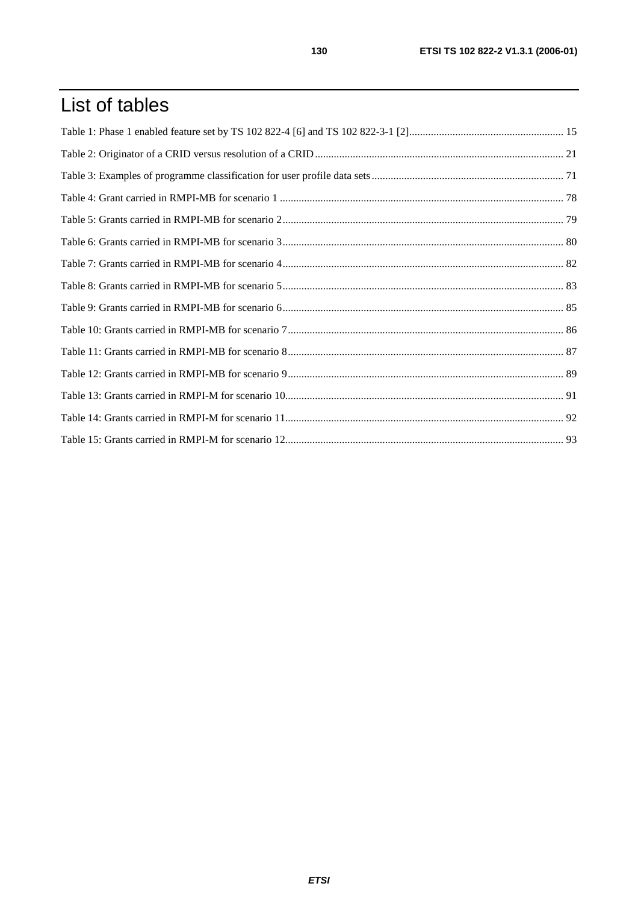# List of tables

Table 1: Phase 1 enabled feature set by TS 102 822-4 [6] and TS 102 822-3-1 [2]........................................................ 15

Table 2: Originator of a CRID versus resolution of a CRID........................................................................................... 21

Table 3: Examples of programme classification for user profile data sets...................................................................... 71

Table 4: Grant carried in RMPI-MB for scenario 1 ........................................................................................................ 78

Table 5: Grants carried in RMPI-MB for scenario 2....................................................................................................... 79

Table 6: Grants carried in RMPI-MB for scenario 3....................................................................................................... 80

Table 7: Grants carried in RMPI-MB for scenario 4....................................................................................................... 82

Table 8: Grants carried in RMPI-MB for scenario 5....................................................................................................... 83

Table 9: Grants carried in RMPI-MB for scenario 6....................................................................................................... 85

Table 10: Grants carried in RMPI-MB for scenario 7..................................................................................................... 86

Table 11: Grants carried in RMPI-MB for scenario 8..................................................................................................... 87

Table 12: Grants carried in RMPI-MB for scenario 9..................................................................................................... 89

Table 13: Grants carried in RMPI-M for scenario 10...................................................................................................... 91

Table 14: Grants carried in RMPI-M for scenario 11...................................................................................................... 92

Table 15: Grants carried in RMPI-M for scenario 12...................................................................................................... 93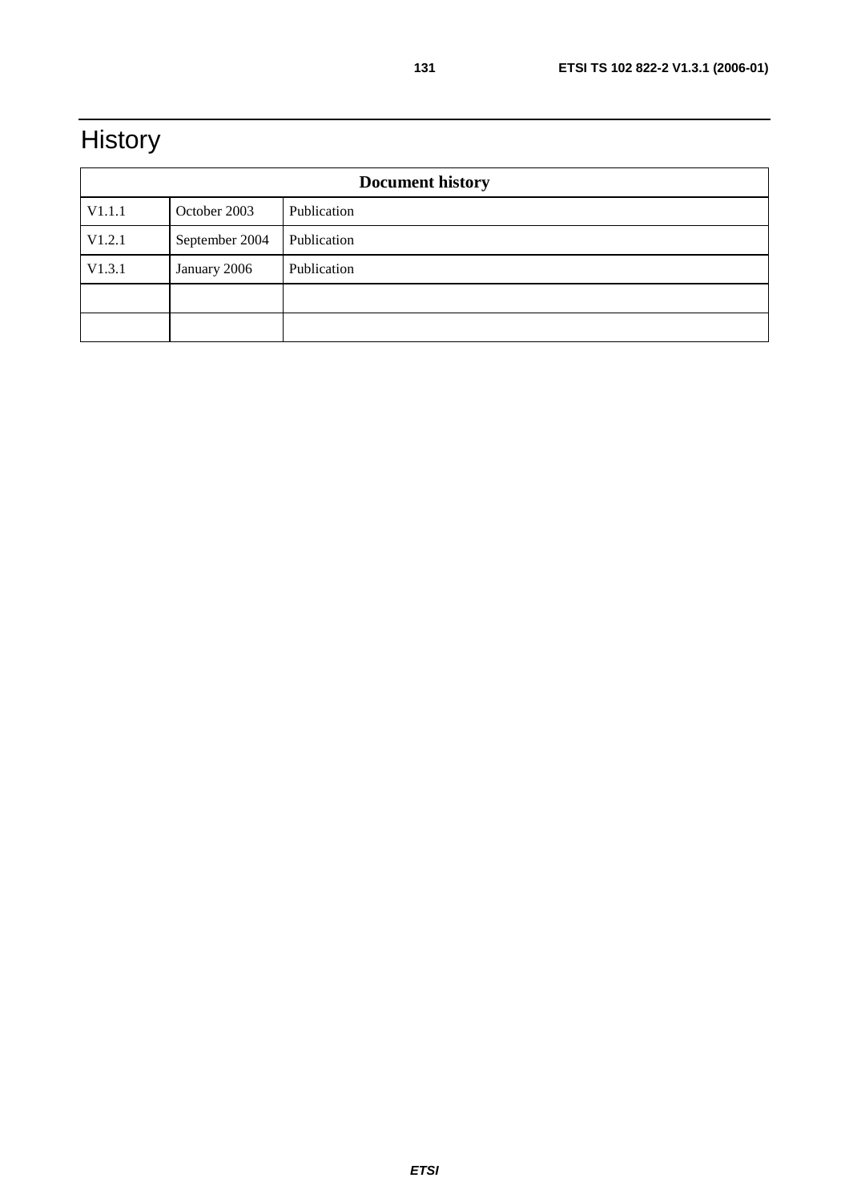# History

| Document history | | |
|---|---|---|
| V1.1.1 | October 2003 | Publication |
| V1.2.1 | September 2004 | Publication |
| V1.3.1 | January 2006 | Publication |
| | | |
| | | |